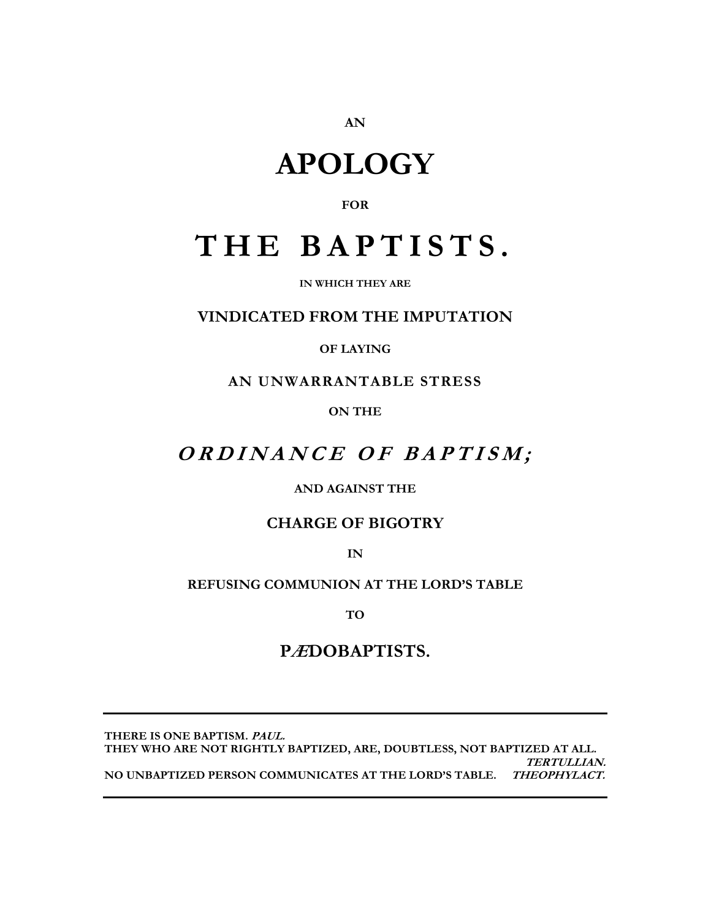AN

# APOLOGY

FOR

# THE BAPTISTS.

IN WHICH THEY ARE

**VINDICATED FROM THE IMPUTATION**

OF LAYING

**AN UNWARRANTABLE STRESS**

ON THE

## *ORDINANCE OF BAPTISM;*

AND AGAINST THE

**CHARGE OF BIGOTRY**

IN

**REFUSING COMMUNION AT THE LORD'S TABLE**

TO

## PÆDOBAPTISTS.

---

THERE IS ONE BAPTISM. *PAUL.*
THEY WHO ARE NOT RIGHTLY BAPTIZED, ARE, DOUBTLESS, NOT BAPTIZED AT ALL. *TERTULLIAN.*
NO UNBAPTIZED PERSON COMMUNICATES AT THE LORD'S TABLE. *THEOPHYLACT.*

---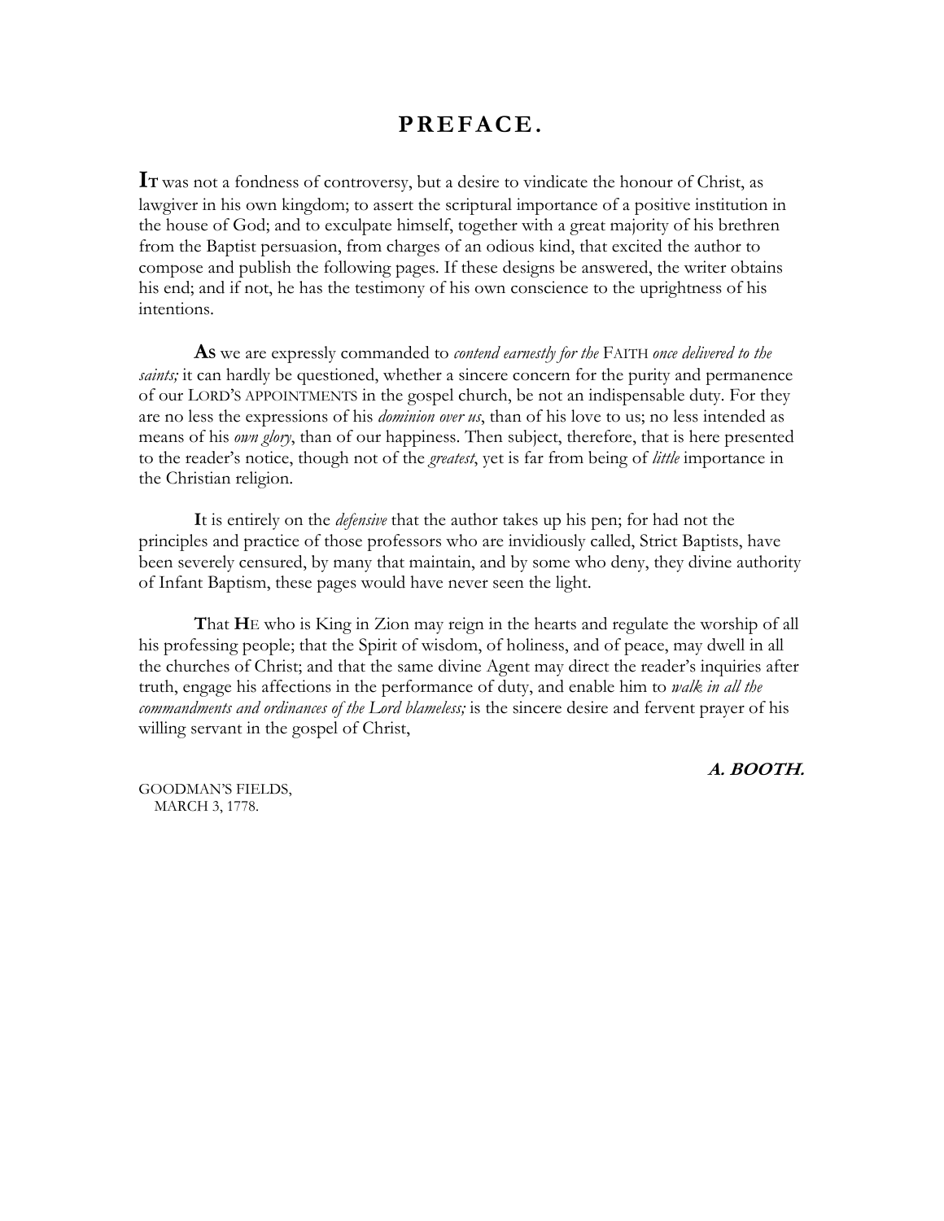# PREFACE.

**IT** was not a fondness of controversy, but a desire to vindicate the honour of Christ, as lawgiver in his own kingdom; to assert the scriptural importance of a positive institution in the house of God; and to exculpate himself, together with a great majority of his brethren from the Baptist persuasion, from charges of an odious kind, that excited the author to compose and publish the following pages. If these designs be answered, the writer obtains his end; and if not, he has the testimony of his own conscience to the uprightness of his intentions.

**AS** we are expressly commanded to *contend earnestly for the* FAITH *once delivered to the saints;* it can hardly be questioned, whether a sincere concern for the purity and permanence of our LORD'S APPOINTMENTS in the gospel church, be not an indispensable duty. For they are no less the expressions of his *dominion over us*, than of his love to us; no less intended as means of his *own glory*, than of our happiness. Then subject, therefore, that is here presented to the reader's notice, though not of the *greatest*, yet is far from being of *little* importance in the Christian religion.

**I**t is entirely on the *defensive* that the author takes up his pen; for had not the principles and practice of those professors who are invidiously called, Strict Baptists, have been severely censured, by many that maintain, and by some who deny, they divine authority of Infant Baptism, these pages would have never seen the light.

**T**hat **H**E who is King in Zion may reign in the hearts and regulate the worship of all his professing people; that the Spirit of wisdom, of holiness, and of peace, may dwell in all the churches of Christ; and that the same divine Agent may direct the reader's inquiries after truth, engage his affections in the performance of duty, and enable him to *walk in all the commandments and ordinances of the Lord blameless;* is the sincere desire and fervent prayer of his willing servant in the gospel of Christ,

***A. BOOTH.***

GOODMAN'S FIELDS,
MARCH 3, 1778.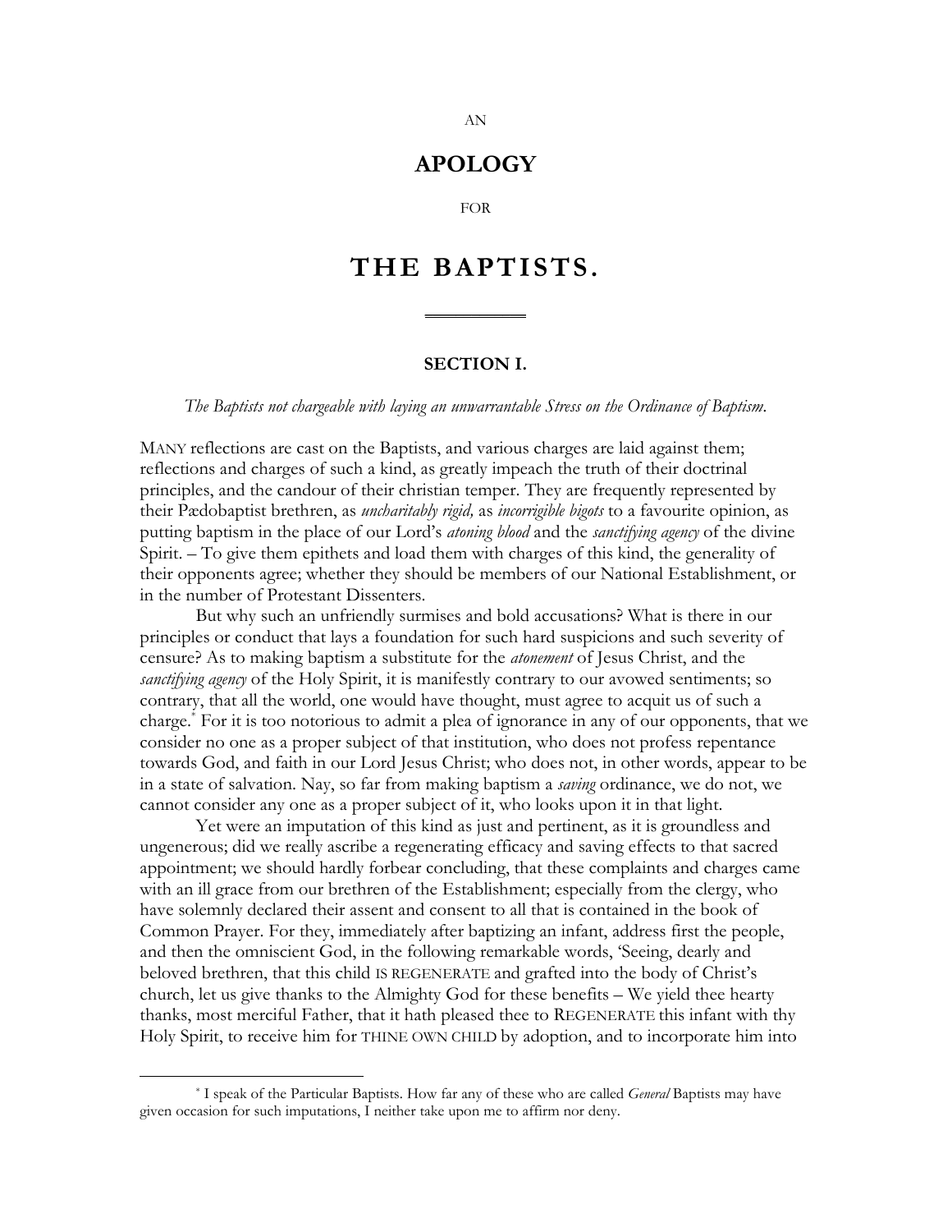AN

# APOLOGY

FOR

# THE BAPTISTS.

---

### SECTION I.

*The Baptists not chargeable with laying an unwarrantable Stress on the Ordinance of Baptism.*

MANY reflections are cast on the Baptists, and various charges are laid against them; reflections and charges of such a kind, as greatly impeach the truth of their doctrinal principles, and the candour of their christian temper. They are frequently represented by their Pædobaptist brethren, as *uncharitably rigid,* as *incorrigible bigots* to a favourite opinion, as putting baptism in the place of our Lord's *atoning blood* and the *sanctifying agency* of the divine Spirit. – To give them epithets and load them with charges of this kind, the generality of their opponents agree; whether they should be members of our National Establishment, or in the number of Protestant Dissenters.

But why such an unfriendly surmises and bold accusations? What is there in our principles or conduct that lays a foundation for such hard suspicions and such severity of censure? As to making baptism a substitute for the *atonement* of Jesus Christ, and the *sanctifying agency* of the Holy Spirit, it is manifestly contrary to our avowed sentiments; so contrary, that all the world, one would have thought, must agree to acquit us of such a charge.[*] For it is too notorious to admit a plea of ignorance in any of our opponents, that we consider no one as a proper subject of that institution, who does not profess repentance towards God, and faith in our Lord Jesus Christ; who does not, in other words, appear to be in a state of salvation. Nay, so far from making baptism a *saving* ordinance, we do not, we cannot consider any one as a proper subject of it, who looks upon it in that light.

Yet were an imputation of this kind as just and pertinent, as it is groundless and ungenerous; did we really ascribe a regenerating efficacy and saving effects to that sacred appointment; we should hardly forbear concluding, that these complaints and charges came with an ill grace from our brethren of the Establishment; especially from the clergy, who have solemnly declared their assent and consent to all that is contained in the book of Common Prayer. For they, immediately after baptizing an infant, address first the people, and then the omniscient God, in the following remarkable words, 'Seeing, dearly and beloved brethren, that this child IS REGENERATE and grafted into the body of Christ's church, let us give thanks to the Almighty God for these benefits – We yield thee hearty thanks, most merciful Father, that it hath pleased thee to REGENERATE this infant with thy Holy Spirit, to receive him for THINE OWN CHILD by adoption, and to incorporate him into

---

[*] I speak of the Particular Baptists. How far any of these who are called *General* Baptists may have given occasion for such imputations, I neither take upon me to affirm nor deny.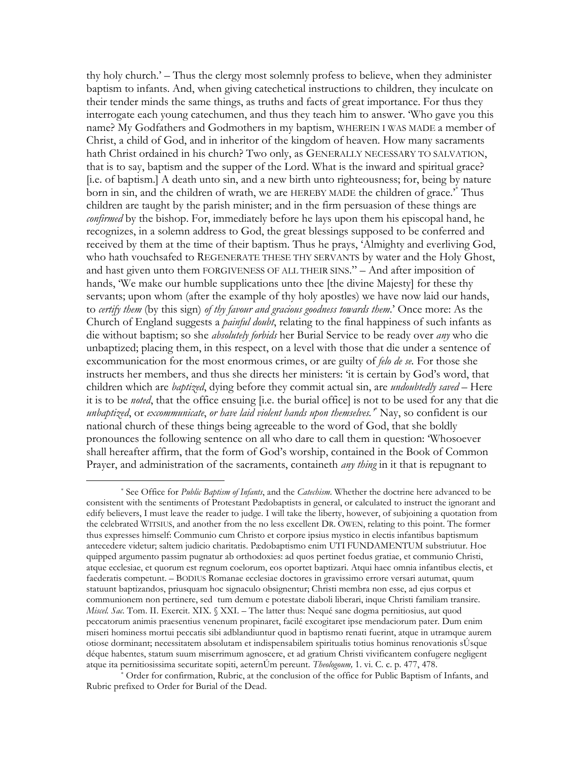thy holy church.' – Thus the clergy most solemnly profess to believe, when they administer baptism to infants. And, when giving catechetical instructions to children, they inculcate on their tender minds the same things, as truths and facts of great importance. For thus they interrogate each young catechumen, and thus they teach him to answer. 'Who gave you this name? My Godfathers and Godmothers in my baptism, WHEREIN I WAS MADE a member of Christ, a child of God, and in inheritor of the kingdom of heaven. How many sacraments hath Christ ordained in his church? Two only, as GENERALLY NECESSARY TO SALVATION, that is to say, baptism and the supper of the Lord. What is the inward and spiritual grace? [i.e. of baptism.] A death unto sin, and a new birth unto righteousness; for, being by nature born in sin, and the children of wrath, we are HEREBY MADE the children of grace.'* Thus children are taught by the parish minister; and in the firm persuasion of these things are *confirmed* by the bishop. For, immediately before he lays upon them his episcopal hand, he recognizes, in a solemn address to God, the great blessings supposed to be conferred and received by them at the time of their baptism. Thus he prays, 'Almighty and everliving God, who hath vouchsafed to REGENERATE THESE THY SERVANTS by water and the Holy Ghost, and hast given unto them FORGIVENESS OF ALL THEIR SINS." – And after imposition of hands, 'We make our humble supplications unto thee [the divine Majesty] for these thy servants; upon whom (after the example of thy holy apostles) we have now laid our hands, to *certify them* (by this sign) *of thy favour and gracious goodness towards them*.' Once more: As the Church of England suggests a *painful doubt*, relating to the final happiness of such infants as die without baptism; so she *absolutely forbids* her Burial Service to be ready over *any* who die unbaptized; placing them, in this respect, on a level with those that die under a sentence of excommunication for the most enormous crimes, or are guilty of *felo de se*. For those she instructs her members, and thus she directs her ministers: 'it is certain by God's word, that children which are *baptized*, dying before they commit actual sin, are *undoubtedly saved* – Here it is to be *noted*, that the office ensuing [i.e. the burial office] is not to be used for any that die *unbaptized*, or *excommunicate*, *or have laid violent hands upon themselves.*'* Nay, so confident is our national church of these things being agreeable to the word of God, that she boldly pronounces the following sentence on all who dare to call them in question: 'Whosoever shall hereafter affirm, that the form of God's worship, contained in the Book of Common Prayer, and administration of the sacraments, containeth *any thing* in it that is repugnant to

---

* See Office for *Public Baptism of Infants*, and the *Catechism*. Whether the doctrine here advanced to be consistent with the sentiments of Protestant Pædobaptists in general, or calculated to instruct the ignorant and edify believers, I must leave the reader to judge. I will take the liberty, however, of subjoining a quotation from the celebrated WITSIUS, and another from the no less excellent DR. OWEN, relating to this point. The former thus expresses himself: Communio cum Christo et corpore ipsius mystico in electis infantibus baptismum antecedere videtur; saltem judicio charitatis. Pædobaptismo enim UTI FUNDAMENTUM substriutur. Hoe quipped argumento passim pugnatur ab orthodoxies: ad quos pertinet foedus gratiae, et communio Christi, atque ecclesiae, et quorum est regnum coelorum, eos oportet baptizari. Atqui haec omnia infantibus electis, et faederatis competunt. – BODIUS Romanae ecclesiae doctores in gravissimo errore versari autumat, quum statuunt baptizandos, priusquam hoc signaculo obsignentur; Christi membra non esse, ad ejus corpus et communionem non pertinere, sed tum demum e potestate diaboli liberari, inque Christi familiam transire. *Miscel. Sac.* Tom. II. Exercit. XIX. § XXI. – The latter thus: Nequé sane dogma pernitiosius, aut quod peccatorum animis praesentius venenum propinaret, facilé excogitaret ipse mendaciorum pater. Dum enim miseri hominess mortui peccatis sibi adblandiuntur quod in baptismo renati fuerint, atque in utramque aurem otiose dorminant; necessitatem absolutam et indispensabilem spiritualis totius hominus renovationis sÚsque déque habentes, statum suum miserrimum agnoscere, et ad gratium Christi vivificantem confugere negligent atque ita pernitiosissima securitate sopiti, aeternÚm pereunt. *Theologoum,* 1. vi. C. c. p. 477, 478.

* Order for confirmation, Rubric, at the conclusion of the office for Public Baptism of Infants, and Rubric prefixed to Order for Burial of the Dead.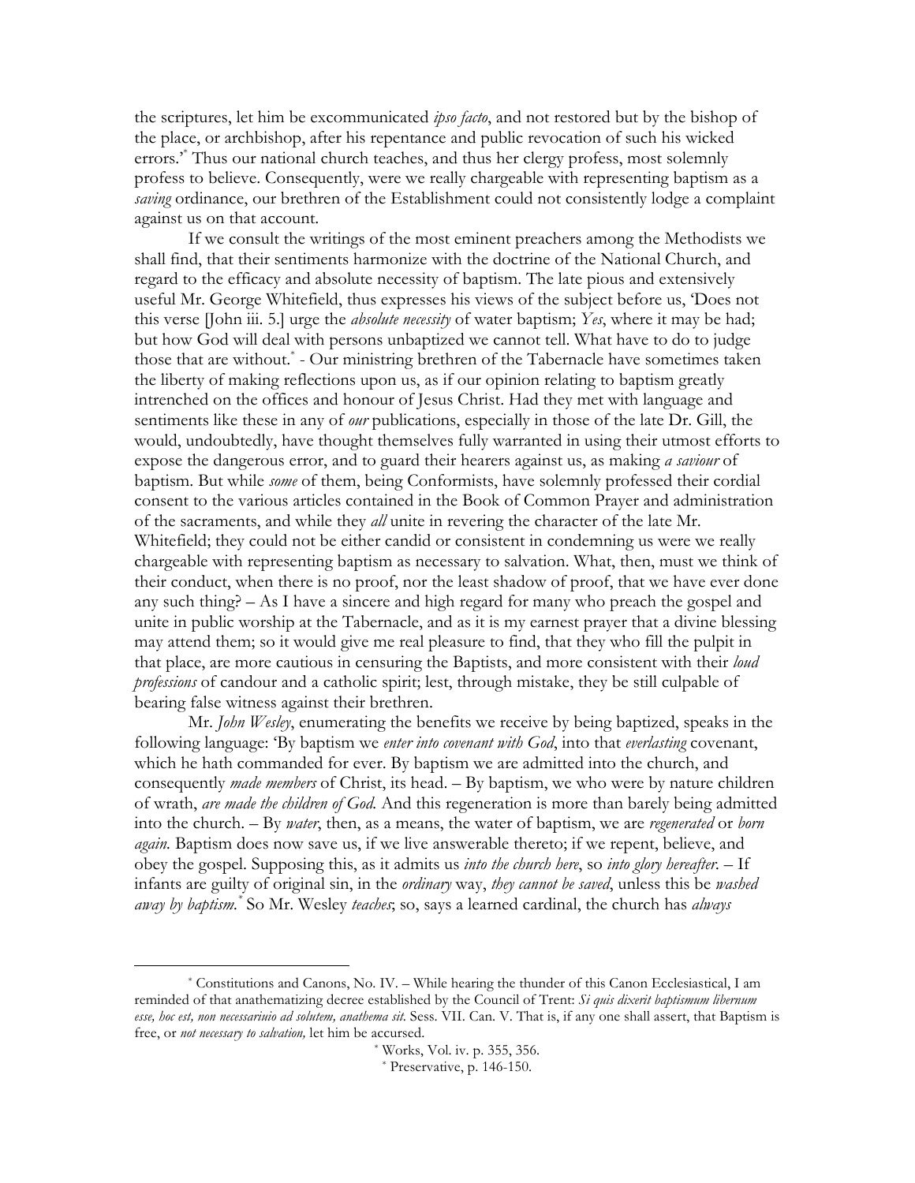the scriptures, let him be excommunicated *ipso facto*, and not restored but by the bishop of the place, or archbishop, after his repentance and public revocation of such his wicked errors.'[*] Thus our national church teaches, and thus her clergy profess, most solemnly profess to believe. Consequently, were we really chargeable with representing baptism as a *saving* ordinance, our brethren of the Establishment could not consistently lodge a complaint against us on that account.

If we consult the writings of the most eminent preachers among the Methodists we shall find, that their sentiments harmonize with the doctrine of the National Church, and regard to the efficacy and absolute necessity of baptism. The late pious and extensively useful Mr. George Whitefield, thus expresses his views of the subject before us, 'Does not this verse [John iii. 5.] urge the *absolute necessity* of water baptism; *Yes*, where it may be had; but how God will deal with persons unbaptized we cannot tell. What have to do to judge those that are without.'[*] - Our ministring brethren of the Tabernacle have sometimes taken the liberty of making reflections upon us, as if our opinion relating to baptism greatly intrenched on the offices and honour of Jesus Christ. Had they met with language and sentiments like these in any of *our* publications, especially in those of the late Dr. Gill, the would, undoubtedly, have thought themselves fully warranted in using their utmost efforts to expose the dangerous error, and to guard their hearers against us, as making *a saviour* of baptism. But while *some* of them, being Conformists, have solemnly professed their cordial consent to the various articles contained in the Book of Common Prayer and administration of the sacraments, and while they *all* unite in revering the character of the late Mr. Whitefield; they could not be either candid or consistent in condemning us were we really chargeable with representing baptism as necessary to salvation. What, then, must we think of their conduct, when there is no proof, nor the least shadow of proof, that we have ever done any such thing? – As I have a sincere and high regard for many who preach the gospel and unite in public worship at the Tabernacle, and as it is my earnest prayer that a divine blessing may attend them; so it would give me real pleasure to find, that they who fill the pulpit in that place, are more cautious in censuring the Baptists, and more consistent with their *loud professions* of candour and a catholic spirit; lest, through mistake, they be still culpable of bearing false witness against their brethren.

Mr. *John Wesley*, enumerating the benefits we receive by being baptized, speaks in the following language: 'By baptism we *enter into covenant with God*, into that *everlasting* covenant, which he hath commanded for ever. By baptism we are admitted into the church, and consequently *made members* of Christ, its head. – By baptism, we who were by nature children of wrath, *are made the children of God.* And this regeneration is more than barely being admitted into the church. – By *water*, then, as a means, the water of baptism, we are *regenerated* or *born again.* Baptism does now save us, if we live answerable thereto; if we repent, believe, and obey the gospel. Supposing this, as it admits us *into the church here*, so *into glory hereafter*. – If infants are guilty of original sin, in the *ordinary* way, *they cannot be saved*, unless this be *washed away by baptism*.'[*] So Mr. Wesley *teaches*; so, says a learned cardinal, the church has *always*

---

[*] Constitutions and Canons, No. IV. – While hearing the thunder of this Canon Ecclesiastical, I am reminded of that anathematizing decree established by the Council of Trent: *Si quis dixerit baptismum libernum esse, hoc est, non necessariuio ad solutem, anathema sit.* Sess. VII. Can. V. That is, if any one shall assert, that Baptism is free, or *not necessary to salvation,* let him be accursed.

[*] Works, Vol. iv. p. 355, 356.

[*] Preservative, p. 146-150.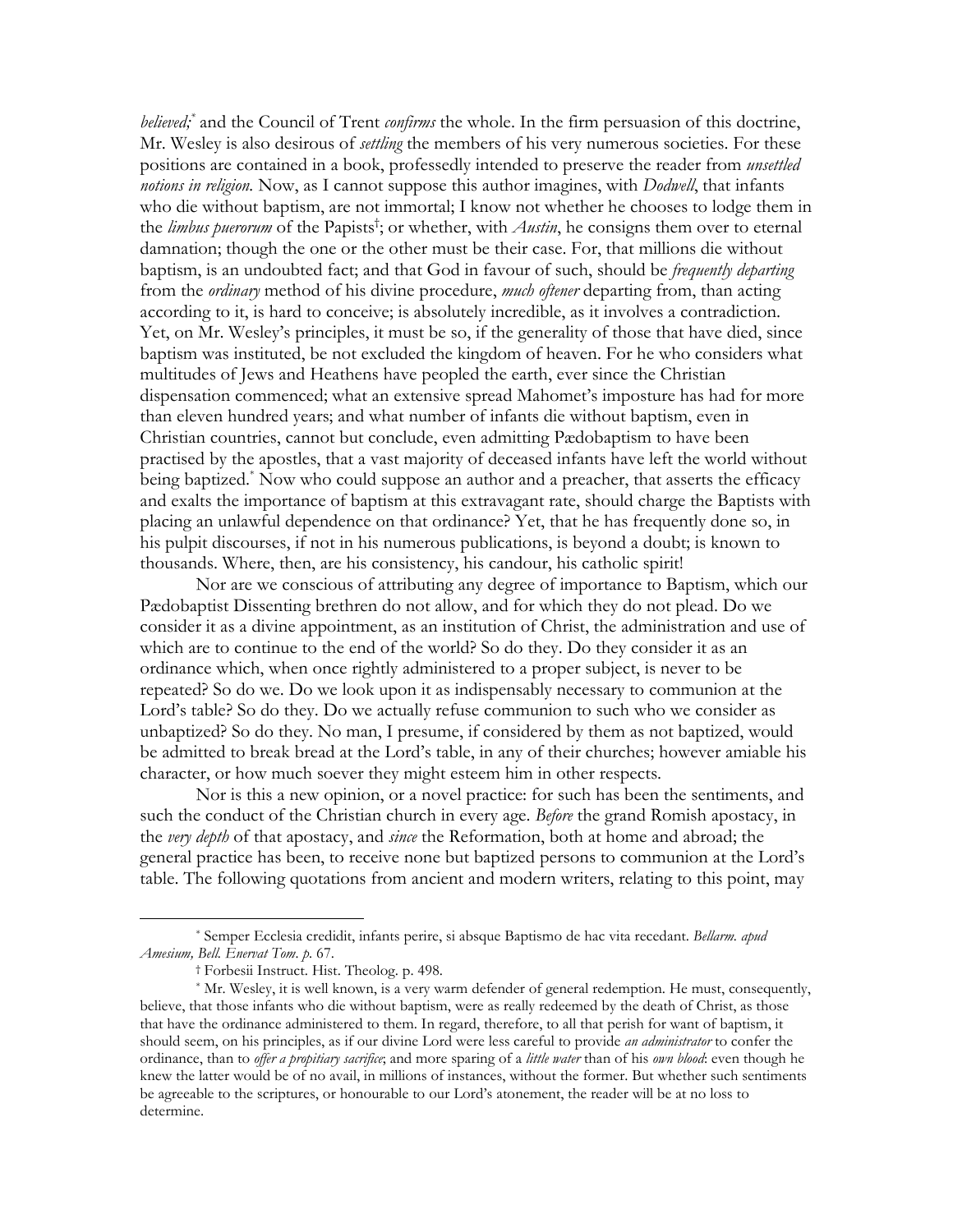*believed;*[*] and the Council of Trent *confirms* the whole. In the firm persuasion of this doctrine, Mr. Wesley is also desirous of *settling* the members of his very numerous societies. For these positions are contained in a book, professedly intended to preserve the reader from *unsettled notions in religion*. Now, as I cannot suppose this author imagines, with *Dodwell*, that infants who die without baptism, are not immortal; I know not whether he chooses to lodge them in the *limbus puerorum* of the Papists[†]; or whether, with *Austin*, he consigns them over to eternal damnation; though the one or the other must be their case. For, that millions die without baptism, is an undoubted fact; and that God in favour of such, should be *frequently departing* from the *ordinary* method of his divine procedure, *much oftener* departing from, than acting according to it, is hard to conceive; is absolutely incredible, as it involves a contradiction. Yet, on Mr. Wesley's principles, it must be so, if the generality of those that have died, since baptism was instituted, be not excluded the kingdom of heaven. For he who considers what multitudes of Jews and Heathens have peopled the earth, ever since the Christian dispensation commenced; what an extensive spread Mahomet's imposture has had for more than eleven hundred years; and what number of infants die without baptism, even in Christian countries, cannot but conclude, even admitting Pædobaptism to have been practised by the apostles, that a vast majority of deceased infants have left the world without being baptized.[*] Now who could suppose an author and a preacher, that asserts the efficacy and exalts the importance of baptism at this extravagant rate, should charge the Baptists with placing an unlawful dependence on that ordinance? Yet, that he has frequently done so, in his pulpit discourses, if not in his numerous publications, is beyond a doubt; is known to thousands. Where, then, are his consistency, his candour, his catholic spirit!

Nor are we conscious of attributing any degree of importance to Baptism, which our Pædobaptist Dissenting brethren do not allow, and for which they do not plead. Do we consider it as a divine appointment, as an institution of Christ, the administration and use of which are to continue to the end of the world? So do they. Do they consider it as an ordinance which, when once rightly administered to a proper subject, is never to be repeated? So do we. Do we look upon it as indispensably necessary to communion at the Lord's table? So do they. Do we actually refuse communion to such who we consider as unbaptized? So do they. No man, I presume, if considered by them as not baptized, would be admitted to break bread at the Lord's table, in any of their churches; however amiable his character, or how much soever they might esteem him in other respects.

Nor is this a new opinion, or a novel practice: for such has been the sentiments, and such the conduct of the Christian church in every age. *Before* the grand Romish apostacy, in the *very depth* of that apostacy, and *since* the Reformation, both at home and abroad; the general practice has been, to receive none but baptized persons to communion at the Lord's table. The following quotations from ancient and modern writers, relating to this point, may

---

[*] Semper Ecclesia credidit, infants perire, si absque Baptismo de hac vita recedant. *Bellarm. apud Amesium, Bell. Enervat Tom. p.* 67.

[†] Forbesii Instruct. Hist. Theolog. p. 498.

[*] Mr. Wesley, it is well known, is a very warm defender of general redemption. He must, consequently, believe, that those infants who die without baptism, were as really redeemed by the death of Christ, as those that have the ordinance administered to them. In regard, therefore, to all that perish for want of baptism, it should seem, on his principles, as if our divine Lord were less careful to provide *an administrator* to confer the ordinance, than to *offer a propitiary sacrifice*; and more sparing of a *little water* than of his *own blood*: even though he knew the latter would be of no avail, in millions of instances, without the former. But whether such sentiments be agreeable to the scriptures, or honourable to our Lord's atonement, the reader will be at no loss to determine.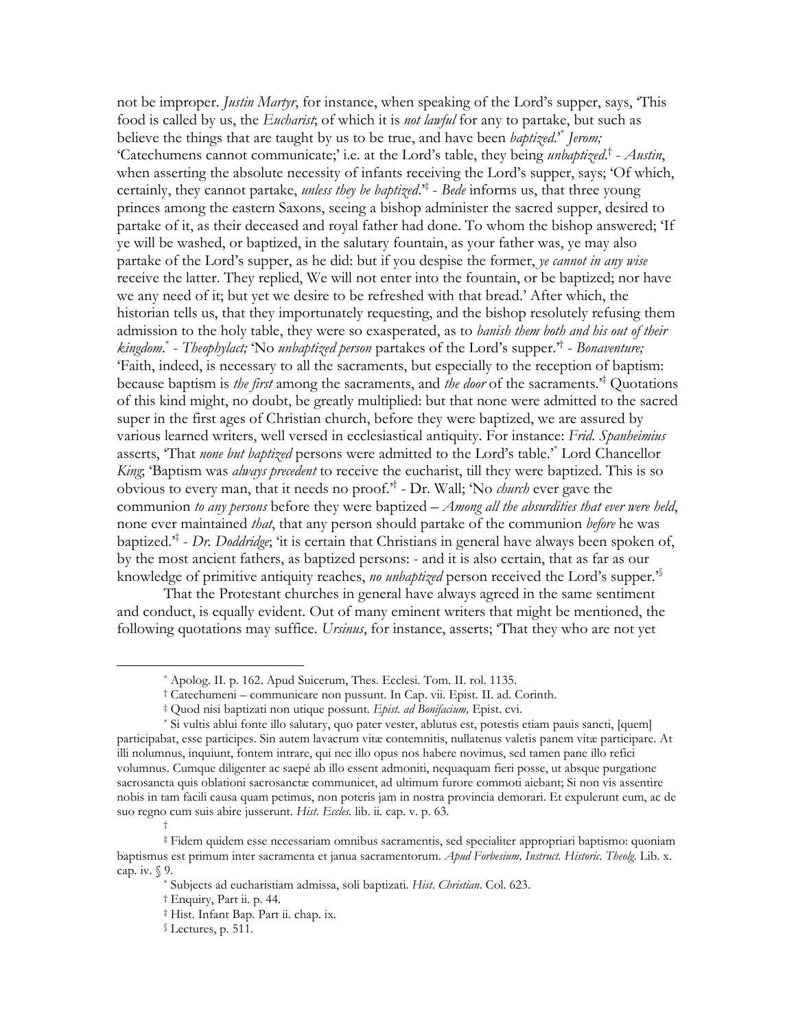not be improper. *Justin Martyr*, for instance, when speaking of the Lord's supper, says, 'This food is called by us, the *Eucharist*; of which it is *not lawful* for any to partake, but such as believe the things that are taught by us to be true, and have been *baptized*.'[*] *Jerom;* 'Catechumens cannot communicate;' i.e. at the Lord's table, they being *unbaptized*.[†] - *Austin*, when asserting the absolute necessity of infants receiving the Lord's supper, says; 'Of which, certainly, they cannot partake, *unless they be baptized*.'[‡] - *Bede* informs us, that three young princes among the eastern Saxons, seeing a bishop administer the sacred supper, desired to partake of it, as their deceased and royal father had done. To whom the bishop answered; 'If ye will be washed, or baptized, in the salutary fountain, as your father was, ye may also partake of the Lord's supper, as he did: but if you despise the former, *ye cannot in any wise* receive the latter. They replied, We will not enter into the fountain, or be baptized; nor have we any need of it; but yet we desire to be refreshed with that bread.' After which, the historian tells us, that they importunately requesting, and the bishop resolutely refusing them admission to the holy table, they were so exasperated, as to *banish them both and his out of their kingdom*.[*] - *Theophylact;* 'No *unbaptized person* partakes of the Lord's supper.'[†] - *Bonaventure;* 'Faith, indeed, is necessary to all the sacraments, but especially to the reception of baptism: because baptism is *the first* among the sacraments, and *the door* of the sacraments.'[‡] Quotations of this kind might, no doubt, be greatly multiplied: but that none were admitted to the sacred super in the first ages of Christian church, before they were baptized, we are assured by various learned writers, well versed in ecclesiastical antiquity. For instance: *Frid. Spanheimius* asserts, 'That *none but baptized* persons were admitted to the Lord's table.'[*] Lord Chancellor *King*; 'Baptism was *always precedent* to receive the eucharist, till they were baptized. This is so obvious to every man, that it needs no proof.'[†] - Dr. Wall; 'No *church* ever gave the communion *to any persons* before they were baptized – *Among all the absurdities that ever were held*, none ever maintained *that*, that any person should partake of the communion *before* he was baptized.'[‡] - *Dr. Doddridge*; 'it is certain that Christians in general have always been spoken of, by the most ancient fathers, as baptized persons: - and it is also certain, that as far as our knowledge of primitive antiquity reaches, *no unbaptized* person received the Lord's supper.'[§]

That the Protestant churches in general have always agreed in the same sentiment and conduct, is equally evident. Out of many eminent writers that might be mentioned, the following quotations may suffice. *Ursinus*, for instance, asserts; 'That they who are not yet

---

[*] Apolog. II. p. 162. Apud Suicerum, Thes. Ecclesi. Tom. II. rol. 1135.

[†] Catechumeni – communicare non pussunt. In Cap. vii. Epist. II. ad. Corinth.

[‡] Quod nisi baptizati non utique possunt. *Epist. ad Bonifacium,* Epist. cvi.

[*] Si vultis ablui fonte illo salutary, quo pater vester, ablutus est, potestis etiam pauis sancti, [quem] participabat, esse participes. Sin autem lavacrum vitæ contemnitis, nullatenus valetis panem vitæ participare. At illi nolumnus, inquiunt, fontem intrare, qui nec illo opus nos habere novimus, sed tamen pane illo refici volumnus. Cumque diligenter ac saepé ab illo essent admoniti, nequaquam fieri posse, ut absque purgatione sacrosancta quis oblationi sacrosanctæ communicet, ad ultimum furore commoti aiebant; Si non vis assentire nobis in tam facili causa quam petimus, non poteris jam in nostra provincia demorari. Et expulerunt eum, ac de suo regno cum suis abire jusserunt. *Hist. Eccles.* lib. ii. cap. v. p. 63.

[†]

[‡] Fidem quidem esse necessariam omnibus sacramentis, sed specialiter appropriari baptismo: quoniam baptismus est primum inter sacramenta et janua sacramentorum. *Apud Forbesium, Instruct. Historic. Theolg.* Lib. x. cap. iv. § 9.

[*] Subjects ad eucharistiam admissa, soli baptizati. *Hist. Christian*. Col. 623.

[†] Enquiry, Part ii. p. 44.

[‡] Hist. Infant Bap. Part ii. chap. ix.

[§] Lectures, p. 511.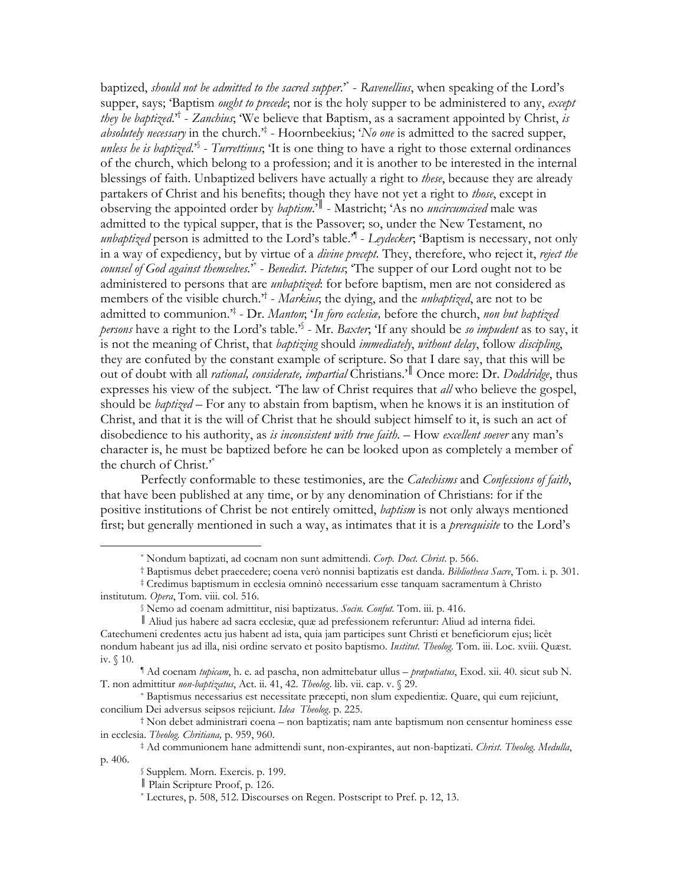baptized, *should not be admitted to the sacred supper*.'[*] - *Ravenellius*, when speaking of the Lord's supper, says; 'Baptism *ought to precede*; nor is the holy supper to be administered to any, *except they be baptized*.'[†] - *Zanchius*; 'We believe that Baptism, as a sacrament appointed by Christ, *is absolutely necessary* in the church.'[‡] - Hoornbeekius; '*No one* is admitted to the sacred supper, *unless he is baptized*.'[§] - *Turrettinus*; 'It is one thing to have a right to those external ordinances of the church, which belong to a profession; and it is another to be interested in the internal blessings of faith. Unbaptized belivers have actually a right to *these*, because they are already partakers of Christ and his benefits; though they have not yet a right to *those*, except in observing the appointed order by *baptism*.'[‖] - Mastricht; 'As no *uncircumcised* male was admitted to the typical supper, that is the Passover; so, under the New Testament, no *unbaptized* person is admitted to the Lord's table.'[¶] - *Leydecker*; 'Baptism is necessary, not only in a way of expediency, but by virtue of a *divine precept*. They, therefore, who reject it, *reject the counsel of God against themselves*.'[*] - *Benedict. Pictetus*; 'The supper of our Lord ought not to be administered to persons that are *unbaptized*: for before baptism, men are not considered as members of the visible church.'[†] - *Markius*; the dying, and the *unbaptized*, are not to be admitted to communion.'[‡] - Dr. *Manton*; '*In foro ecclesiæ,* before the church, *non but baptized persons* have a right to the Lord's table.'[§] - Mr. *Baxter*; 'If any should be *so impudent* as to say, it is not the meaning of Christ, that *baptizing* should *immediately*, *without delay*, follow *discipling*, they are confuted by the constant example of scripture. So that I dare say, that this will be out of doubt with all *rational, considerate, impartial* Christians.'[‖] Once more: Dr. *Doddridge*, thus expresses his view of the subject. 'The law of Christ requires that *all* who believe the gospel, should be *baptized* – For any to abstain from baptism, when he knows it is an institution of Christ, and that it is the will of Christ that he should subject himself to it, is such an act of disobedience to his authority, as *is inconsistent with true faith*. – How *excellent soever* any man's character is, he must be baptized before he can be looked upon as completely a member of the church of Christ.'[*]

Perfectly conformable to these testimonies, are the *Catechisms* and *Confessions of faith*, that have been published at any time, or by any denomination of Christians: for if the positive institutions of Christ be not entirely omitted, *baptism* is not only always mentioned first; but generally mentioned in such a way, as intimates that it is a *prerequisite* to the Lord's

---

[*] Nondum baptizati, ad cocnam non sunt admittendi. *Corp. Doct. Christ.* p. 566.

[†] Baptismus debet praecedere; coena verò nonnisi baptizatis est danda. *Bibliotheca Sacre*, Tom. i. p. 301.

[‡] Credimus baptismum in ecclesia omninò necessarium esse tanquam sacramentum à Christo institutum. *Opera*, Tom. viii. col. 516.

[§] Nemo ad coenam admittitur, nisi baptizatus. *Socin. Confut.* Tom. iii. p. 416.

[‖] Aliud jus habere ad sacra ecclesiæ, quæ ad prefessionem referuntur: Aliud ad interna fidei. Catechumeni credentes actu jus habent ad ista, quia jam participes sunt Christi et beneficiorum ejus; licèt nondum habeant jus ad illa, nisi ordine servato et posito baptismo. *Institut. Theolog.* Tom. iii. Loc. xviii. Quæst. iv. § 10.

[¶] Ad coenam *tupicam*, h. e. ad pascha, non admittebatur ullus – *præputiatus*, Exod. xii. 40. sicut sub N. T. non admittitur *non-baptizatus*, Act. ii. 41, 42. *Theolog*. lib. vii. cap. v. § 29.

[*] Baptismus necessarius est necessitate præcepti, non slum expedientiæ. Quare, qui eum rejiciunt, concilium Dei adversus seipsos rejiciunt. *Idea Theolog*. p. 225.

[†] Non debet administrari coena – non baptizatis; nam ante baptismum non censentur hominess esse in ecclesia. *Theolog. Chritiana,* p. 959, 960.

[‡] Ad communionem hane admittendi sunt, non-expirantes, aut non-baptizati. *Christ. Theolog. Medulla*, p. 406.

[§] Supplem. Morn. Exercis. p. 199.

[‖] Plain Scripture Proof, p. 126.

[*] Lectures, p. 508, 512. Discourses on Regen. Postscript to Pref. p. 12, 13.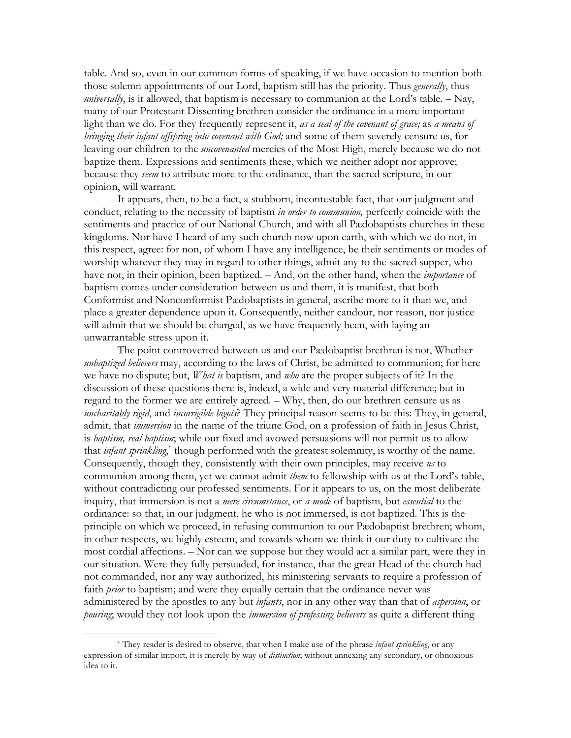table. And so, even in our common forms of speaking, if we have occasion to mention both those solemn appointments of our Lord, baptism still has the priority. Thus *generally*, thus *universally*, is it allowed, that baptism is necessary to communion at the Lord's table. – Nay, many of our Protestant Dissenting brethren consider the ordinance in a more important light than we do. For they frequently represent it, *as a seal of the covenant of grace;* as *a means of bringing their infant offspring into covenant with God;* and some of them severely censure us, for leaving our children to the *uncovenanted* mercies of the Most High, merely because we do not baptize them. Expressions and sentiments these, which we neither adopt nor approve; because they *seem* to attribute more to the ordinance, than the sacred scripture, in our opinion, will warrant.

It appears, then, to be a fact, a stubborn, incontestable fact, that our judgment and conduct, relating to the necessity of baptism *in order to communion,* perfectly coincide with the sentiments and practice of our National Church, and with all Pædobaptists churches in these kingdoms. Nor have I heard of any such church now upon earth, with which we do not, in this respect, agree: for non, of whom I have any intelligence, be their sentiments or modes of worship whatever they may in regard to other things, admit any to the sacred supper, who have not, in their opinion, been baptized. – And, on the other hand, when the *importance* of baptism comes under consideration between us and them, it is manifest, that both Conformist and Nonconformist Pædobaptists in general, ascribe more to it than we, and place a greater dependence upon it. Consequently, neither candour, nor reason, nor justice will admit that we should be charged, as we have frequently been, with laying an unwarrantable stress upon it.

The point controverted between us and our Pædobaptist brethren is not, Whether *unbaptized believers* may, according to the laws of Christ, be admitted to communion; for here we have no dispute; but, *What is* baptism, and *who* are the proper subjects of it? In the discussion of these questions there is, indeed, a wide and very material difference; but in regard to the former we are entirely agreed. – Why, then, do our brethren censure us as *uncharitably rigid*, and *incorrigible bigots*? They principal reason seems to be this: They, in general, admit, that *immersion* in the name of the triune God, on a profession of faith in Jesus Christ, is *baptism, real baptism*; while our fixed and avowed persuasions will not permit us to allow that *infant sprinkling*,* though performed with the greatest solemnity, is worthy of the name. Consequently, though they, consistently with their own principles, may receive *us* to communion among them, yet we cannot admit *them* to fellowship with us at the Lord's table, without contradicting our professed sentiments. For it appears to us, on the most deliberate inquiry, that immersion is not a *mere circumstance*, or *a mode* of baptism, but *essential* to the ordinance: so that, in our judgment, he who is not immersed, is not baptized. This is the principle on which we proceed, in refusing communion to our Pædobaptist brethren; whom, in other respects, we highly esteem, and towards whom we think it our duty to cultivate the most cordial affections. – Nor can we suppose but they would act a similar part, were they in our situation. Were they fully persuaded, for instance, that the great Head of the church had not commanded, nor any way authorized, his ministering servants to require a profession of faith *prior* to baptism; and were they equally certain that the ordinance never was administered by the apostles to any but *infants*, nor in any other way than that of *aspersion*, or *pouring*; would they not look upon the *immersion of professing believers* as quite a different thing

---

\* They reader is desired to observe, that when I make use of the phrase *infant sprinkling*, or any expression of similar import, it is merely by way of *distinction*; without annexing any secondary, or obnoxious idea to it.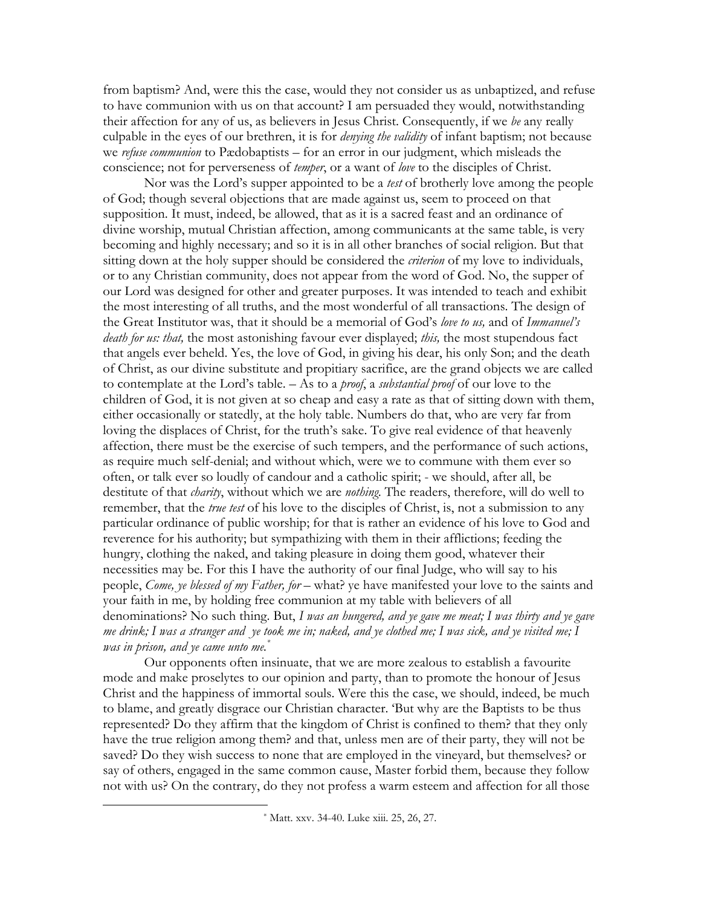from baptism? And, were this the case, would they not consider us as unbaptized, and refuse to have communion with us on that account? I am persuaded they would, notwithstanding their affection for any of us, as believers in Jesus Christ. Consequently, if we *be* any really culpable in the eyes of our brethren, it is for *denying the validity* of infant baptism; not because we *refuse communion* to Pædobaptists – for an error in our judgment, which misleads the conscience; not for perverseness of *temper*, or a want of *love* to the disciples of Christ.

Nor was the Lord's supper appointed to be a *test* of brotherly love among the people of God; though several objections that are made against us, seem to proceed on that supposition. It must, indeed, be allowed, that as it is a sacred feast and an ordinance of divine worship, mutual Christian affection, among communicants at the same table, is very becoming and highly necessary; and so it is in all other branches of social religion. But that sitting down at the holy supper should be considered the *criterion* of my love to individuals, or to any Christian community, does not appear from the word of God. No, the supper of our Lord was designed for other and greater purposes. It was intended to teach and exhibit the most interesting of all truths, and the most wonderful of all transactions. The design of the Great Institutor was, that it should be a memorial of God's *love to us,* and of *Immanuel's death for us: that,* the most astonishing favour ever displayed; *this,* the most stupendous fact that angels ever beheld. Yes, the love of God, in giving his dear, his only Son; and the death of Christ, as our divine substitute and propitiary sacrifice, are the grand objects we are called to contemplate at the Lord's table. – As to a *proof*, a *substantial proof* of our love to the children of God, it is not given at so cheap and easy a rate as that of sitting down with them, either occasionally or statedly, at the holy table. Numbers do that, who are very far from loving the displaces of Christ, for the truth's sake. To give real evidence of that heavenly affection, there must be the exercise of such tempers, and the performance of such actions, as require much self-denial; and without which, were we to commune with them ever so often, or talk ever so loudly of candour and a catholic spirit; - we should, after all, be destitute of that *charity*, without which we are *nothing*. The readers, therefore, will do well to remember, that the *true test* of his love to the disciples of Christ, is, not a submission to any particular ordinance of public worship; for that is rather an evidence of his love to God and reverence for his authority; but sympathizing with them in their afflictions; feeding the hungry, clothing the naked, and taking pleasure in doing them good, whatever their necessities may be. For this I have the authority of our final Judge, who will say to his people, *Come, ye blessed of my Father, for* – what? ye have manifested your love to the saints and your faith in me, by holding free communion at my table with believers of all denominations? No such thing. But, *I was an hungered, and ye gave me meat; I was thirty and ye gave me drink; I was a stranger and ye took me in; naked, and ye clothed me; I was sick, and ye visited me; I was in prison, and ye came unto me.*[*]

Our opponents often insinuate, that we are more zealous to establish a favourite mode and make proselytes to our opinion and party, than to promote the honour of Jesus Christ and the happiness of immortal souls. Were this the case, we should, indeed, be much to blame, and greatly disgrace our Christian character. 'But why are the Baptists to be thus represented? Do they affirm that the kingdom of Christ is confined to them? that they only have the true religion among them? and that, unless men are of their party, they will not be saved? Do they wish success to none that are employed in the vineyard, but themselves? or say of others, engaged in the same common cause, Master forbid them, because they follow not with us? On the contrary, do they not profess a warm esteem and affection for all those

---

[*] Matt. xxv. 34-40. Luke xiii. 25, 26, 27.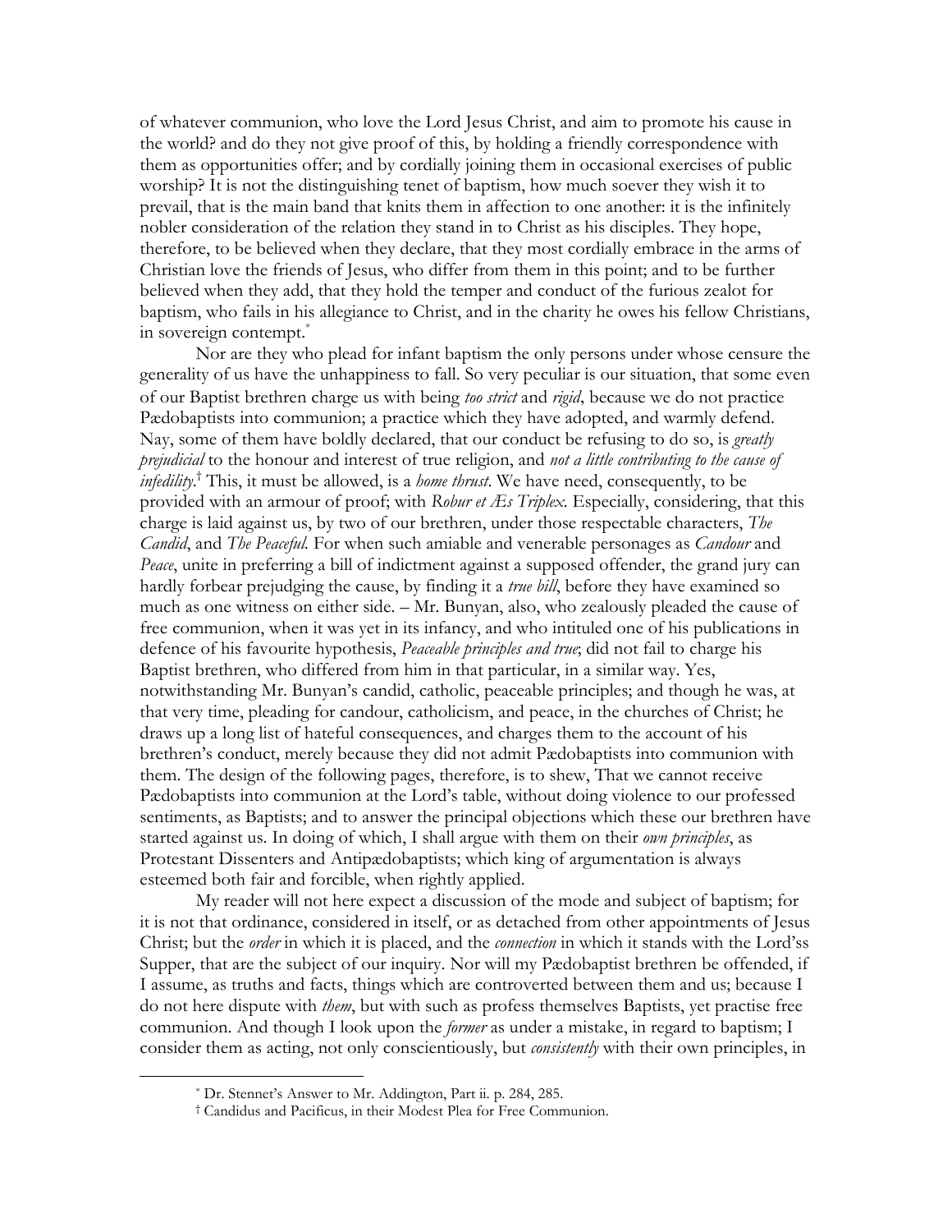of whatever communion, who love the Lord Jesus Christ, and aim to promote his cause in the world? and do they not give proof of this, by holding a friendly correspondence with them as opportunities offer; and by cordially joining them in occasional exercises of public worship? It is not the distinguishing tenet of baptism, how much soever they wish it to prevail, that is the main band that knits them in affection to one another: it is the infinitely nobler consideration of the relation they stand in to Christ as his disciples. They hope, therefore, to be believed when they declare, that they most cordially embrace in the arms of Christian love the friends of Jesus, who differ from them in this point; and to be further believed when they add, that they hold the temper and conduct of the furious zealot for baptism, who fails in his allegiance to Christ, and in the charity he owes his fellow Christians, in sovereign contempt.[*]

Nor are they who plead for infant baptism the only persons under whose censure the generality of us have the unhappiness to fall. So very peculiar is our situation, that some even of our Baptist brethren charge us with being *too strict* and *rigid*, because we do not practice Pædobaptists into communion; a practice which they have adopted, and warmly defend. Nay, some of them have boldly declared, that our conduct be refusing to do so, is *greatly prejudicial* to the honour and interest of true religion, and *not a little contributing to the cause of infedility*.[†] This, it must be allowed, is a *home thrust*. We have need, consequently, to be provided with an armour of proof; with *Robur et Æs Triplex*. Especially, considering, that this charge is laid against us, by two of our brethren, under those respectable characters, *The Candid*, and *The Peaceful*. For when such amiable and venerable personages as *Candour* and *Peace*, unite in preferring a bill of indictment against a supposed offender, the grand jury can hardly forbear prejudging the cause, by finding it a *true bill*, before they have examined so much as one witness on either side. – Mr. Bunyan, also, who zealously pleaded the cause of free communion, when it was yet in its infancy, and who intituled one of his publications in defence of his favourite hypothesis, *Peaceable principles and true*; did not fail to charge his Baptist brethren, who differed from him in that particular, in a similar way. Yes, notwithstanding Mr. Bunyan's candid, catholic, peaceable principles; and though he was, at that very time, pleading for candour, catholicism, and peace, in the churches of Christ; he draws up a long list of hateful consequences, and charges them to the account of his brethren's conduct, merely because they did not admit Pædobaptists into communion with them. The design of the following pages, therefore, is to shew, That we cannot receive Pædobaptists into communion at the Lord's table, without doing violence to our professed sentiments, as Baptists; and to answer the principal objections which these our brethren have started against us. In doing of which, I shall argue with them on their *own principles*, as Protestant Dissenters and Antipædobaptists; which king of argumentation is always esteemed both fair and forcible, when rightly applied.

My reader will not here expect a discussion of the mode and subject of baptism; for it is not that ordinance, considered in itself, or as detached from other appointments of Jesus Christ; but the *order* in which it is placed, and the *connection* in which it stands with the Lord'ss Supper, that are the subject of our inquiry. Nor will my Pædobaptist brethren be offended, if I assume, as truths and facts, things which are controverted between them and us; because I do not here dispute with *them*, but with such as profess themselves Baptists, yet practise free communion. And though I look upon the *former* as under a mistake, in regard to baptism; I consider them as acting, not only conscientiously, but *consistently* with their own principles, in

[*] Dr. Stennet's Answer to Mr. Addington, Part ii. p. 284, 285.

[†] Candidus and Pacificus, in their Modest Plea for Free Communion.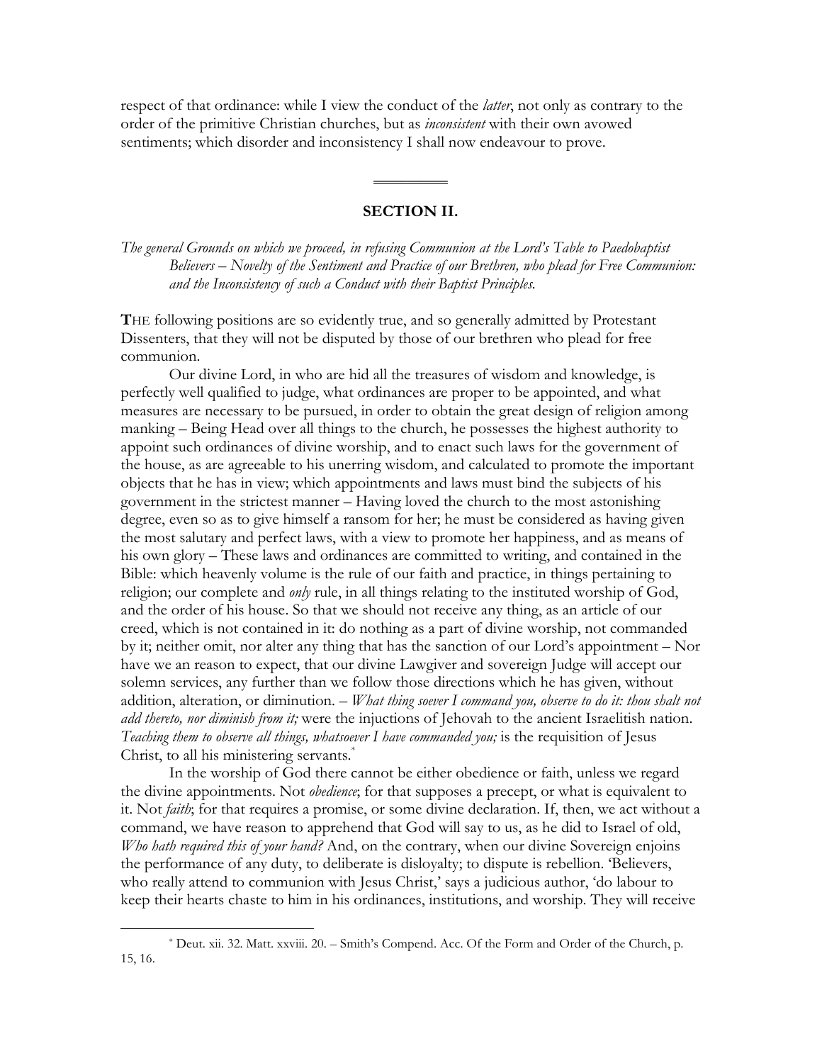respect of that ordinance: while I view the conduct of the *latter*, not only as contrary to the order of the primitive Christian churches, but as *inconsistent* with their own avowed sentiments; which disorder and inconsistency I shall now endeavour to prove.

---

## SECTION II.

*The general Grounds on which we proceed, in refusing Communion at the Lord's Table to Paedobaptist Believers – Novelty of the Sentiment and Practice of our Brethren, who plead for Free Communion: and the Inconsistency of such a Conduct with their Baptist Principles.*

**T**HE following positions are so evidently true, and so generally admitted by Protestant Dissenters, that they will not be disputed by those of our brethren who plead for free communion.

Our divine Lord, in who are hid all the treasures of wisdom and knowledge, is perfectly well qualified to judge, what ordinances are proper to be appointed, and what measures are necessary to be pursued, in order to obtain the great design of religion among manking – Being Head over all things to the church, he possesses the highest authority to appoint such ordinances of divine worship, and to enact such laws for the government of the house, as are agreeable to his unerring wisdom, and calculated to promote the important objects that he has in view; which appointments and laws must bind the subjects of his government in the strictest manner – Having loved the church to the most astonishing degree, even so as to give himself a ransom for her; he must be considered as having given the most salutary and perfect laws, with a view to promote her happiness, and as means of his own glory – These laws and ordinances are committed to writing, and contained in the Bible: which heavenly volume is the rule of our faith and practice, in things pertaining to religion; our complete and *only* rule, in all things relating to the instituted worship of God, and the order of his house. So that we should not receive any thing, as an article of our creed, which is not contained in it: do nothing as a part of divine worship, not commanded by it; neither omit, nor alter any thing that has the sanction of our Lord's appointment – Nor have we an reason to expect, that our divine Lawgiver and sovereign Judge will accept our solemn services, any further than we follow those directions which he has given, without addition, alteration, or diminution. – *What thing soever I command you, observe to do it: thou shalt not add thereto, nor diminish from it;* were the injuctions of Jehovah to the ancient Israelitish nation. *Teaching them to observe all things, whatsoever I have commanded you;* is the requisition of Jesus Christ, to all his ministering servants.*

In the worship of God there cannot be either obedience or faith, unless we regard the divine appointments. Not *obedience*; for that supposes a precept, or what is equivalent to it. Not *faith*; for that requires a promise, or some divine declaration. If, then, we act without a command, we have reason to apprehend that God will say to us, as he did to Israel of old, *Who hath required this of your hand?* And, on the contrary, when our divine Sovereign enjoins the performance of any duty, to deliberate is disloyalty; to dispute is rebellion. 'Believers, who really attend to communion with Jesus Christ,' says a judicious author, 'do labour to keep their hearts chaste to him in his ordinances, institutions, and worship. They will receive

---

* Deut. xii. 32. Matt. xxviii. 20. – Smith's Compend. Acc. Of the Form and Order of the Church, p. 15, 16.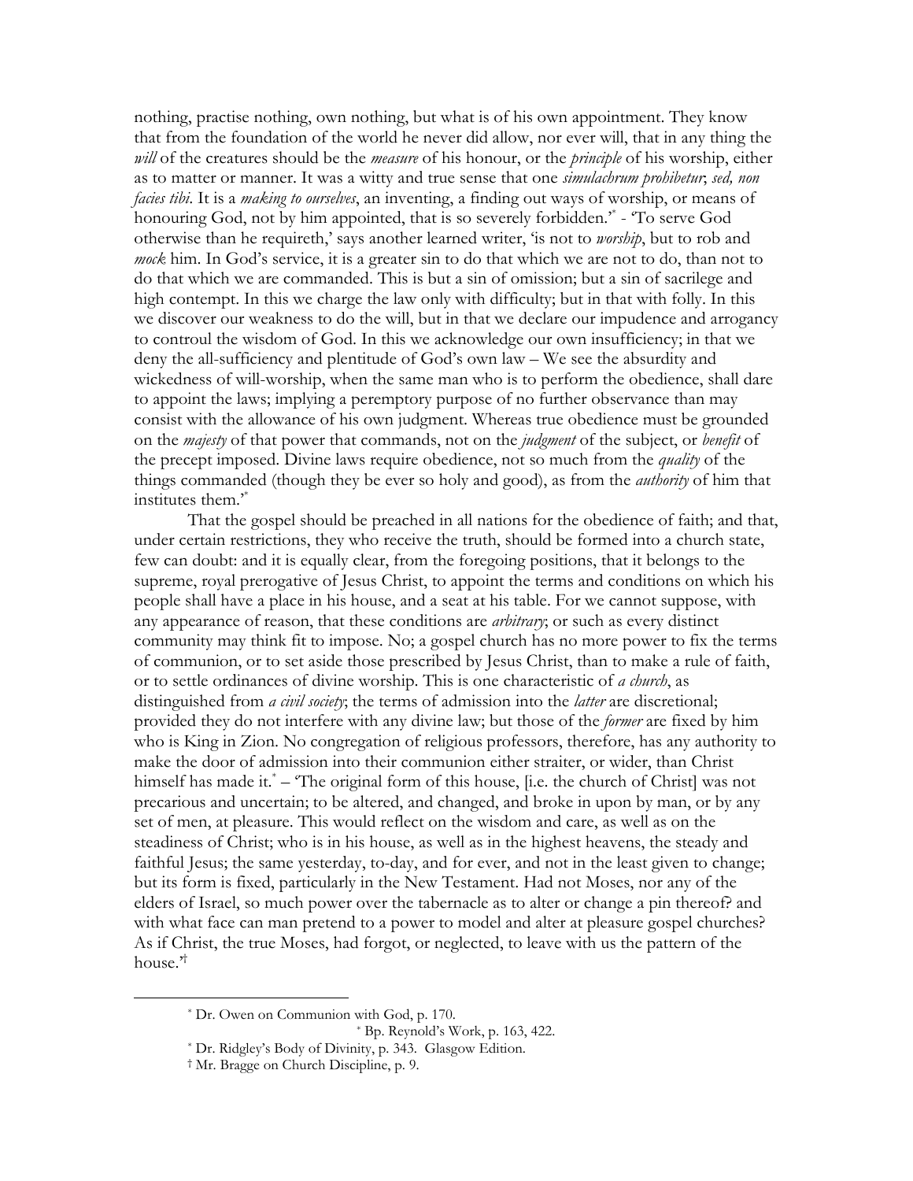nothing, practise nothing, own nothing, but what is of his own appointment. They know that from the foundation of the world he never did allow, nor ever will, that in any thing the *will* of the creatures should be the *measure* of his honour, or the *principle* of his worship, either as to matter or manner. It was a witty and true sense that one *simulachrum prohibetur*; *sed, non facies tibi*. It is a *making to ourselves*, an inventing, a finding out ways of worship, or means of honouring God, not by him appointed, that is so severely forbidden.'[*] - 'To serve God otherwise than he requireth,' says another learned writer, 'is not to *worship*, but to rob and *mock* him. In God's service, it is a greater sin to do that which we are not to do, than not to do that which we are commanded. This is but a sin of omission; but a sin of sacrilege and high contempt. In this we charge the law only with difficulty; but in that with folly. In this we discover our weakness to do the will, but in that we declare our impudence and arrogancy to controul the wisdom of God. In this we acknowledge our own insufficiency; in that we deny the all-sufficiency and plentitude of God's own law – We see the absurdity and wickedness of will-worship, when the same man who is to perform the obedience, shall dare to appoint the laws; implying a peremptory purpose of no further observance than may consist with the allowance of his own judgment. Whereas true obedience must be grounded on the *majesty* of that power that commands, not on the *judgment* of the subject, or *benefit* of the precept imposed. Divine laws require obedience, not so much from the *quality* of the things commanded (though they be ever so holy and good), as from the *authority* of him that institutes them.'[*]

That the gospel should be preached in all nations for the obedience of faith; and that, under certain restrictions, they who receive the truth, should be formed into a church state, few can doubt: and it is equally clear, from the foregoing positions, that it belongs to the supreme, royal prerogative of Jesus Christ, to appoint the terms and conditions on which his people shall have a place in his house, and a seat at his table. For we cannot suppose, with any appearance of reason, that these conditions are *arbitrary*; or such as every distinct community may think fit to impose. No; a gospel church has no more power to fix the terms of communion, or to set aside those prescribed by Jesus Christ, than to make a rule of faith, or to settle ordinances of divine worship. This is one characteristic of *a church*, as distinguished from *a civil society*; the terms of admission into the *latter* are discretional; provided they do not interfere with any divine law; but those of the *former* are fixed by him who is King in Zion. No congregation of religious professors, therefore, has any authority to make the door of admission into their communion either straiter, or wider, than Christ himself has made it.[*] – 'The original form of this house, [i.e. the church of Christ] was not precarious and uncertain; to be altered, and changed, and broke in upon by man, or by any set of men, at pleasure. This would reflect on the wisdom and care, as well as on the steadiness of Christ; who is in his house, as well as in the highest heavens, the steady and faithful Jesus; the same yesterday, to-day, and for ever, and not in the least given to change; but its form is fixed, particularly in the New Testament. Had not Moses, nor any of the elders of Israel, so much power over the tabernacle as to alter or change a pin thereof? and with what face can man pretend to a power to model and alter at pleasure gospel churches? As if Christ, the true Moses, had forgot, or neglected, to leave with us the pattern of the house.'[†]

---

[*] Dr. Owen on Communion with God, p. 170.

[*] Bp. Reynold's Work, p. 163, 422.

[*] Dr. Ridgley's Body of Divinity, p. 343. Glasgow Edition.

[†] Mr. Bragge on Church Discipline, p. 9.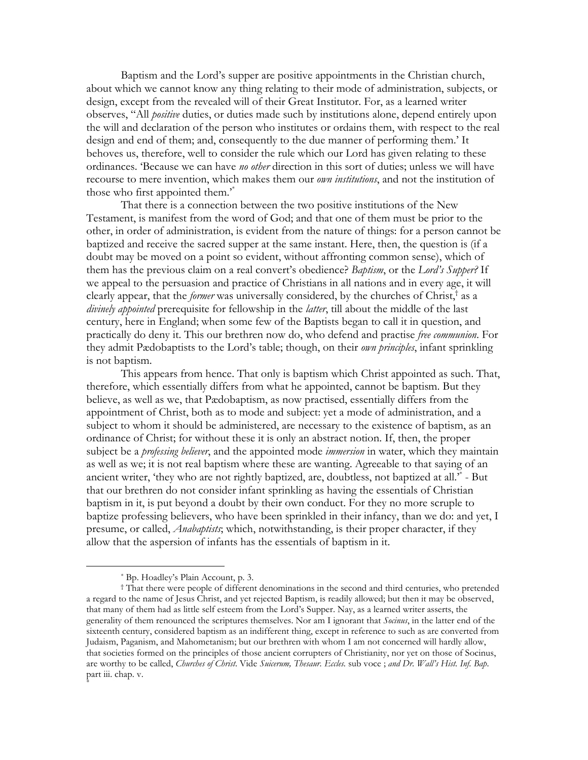Baptism and the Lord's supper are positive appointments in the Christian church, about which we cannot know any thing relating to their mode of administration, subjects, or design, except from the revealed will of their Great Institutor. For, as a learned writer observes, "All *positive* duties, or duties made such by institutions alone, depend entirely upon the will and declaration of the person who institutes or ordains them, with respect to the real design and end of them; and, consequently to the due manner of performing them.' It behoves us, therefore, well to consider the rule which our Lord has given relating to these ordinances. 'Because we can have *no other* direction in this sort of duties; unless we will have recourse to mere invention, which makes them our *own institutions*, and not the institution of those who first appointed them.'[*]

That there is a connection between the two positive institutions of the New Testament, is manifest from the word of God; and that one of them must be prior to the other, in order of administration, is evident from the nature of things: for a person cannot be baptized and receive the sacred supper at the same instant. Here, then, the question is (if a doubt may be moved on a point so evident, without affronting common sense), which of them has the previous claim on a real convert's obedience? *Baptism*, or the *Lord's Supper?* If we appeal to the persuasion and practice of Christians in all nations and in every age, it will clearly appear, that the *former* was universally considered, by the churches of Christ,[†] as a *divinely appointed* prerequisite for fellowship in the *latter*, till about the middle of the last century, here in England; when some few of the Baptists began to call it in question, and practically do deny it. This our brethren now do, who defend and practise *free communion*. For they admit Pædobaptists to the Lord's table; though, on their *own principles*, infant sprinkling is not baptism.

This appears from hence. That only is baptism which Christ appointed as such. That, therefore, which essentially differs from what he appointed, cannot be baptism. But they believe, as well as we, that Pædobaptism, as now practised, essentially differs from the appointment of Christ, both as to mode and subject: yet a mode of administration, and a subject to whom it should be administered, are necessary to the existence of baptism, as an ordinance of Christ; for without these it is only an abstract notion. If, then, the proper subject be a *professing believer*, and the appointed mode *immersion* in water, which they maintain as well as we; it is not real baptism where these are wanting. Agreeable to that saying of an ancient writer, 'they who are not rightly baptized, are, doubtless, not baptized at all.'[*] - But that our brethren do not consider infant sprinkling as having the essentials of Christian baptism in it, is put beyond a doubt by their own conduct. For they no more scruple to baptize professing believers, who have been sprinkled in their infancy, than we do: and yet, I presume, or called, *Anabaptists*; which, notwithstanding, is their proper character, if they allow that the aspersion of infants has the essentials of baptism in it.

---

[*] Bp. Hoadley's Plain Account, p. 3.

[†] That there were people of different denominations in the second and third centuries, who pretended a regard to the name of Jesus Christ, and yet rejected Baptism, is readily allowed; but then it may be observed, that many of them had as little self esteem from the Lord's Supper. Nay, as a learned writer asserts, the generality of them renounced the scriptures themselves. Nor am I ignorant that *Socinus*, in the latter end of the sixteenth century, considered baptism as an indifferent thing, except in reference to such as are converted from Judaism, Paganism, and Mahometanism; but our brethren with whom I am not concerned will hardly allow, that societies formed on the principles of those ancient corrupters of Christianity, nor yet on those of Socinus, are worthy to be called, *Churches of Christ*. Vide *Suicerum, Thesaur. Eccles.* sub voce ; *and Dr. Wall's Hist. Inf. Bap.* part iii. chap. v.

[*]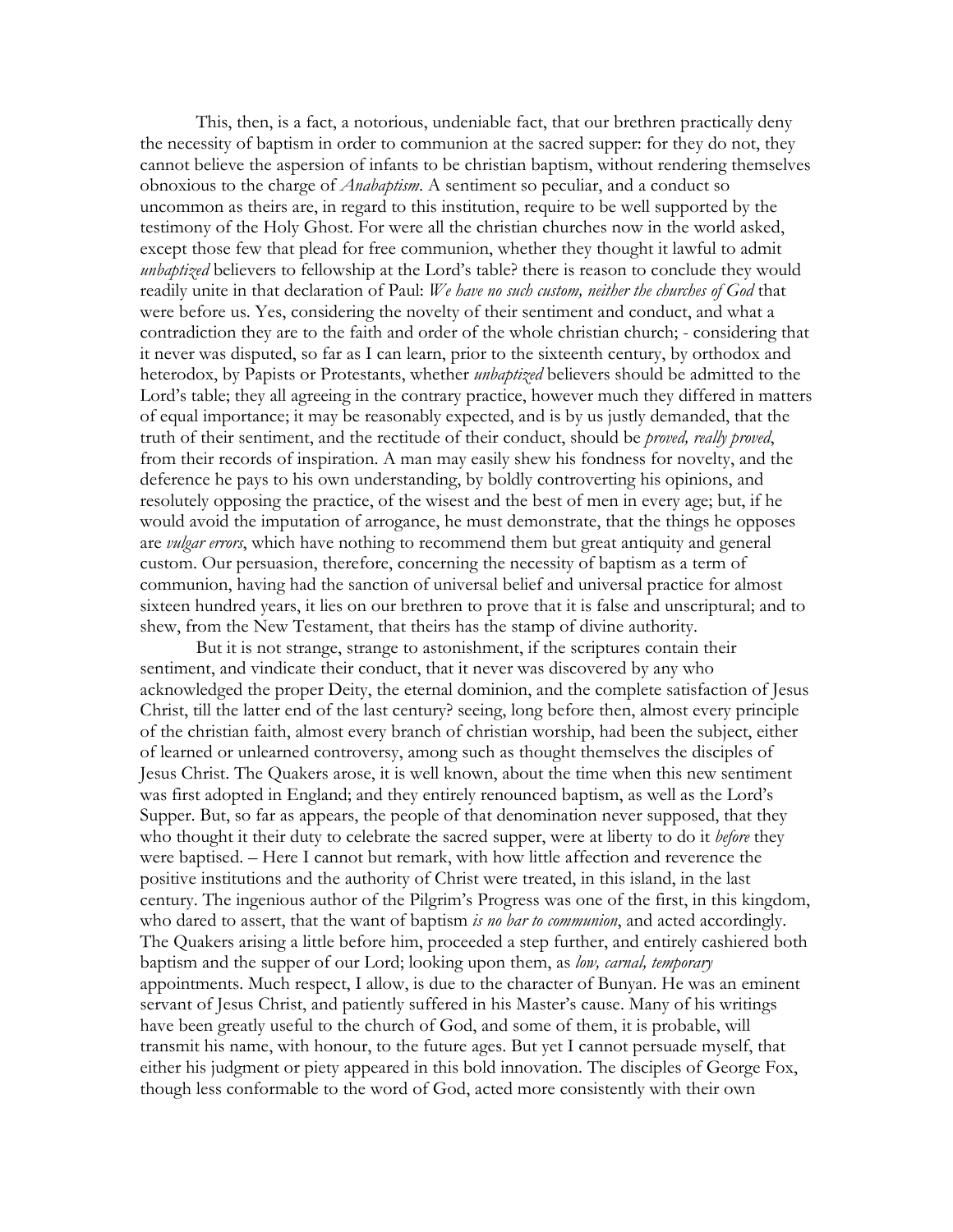This, then, is a fact, a notorious, undeniable fact, that our brethren practically deny the necessity of baptism in order to communion at the sacred supper: for they do not, they cannot believe the aspersion of infants to be christian baptism, without rendering themselves obnoxious to the charge of *Anabaptism*. A sentiment so peculiar, and a conduct so uncommon as theirs are, in regard to this institution, require to be well supported by the testimony of the Holy Ghost. For were all the christian churches now in the world asked, except those few that plead for free communion, whether they thought it lawful to admit *unbaptized* believers to fellowship at the Lord's table? there is reason to conclude they would readily unite in that declaration of Paul: *We have no such custom, neither the churches of God* that were before us. Yes, considering the novelty of their sentiment and conduct, and what a contradiction they are to the faith and order of the whole christian church; - considering that it never was disputed, so far as I can learn, prior to the sixteenth century, by orthodox and heterodox, by Papists or Protestants, whether *unbaptized* believers should be admitted to the Lord's table; they all agreeing in the contrary practice, however much they differed in matters of equal importance; it may be reasonably expected, and is by us justly demanded, that the truth of their sentiment, and the rectitude of their conduct, should be *proved, really proved*, from their records of inspiration. A man may easily shew his fondness for novelty, and the deference he pays to his own understanding, by boldly controverting his opinions, and resolutely opposing the practice, of the wisest and the best of men in every age; but, if he would avoid the imputation of arrogance, he must demonstrate, that the things he opposes are *vulgar errors*, which have nothing to recommend them but great antiquity and general custom. Our persuasion, therefore, concerning the necessity of baptism as a term of communion, having had the sanction of universal belief and universal practice for almost sixteen hundred years, it lies on our brethren to prove that it is false and unscriptural; and to shew, from the New Testament, that theirs has the stamp of divine authority.

But it is not strange, strange to astonishment, if the scriptures contain their sentiment, and vindicate their conduct, that it never was discovered by any who acknowledged the proper Deity, the eternal dominion, and the complete satisfaction of Jesus Christ, till the latter end of the last century? seeing, long before then, almost every principle of the christian faith, almost every branch of christian worship, had been the subject, either of learned or unlearned controversy, among such as thought themselves the disciples of Jesus Christ. The Quakers arose, it is well known, about the time when this new sentiment was first adopted in England; and they entirely renounced baptism, as well as the Lord's Supper. But, so far as appears, the people of that denomination never supposed, that they who thought it their duty to celebrate the sacred supper, were at liberty to do it *before* they were baptised. – Here I cannot but remark, with how little affection and reverence the positive institutions and the authority of Christ were treated, in this island, in the last century. The ingenious author of the Pilgrim's Progress was one of the first, in this kingdom, who dared to assert, that the want of baptism *is no bar to communion*, and acted accordingly. The Quakers arising a little before him, proceeded a step further, and entirely cashiered both baptism and the supper of our Lord; looking upon them, as *low, carnal, temporary* appointments. Much respect, I allow, is due to the character of Bunyan. He was an eminent servant of Jesus Christ, and patiently suffered in his Master's cause. Many of his writings have been greatly useful to the church of God, and some of them, it is probable, will transmit his name, with honour, to the future ages. But yet I cannot persuade myself, that either his judgment or piety appeared in this bold innovation. The disciples of George Fox, though less conformable to the word of God, acted more consistently with their own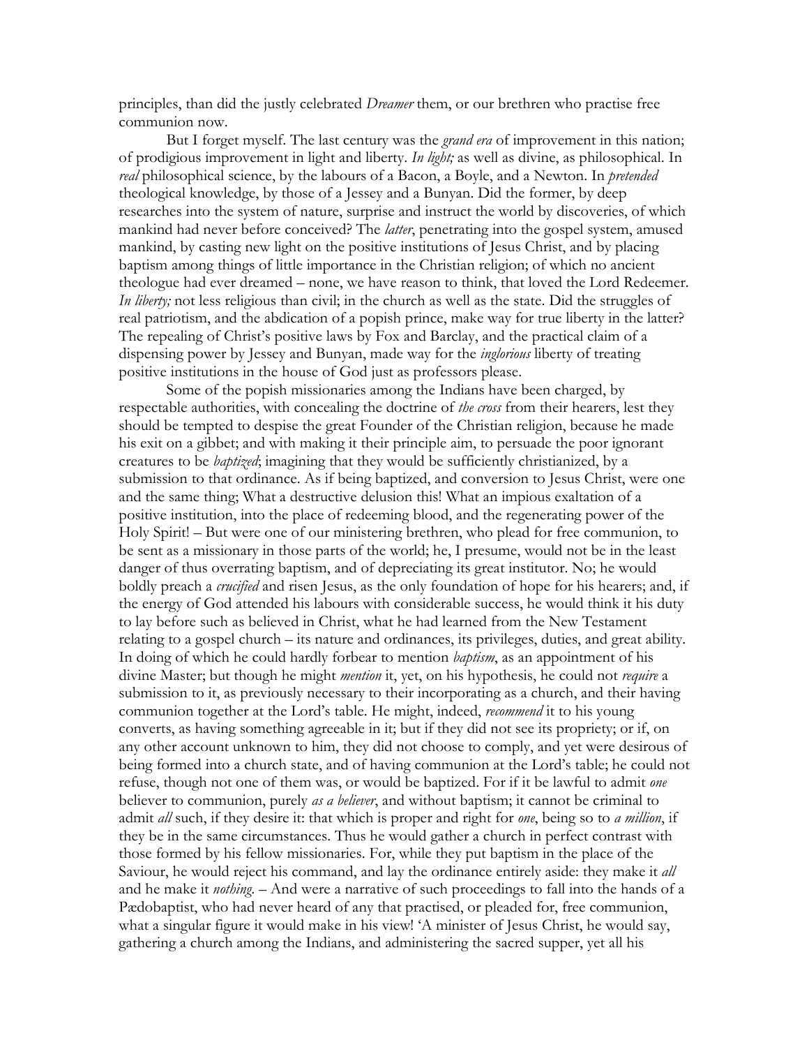principles, than did the justly celebrated *Dreamer* them, or our brethren who practise free communion now.

But I forget myself. The last century was the *grand era* of improvement in this nation; of prodigious improvement in light and liberty. *In light;* as well as divine, as philosophical. In *real* philosophical science, by the labours of a Bacon, a Boyle, and a Newton. In *pretended* theological knowledge, by those of a Jessey and a Bunyan. Did the former, by deep researches into the system of nature, surprise and instruct the world by discoveries, of which mankind had never before conceived? The *latter*, penetrating into the gospel system, amused mankind, by casting new light on the positive institutions of Jesus Christ, and by placing baptism among things of little importance in the Christian religion; of which no ancient theologue had ever dreamed – none, we have reason to think, that loved the Lord Redeemer. *In liberty;* not less religious than civil; in the church as well as the state. Did the struggles of real patriotism, and the abdication of a popish prince, make way for true liberty in the latter? The repealing of Christ's positive laws by Fox and Barclay, and the practical claim of a dispensing power by Jessey and Bunyan, made way for the *inglorious* liberty of treating positive institutions in the house of God just as professors please.

Some of the popish missionaries among the Indians have been charged, by respectable authorities, with concealing the doctrine of *the cross* from their hearers, lest they should be tempted to despise the great Founder of the Christian religion, because he made his exit on a gibbet; and with making it their principle aim, to persuade the poor ignorant creatures to be *baptized*; imagining that they would be sufficiently christianized, by a submission to that ordinance. As if being baptized, and conversion to Jesus Christ, were one and the same thing; What a destructive delusion this! What an impious exaltation of a positive institution, into the place of redeeming blood, and the regenerating power of the Holy Spirit! – But were one of our ministering brethren, who plead for free communion, to be sent as a missionary in those parts of the world; he, I presume, would not be in the least danger of thus overrating baptism, and of depreciating its great institutor. No; he would boldly preach a *crucified* and risen Jesus, as the only foundation of hope for his hearers; and, if the energy of God attended his labours with considerable success, he would think it his duty to lay before such as believed in Christ, what he had learned from the New Testament relating to a gospel church – its nature and ordinances, its privileges, duties, and great ability. In doing of which he could hardly forbear to mention *baptism*, as an appointment of his divine Master; but though he might *mention* it, yet, on his hypothesis, he could not *require* a submission to it, as previously necessary to their incorporating as a church, and their having communion together at the Lord's table. He might, indeed, *recommend* it to his young converts, as having something agreeable in it; but if they did not see its propriety; or if, on any other account unknown to him, they did not choose to comply, and yet were desirous of being formed into a church state, and of having communion at the Lord's table; he could not refuse, though not one of them was, or would be baptized. For if it be lawful to admit *one* believer to communion, purely *as a believer*, and without baptism; it cannot be criminal to admit *all* such, if they desire it: that which is proper and right for *one*, being so to *a million*, if they be in the same circumstances. Thus he would gather a church in perfect contrast with those formed by his fellow missionaries. For, while they put baptism in the place of the Saviour, he would reject his command, and lay the ordinance entirely aside: they make it *all* and he make it *nothing*. – And were a narrative of such proceedings to fall into the hands of a Pædobaptist, who had never heard of any that practised, or pleaded for, free communion, what a singular figure it would make in his view! 'A minister of Jesus Christ, he would say, gathering a church among the Indians, and administering the sacred supper, yet all his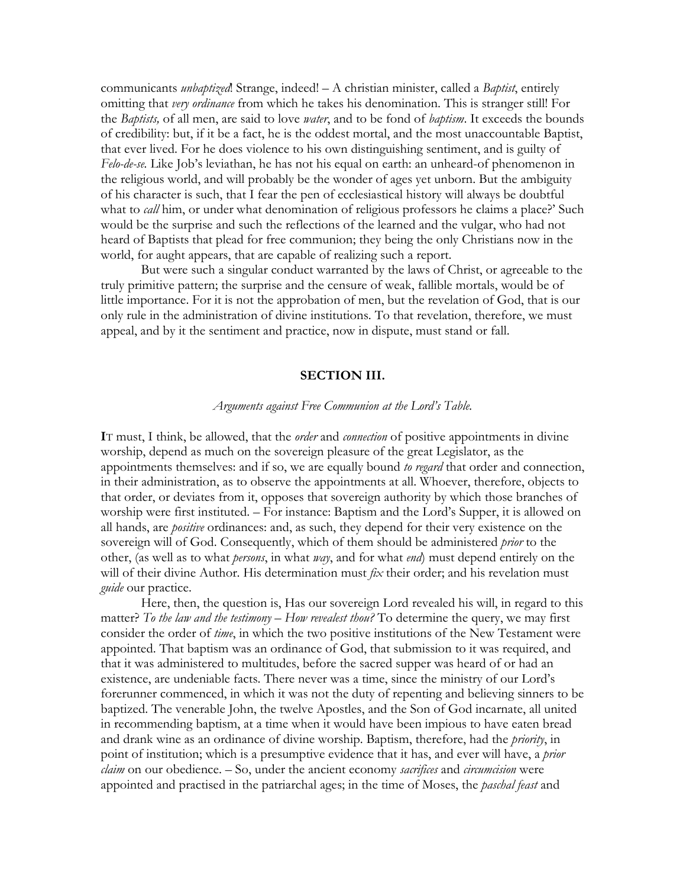communicants *unbaptized*! Strange, indeed! – A christian minister, called a *Baptist*, entirely omitting that *very ordinance* from which he takes his denomination. This is stranger still! For the *Baptists,* of all men, are said to love *water*, and to be fond of *baptism*. It exceeds the bounds of credibility: but, if it be a fact, he is the oddest mortal, and the most unaccountable Baptist, that ever lived. For he does violence to his own distinguishing sentiment, and is guilty of *Felo-de-se*. Like Job's leviathan, he has not his equal on earth: an unheard-of phenomenon in the religious world, and will probably be the wonder of ages yet unborn. But the ambiguity of his character is such, that I fear the pen of ecclesiastical history will always be doubtful what to *call* him, or under what denomination of religious professors he claims a place?' Such would be the surprise and such the reflections of the learned and the vulgar, who had not heard of Baptists that plead for free communion; they being the only Christians now in the world, for aught appears, that are capable of realizing such a report.

But were such a singular conduct warranted by the laws of Christ, or agreeable to the truly primitive pattern; the surprise and the censure of weak, fallible mortals, would be of little importance. For it is not the approbation of men, but the revelation of God, that is our only rule in the administration of divine institutions. To that revelation, therefore, we must appeal, and by it the sentiment and practice, now in dispute, must stand or fall.

## SECTION III.

*Arguments against Free Communion at the Lord's Table.*

**I**T must, I think, be allowed, that the *order* and *connection* of positive appointments in divine worship, depend as much on the sovereign pleasure of the great Legislator, as the appointments themselves: and if so, we are equally bound *to regard* that order and connection, in their administration, as to observe the appointments at all. Whoever, therefore, objects to that order, or deviates from it, opposes that sovereign authority by which those branches of worship were first instituted. – For instance: Baptism and the Lord's Supper, it is allowed on all hands, are *positive* ordinances: and, as such, they depend for their very existence on the sovereign will of God. Consequently, which of them should be administered *prior* to the other, (as well as to what *persons*, in what *way*, and for what *end*) must depend entirely on the will of their divine Author. His determination must *fix* their order; and his revelation must *guide* our practice.

Here, then, the question is, Has our sovereign Lord revealed his will, in regard to this matter? *To the law and the testimony – How revealest thou?* To determine the query, we may first consider the order of *time*, in which the two positive institutions of the New Testament were appointed. That baptism was an ordinance of God, that submission to it was required, and that it was administered to multitudes, before the sacred supper was heard of or had an existence, are undeniable facts. There never was a time, since the ministry of our Lord's forerunner commenced, in which it was not the duty of repenting and believing sinners to be baptized. The venerable John, the twelve Apostles, and the Son of God incarnate, all united in recommending baptism, at a time when it would have been impious to have eaten bread and drank wine as an ordinance of divine worship. Baptism, therefore, had the *priority*, in point of institution; which is a presumptive evidence that it has, and ever will have, a *prior claim* on our obedience. – So, under the ancient economy *sacrifices* and *circumcision* were appointed and practised in the patriarchal ages; in the time of Moses, the *paschal feast* and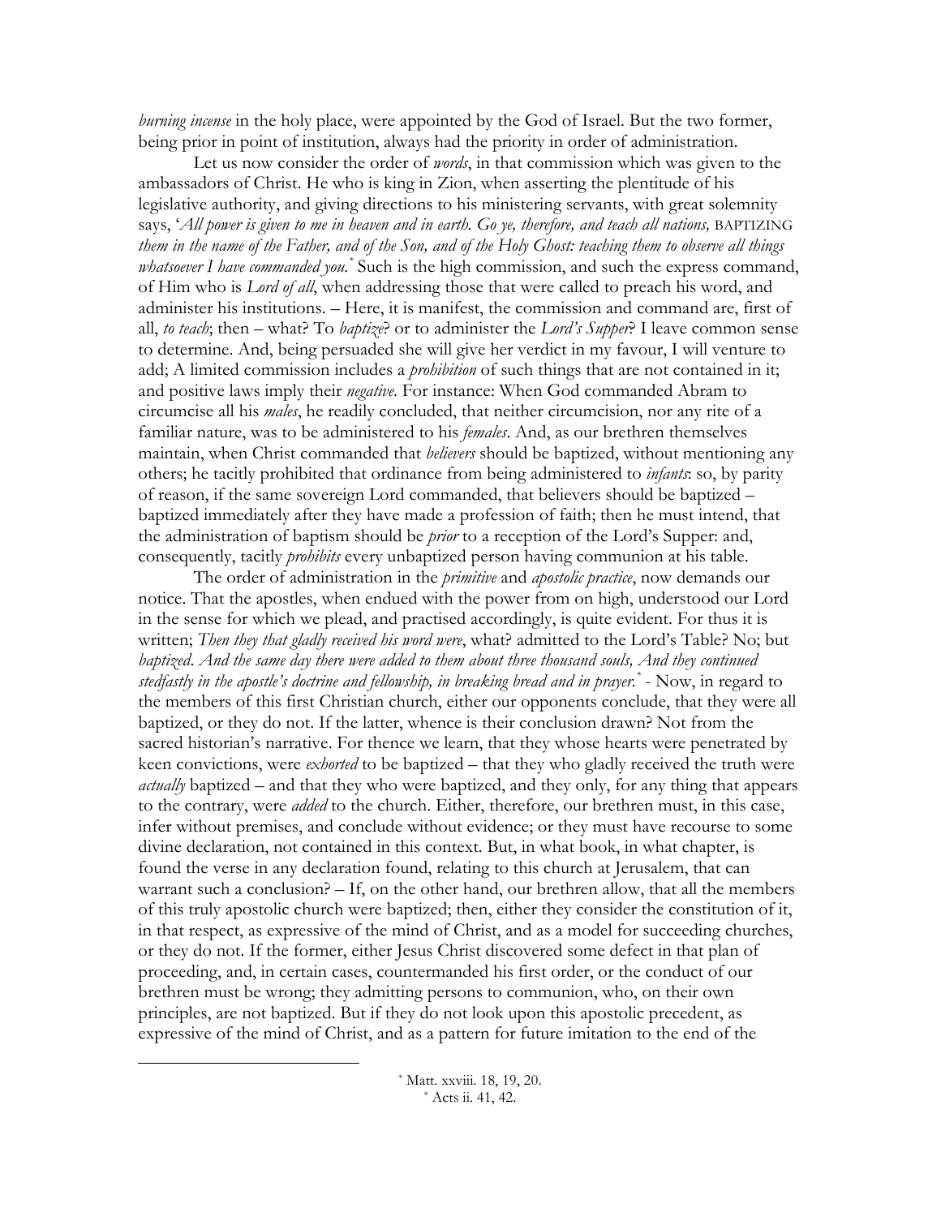*burning incense* in the holy place, were appointed by the God of Israel. But the two former, being prior in point of institution, always had the priority in order of administration.

Let us now consider the order of *words*, in that commission which was given to the ambassadors of Christ. He who is king in Zion, when asserting the plentitude of his legislative authority, and giving directions to his ministering servants, with great solemnity says, '*All power is given to me in heaven and in earth. Go ye, therefore, and teach all nations,* BAPTIZING *them in the name of the Father, and of the Son, and of the Holy Ghost: teaching them to observe all things whatsoever I have commanded you.*[*] Such is the high commission, and such the express command, of Him who is *Lord of all*, when addressing those that were called to preach his word, and administer his institutions. – Here, it is manifest, the commission and command are, first of all, *to teach*; then – what? To *baptize*? or to administer the *Lord's Supper*? I leave common sense to determine. And, being persuaded she will give her verdict in my favour, I will venture to add; A limited commission includes a *prohibition* of such things that are not contained in it; and positive laws imply their *negative*. For instance: When God commanded Abram to circumcise all his *males*, he readily concluded, that neither circumcision, nor any rite of a familiar nature, was to be administered to his *females*. And, as our brethren themselves maintain, when Christ commanded that *believers* should be baptized, without mentioning any others; he tacitly prohibited that ordinance from being administered to *infants*: so, by parity of reason, if the same sovereign Lord commanded, that believers should be baptized – baptized immediately after they have made a profession of faith; then he must intend, that the administration of baptism should be *prior* to a reception of the Lord's Supper: and, consequently, tacitly *prohibits* every unbaptized person having communion at his table.

The order of administration in the *primitive* and *apostolic practice*, now demands our notice. That the apostles, when endued with the power from on high, understood our Lord in the sense for which we plead, and practised accordingly, is quite evident. For thus it is written; *Then they that gladly received his word were*, what? admitted to the Lord's Table? No; but *baptized*. *And the same day there were added to them about three thousand souls, And they continued stedfastly in the apostle's doctrine and fellowship, in breaking bread and in prayer.*[*] - Now, in regard to the members of this first Christian church, either our opponents conclude, that they were all baptized, or they do not. If the latter, whence is their conclusion drawn? Not from the sacred historian's narrative. For thence we learn, that they whose hearts were penetrated by keen convictions, were *exhorted* to be baptized – that they who gladly received the truth were *actually* baptized – and that they who were baptized, and they only, for any thing that appears to the contrary, were *added* to the church. Either, therefore, our brethren must, in this case, infer without premises, and conclude without evidence; or they must have recourse to some divine declaration, not contained in this context. But, in what book, in what chapter, is found the verse in any declaration found, relating to this church at Jerusalem, that can warrant such a conclusion? – If, on the other hand, our brethren allow, that all the members of this truly apostolic church were baptized; then, either they consider the constitution of it, in that respect, as expressive of the mind of Christ, and as a model for succeeding churches, or they do not. If the former, either Jesus Christ discovered some defect in that plan of proceeding, and, in certain cases, countermanded his first order, or the conduct of our brethren must be wrong; they admitting persons to communion, who, on their own principles, are not baptized. But if they do not look upon this apostolic precedent, as expressive of the mind of Christ, and as a pattern for future imitation to the end of the

---

[*] Matt. xxviii. 18, 19, 20.

[*] Acts ii. 41, 42.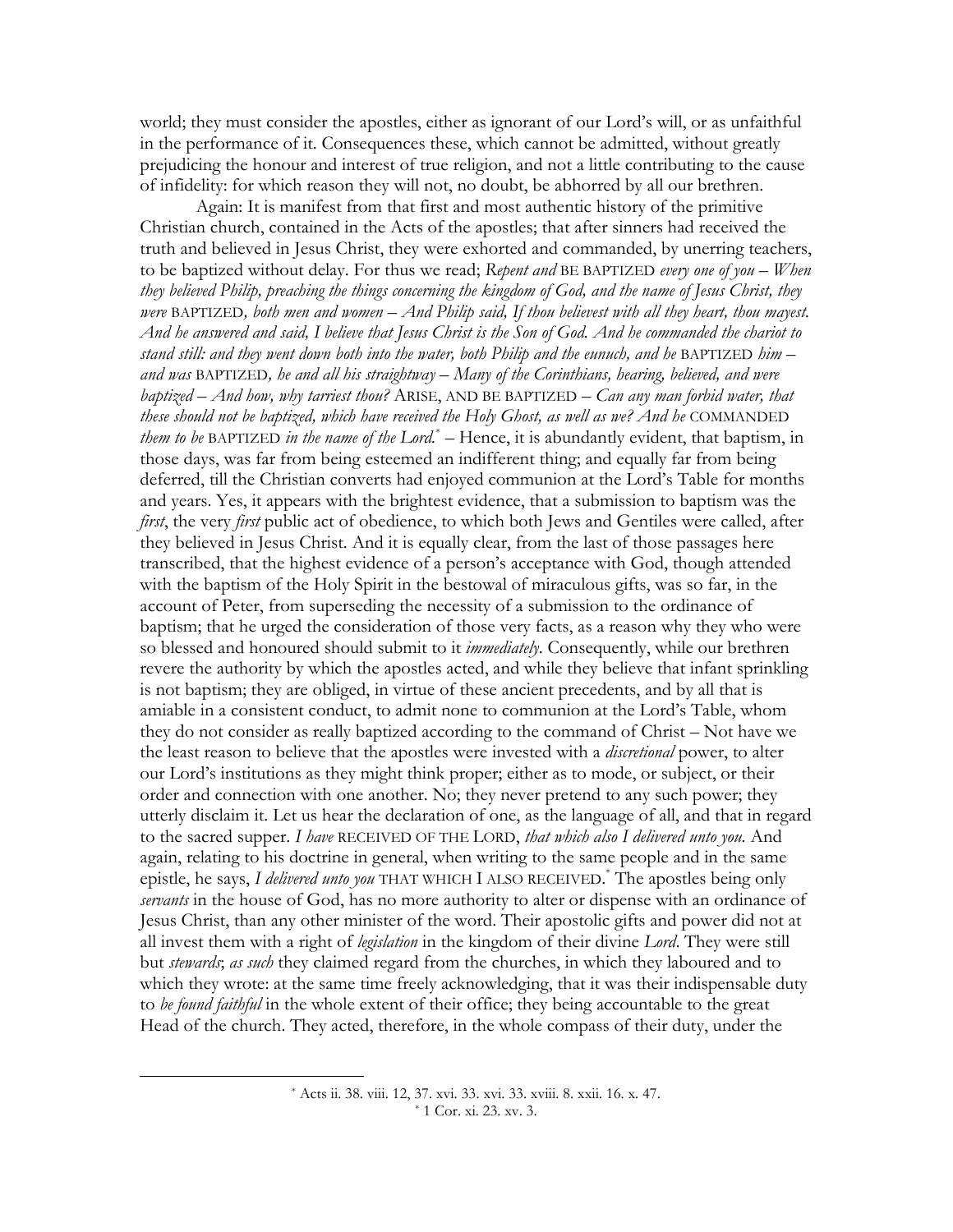world; they must consider the apostles, either as ignorant of our Lord's will, or as unfaithful in the performance of it. Consequences these, which cannot be admitted, without greatly prejudicing the honour and interest of true religion, and not a little contributing to the cause of infidelity: for which reason they will not, no doubt, be abhorred by all our brethren.

Again: It is manifest from that first and most authentic history of the primitive Christian church, contained in the Acts of the apostles; that after sinners had received the truth and believed in Jesus Christ, they were exhorted and commanded, by unerring teachers, to be baptized without delay. For thus we read; *Repent and* BE BAPTIZED *every one of you – When they believed Philip, preaching the things concerning the kingdom of God, and the name of Jesus Christ, they were* BAPTIZED*, both men and women – And Philip said, If thou believest with all they heart, thou mayest. And he answered and said, I believe that Jesus Christ is the Son of God. And he commanded the chariot to stand still: and they went down both into the water, both Philip and the eunuch, and he* BAPTIZED *him – and was* BAPTIZED*, he and all his straightway – Many of the Corinthians, hearing, believed, and were baptized – And how, why tarriest thou?* ARISE, AND BE BAPTIZED *– Can any man forbid water, that these should not be baptized, which have received the Holy Ghost, as well as we? And he* COMMANDED *them to be* BAPTIZED *in the name of the Lord.*[*] – Hence, it is abundantly evident, that baptism, in those days, was far from being esteemed an indifferent thing; and equally far from being deferred, till the Christian converts had enjoyed communion at the Lord's Table for months and years. Yes, it appears with the brightest evidence, that a submission to baptism was the *first*, the very *first* public act of obedience, to which both Jews and Gentiles were called, after they believed in Jesus Christ. And it is equally clear, from the last of those passages here transcribed, that the highest evidence of a person's acceptance with God, though attended with the baptism of the Holy Spirit in the bestowal of miraculous gifts, was so far, in the account of Peter, from superseding the necessity of a submission to the ordinance of baptism; that he urged the consideration of those very facts, as a reason why they who were so blessed and honoured should submit to it *immediately*. Consequently, while our brethren revere the authority by which the apostles acted, and while they believe that infant sprinkling is not baptism; they are obliged, in virtue of these ancient precedents, and by all that is amiable in a consistent conduct, to admit none to communion at the Lord's Table, whom they do not consider as really baptized according to the command of Christ – Not have we the least reason to believe that the apostles were invested with a *discretional* power, to alter our Lord's institutions as they might think proper; either as to mode, or subject, or their order and connection with one another. No; they never pretend to any such power; they utterly disclaim it. Let us hear the declaration of one, as the language of all, and that in regard to the sacred supper. *I have* RECEIVED OF THE LORD, *that which also I delivered unto you.* And again, relating to his doctrine in general, when writing to the same people and in the same epistle, he says, *I delivered unto you* THAT WHICH I ALSO RECEIVED.[*] The apostles being only *servants* in the house of God, has no more authority to alter or dispense with an ordinance of Jesus Christ, than any other minister of the word. Their apostolic gifts and power did not at all invest them with a right of *legislation* in the kingdom of their divine *Lord*. They were still but *stewards*; *as such* they claimed regard from the churches, in which they laboured and to which they wrote: at the same time freely acknowledging, that it was their indispensable duty to *be found faithful* in the whole extent of their office; they being accountable to the great Head of the church. They acted, therefore, in the whole compass of their duty, under the

---

[*] Acts ii. 38. viii. 12, 37. xvi. 33. xvi. 33. xviii. 8. xxii. 16. x. 47.

[*] 1 Cor. xi. 23. xv. 3.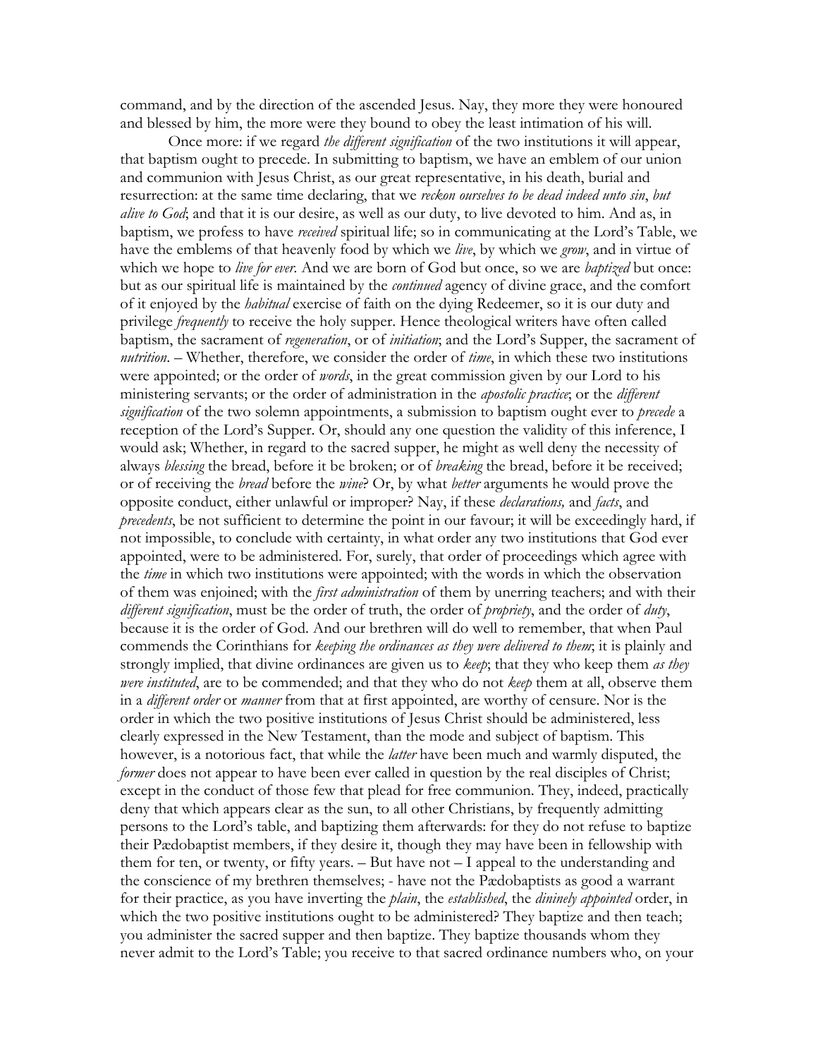command, and by the direction of the ascended Jesus. Nay, they more they were honoured and blessed by him, the more were they bound to obey the least intimation of his will.

Once more: if we regard *the different signification* of the two institutions it will appear, that baptism ought to precede. In submitting to baptism, we have an emblem of our union and communion with Jesus Christ, as our great representative, in his death, burial and resurrection: at the same time declaring, that we *reckon ourselves to be dead indeed unto sin*, *but alive to God*; and that it is our desire, as well as our duty, to live devoted to him. And as, in baptism, we profess to have *received* spiritual life; so in communicating at the Lord's Table, we have the emblems of that heavenly food by which we *live*, by which we *grow*, and in virtue of which we hope to *live for ever*. And we are born of God but once, so we are *baptized* but once: but as our spiritual life is maintained by the *continued* agency of divine grace, and the comfort of it enjoyed by the *habitual* exercise of faith on the dying Redeemer, so it is our duty and privilege *frequently* to receive the holy supper. Hence theological writers have often called baptism, the sacrament of *regeneration*, or of *initiation*; and the Lord's Supper, the sacrament of *nutrition*. – Whether, therefore, we consider the order of *time*, in which these two institutions were appointed; or the order of *words*, in the great commission given by our Lord to his ministering servants; or the order of administration in the *apostolic practice*; or the *different signification* of the two solemn appointments, a submission to baptism ought ever to *precede* a reception of the Lord's Supper. Or, should any one question the validity of this inference, I would ask; Whether, in regard to the sacred supper, he might as well deny the necessity of always *blessing* the bread, before it be broken; or of *breaking* the bread, before it be received; or of receiving the *bread* before the *wine*? Or, by what *better* arguments he would prove the opposite conduct, either unlawful or improper? Nay, if these *declarations,* and *facts*, and *precedents*, be not sufficient to determine the point in our favour; it will be exceedingly hard, if not impossible, to conclude with certainty, in what order any two institutions that God ever appointed, were to be administered. For, surely, that order of proceedings which agree with the *time* in which two institutions were appointed; with the words in which the observation of them was enjoined; with the *first administration* of them by unerring teachers; and with their *different signification*, must be the order of truth, the order of *propriety*, and the order of *duty*, because it is the order of God. And our brethren will do well to remember, that when Paul commends the Corinthians for *keeping the ordinances as they were delivered to them*; it is plainly and strongly implied, that divine ordinances are given us to *keep*; that they who keep them *as they were instituted*, are to be commended; and that they who do not *keep* them at all, observe them in a *different order* or *manner* from that at first appointed, are worthy of censure. Nor is the order in which the two positive institutions of Jesus Christ should be administered, less clearly expressed in the New Testament, than the mode and subject of baptism. This however, is a notorious fact, that while the *latter* have been much and warmly disputed, the *former* does not appear to have been ever called in question by the real disciples of Christ; except in the conduct of those few that plead for free communion. They, indeed, practically deny that which appears clear as the sun, to all other Christians, by frequently admitting persons to the Lord's table, and baptizing them afterwards: for they do not refuse to baptize their Pædobaptist members, if they desire it, though they may have been in fellowship with them for ten, or twenty, or fifty years. – But have not – I appeal to the understanding and the conscience of my brethren themselves; - have not the Pædobaptists as good a warrant for their practice, as you have inverting the *plain*, the *established*, the *dininely appointed* order, in which the two positive institutions ought to be administered? They baptize and then teach; you administer the sacred supper and then baptize. They baptize thousands whom they never admit to the Lord's Table; you receive to that sacred ordinance numbers who, on your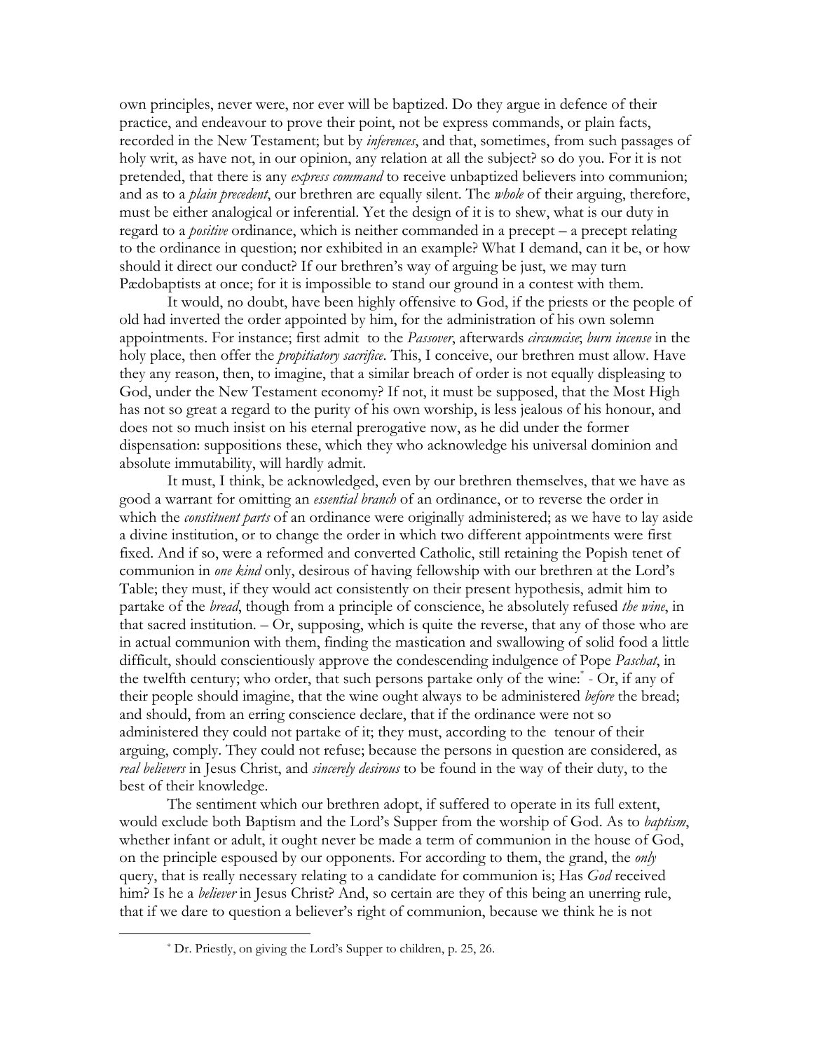own principles, never were, nor ever will be baptized. Do they argue in defence of their practice, and endeavour to prove their point, not be express commands, or plain facts, recorded in the New Testament; but by *inferences*, and that, sometimes, from such passages of holy writ, as have not, in our opinion, any relation at all the subject? so do you. For it is not pretended, that there is any *express command* to receive unbaptized believers into communion; and as to a *plain precedent*, our brethren are equally silent. The *whole* of their arguing, therefore, must be either analogical or inferential. Yet the design of it is to shew, what is our duty in regard to a *positive* ordinance, which is neither commanded in a precept – a precept relating to the ordinance in question; nor exhibited in an example? What I demand, can it be, or how should it direct our conduct? If our brethren's way of arguing be just, we may turn Pædobaptists at once; for it is impossible to stand our ground in a contest with them.

It would, no doubt, have been highly offensive to God, if the priests or the people of old had inverted the order appointed by him, for the administration of his own solemn appointments. For instance; first admit to the *Passover*, afterwards *circumcise*; *burn incense* in the holy place, then offer the *propitiatory sacrifice*. This, I conceive, our brethren must allow. Have they any reason, then, to imagine, that a similar breach of order is not equally displeasing to God, under the New Testament economy? If not, it must be supposed, that the Most High has not so great a regard to the purity of his own worship, is less jealous of his honour, and does not so much insist on his eternal prerogative now, as he did under the former dispensation: suppositions these, which they who acknowledge his universal dominion and absolute immutability, will hardly admit.

It must, I think, be acknowledged, even by our brethren themselves, that we have as good a warrant for omitting an *essential branch* of an ordinance, or to reverse the order in which the *constituent parts* of an ordinance were originally administered; as we have to lay aside a divine institution, or to change the order in which two different appointments were first fixed. And if so, were a reformed and converted Catholic, still retaining the Popish tenet of communion in *one kind* only, desirous of having fellowship with our brethren at the Lord's Table; they must, if they would act consistently on their present hypothesis, admit him to partake of the *bread*, though from a principle of conscience, he absolutely refused *the wine*, in that sacred institution. – Or, supposing, which is quite the reverse, that any of those who are in actual communion with them, finding the mastication and swallowing of solid food a little difficult, should conscientiously approve the condescending indulgence of Pope *Paschat*, in the twelfth century; who order, that such persons partake only of the wine:* - Or, if any of their people should imagine, that the wine ought always to be administered *before* the bread; and should, from an erring conscience declare, that if the ordinance were not so administered they could not partake of it; they must, according to the tenour of their arguing, comply. They could not refuse; because the persons in question are considered, as *real believers* in Jesus Christ, and *sincerely desirous* to be found in the way of their duty, to the best of their knowledge.

The sentiment which our brethren adopt, if suffered to operate in its full extent, would exclude both Baptism and the Lord's Supper from the worship of God. As to *baptism*, whether infant or adult, it ought never be made a term of communion in the house of God, on the principle espoused by our opponents. For according to them, the grand, the *only* query, that is really necessary relating to a candidate for communion is; Has *God* received him? Is he a *believer* in Jesus Christ? And, so certain are they of this being an unerring rule, that if we dare to question a believer's right of communion, because we think he is not

* Dr. Priestly, on giving the Lord's Supper to children, p. 25, 26.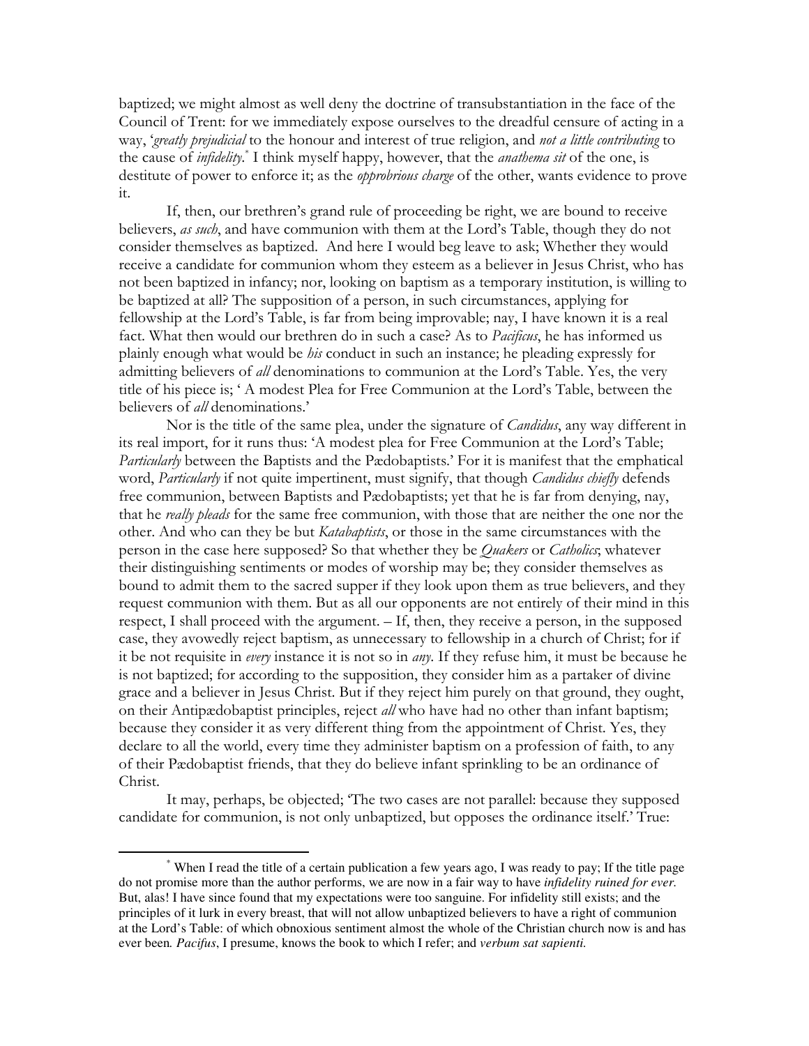baptized; we might almost as well deny the doctrine of transubstantiation in the face of the Council of Trent: for we immediately expose ourselves to the dreadful censure of acting in a way, '*greatly prejudicial* to the honour and interest of true religion, and *not a little contributing* to the cause of *infidelity*.'* I think myself happy, however, that the *anathema sit* of the one, is destitute of power to enforce it; as the *opprobrious charge* of the other, wants evidence to prove it.

If, then, our brethren's grand rule of proceeding be right, we are bound to receive believers, *as such*, and have communion with them at the Lord's Table, though they do not consider themselves as baptized. And here I would beg leave to ask; Whether they would receive a candidate for communion whom they esteem as a believer in Jesus Christ, who has not been baptized in infancy; nor, looking on baptism as a temporary institution, is willing to be baptized at all? The supposition of a person, in such circumstances, applying for fellowship at the Lord's Table, is far from being improvable; nay, I have known it is a real fact. What then would our brethren do in such a case? As to *Pacificus*, he has informed us plainly enough what would be *his* conduct in such an instance; he pleading expressly for admitting believers of *all* denominations to communion at the Lord's Table. Yes, the very title of his piece is; ' A modest Plea for Free Communion at the Lord's Table, between the believers of *all* denominations.'

Nor is the title of the same plea, under the signature of *Candidus*, any way different in its real import, for it runs thus: 'A modest plea for Free Communion at the Lord's Table; *Particularly* between the Baptists and the Pædobaptists.' For it is manifest that the emphatical word, *Particularly* if not quite impertinent, must signify, that though *Candidus chiefly* defends free communion, between Baptists and Pædobaptists; yet that he is far from denying, nay, that he *really pleads* for the same free communion, with those that are neither the one nor the other. And who can they be but *Katabaptists*, or those in the same circumstances with the person in the case here supposed? So that whether they be *Quakers* or *Catholics*; whatever their distinguishing sentiments or modes of worship may be; they consider themselves as bound to admit them to the sacred supper if they look upon them as true believers, and they request communion with them. But as all our opponents are not entirely of their mind in this respect, I shall proceed with the argument. – If, then, they receive a person, in the supposed case, they avowedly reject baptism, as unnecessary to fellowship in a church of Christ; for if it be not requisite in *every* instance it is not so in *any*. If they refuse him, it must be because he is not baptized; for according to the supposition, they consider him as a partaker of divine grace and a believer in Jesus Christ. But if they reject him purely on that ground, they ought, on their Antipædobaptist principles, reject *all* who have had no other than infant baptism; because they consider it as very different thing from the appointment of Christ. Yes, they declare to all the world, every time they administer baptism on a profession of faith, to any of their Pædobaptist friends, that they do believe infant sprinkling to be an ordinance of Christ.

It may, perhaps, be objected; 'The two cases are not parallel: because they supposed candidate for communion, is not only unbaptized, but opposes the ordinance itself.' True:

---

* When I read the title of a certain publication a few years ago, I was ready to pay; If the title page do not promise more than the author performs, we are now in a fair way to have *infidelity ruined for ever.* But, alas! I have since found that my expectations were too sanguine. For infidelity still exists; and the principles of it lurk in every breast, that will not allow unbaptized believers to have a right of communion at the Lord's Table: of which obnoxious sentiment almost the whole of the Christian church now is and has ever been. *Pacifus*, I presume, knows the book to which I refer; and *verbum sat sapienti.*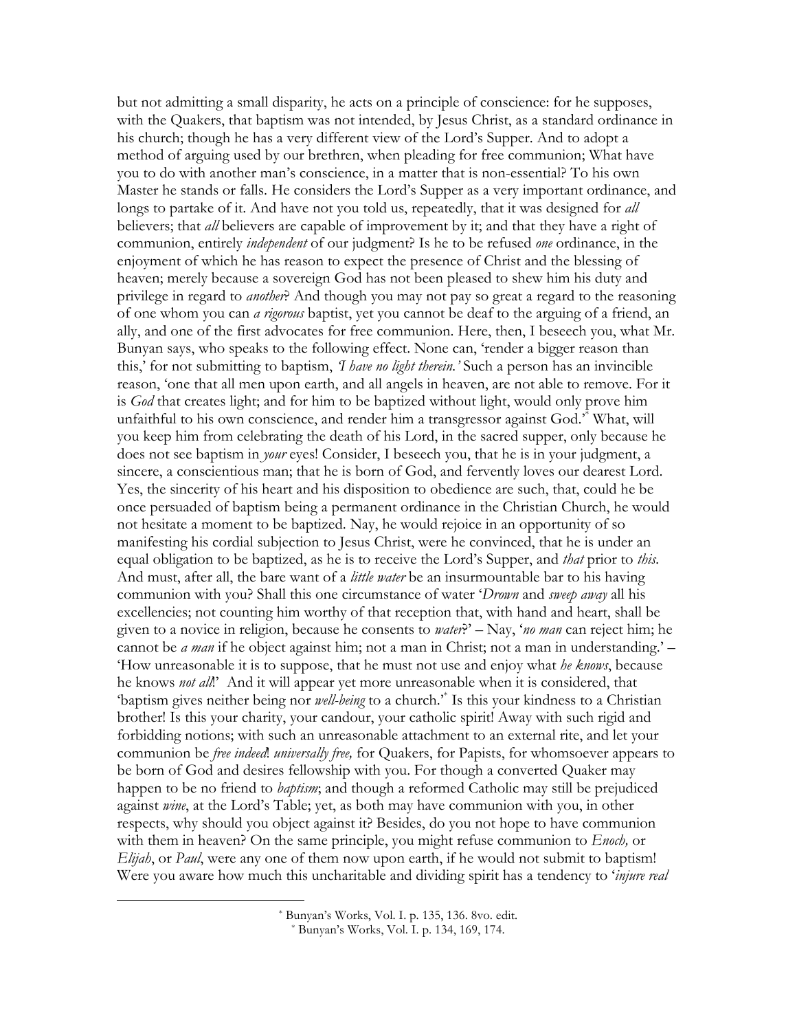but not admitting a small disparity, he acts on a principle of conscience: for he supposes, with the Quakers, that baptism was not intended, by Jesus Christ, as a standard ordinance in his church; though he has a very different view of the Lord's Supper. And to adopt a method of arguing used by our brethren, when pleading for free communion; What have you to do with another man's conscience, in a matter that is non-essential? To his own Master he stands or falls. He considers the Lord's Supper as a very important ordinance, and longs to partake of it. And have not you told us, repeatedly, that it was designed for *all* believers; that *all* believers are capable of improvement by it; and that they have a right of communion, entirely *independent* of our judgment? Is he to be refused *one* ordinance, in the enjoyment of which he has reason to expect the presence of Christ and the blessing of heaven; merely because a sovereign God has not been pleased to shew him his duty and privilege in regard to *another*? And though you may not pay so great a regard to the reasoning of one whom you can *a rigorous* baptist, yet you cannot be deaf to the arguing of a friend, an ally, and one of the first advocates for free communion. Here, then, I beseech you, what Mr. Bunyan says, who speaks to the following effect. None can, 'render a bigger reason than this,' for not submitting to baptism, *'I have no light therein.'* Such a person has an invincible reason, 'one that all men upon earth, and all angels in heaven, are not able to remove. For it is *God* that creates light; and for him to be baptized without light, would only prove him unfaithful to his own conscience, and render him a transgressor against God.'* What, will you keep him from celebrating the death of his Lord, in the sacred supper, only because he does not see baptism in *your* eyes! Consider, I beseech you, that he is in your judgment, a sincere, a conscientious man; that he is born of God, and fervently loves our dearest Lord. Yes, the sincerity of his heart and his disposition to obedience are such, that, could he be once persuaded of baptism being a permanent ordinance in the Christian Church, he would not hesitate a moment to be baptized. Nay, he would rejoice in an opportunity of so manifesting his cordial subjection to Jesus Christ, were he convinced, that he is under an equal obligation to be baptized, as he is to receive the Lord's Supper, and *that* prior to *this*. And must, after all, the bare want of a *little water* be an insurmountable bar to his having communion with you? Shall this one circumstance of water '*Drown* and *sweep away* all his excellencies; not counting him worthy of that reception that, with hand and heart, shall be given to a novice in religion, because he consents to *water*?' – Nay, '*no man* can reject him; he cannot be *a man* if he object against him; not a man in Christ; not a man in understanding.' – 'How unreasonable it is to suppose, that he must not use and enjoy what *he knows*, because he knows *not all*!' And it will appear yet more unreasonable when it is considered, that 'baptism gives neither being nor *well-being* to a church.'* Is this your kindness to a Christian brother! Is this your charity, your candour, your catholic spirit! Away with such rigid and forbidding notions; with such an unreasonable attachment to an external rite, and let your communion be *free indeed*! *universally free,* for Quakers, for Papists, for whomsoever appears to be born of God and desires fellowship with you. For though a converted Quaker may happen to be no friend to *baptism*; and though a reformed Catholic may still be prejudiced against *wine*, at the Lord's Table; yet, as both may have communion with you, in other respects, why should you object against it? Besides, do you not hope to have communion with them in heaven? On the same principle, you might refuse communion to *Enoch,* or *Elijah*, or *Paul*, were any one of them now upon earth, if he would not submit to baptism! Were you aware how much this uncharitable and dividing spirit has a tendency to '*injure real*

---

* Bunyan's Works, Vol. I. p. 135, 136. 8vo. edit.

* Bunyan's Works, Vol. I. p. 134, 169, 174.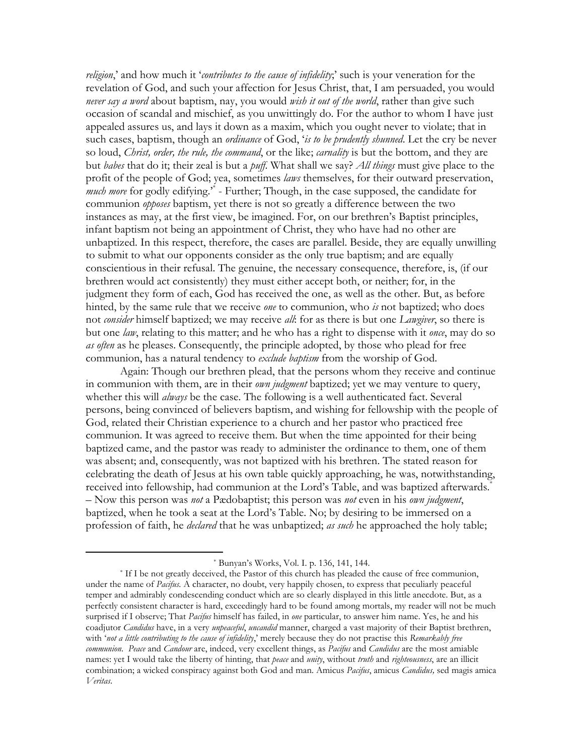*religion*,' and how much it '*contributes to the cause of infidelity*;' such is your veneration for the revelation of God, and such your affection for Jesus Christ, that, I am persuaded, you would *never say a word* about baptism, nay, you would *wish it out of the world*, rather than give such occasion of scandal and mischief, as you unwittingly do. For the author to whom I have just appealed assures us, and lays it down as a maxim, which you ought never to violate; that in such cases, baptism, though an *ordinance* of God, '*is to be prudently shunned*. Let the cry be never so loud, *Christ, order, the rule, the command*, or the like; *carnality* is but the bottom, and they are but *babes* that do it; their zeal is but a *puff*. What shall we say? *All things* must give place to the profit of the people of God; yea, sometimes *laws* themselves, for their outward preservation, *much more* for godly edifying.'[*] - Further; Though, in the case supposed, the candidate for communion *opposes* baptism, yet there is not so greatly a difference between the two instances as may, at the first view, be imagined. For, on our brethren's Baptist principles, infant baptism not being an appointment of Christ, they who have had no other are unbaptized. In this respect, therefore, the cases are parallel. Beside, they are equally unwilling to submit to what our opponents consider as the only true baptism; and are equally conscientious in their refusal. The genuine, the necessary consequence, therefore, is, (if our brethren would act consistently) they must either accept both, or neither; for, in the judgment they form of each, God has received the one, as well as the other. But, as before hinted, by the same rule that we receive *one* to communion, who *is* not baptized; who does not *consider* himself baptized; we may receive *all*: for as there is but one *Lawgiver*, so there is but one *law*, relating to this matter; and he who has a right to dispense with it *once*, may do so *as often* as he pleases. Consequently, the principle adopted, by those who plead for free communion, has a natural tendency to *exclude baptism* from the worship of God.

Again: Though our brethren plead, that the persons whom they receive and continue in communion with them, are in their *own judgment* baptized; yet we may venture to query, whether this will *always* be the case. The following is a well authenticated fact. Several persons, being convinced of believers baptism, and wishing for fellowship with the people of God, related their Christian experience to a church and her pastor who practiced free communion. It was agreed to receive them. But when the time appointed for their being baptized came, and the pastor was ready to administer the ordinance to them, one of them was absent; and, consequently, was not baptized with his brethren. The stated reason for celebrating the death of Jesus at his own table quickly approaching, he was, notwithstanding, received into fellowship, had communion at the Lord's Table, and was baptized afterwards.[*] – Now this person was *not* a Pædobaptist; this person was *not* even in his *own judgment*, baptized, when he took a seat at the Lord's Table. No; by desiring to be immersed on a profession of faith, he *declared* that he was unbaptized; *as such* he approached the holy table;

---

[*] Bunyan's Works, Vol. I. p. 136, 141, 144.

[*] If I be not greatly deceived, the Pastor of this church has pleaded the cause of free communion, under the name of *Pacifus*. A character, no doubt, very happily chosen, to express that peculiarly peaceful temper and admirably condescending conduct which are so clearly displayed in this little anecdote. But, as a perfectly consistent character is hard, exceedingly hard to be found among mortals, my reader will not be much surprised if I observe; That *Pacifus* himself has failed, in *one* particular, to answer him name. Yes, he and his coadjutor *Candidus* have, in a very *unpeaceful*, *uncandid* manner, charged a vast majority of their Baptist brethren, with '*not a little contributing to the cause of infidelity*,' merely because they do not practise this *Remarkably free communion*. *Peace* and *Candour* are, indeed, very excellent things, as *Pacifus* and *Candidus* are the most amiable names: yet I would take the liberty of hinting, that *peace* and *unity*, without *truth* and *righteousness*, are an illicit combination; a wicked conspiracy against both God and man. Amicus *Pacifus*, amicus *Candidus,* sed magis amica *Veritas*.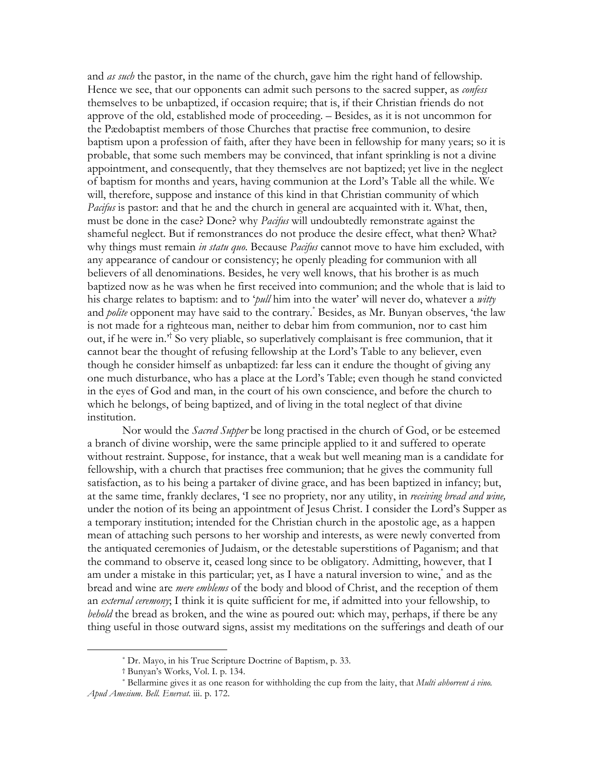and *as such* the pastor, in the name of the church, gave him the right hand of fellowship. Hence we see, that our opponents can admit such persons to the sacred supper, as *confess* themselves to be unbaptized, if occasion require; that is, if their Christian friends do not approve of the old, established mode of proceeding. – Besides, as it is not uncommon for the Pædobaptist members of those Churches that practise free communion, to desire baptism upon a profession of faith, after they have been in fellowship for many years; so it is probable, that some such members may be convinced, that infant sprinkling is not a divine appointment, and consequently, that they themselves are not baptized; yet live in the neglect of baptism for months and years, having communion at the Lord's Table all the while. We will, therefore, suppose and instance of this kind in that Christian community of which *Pacifus* is pastor: and that he and the church in general are acquainted with it. What, then, must be done in the case? Done? why *Pacifus* will undoubtedly remonstrate against the shameful neglect. But if remonstrances do not produce the desire effect, what then? What? why things must remain *in statu quo*. Because *Pacifus* cannot move to have him excluded, with any appearance of candour or consistency; he openly pleading for communion with all believers of all denominations. Besides, he very well knows, that his brother is as much baptized now as he was when he first received into communion; and the whole that is laid to his charge relates to baptism: and to '*pull* him into the water' will never do, whatever a *witty* and *polite* opponent may have said to the contrary.* Besides, as Mr. Bunyan observes, 'the law is not made for a righteous man, neither to debar him from communion, nor to cast him out, if he were in.'† So very pliable, so superlatively complaisant is free communion, that it cannot bear the thought of refusing fellowship at the Lord's Table to any believer, even though he consider himself as unbaptized: far less can it endure the thought of giving any one much disturbance, who has a place at the Lord's Table; even though he stand convicted in the eyes of God and man, in the court of his own conscience, and before the church to which he belongs, of being baptized, and of living in the total neglect of that divine institution.

Nor would the *Sacred Supper* be long practised in the church of God, or be esteemed a branch of divine worship, were the same principle applied to it and suffered to operate without restraint. Suppose, for instance, that a weak but well meaning man is a candidate for fellowship, with a church that practises free communion; that he gives the community full satisfaction, as to his being a partaker of divine grace, and has been baptized in infancy; but, at the same time, frankly declares, 'I see no propriety, nor any utility, in *receiving bread and wine,* under the notion of its being an appointment of Jesus Christ. I consider the Lord's Supper as a temporary institution; intended for the Christian church in the apostolic age, as a happen mean of attaching such persons to her worship and interests, as were newly converted from the antiquated ceremonies of Judaism, or the detestable superstitions of Paganism; and that the command to observe it, ceased long since to be obligatory. Admitting, however, that I am under a mistake in this particular; yet, as I have a natural inversion to wine,* and as the bread and wine are *mere emblems* of the body and blood of Christ, and the reception of them an *external ceremony*; I think it is quite sufficient for me, if admitted into your fellowship, to *behold* the bread as broken, and the wine as poured out: which may, perhaps, if there be any thing useful in those outward signs, assist my meditations on the sufferings and death of our

---

* Dr. Mayo, in his True Scripture Doctrine of Baptism, p. 33.

† Bunyan's Works, Vol. I. p. 134.

* Bellarmine gives it as one reason for withholding the cup from the laity, that *Multi abhorrent á vino. Apud Amesium. Bell. Enervat.* iii. p. 172.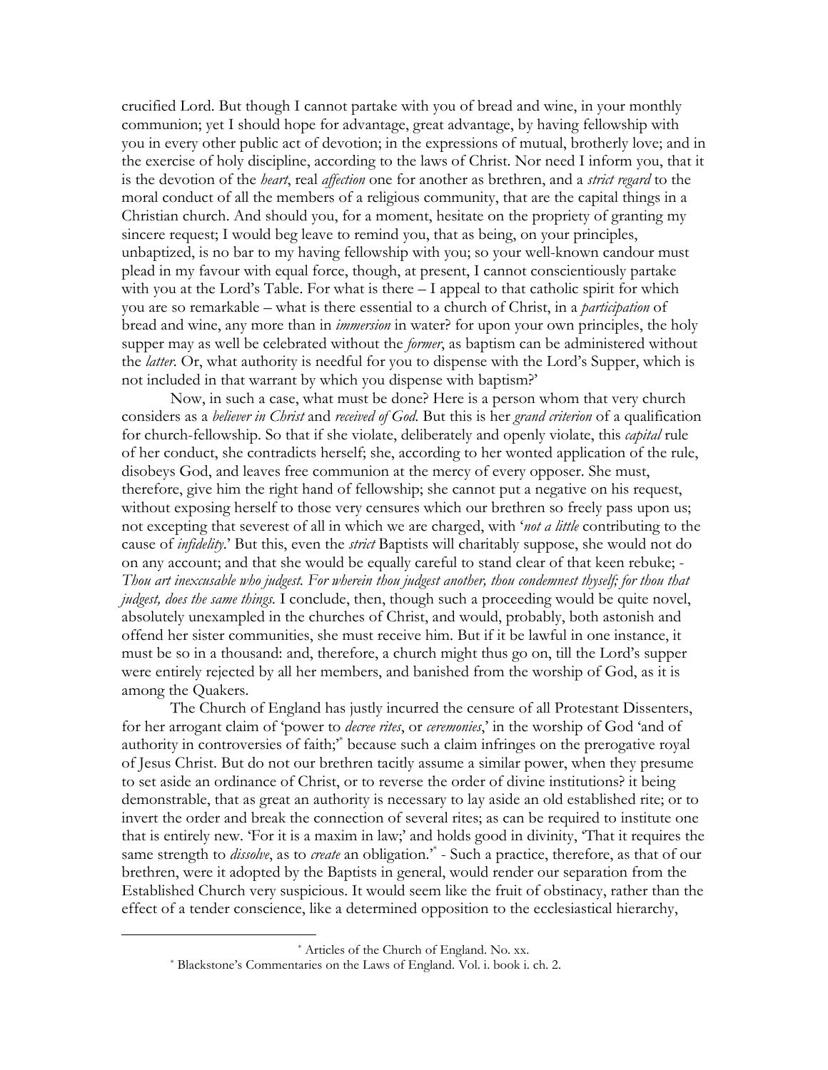crucified Lord. But though I cannot partake with you of bread and wine, in your monthly communion; yet I should hope for advantage, great advantage, by having fellowship with you in every other public act of devotion; in the expressions of mutual, brotherly love; and in the exercise of holy discipline, according to the laws of Christ. Nor need I inform you, that it is the devotion of the *heart*, real *affection* one for another as brethren, and a *strict regard* to the moral conduct of all the members of a religious community, that are the capital things in a Christian church. And should you, for a moment, hesitate on the propriety of granting my sincere request; I would beg leave to remind you, that as being, on your principles, unbaptized, is no bar to my having fellowship with you; so your well-known candour must plead in my favour with equal force, though, at present, I cannot conscientiously partake with you at the Lord's Table. For what is there – I appeal to that catholic spirit for which you are so remarkable – what is there essential to a church of Christ, in a *participation* of bread and wine, any more than in *immersion* in water? for upon your own principles, the holy supper may as well be celebrated without the *former*, as baptism can be administered without the *latter*. Or, what authority is needful for you to dispense with the Lord's Supper, which is not included in that warrant by which you dispense with baptism?'

Now, in such a case, what must be done? Here is a person whom that very church considers as a *believer in Christ* and *received of God*. But this is her *grand criterion* of a qualification for church-fellowship. So that if she violate, deliberately and openly violate, this *capital* rule of her conduct, she contradicts herself; she, according to her wonted application of the rule, disobeys God, and leaves free communion at the mercy of every opposer. She must, therefore, give him the right hand of fellowship; she cannot put a negative on his request, without exposing herself to those very censures which our brethren so freely pass upon us; not excepting that severest of all in which we are charged, with '*not a little* contributing to the cause of *infidelity*.' But this, even the *strict* Baptists will charitably suppose, she would not do on any account; and that she would be equally careful to stand clear of that keen rebuke; - *Thou art inexcusable who judgest. For wherein thou judgest another, thou condemnest thyself; for thou that judgest, does the same things.* I conclude, then, though such a proceeding would be quite novel, absolutely unexampled in the churches of Christ, and would, probably, both astonish and offend her sister communities, she must receive him. But if it be lawful in one instance, it must be so in a thousand: and, therefore, a church might thus go on, till the Lord's supper were entirely rejected by all her members, and banished from the worship of God, as it is among the Quakers.

The Church of England has justly incurred the censure of all Protestant Dissenters, for her arrogant claim of 'power to *decree rites*, or *ceremonies*,' in the worship of God 'and of authority in controversies of faith;'[*] because such a claim infringes on the prerogative royal of Jesus Christ. But do not our brethren tacitly assume a similar power, when they presume to set aside an ordinance of Christ, or to reverse the order of divine institutions? it being demonstrable, that as great an authority is necessary to lay aside an old established rite; or to invert the order and break the connection of several rites; as can be required to institute one that is entirely new. 'For it is a maxim in law;' and holds good in divinity, 'That it requires the same strength to *dissolve*, as to *create* an obligation.'[*] - Such a practice, therefore, as that of our brethren, were it adopted by the Baptists in general, would render our separation from the Established Church very suspicious. It would seem like the fruit of obstinacy, rather than the effect of a tender conscience, like a determined opposition to the ecclesiastical hierarchy,

---

[*] Articles of the Church of England. No. xx.

[*] Blackstone's Commentaries on the Laws of England. Vol. i. book i. ch. 2.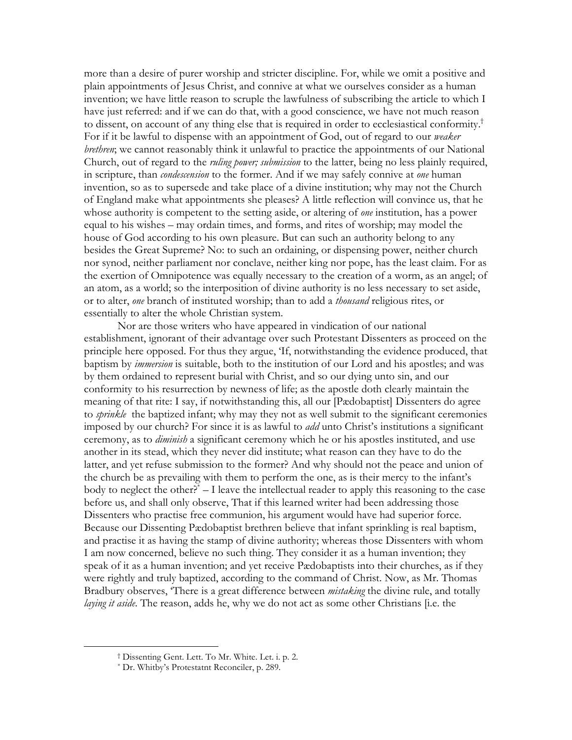more than a desire of purer worship and stricter discipline. For, while we omit a positive and plain appointments of Jesus Christ, and connive at what we ourselves consider as a human invention; we have little reason to scruple the lawfulness of subscribing the article to which I have just referred: and if we can do that, with a good conscience, we have not much reason to dissent, on account of any thing else that is required in order to ecclesiastical conformity.[†] For if it be lawful to dispense with an appointment of God, out of regard to our *weaker brethren*; we cannot reasonably think it unlawful to practice the appointments of our National Church, out of regard to the *ruling power; submission* to the latter, being no less plainly required, in scripture, than *condescension* to the former. And if we may safely connive at *one* human invention, so as to supersede and take place of a divine institution; why may not the Church of England make what appointments she pleases? A little reflection will convince us, that he whose authority is competent to the setting aside, or altering of *one* institution, has a power equal to his wishes – may ordain times, and forms, and rites of worship; may model the house of God according to his own pleasure. But can such an authority belong to any besides the Great Supreme? No: to such an ordaining, or dispensing power, neither church nor synod, neither parliament nor conclave, neither king nor pope, has the least claim. For as the exertion of Omnipotence was equally necessary to the creation of a worm, as an angel; of an atom, as a world; so the interposition of divine authority is no less necessary to set aside, or to alter, *one* branch of instituted worship; than to add a *thousand* religious rites, or essentially to alter the whole Christian system.

Nor are those writers who have appeared in vindication of our national establishment, ignorant of their advantage over such Protestant Dissenters as proceed on the principle here opposed. For thus they argue, 'If, notwithstanding the evidence produced, that baptism by *immersion* is suitable, both to the institution of our Lord and his apostles; and was by them ordained to represent burial with Christ, and so our dying unto sin, and our conformity to his resurrection by newness of life; as the apostle doth clearly maintain the meaning of that rite: I say, if notwithstanding this, all our [Pædobaptist] Dissenters do agree to *sprinkle* the baptized infant; why may they not as well submit to the significant ceremonies imposed by our church? For since it is as lawful to *add* unto Christ's institutions a significant ceremony, as to *diminish* a significant ceremony which he or his apostles instituted, and use another in its stead, which they never did institute; what reason can they have to do the latter, and yet refuse submission to the former? And why should not the peace and union of the church be as prevailing with them to perform the one, as is their mercy to the infant's body to neglect the other?[*] – I leave the intellectual reader to apply this reasoning to the case before us, and shall only observe, That if this learned writer had been addressing those Dissenters who practise free communion, his argument would have had superior force. Because our Dissenting Pædobaptist brethren believe that infant sprinkling is real baptism, and practise it as having the stamp of divine authority; whereas those Dissenters with whom I am now concerned, believe no such thing. They consider it as a human invention; they speak of it as a human invention; and yet receive Pædobaptists into their churches, as if they were rightly and truly baptized, according to the command of Christ. Now, as Mr. Thomas Bradbury observes, 'There is a great difference between *mistaking* the divine rule, and totally *laying it aside*. The reason, adds he, why we do not act as some other Christians [i.e. the

---

[†] Dissenting Gent. Lett. To Mr. White. Let. i. p. 2.

[*] Dr. Whitby's Protestatnt Reconciler, p. 289.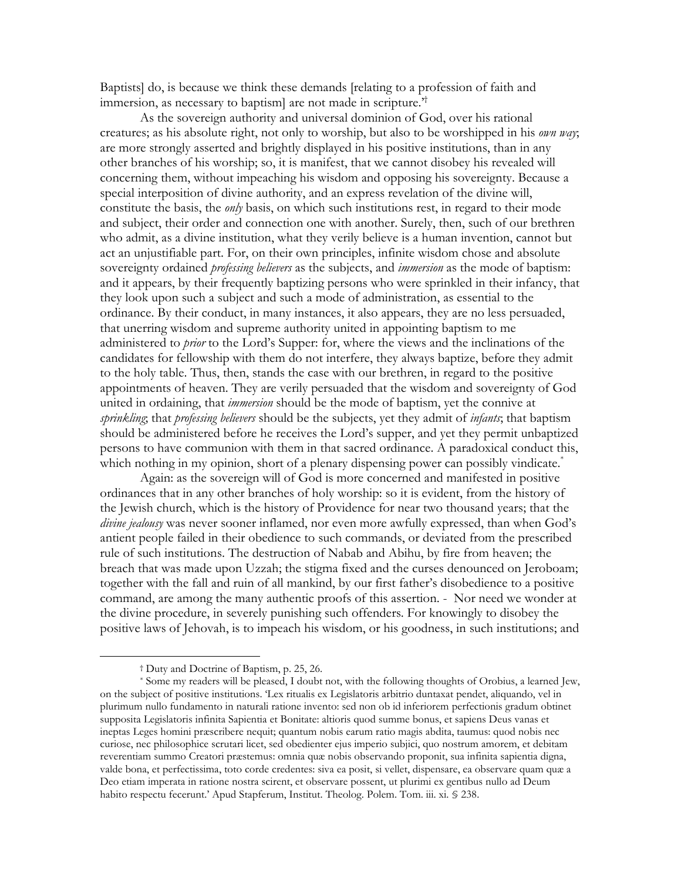Baptists] do, is because we think these demands [relating to a profession of faith and immersion, as necessary to baptism] are not made in scripture.'†

As the sovereign authority and universal dominion of God, over his rational creatures; as his absolute right, not only to worship, but also to be worshipped in his *own way*; are more strongly asserted and brightly displayed in his positive institutions, than in any other branches of his worship; so, it is manifest, that we cannot disobey his revealed will concerning them, without impeaching his wisdom and opposing his sovereignty. Because a special interposition of divine authority, and an express revelation of the divine will, constitute the basis, the *only* basis, on which such institutions rest, in regard to their mode and subject, their order and connection one with another. Surely, then, such of our brethren who admit, as a divine institution, what they verily believe is a human invention, cannot but act an unjustifiable part. For, on their own principles, infinite wisdom chose and absolute sovereignty ordained *professing believers* as the subjects, and *immersion* as the mode of baptism: and it appears, by their frequently baptizing persons who were sprinkled in their infancy, that they look upon such a subject and such a mode of administration, as essential to the ordinance. By their conduct, in many instances, it also appears, they are no less persuaded, that unerring wisdom and supreme authority united in appointing baptism to me administered to *prior* to the Lord's Supper: for, where the views and the inclinations of the candidates for fellowship with them do not interfere, they always baptize, before they admit to the holy table. Thus, then, stands the case with our brethren, in regard to the positive appointments of heaven. They are verily persuaded that the wisdom and sovereignty of God united in ordaining, that *immersion* should be the mode of baptism, yet the connive at *sprinkling*; that *professing believers* should be the subjects, yet they admit of *infants*; that baptism should be administered before he receives the Lord's supper, and yet they permit unbaptized persons to have communion with them in that sacred ordinance. A paradoxical conduct this, which nothing in my opinion, short of a plenary dispensing power can possibly vindicate.*

Again: as the sovereign will of God is more concerned and manifested in positive ordinances that in any other branches of holy worship: so it is evident, from the history of the Jewish church, which is the history of Providence for near two thousand years; that the *divine jealousy* was never sooner inflamed, nor even more awfully expressed, than when God's antient people failed in their obedience to such commands, or deviated from the prescribed rule of such institutions. The destruction of Nabab and Abihu, by fire from heaven; the breach that was made upon Uzzah; the stigma fixed and the curses denounced on Jeroboam; together with the fall and ruin of all mankind, by our first father's disobedience to a positive command, are among the many authentic proofs of this assertion. - Nor need we wonder at the divine procedure, in severely punishing such offenders. For knowingly to disobey the positive laws of Jehovah, is to impeach his wisdom, or his goodness, in such institutions; and

---

† Duty and Doctrine of Baptism, p. 25, 26.

* Some my readers will be pleased, I doubt not, with the following thoughts of Orobius, a learned Jew, on the subject of positive institutions. 'Lex ritualis ex Legislatoris arbitrio duntaxat pendet, aliquando, vel in plurimum nullo fundamento in naturali ratione invento: sed non ob id inferiorem perfectionis gradum obtinet supposita Legislatoris infinita Sapientia et Bonitate: altioris quod summe bonus, et sapiens Deus vanas et ineptas Leges homini præscribere nequit; quantum nobis earum ratio magis abdita, taumus: quod nobis nec curiose, nec philosophice scrutari licet, sed obedienter ejus imperio subjici, quo nostrum amorem, et debitam reverentiam summo Creatori præstemus: omnia quæ nobis observando proponit, sua infinita sapientia digna, valde bona, et perfectissima, toto corde credentes: siva ea posit, si vellet, dispensare, ea observare quam quæ a Deo etiam imperata in ratione nostra scirent, et observare possent, ut plurimi ex gentibus nullo ad Deum habito respectu fecerunt.' Apud Stapferum, Institut. Theolog. Polem. Tom. iii. xi. § 238.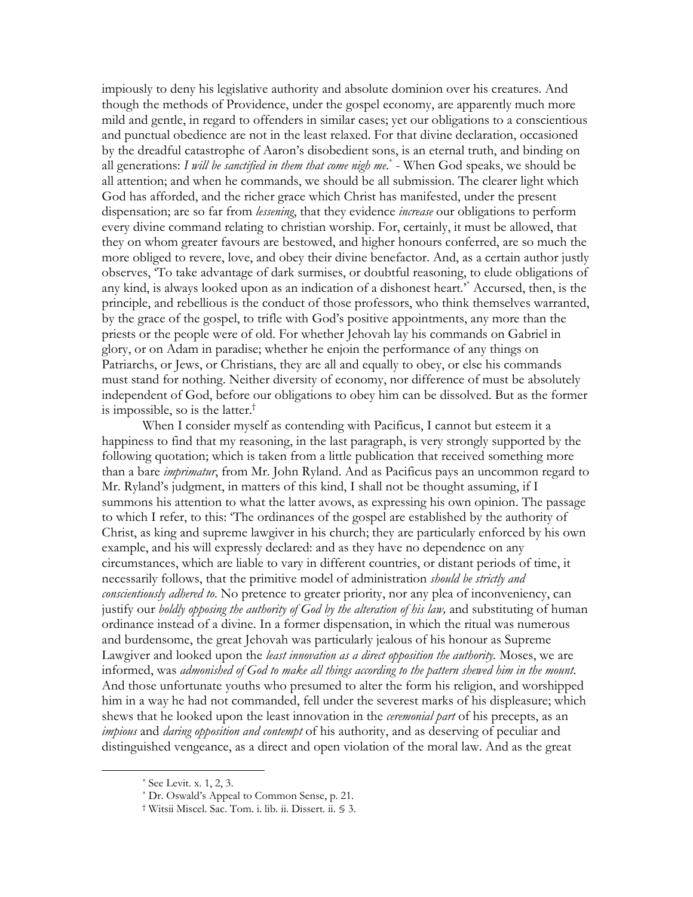impiously to deny his legislative authority and absolute dominion over his creatures. And though the methods of Providence, under the gospel economy, are apparently much more mild and gentle, in regard to offenders in similar cases; yet our obligations to a conscientious and punctual obedience are not in the least relaxed. For that divine declaration, occasioned by the dreadful catastrophe of Aaron's disobedient sons, is an eternal truth, and binding on all generations: *I will be sanctified in them that come nigh me.*[*] - When God speaks, we should be all attention; and when he commands, we should be all submission. The clearer light which God has afforded, and the richer grace which Christ has manifested, under the present dispensation; are so far from *lessening*, that they evidence *increase* our obligations to perform every divine command relating to christian worship. For, certainly, it must be allowed, that they on whom greater favours are bestowed, and higher honours conferred, are so much the more obliged to revere, love, and obey their divine benefactor. And, as a certain author justly observes, 'To take advantage of dark surmises, or doubtful reasoning, to elude obligations of any kind, is always looked upon as an indication of a dishonest heart.'[*] Accursed, then, is the principle, and rebellious is the conduct of those professors, who think themselves warranted, by the grace of the gospel, to trifle with God's positive appointments, any more than the priests or the people were of old. For whether Jehovah lay his commands on Gabriel in glory, or on Adam in paradise; whether he enjoin the performance of any things on Patriarchs, or Jews, or Christians, they are all and equally to obey, or else his commands must stand for nothing. Neither diversity of economy, nor difference of must be absolutely independent of God, before our obligations to obey him can be dissolved. But as the former is impossible, so is the latter.[†]

When I consider myself as contending with Pacificus, I cannot but esteem it a happiness to find that my reasoning, in the last paragraph, is very strongly supported by the following quotation; which is taken from a little publication that received something more than a bare *imprimatur*, from Mr. John Ryland. And as Pacificus pays an uncommon regard to Mr. Ryland's judgment, in matters of this kind, I shall not be thought assuming, if I summons his attention to what the latter avows, as expressing his own opinion. The passage to which I refer, to this: 'The ordinances of the gospel are established by the authority of Christ, as king and supreme lawgiver in his church; they are particularly enforced by his own example, and his will expressly declared: and as they have no dependence on any circumstances, which are liable to vary in different countries, or distant periods of time, it necessarily follows, that the primitive model of administration *should be strictly and conscientiously adhered to.* No pretence to greater priority, nor any plea of inconveniency, can justify our *boldly opposing the authority of God by the alteration of his law,* and substituting of human ordinance instead of a divine. In a former dispensation, in which the ritual was numerous and burdensome, the great Jehovah was particularly jealous of his honour as Supreme Lawgiver and looked upon the *least innovation as a direct opposition the authority.* Moses, we are informed, was *admonished of God to make all things according to the pattern shewed him in the mount.* And those unfortunate youths who presumed to alter the form his religion, and worshipped him in a way he had not commanded, fell under the severest marks of his displeasure; which shews that he looked upon the least innovation in the *ceremonial part* of his precepts, as an *impious* and *daring opposition and contempt* of his authority, and as deserving of peculiar and distinguished vengeance, as a direct and open violation of the moral law. And as the great

---

[*] See Levit. x. 1, 2, 3.

[*] Dr. Oswald's Appeal to Common Sense, p. 21.

[†] Witsii Miscel. Sac. Tom. i. lib. ii. Dissert. ii. § 3.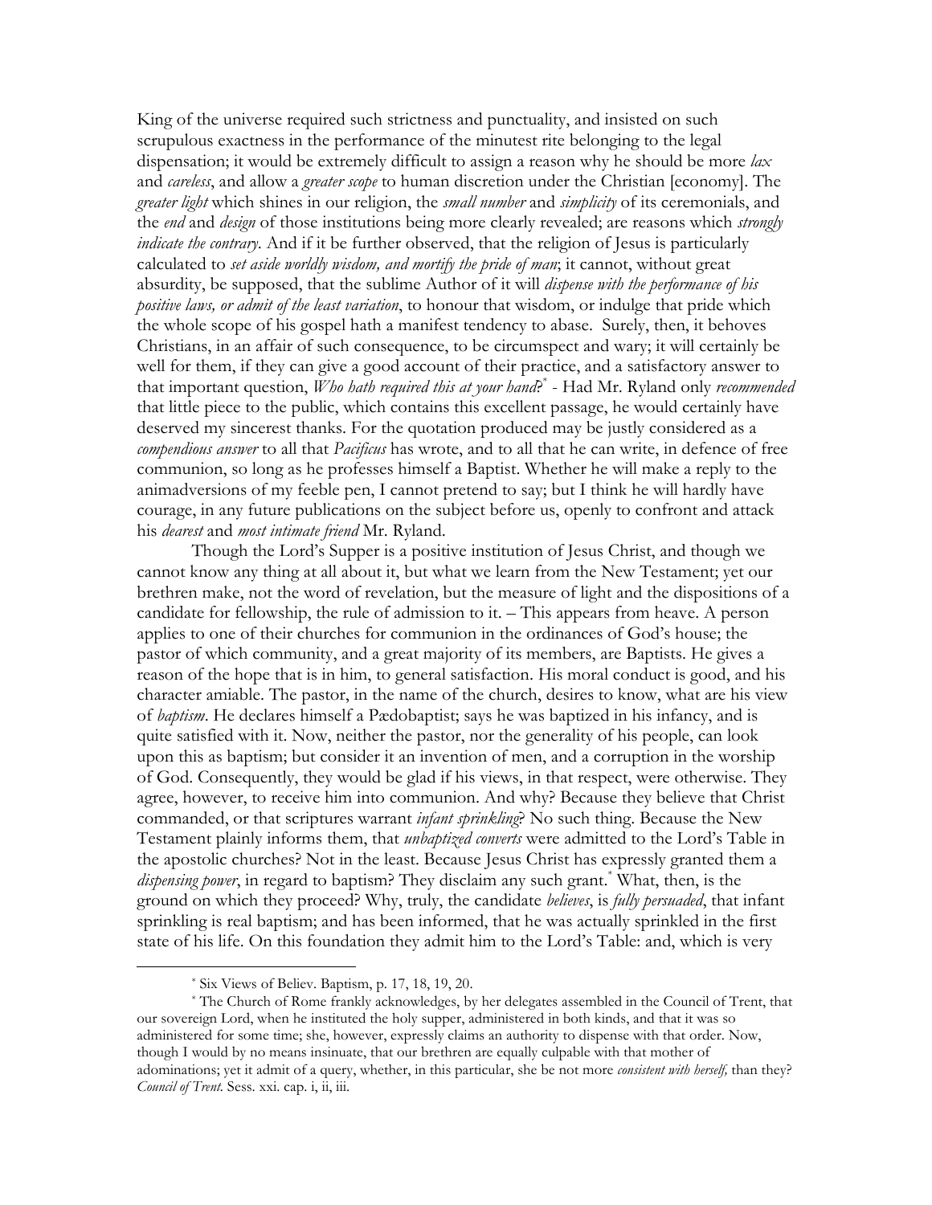King of the universe required such strictness and punctuality, and insisted on such scrupulous exactness in the performance of the minutest rite belonging to the legal dispensation; it would be extremely difficult to assign a reason why he should be more *lax* and *careless*, and allow a *greater scope* to human discretion under the Christian [economy]. The *greater light* which shines in our religion, the *small number* and *simplicity* of its ceremonials, and the *end* and *design* of those institutions being more clearly revealed; are reasons which *strongly indicate the contrary*. And if it be further observed, that the religion of Jesus is particularly calculated to *set aside worldly wisdom, and mortify the pride of man*; it cannot, without great absurdity, be supposed, that the sublime Author of it will *dispense with the performance of his positive laws, or admit of the least variation*, to honour that wisdom, or indulge that pride which the whole scope of his gospel hath a manifest tendency to abase. Surely, then, it behoves Christians, in an affair of such consequence, to be circumspect and wary; it will certainly be well for them, if they can give a good account of their practice, and a satisfactory answer to that important question, *Who hath required this at your hand*?* - Had Mr. Ryland only *recommended* that little piece to the public, which contains this excellent passage, he would certainly have deserved my sincerest thanks. For the quotation produced may be justly considered as a *compendious answer* to all that *Pacificus* has wrote, and to all that he can write, in defence of free communion, so long as he professes himself a Baptist. Whether he will make a reply to the animadversions of my feeble pen, I cannot pretend to say; but I think he will hardly have courage, in any future publications on the subject before us, openly to confront and attack his *dearest* and *most intimate friend* Mr. Ryland.

Though the Lord's Supper is a positive institution of Jesus Christ, and though we cannot know any thing at all about it, but what we learn from the New Testament; yet our brethren make, not the word of revelation, but the measure of light and the dispositions of a candidate for fellowship, the rule of admission to it. – This appears from heave. A person applies to one of their churches for communion in the ordinances of God's house; the pastor of which community, and a great majority of its members, are Baptists. He gives a reason of the hope that is in him, to general satisfaction. His moral conduct is good, and his character amiable. The pastor, in the name of the church, desires to know, what are his view of *baptism*. He declares himself a Pædobaptist; says he was baptized in his infancy, and is quite satisfied with it. Now, neither the pastor, nor the generality of his people, can look upon this as baptism; but consider it an invention of men, and a corruption in the worship of God. Consequently, they would be glad if his views, in that respect, were otherwise. They agree, however, to receive him into communion. And why? Because they believe that Christ commanded, or that scriptures warrant *infant sprinkling*? No such thing. Because the New Testament plainly informs them, that *unbaptized converts* were admitted to the Lord's Table in the apostolic churches? Not in the least. Because Jesus Christ has expressly granted them a *dispensing power*, in regard to baptism? They disclaim any such grant.* What, then, is the ground on which they proceed? Why, truly, the candidate *believes*, is *fully persuaded*, that infant sprinkling is real baptism; and has been informed, that he was actually sprinkled in the first state of his life. On this foundation they admit him to the Lord's Table: and, which is very

---

\* Six Views of Believ. Baptism, p. 17, 18, 19, 20.

\* The Church of Rome frankly acknowledges, by her delegates assembled in the Council of Trent, that our sovereign Lord, when he instituted the holy supper, administered in both kinds, and that it was so administered for some time; she, however, expressly claims an authority to dispense with that order. Now, though I would by no means insinuate, that our brethren are equally culpable with that mother of adominations; yet it admit of a query, whether, in this particular, she be not more *consistent with herself,* than they? *Council of Trent.* Sess. xxi. cap. i, ii, iii.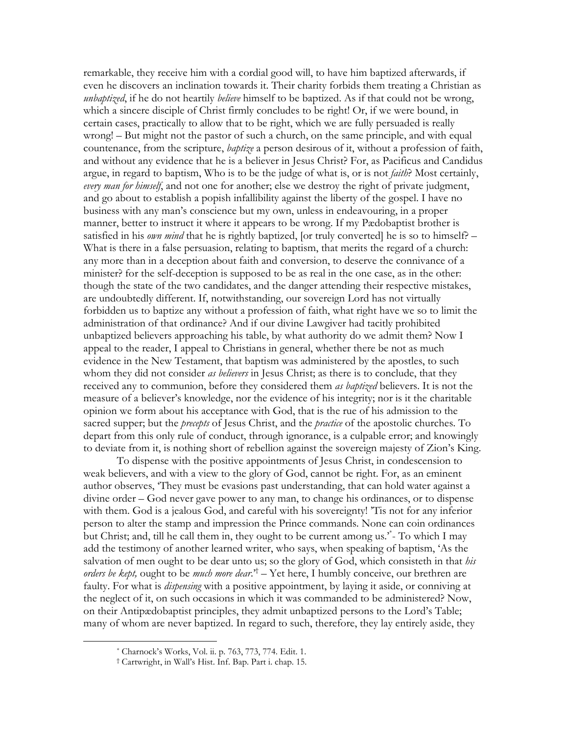remarkable, they receive him with a cordial good will, to have him baptized afterwards, if even he discovers an inclination towards it. Their charity forbids them treating a Christian as *unbaptized*, if he do not heartily *believe* himself to be baptized. As if that could not be wrong, which a sincere disciple of Christ firmly concludes to be right! Or, if we were bound, in certain cases, practically to allow that to be right, which we are fully persuaded is really wrong! – But might not the pastor of such a church, on the same principle, and with equal countenance, from the scripture, *baptize* a person desirous of it, without a profession of faith, and without any evidence that he is a believer in Jesus Christ? For, as Pacificus and Candidus argue, in regard to baptism, Who is to be the judge of what is, or is not *faith*? Most certainly, *every man for himself*, and not one for another; else we destroy the right of private judgment, and go about to establish a popish infallibility against the liberty of the gospel. I have no business with any man's conscience but my own, unless in endeavouring, in a proper manner, better to instruct it where it appears to be wrong. If my Pædobaptist brother is satisfied in his *own mind* that he is rightly baptized, [or truly converted] he is so to himself? – What is there in a false persuasion, relating to baptism, that merits the regard of a church: any more than in a deception about faith and conversion, to deserve the connivance of a minister? for the self-deception is supposed to be as real in the one case, as in the other: though the state of the two candidates, and the danger attending their respective mistakes, are undoubtedly different. If, notwithstanding, our sovereign Lord has not virtually forbidden us to baptize any without a profession of faith, what right have we so to limit the administration of that ordinance? And if our divine Lawgiver had tacitly prohibited unbaptized believers approaching his table, by what authority do we admit them? Now I appeal to the reader, I appeal to Christians in general, whether there be not as much evidence in the New Testament, that baptism was administered by the apostles, to such whom they did not consider *as believers* in Jesus Christ; as there is to conclude, that they received any to communion, before they considered them *as baptized* believers. It is not the measure of a believer's knowledge, nor the evidence of his integrity; nor is it the charitable opinion we form about his acceptance with God, that is the rue of his admission to the sacred supper; but the *precepts* of Jesus Christ, and the *practice* of the apostolic churches. To depart from this only rule of conduct, through ignorance, is a culpable error; and knowingly to deviate from it, is nothing short of rebellion against the sovereign majesty of Zion's King.

To dispense with the positive appointments of Jesus Christ, in condescension to weak believers, and with a view to the glory of God, cannot be right. For, as an eminent author observes, 'They must be evasions past understanding, that can hold water against a divine order – God never gave power to any man, to change his ordinances, or to dispense with them. God is a jealous God, and careful with his sovereignty! 'Tis not for any inferior person to alter the stamp and impression the Prince commands. None can coin ordinances but Christ; and, till he call them in, they ought to be current among us.'[*]- To which I may add the testimony of another learned writer, who says, when speaking of baptism, 'As the salvation of men ought to be dear unto us; so the glory of God, which consisteth in that *his orders be kept,* ought to be *much more dear*.'[†] – Yet here, I humbly conceive, our brethren are faulty. For what is *dispensing* with a positive appointment, by laying it aside, or conniving at the neglect of it, on such occasions in which it was commanded to be administered? Now, on their Antipædobaptist principles, they admit unbaptized persons to the Lord's Table; many of whom are never baptized. In regard to such, therefore, they lay entirely aside, they

---

[*] Charnock's Works, Vol. ii. p. 763, 773, 774. Edit. 1.

[†] Cartwright, in Wall's Hist. Inf. Bap. Part i. chap. 15.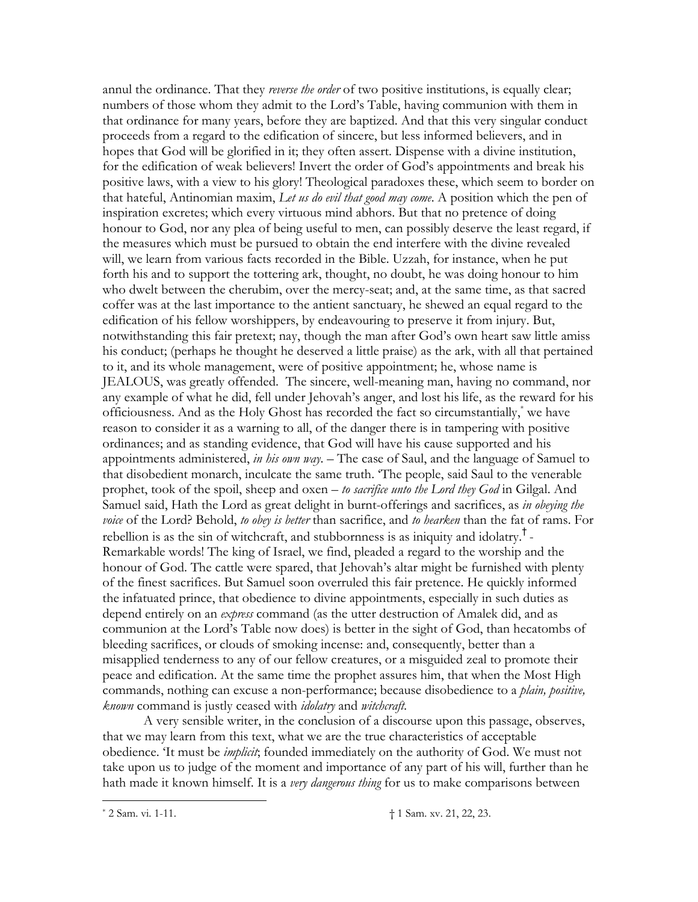annul the ordinance. That they *reverse the order* of two positive institutions, is equally clear; numbers of those whom they admit to the Lord's Table, having communion with them in that ordinance for many years, before they are baptized. And that this very singular conduct proceeds from a regard to the edification of sincere, but less informed believers, and in hopes that God will be glorified in it; they often assert. Dispense with a divine institution, for the edification of weak believers! Invert the order of God's appointments and break his positive laws, with a view to his glory! Theological paradoxes these, which seem to border on that hateful, Antinomian maxim, *Let us do evil that good may come*. A position which the pen of inspiration excretes; which every virtuous mind abhors. But that no pretence of doing honour to God, nor any plea of being useful to men, can possibly deserve the least regard, if the measures which must be pursued to obtain the end interfere with the divine revealed will, we learn from various facts recorded in the Bible. Uzzah, for instance, when he put forth his and to support the tottering ark, thought, no doubt, he was doing honour to him who dwelt between the cherubim, over the mercy-seat; and, at the same time, as that sacred coffer was at the last importance to the antient sanctuary, he shewed an equal regard to the edification of his fellow worshippers, by endeavouring to preserve it from injury. But, notwithstanding this fair pretext; nay, though the man after God's own heart saw little amiss his conduct; (perhaps he thought he deserved a little praise) as the ark, with all that pertained to it, and its whole management, were of positive appointment; he, whose name is JEALOUS, was greatly offended. The sincere, well-meaning man, having no command, nor any example of what he did, fell under Jehovah's anger, and lost his life, as the reward for his officiousness. And as the Holy Ghost has recorded the fact so circumstantially,[*] we have reason to consider it as a warning to all, of the danger there is in tampering with positive ordinances; and as standing evidence, that God will have his cause supported and his appointments administered, *in his own way*. – The case of Saul, and the language of Samuel to that disobedient monarch, inculcate the same truth. 'The people, said Saul to the venerable prophet, took of the spoil, sheep and oxen – *to sacrifice unto the Lord they God* in Gilgal. And Samuel said, Hath the Lord as great delight in burnt-offerings and sacrifices, as *in obeying the voice* of the Lord? Behold, *to obey is better* than sacrifice, and *to hearken* than the fat of rams. For rebellion is as the sin of witchcraft, and stubbornness is as iniquity and idolatry.[†] - Remarkable words! The king of Israel, we find, pleaded a regard to the worship and the honour of God. The cattle were spared, that Jehovah's altar might be furnished with plenty of the finest sacrifices. But Samuel soon overruled this fair pretence. He quickly informed the infatuated prince, that obedience to divine appointments, especially in such duties as depend entirely on an *express* command (as the utter destruction of Amalek did, and as communion at the Lord's Table now does) is better in the sight of God, than hecatombs of bleeding sacrifices, or clouds of smoking incense: and, consequently, better than a misapplied tenderness to any of our fellow creatures, or a misguided zeal to promote their peace and edification. At the same time the prophet assures him, that when the Most High commands, nothing can excuse a non-performance; because disobedience to a *plain, positive, known* command is justly ceased with *idolatry* and *witchcraft*.

A very sensible writer, in the conclusion of a discourse upon this passage, observes, that we may learn from this text, what we are the true characteristics of acceptable obedience. 'It must be *implicit*; founded immediately on the authority of God. We must not take upon us to judge of the moment and importance of any part of his will, further than he hath made it known himself. It is a *very dangerous thing* for us to make comparisons between

---

[*] 2 Sam. vi. 1-11.

[†] 1 Sam. xv. 21, 22, 23.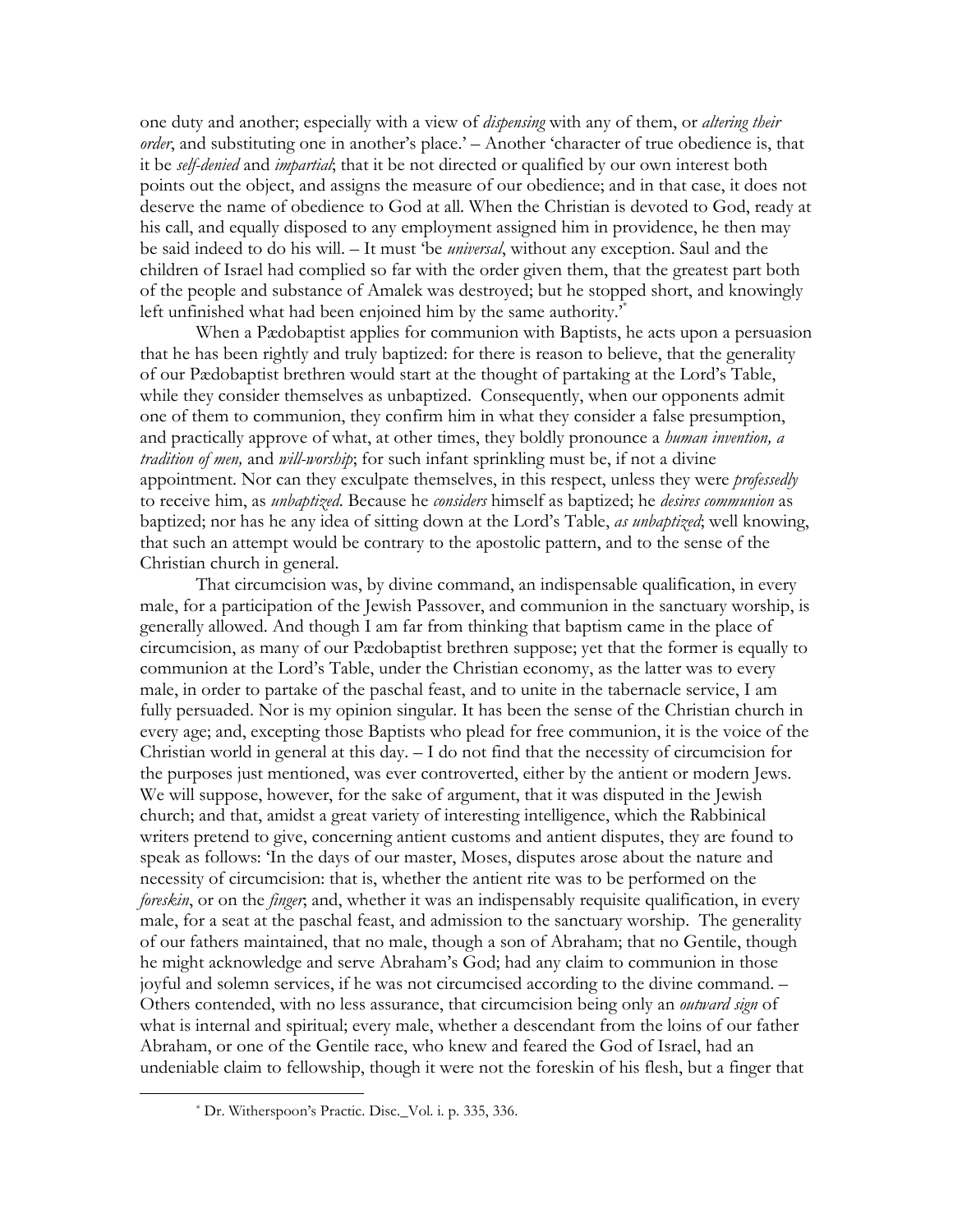one duty and another; especially with a view of *dispensing* with any of them, or *altering their order*, and substituting one in another's place.' – Another 'character of true obedience is, that it be *self-denied* and *impartial*; that it be not directed or qualified by our own interest both points out the object, and assigns the measure of our obedience; and in that case, it does not deserve the name of obedience to God at all. When the Christian is devoted to God, ready at his call, and equally disposed to any employment assigned him in providence, he then may be said indeed to do his will. – It must 'be *universal*, without any exception. Saul and the children of Israel had complied so far with the order given them, that the greatest part both of the people and substance of Amalek was destroyed; but he stopped short, and knowingly left unfinished what had been enjoined him by the same authority.'*

When a Pædobaptist applies for communion with Baptists, he acts upon a persuasion that he has been rightly and truly baptized: for there is reason to believe, that the generality of our Pædobaptist brethren would start at the thought of partaking at the Lord's Table, while they consider themselves as unbaptized. Consequently, when our opponents admit one of them to communion, they confirm him in what they consider a false presumption, and practically approve of what, at other times, they boldly pronounce a *human invention, a tradition of men,* and *will-worship*; for such infant sprinkling must be, if not a divine appointment. Nor can they exculpate themselves, in this respect, unless they were *professedly* to receive him, as *unbaptized*. Because he *considers* himself as baptized; he *desires communion* as baptized; nor has he any idea of sitting down at the Lord's Table, *as unbaptized*; well knowing, that such an attempt would be contrary to the apostolic pattern, and to the sense of the Christian church in general.

That circumcision was, by divine command, an indispensable qualification, in every male, for a participation of the Jewish Passover, and communion in the sanctuary worship, is generally allowed. And though I am far from thinking that baptism came in the place of circumcision, as many of our Pædobaptist brethren suppose; yet that the former is equally to communion at the Lord's Table, under the Christian economy, as the latter was to every male, in order to partake of the paschal feast, and to unite in the tabernacle service, I am fully persuaded. Nor is my opinion singular. It has been the sense of the Christian church in every age; and, excepting those Baptists who plead for free communion, it is the voice of the Christian world in general at this day. – I do not find that the necessity of circumcision for the purposes just mentioned, was ever controverted, either by the antient or modern Jews. We will suppose, however, for the sake of argument, that it was disputed in the Jewish church; and that, amidst a great variety of interesting intelligence, which the Rabbinical writers pretend to give, concerning antient customs and antient disputes, they are found to speak as follows: 'In the days of our master, Moses, disputes arose about the nature and necessity of circumcision: that is, whether the antient rite was to be performed on the *foreskin*, or on the *finger*; and, whether it was an indispensably requisite qualification, in every male, for a seat at the paschal feast, and admission to the sanctuary worship. The generality of our fathers maintained, that no male, though a son of Abraham; that no Gentile, though he might acknowledge and serve Abraham's God; had any claim to communion in those joyful and solemn services, if he was not circumcised according to the divine command. – Others contended, with no less assurance, that circumcision being only an *outward sign* of what is internal and spiritual; every male, whether a descendant from the loins of our father Abraham, or one of the Gentile race, who knew and feared the God of Israel, had an undeniable claim to fellowship, though it were not the foreskin of his flesh, but a finger that

---

* Dr. Witherspoon's Practic. Disc._Vol. i. p. 335, 336.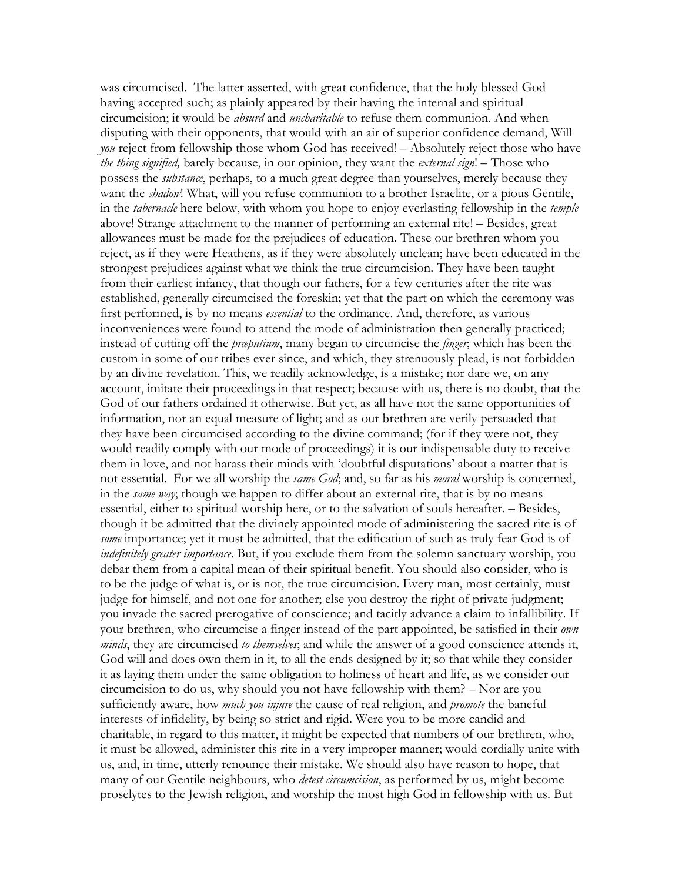was circumcised. The latter asserted, with great confidence, that the holy blessed God having accepted such; as plainly appeared by their having the internal and spiritual circumcision; it would be *absurd* and *uncharitable* to refuse them communion. And when disputing with their opponents, that would with an air of superior confidence demand, Will *you* reject from fellowship those whom God has received! – Absolutely reject those who have *the thing signified,* barely because, in our opinion, they want the *external sign*! – Those who possess the *substance*, perhaps, to a much great degree than yourselves, merely because they want the *shadow*! What, will you refuse communion to a brother Israelite, or a pious Gentile, in the *tabernacle* here below, with whom you hope to enjoy everlasting fellowship in the *temple* above! Strange attachment to the manner of performing an external rite! – Besides, great allowances must be made for the prejudices of education. These our brethren whom you reject, as if they were Heathens, as if they were absolutely unclean; have been educated in the strongest prejudices against what we think the true circumcision. They have been taught from their earliest infancy, that though our fathers, for a few centuries after the rite was established, generally circumcised the foreskin; yet that the part on which the ceremony was first performed, is by no means *essential* to the ordinance. And, therefore, as various inconveniences were found to attend the mode of administration then generally practiced; instead of cutting off the *præputium*, many began to circumcise the *finger*; which has been the custom in some of our tribes ever since, and which, they strenuously plead, is not forbidden by an divine revelation. This, we readily acknowledge, is a mistake; nor dare we, on any account, imitate their proceedings in that respect; because with us, there is no doubt, that the God of our fathers ordained it otherwise. But yet, as all have not the same opportunities of information, nor an equal measure of light; and as our brethren are verily persuaded that they have been circumcised according to the divine command; (for if they were not, they would readily comply with our mode of proceedings) it is our indispensable duty to receive them in love, and not harass their minds with 'doubtful disputations' about a matter that is not essential. For we all worship the *same God*; and, so far as his *moral* worship is concerned, in the *same way*; though we happen to differ about an external rite, that is by no means essential, either to spiritual worship here, or to the salvation of souls hereafter. – Besides, though it be admitted that the divinely appointed mode of administering the sacred rite is of *some* importance; yet it must be admitted, that the edification of such as truly fear God is of *indefinitely greater importance*. But, if you exclude them from the solemn sanctuary worship, you debar them from a capital mean of their spiritual benefit. You should also consider, who is to be the judge of what is, or is not, the true circumcision. Every man, most certainly, must judge for himself, and not one for another; else you destroy the right of private judgment; you invade the sacred prerogative of conscience; and tacitly advance a claim to infallibility. If your brethren, who circumcise a finger instead of the part appointed, be satisfied in their *own minds*, they are circumcised *to themselves*; and while the answer of a good conscience attends it, God will and does own them in it, to all the ends designed by it; so that while they consider it as laying them under the same obligation to holiness of heart and life, as we consider our circumcision to do us, why should you not have fellowship with them? – Nor are you sufficiently aware, how *much you injure* the cause of real religion, and *promote* the baneful interests of infidelity, by being so strict and rigid. Were you to be more candid and charitable, in regard to this matter, it might be expected that numbers of our brethren, who, it must be allowed, administer this rite in a very improper manner; would cordially unite with us, and, in time, utterly renounce their mistake. We should also have reason to hope, that many of our Gentile neighbours, who *detest circumcision*, as performed by us, might become proselytes to the Jewish religion, and worship the most high God in fellowship with us. But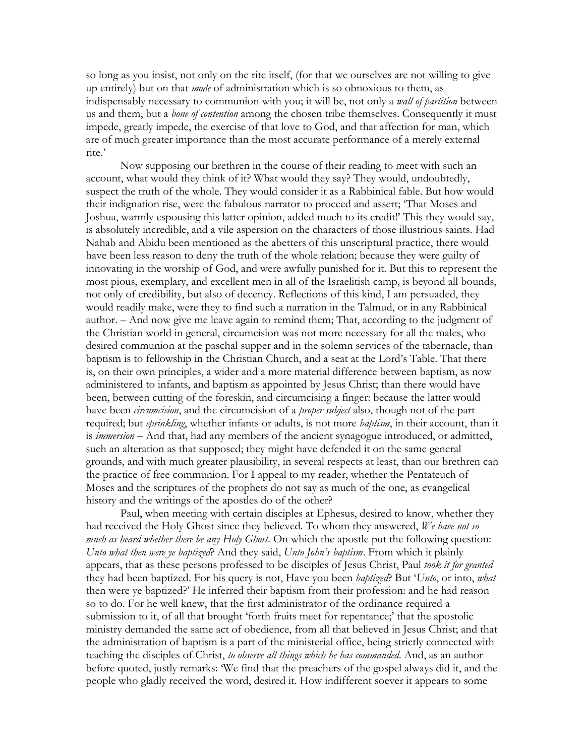so long as you insist, not only on the rite itself, (for that we ourselves are not willing to give up entirely) but on that *mode* of administration which is so obnoxious to them, as indispensably necessary to communion with you; it will be, not only a *wall of partition* between us and them, but a *bone of contention* among the chosen tribe themselves. Consequently it must impede, greatly impede, the exercise of that love to God, and that affection for man, which are of much greater importance than the most accurate performance of a merely external rite.'

Now supposing our brethren in the course of their reading to meet with such an account, what would they think of it? What would they say? They would, undoubtedly, suspect the truth of the whole. They would consider it as a Rabbinical fable. But how would their indignation rise, were the fabulous narrator to proceed and assert; 'That Moses and Joshua, warmly espousing this latter opinion, added much to its credit!' This they would say, is absolutely incredible, and a vile aspersion on the characters of those illustrious saints. Had Nahab and Abidu been mentioned as the abetters of this unscriptural practice, there would have been less reason to deny the truth of the whole relation; because they were guilty of innovating in the worship of God, and were awfully punished for it. But this to represent the most pious, exemplary, and excellent men in all of the Israelitish camp, is beyond all bounds, not only of credibility, but also of decency. Reflections of this kind, I am persuaded, they would readily make, were they to find such a narration in the Talmud, or in any Rabbinical author. – And now give me leave again to remind them; That, according to the judgment of the Christian world in general, circumcision was not more necessary for all the males, who desired communion at the paschal supper and in the solemn services of the tabernacle, than baptism is to fellowship in the Christian Church, and a seat at the Lord's Table. That there is, on their own principles, a wider and a more material difference between baptism, as now administered to infants, and baptism as appointed by Jesus Christ; than there would have been, between cutting of the foreskin, and circumcising a finger: because the latter would have been *circumcision*, and the circumcision of a *proper subject* also, though not of the part required; but *sprinkling*, whether infants or adults, is not more *baptism*, in their account, than it is *immersion* – And that, had any members of the ancient synagogue introduced, or admitted, such an alteration as that supposed; they might have defended it on the same general grounds, and with much greater plausibility, in several respects at least, than our brethren can the practice of free communion. For I appeal to my reader, whether the Pentateuch of Moses and the scriptures of the prophets do not say as much of the one, as evangelical history and the writings of the apostles do of the other?

Paul, when meeting with certain disciples at Ephesus, desired to know, whether they had received the Holy Ghost since they believed. To whom they answered, *We have not so much as heard whether there be any Holy Ghost.* On which the apostle put the following question: *Unto what then were ye baptized*? And they said, *Unto John's baptism*. From which it plainly appears, that as these persons professed to be disciples of Jesus Christ, Paul *took it for granted* they had been baptized. For his query is not, Have you been *baptized*? But '*Unto*, or into, *what* then were ye baptized?' He inferred their baptism from their profession: and he had reason so to do. For he well knew, that the first administrator of the ordinance required a submission to it, of all that brought 'forth fruits meet for repentance;' that the apostolic ministry demanded the same act of obedience, from all that believed in Jesus Christ; and that the administration of baptism is a part of the ministerial office, being strictly connected with teaching the disciples of Christ, *to observe all things which he has commanded*. And, as an author before quoted, justly remarks: 'We find that the preachers of the gospel always did it, and the people who gladly received the word, desired it. How indifferent soever it appears to some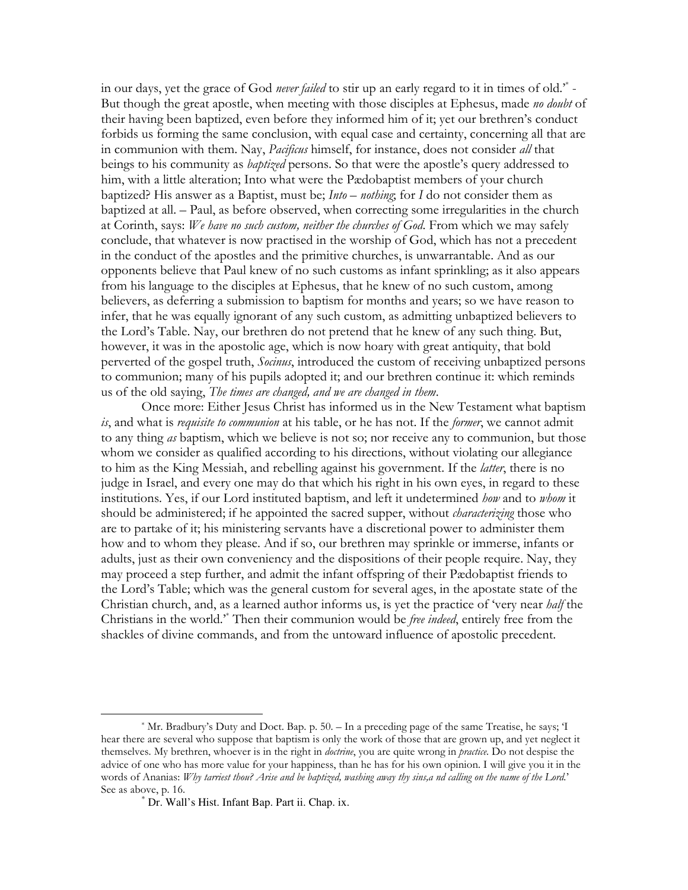in our days, yet the grace of God *never failed* to stir up an early regard to it in times of old.'[*] - But though the great apostle, when meeting with those disciples at Ephesus, made *no doubt* of their having been baptized, even before they informed him of it; yet our brethren's conduct forbids us forming the same conclusion, with equal case and certainty, concerning all that are in communion with them. Nay, *Pacificus* himself, for instance, does not consider *all* that beings to his community as *baptized* persons. So that were the apostle's query addressed to him, with a little alteration; Into what were the Pædobaptist members of your church baptized? His answer as a Baptist, must be; *Into – nothing*; for *I* do not consider them as baptized at all. – Paul, as before observed, when correcting some irregularities in the church at Corinth, says: *We have no such custom, neither the churches of God*. From which we may safely conclude, that whatever is now practised in the worship of God, which has not a precedent in the conduct of the apostles and the primitive churches, is unwarrantable. And as our opponents believe that Paul knew of no such customs as infant sprinkling; as it also appears from his language to the disciples at Ephesus, that he knew of no such custom, among believers, as deferring a submission to baptism for months and years; so we have reason to infer, that he was equally ignorant of any such custom, as admitting unbaptized believers to the Lord's Table. Nay, our brethren do not pretend that he knew of any such thing. But, however, it was in the apostolic age, which is now hoary with great antiquity, that bold perverted of the gospel truth, *Socinus*, introduced the custom of receiving unbaptized persons to communion; many of his pupils adopted it; and our brethren continue it: which reminds us of the old saying, *The times are changed, and we are changed in them*.

Once more: Either Jesus Christ has informed us in the New Testament what baptism *is*, and what is *requisite to communion* at his table, or he has not. If the *former*, we cannot admit to any thing *as* baptism, which we believe is not so; nor receive any to communion, but those whom we consider as qualified according to his directions, without violating our allegiance to him as the King Messiah, and rebelling against his government. If the *latter*, there is no judge in Israel, and every one may do that which his right in his own eyes, in regard to these institutions. Yes, if our Lord instituted baptism, and left it undetermined *how* and to *whom* it should be administered; if he appointed the sacred supper, without *characterizing* those who are to partake of it; his ministering servants have a discretional power to administer them how and to whom they please. And if so, our brethren may sprinkle or immerse, infants or adults, just as their own conveniency and the dispositions of their people require. Nay, they may proceed a step further, and admit the infant offspring of their Pædobaptist friends to the Lord's Table; which was the general custom for several ages, in the apostate state of the Christian church, and, as a learned author informs us, is yet the practice of 'very near *half* the Christians in the world.'[*] Then their communion would be *free indeed*, entirely free from the shackles of divine commands, and from the untoward influence of apostolic precedent.

---

[*] Mr. Bradbury's Duty and Doct. Bap. p. 50. – In a preceding page of the same Treatise, he says; 'I hear there are several who suppose that baptism is only the work of those that are grown up, and yet neglect it themselves. My brethren, whoever is in the right in *doctrine*, you are quite wrong in *practice*. Do not despise the advice of one who has more value for your happiness, than he has for his own opinion. I will give you it in the words of Ananias: *Why tarriest thou? Arise and be baptized, washing away thy sins,a nd calling on the name of the Lord*.' See as above, p. 16.

[*] Dr. Wall's Hist. Infant Bap. Part ii. Chap. ix.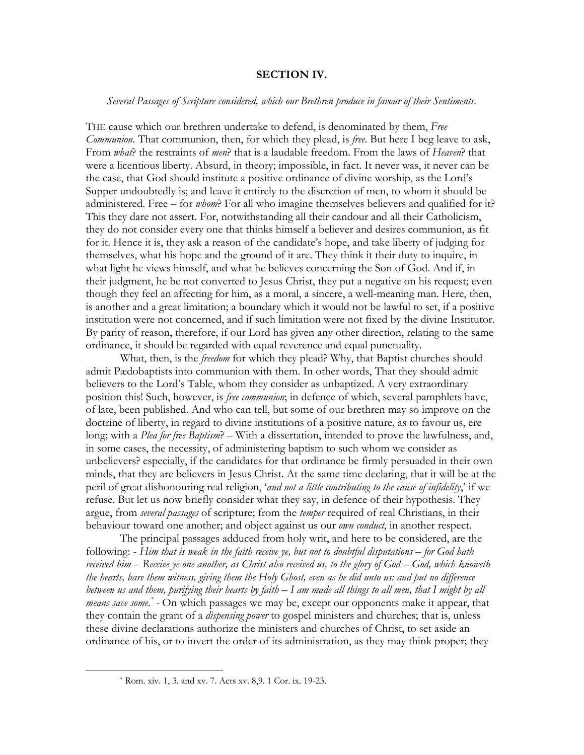## SECTION IV.

*Several Passages of Scripture considered, which our Brethren produce in favour of their Sentiments.*

THE cause which our brethren undertake to defend, is denominated by them, *Free Communion*. That communion, then, for which they plead, is *free*. But here I beg leave to ask, From *what*? the restraints of *men*? that is a laudable freedom. From the laws of *Heaven*? that were a licentious liberty. Absurd, in theory; impossible, in fact. It never was, it never can be the case, that God should institute a positive ordinance of divine worship, as the Lord's Supper undoubtedly is; and leave it entirely to the discretion of men, to whom it should be administered. Free – for *whom*? For all who imagine themselves believers and qualified for it? This they dare not assert. For, notwithstanding all their candour and all their Catholicism, they do not consider every one that thinks himself a believer and desires communion, as fit for it. Hence it is, they ask a reason of the candidate's hope, and take liberty of judging for themselves, what his hope and the ground of it are. They think it their duty to inquire, in what light he views himself, and what he believes concerning the Son of God. And if, in their judgment, he be not converted to Jesus Christ, they put a negative on his request; even though they feel an affecting for him, as a moral, a sincere, a well-meaning man. Here, then, is another and a great limitation; a boundary which it would not be lawful to set, if a positive institution were not concerned, and if such limitation were not fixed by the divine Institutor. By parity of reason, therefore, if our Lord has given any other direction, relating to the same ordinance, it should be regarded with equal reverence and equal punctuality.

What, then, is the *freedom* for which they plead? Why, that Baptist churches should admit Pædobaptists into communion with them. In other words, That they should admit believers to the Lord's Table, whom they consider as unbaptized. A very extraordinary position this! Such, however, is *free communion*; in defence of which, several pamphlets have, of late, been published. And who can tell, but some of our brethren may so improve on the doctrine of liberty, in regard to divine institutions of a positive nature, as to favour us, ere long; with a *Plea for free Baptism*? – With a dissertation, intended to prove the lawfulness, and, in some cases, the necessity, of administering baptism to such whom we consider as unbelievers? especially, if the candidates for that ordinance be firmly persuaded in their own minds, that they are believers in Jesus Christ. At the same time declaring, that it will be at the peril of great dishonouring real religion, '*and not a little contributing to the cause of infidelity*,' if we refuse. But let us now briefly consider what they say, in defence of their hypothesis. They argue, from *several passages* of scripture; from the *temper* required of real Christians, in their behaviour toward one another; and object against us our *own conduct*, in another respect.

The principal passages adduced from holy writ, and here to be considered, are the following: - *Him that is weak in the faith receive ye, but not to doubtful disputations – for God hath received him – Receive ye one another, as Christ also received us, to the glory of God – God, which knoweth the hearts, bare them witness, giving them the Holy Ghost, even as he did unto us: and put no difference between us and them, purifying their hearts by faith – I am made all things to all men, that I might by all means save some.*[*] - On which passages we may be, except our opponents make it appear, that they contain the grant of a *dispensing power* to gospel ministers and churches; that is, unless these divine declarations authorize the ministers and churches of Christ, to set aside an ordinance of his, or to invert the order of its administration, as they may think proper; they

[*] Rom. xiv. 1, 3. and xv. 7. Acts xv. 8,9. 1 Cor. ix. 19-23.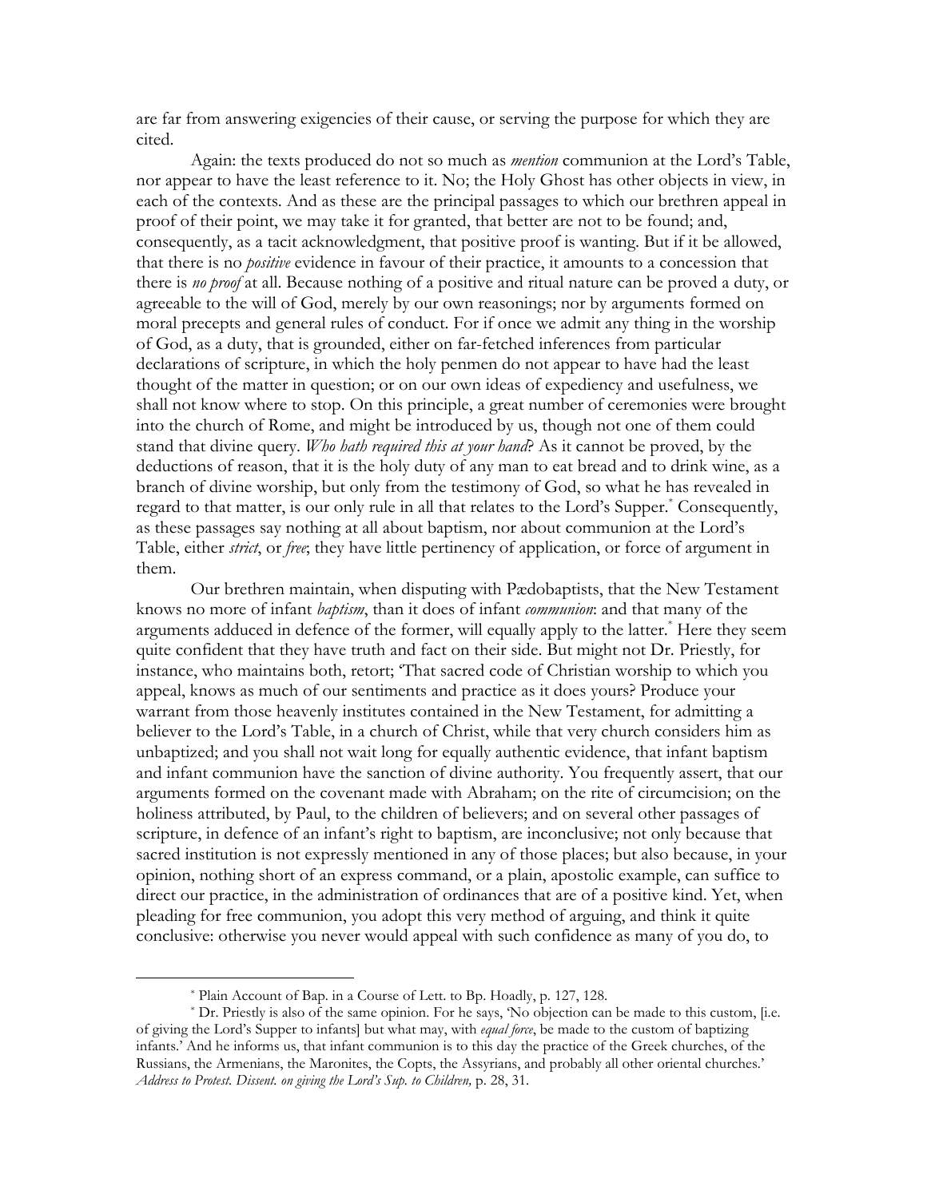are far from answering exigencies of their cause, or serving the purpose for which they are cited.

Again: the texts produced do not so much as *mention* communion at the Lord's Table, nor appear to have the least reference to it. No; the Holy Ghost has other objects in view, in each of the contexts. And as these are the principal passages to which our brethren appeal in proof of their point, we may take it for granted, that better are not to be found; and, consequently, as a tacit acknowledgment, that positive proof is wanting. But if it be allowed, that there is no *positive* evidence in favour of their practice, it amounts to a concession that there is *no proof* at all. Because nothing of a positive and ritual nature can be proved a duty, or agreeable to the will of God, merely by our own reasonings; nor by arguments formed on moral precepts and general rules of conduct. For if once we admit any thing in the worship of God, as a duty, that is grounded, either on far-fetched inferences from particular declarations of scripture, in which the holy penmen do not appear to have had the least thought of the matter in question; or on our own ideas of expediency and usefulness, we shall not know where to stop. On this principle, a great number of ceremonies were brought into the church of Rome, and might be introduced by us, though not one of them could stand that divine query. *Who hath required this at your hand*? As it cannot be proved, by the deductions of reason, that it is the holy duty of any man to eat bread and to drink wine, as a branch of divine worship, but only from the testimony of God, so what he has revealed in regard to that matter, is our only rule in all that relates to the Lord's Supper.* Consequently, as these passages say nothing at all about baptism, nor about communion at the Lord's Table, either *strict*, or *free*; they have little pertinency of application, or force of argument in them.

Our brethren maintain, when disputing with Pædobaptists, that the New Testament knows no more of infant *baptism*, than it does of infant *communion*: and that many of the arguments adduced in defence of the former, will equally apply to the latter.* Here they seem quite confident that they have truth and fact on their side. But might not Dr. Priestly, for instance, who maintains both, retort; 'That sacred code of Christian worship to which you appeal, knows as much of our sentiments and practice as it does yours? Produce your warrant from those heavenly institutes contained in the New Testament, for admitting a believer to the Lord's Table, in a church of Christ, while that very church considers him as unbaptized; and you shall not wait long for equally authentic evidence, that infant baptism and infant communion have the sanction of divine authority. You frequently assert, that our arguments formed on the covenant made with Abraham; on the rite of circumcision; on the holiness attributed, by Paul, to the children of believers; and on several other passages of scripture, in defence of an infant's right to baptism, are inconclusive; not only because that sacred institution is not expressly mentioned in any of those places; but also because, in your opinion, nothing short of an express command, or a plain, apostolic example, can suffice to direct our practice, in the administration of ordinances that are of a positive kind. Yet, when pleading for free communion, you adopt this very method of arguing, and think it quite conclusive: otherwise you never would appeal with such confidence as many of you do, to

---

\* Plain Account of Bap. in a Course of Lett. to Bp. Hoadly, p. 127, 128.

\* Dr. Priestly is also of the same opinion. For he says, 'No objection can be made to this custom, [i.e. of giving the Lord's Supper to infants] but what may, with *equal force*, be made to the custom of baptizing infants.' And he informs us, that infant communion is to this day the practice of the Greek churches, of the Russians, the Armenians, the Maronites, the Copts, the Assyrians, and probably all other oriental churches.' *Address to Protest. Dissent. on giving the Lord's Sup. to Children,* p. 28, 31.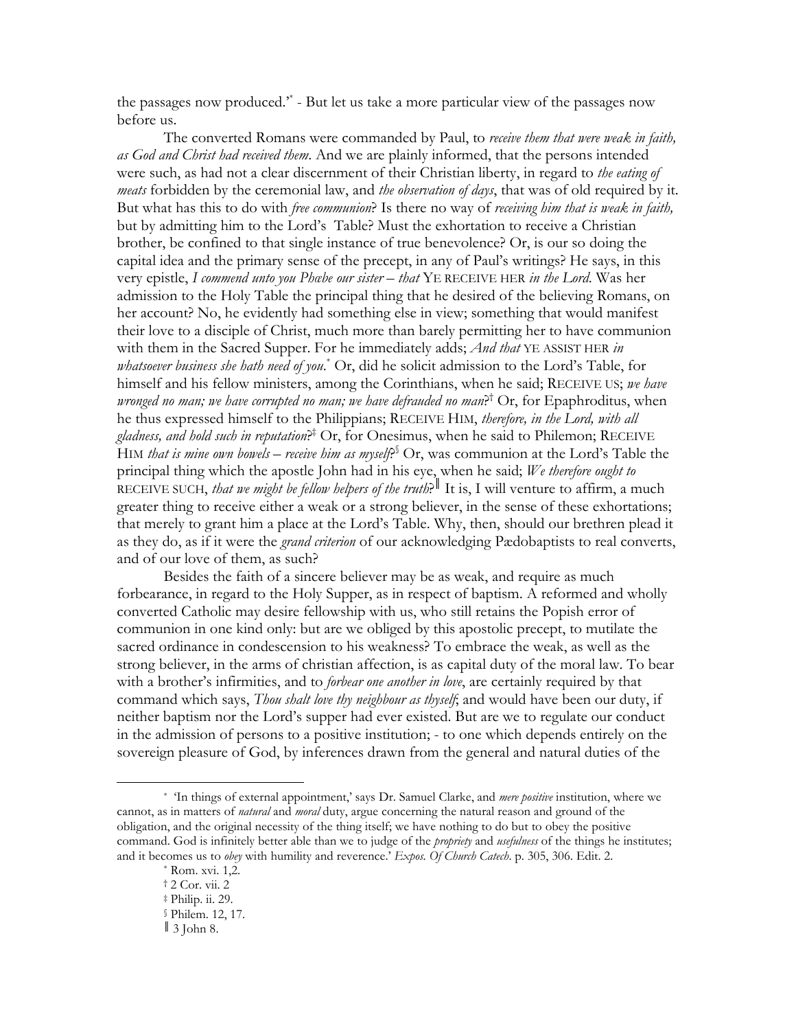the passages now produced.'[*] - But let us take a more particular view of the passages now before us.

The converted Romans were commanded by Paul, to *receive them that were weak in faith, as God and Christ had received them*. And we are plainly informed, that the persons intended were such, as had not a clear discernment of their Christian liberty, in regard to *the eating of meats* forbidden by the ceremonial law, and *the observation of days*, that was of old required by it. But what has this to do with *free communion*? Is there no way of *receiving him that is weak in faith,* but by admitting him to the Lord's Table? Must the exhortation to receive a Christian brother, be confined to that single instance of true benevolence? Or, is our so doing the capital idea and the primary sense of the precept, in any of Paul's writings? He says, in this very epistle, *I commend unto you Phœbe our sister – that* YE RECEIVE HER *in the Lord*. Was her admission to the Holy Table the principal thing that he desired of the believing Romans, on her account? No, he evidently had something else in view; something that would manifest their love to a disciple of Christ, much more than barely permitting her to have communion with them in the Sacred Supper. For he immediately adds; *And that* YE ASSIST HER *in whatsoever business she hath need of you*.[*] Or, did he solicit admission to the Lord's Table, for himself and his fellow ministers, among the Corinthians, when he said; RECEIVE US; *we have wronged no man; we have corrupted no man; we have defrauded no man*?[†] Or, for Epaphroditus, when he thus expressed himself to the Philippians; RECEIVE HIM, *therefore, in the Lord, with all gladness, and hold such in reputation*?[‡] Or, for Onesimus, when he said to Philemon; RECEIVE HIM *that is mine own bowels – receive him as myself*?[§] Or, was communion at the Lord's Table the principal thing which the apostle John had in his eye, when he said; *We therefore ought to* RECEIVE SUCH, *that we might be fellow helpers of the truth*?[‖] It is, I will venture to affirm, a much greater thing to receive either a weak or a strong believer, in the sense of these exhortations; that merely to grant him a place at the Lord's Table. Why, then, should our brethren plead it as they do, as if it were the *grand criterion* of our acknowledging Pædobaptists to real converts, and of our love of them, as such?

Besides the faith of a sincere believer may be as weak, and require as much forbearance, in regard to the Holy Supper, as in respect of baptism. A reformed and wholly converted Catholic may desire fellowship with us, who still retains the Popish error of communion in one kind only: but are we obliged by this apostolic precept, to mutilate the sacred ordinance in condescension to his weakness? To embrace the weak, as well as the strong believer, in the arms of christian affection, is as capital duty of the moral law. To bear with a brother's infirmities, and to *forbear one another in love*, are certainly required by that command which says, *Thou shalt love thy neighbour as thyself*; and would have been our duty, if neither baptism nor the Lord's supper had ever existed. But are we to regulate our conduct in the admission of persons to a positive institution; - to one which depends entirely on the sovereign pleasure of God, by inferences drawn from the general and natural duties of the

---

[*] 'In things of external appointment,' says Dr. Samuel Clarke, and *mere positive* institution, where we cannot, as in matters of *natural* and *moral* duty, argue concerning the natural reason and ground of the obligation, and the original necessity of the thing itself; we have nothing to do but to obey the positive command. God is infinitely better able than we to judge of the *propriety* and *usefulness* of the things he institutes; and it becomes us to *obey* with humility and reverence.' *Expos. Of Church Catech*. p. 305, 306. Edit. 2.

[*] Rom. xvi. 1,2.

[†] 2 Cor. vii. 2

[‡] Philip. ii. 29.

[§] Philem. 12, 17.

[‖] 3 John 8.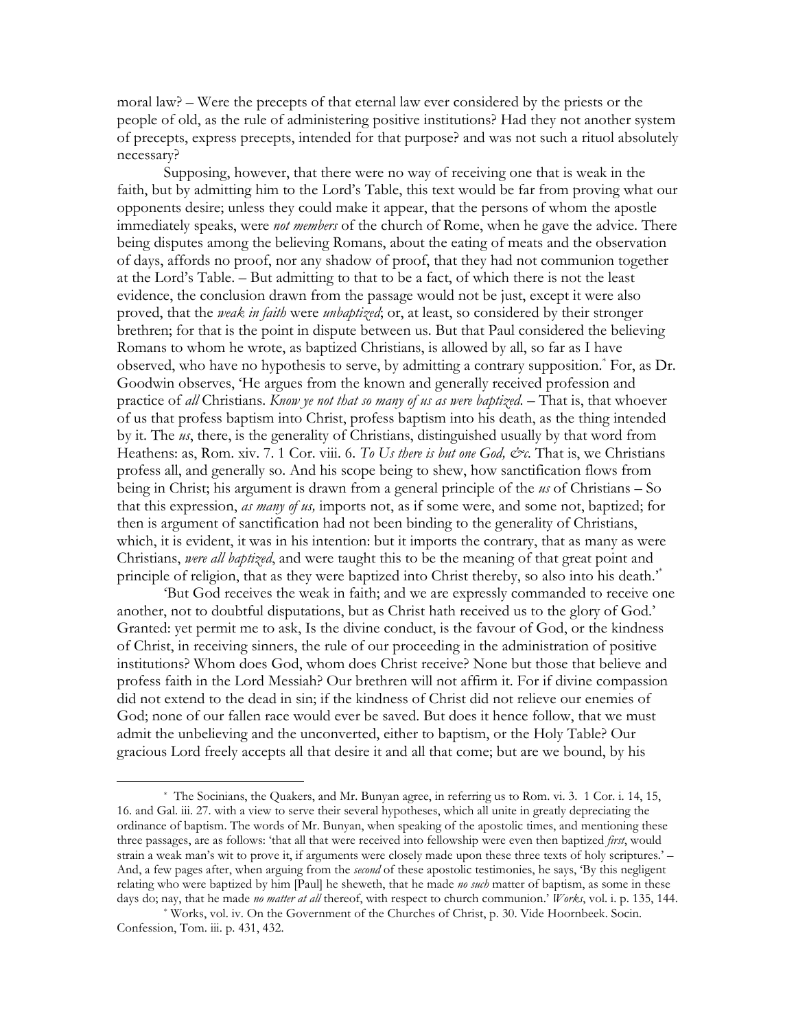moral law? – Were the precepts of that eternal law ever considered by the priests or the people of old, as the rule of administering positive institutions? Had they not another system of precepts, express precepts, intended for that purpose? and was not such a rituol absolutely necessary?

Supposing, however, that there were no way of receiving one that is weak in the faith, but by admitting him to the Lord's Table, this text would be far from proving what our opponents desire; unless they could make it appear, that the persons of whom the apostle immediately speaks, were *not members* of the church of Rome, when he gave the advice. There being disputes among the believing Romans, about the eating of meats and the observation of days, affords no proof, nor any shadow of proof, that they had not communion together at the Lord's Table. – But admitting to that to be a fact, of which there is not the least evidence, the conclusion drawn from the passage would not be just, except it were also proved, that the *weak in faith* were *unbaptized*; or, at least, so considered by their stronger brethren; for that is the point in dispute between us. But that Paul considered the believing Romans to whom he wrote, as baptized Christians, is allowed by all, so far as I have observed, who have no hypothesis to serve, by admitting a contrary supposition.* For, as Dr. Goodwin observes, 'He argues from the known and generally received profession and practice of *all* Christians. *Know ye not that so many of us as were baptized*. – That is, that whoever of us that profess baptism into Christ, profess baptism into his death, as the thing intended by it. The *us*, there, is the generality of Christians, distinguished usually by that word from Heathens: as, Rom. xiv. 7. 1 Cor. viii. 6. *To Us there is but one God, &c.* That is, we Christians profess all, and generally so. And his scope being to shew, how sanctification flows from being in Christ; his argument is drawn from a general principle of the *us* of Christians – So that this expression, *as many of us,* imports not, as if some were, and some not, baptized; for then is argument of sanctification had not been binding to the generality of Christians, which, it is evident, it was in his intention: but it imports the contrary, that as many as were Christians, *were all baptized*, and were taught this to be the meaning of that great point and principle of religion, that as they were baptized into Christ thereby, so also into his death.'*

'But God receives the weak in faith; and we are expressly commanded to receive one another, not to doubtful disputations, but as Christ hath received us to the glory of God.' Granted: yet permit me to ask, Is the divine conduct, is the favour of God, or the kindness of Christ, in receiving sinners, the rule of our proceeding in the administration of positive institutions? Whom does God, whom does Christ receive? None but those that believe and profess faith in the Lord Messiah? Our brethren will not affirm it. For if divine compassion did not extend to the dead in sin; if the kindness of Christ did not relieve our enemies of God; none of our fallen race would ever be saved. But does it hence follow, that we must admit the unbelieving and the unconverted, either to baptism, or the Holy Table? Our gracious Lord freely accepts all that desire it and all that come; but are we bound, by his

---

* The Socinians, the Quakers, and Mr. Bunyan agree, in referring us to Rom. vi. 3. 1 Cor. i. 14, 15, 16. and Gal. iii. 27. with a view to serve their several hypotheses, which all unite in greatly depreciating the ordinance of baptism. The words of Mr. Bunyan, when speaking of the apostolic times, and mentioning these three passages, are as follows: 'that all that were received into fellowship were even then baptized *first*, would strain a weak man's wit to prove it, if arguments were closely made upon these three texts of holy scriptures.' – And, a few pages after, when arguing from the *second* of these apostolic testimonies, he says, 'By this negligent relating who were baptized by him [Paul] he sheweth, that he made *no such* matter of baptism, as some in these days do; nay, that he made *no matter at all* thereof, with respect to church communion.' *Works*, vol. i. p. 135, 144.

* Works, vol. iv. On the Government of the Churches of Christ, p. 30. Vide Hoornbeek. Socin. Confession, Tom. iii. p. 431, 432.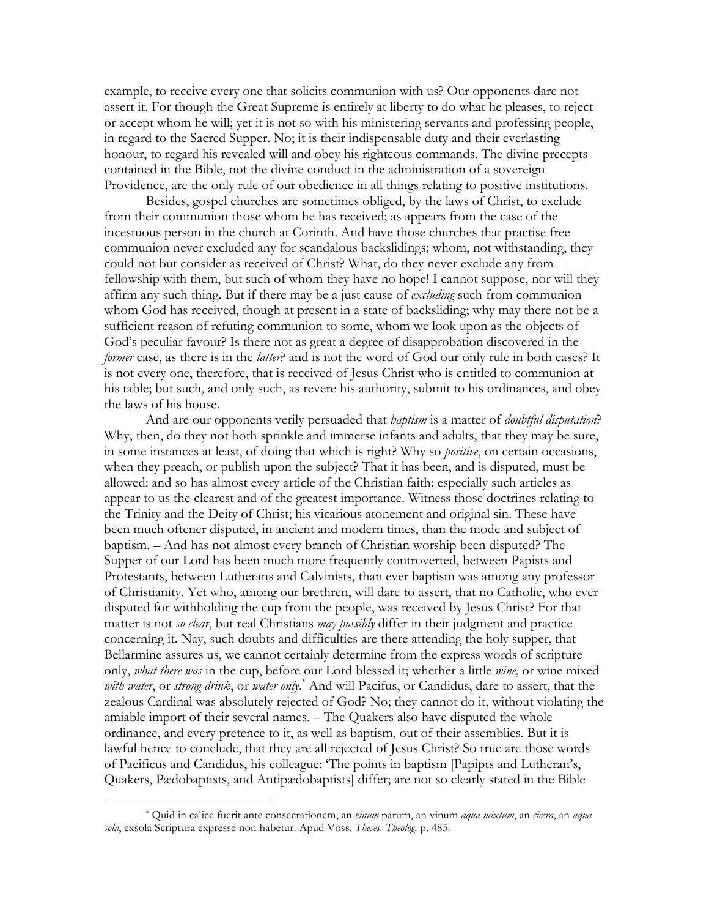example, to receive every one that solicits communion with us? Our opponents dare not assert it. For though the Great Supreme is entirely at liberty to do what he pleases, to reject or accept whom he will; yet it is not so with his ministering servants and professing people, in regard to the Sacred Supper. No; it is their indispensable duty and their everlasting honour, to regard his revealed will and obey his righteous commands. The divine precepts contained in the Bible, not the divine conduct in the administration of a sovereign Providence, are the only rule of our obedience in all things relating to positive institutions.

Besides, gospel churches are sometimes obliged, by the laws of Christ, to exclude from their communion those whom he has received; as appears from the case of the incestuous person in the church at Corinth. And have those churches that practise free communion never excluded any for scandalous backslidings; whom, not withstanding, they could not but consider as received of Christ? What, do they never exclude any from fellowship with them, but such of whom they have no hope! I cannot suppose, nor will they affirm any such thing. But if there may be a just cause of *excluding* such from communion whom God has received, though at present in a state of backsliding; why may there not be a sufficient reason of refuting communion to some, whom we look upon as the objects of God's peculiar favour? Is there not as great a degree of disapprobation discovered in the *former* case, as there is in the *latter*? and is not the word of God our only rule in both cases? It is not every one, therefore, that is received of Jesus Christ who is entitled to communion at his table; but such, and only such, as revere his authority, submit to his ordinances, and obey the laws of his house.

And are our opponents verily persuaded that *baptism* is a matter of *doubtful disputation*? Why, then, do they not both sprinkle and immerse infants and adults, that they may be sure, in some instances at least, of doing that which is right? Why so *positive*, on certain occasions, when they preach, or publish upon the subject? That it has been, and is disputed, must be allowed: and so has almost every article of the Christian faith; especially such articles as appear to us the clearest and of the greatest importance. Witness those doctrines relating to the Trinity and the Deity of Christ; his vicarious atonement and original sin. These have been much oftener disputed, in ancient and modern times, than the mode and subject of baptism. – And has not almost every branch of Christian worship been disputed? The Supper of our Lord has been much more frequently controverted, between Papists and Protestants, between Lutherans and Calvinists, than ever baptism was among any professor of Christianity. Yet who, among our brethren, will dare to assert, that no Catholic, who ever disputed for withholding the cup from the people, was received by Jesus Christ? For that matter is not *so clear*, but real Christians *may possibly* differ in their judgment and practice concerning it. Nay, such doubts and difficulties are there attending the holy supper, that Bellarmine assures us, we cannot certainly determine from the express words of scripture only, *what there was* in the cup, before our Lord blessed it; whether a little *wine*, or wine mixed *with water*, or *strong drink*, or *water only*.[*] And will Pacifus, or Candidus, dare to assert, that the zealous Cardinal was absolutely rejected of God? No; they cannot do it, without violating the amiable import of their several names. – The Quakers also have disputed the whole ordinance, and every pretence to it, as well as baptism, out of their assemblies. But it is lawful hence to conclude, that they are all rejected of Jesus Christ? So true are those words of Pacificus and Candidus, his colleague: 'The points in baptism [Papipts and Lutheran's, Quakers, Pædobaptists, and Antipædobaptists] differ; are not so clearly stated in the Bible

[*] Quid in calice fuerit ante consecrationem, an *vinum* parum, an vinum *aqua mixtum*, an *sicera*, an *aqua sola*, exsola Scriptura expresse non habetur. Apud Voss. *Theses. Theolog.* p. 485.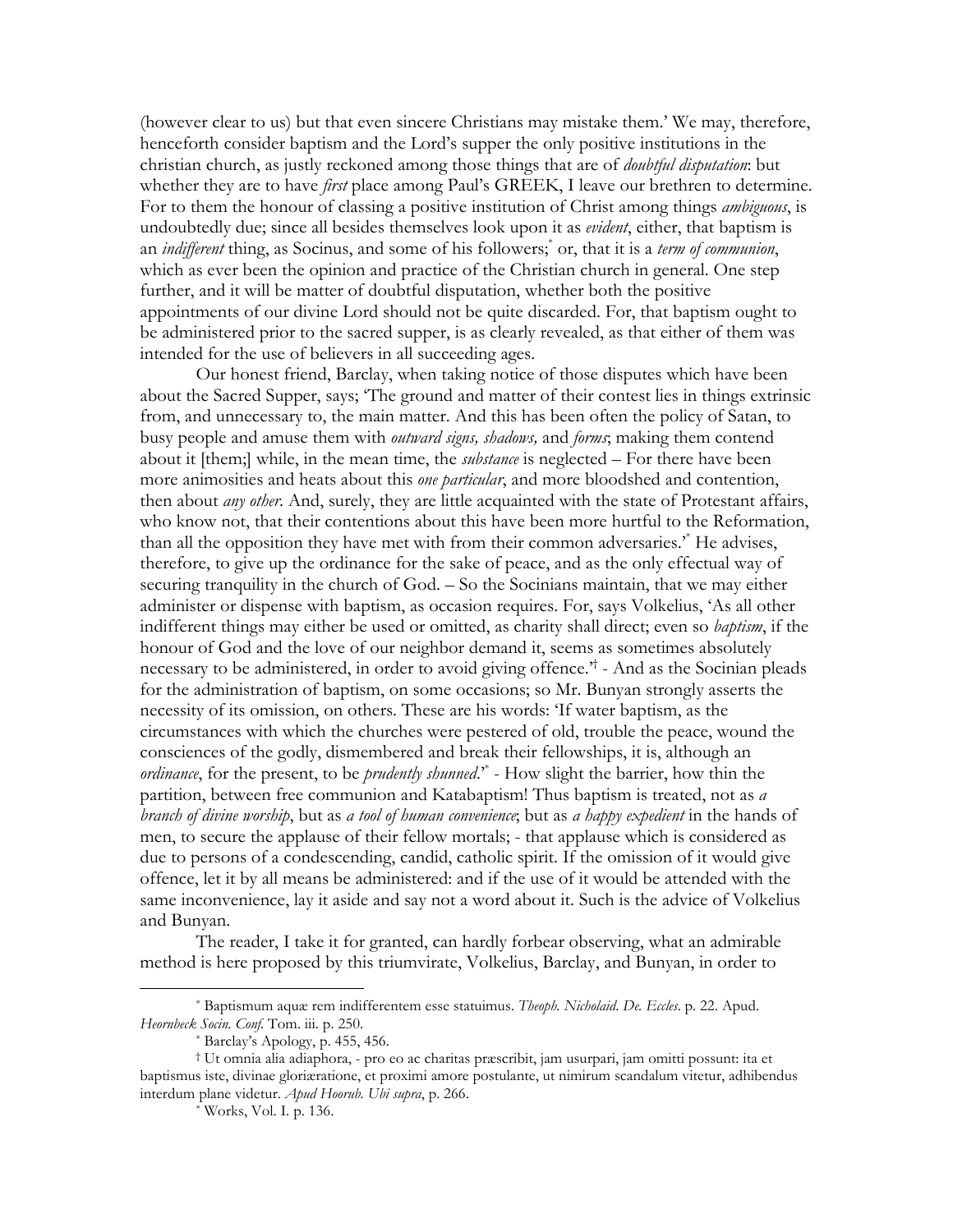(however clear to us) but that even sincere Christians may mistake them.' We may, therefore, henceforth consider baptism and the Lord's supper the only positive institutions in the christian church, as justly reckoned among those things that are of *doubtful disputation*: but whether they are to have *first* place among Paul's GREEK, I leave our brethren to determine. For to them the honour of classing a positive institution of Christ among things *ambiguous*, is undoubtedly due; since all besides themselves look upon it as *evident*, either, that baptism is an *indifferent* thing, as Socinus, and some of his followers;* or, that it is a *term of communion*, which as ever been the opinion and practice of the Christian church in general. One step further, and it will be matter of doubtful disputation, whether both the positive appointments of our divine Lord should not be quite discarded. For, that baptism ought to be administered prior to the sacred supper, is as clearly revealed, as that either of them was intended for the use of believers in all succeeding ages.

Our honest friend, Barclay, when taking notice of those disputes which have been about the Sacred Supper, says; 'The ground and matter of their contest lies in things extrinsic from, and unnecessary to, the main matter. And this has been often the policy of Satan, to busy people and amuse them with *outward signs, shadows,* and *forms*; making them contend about it [them;] while, in the mean time, the *substance* is neglected – For there have been more animosities and heats about this *one particular*, and more bloodshed and contention, then about *any other*. And, surely, they are little acquainted with the state of Protestant affairs, who know not, that their contentions about this have been more hurtful to the Reformation, than all the opposition they have met with from their common adversaries.'* He advises, therefore, to give up the ordinance for the sake of peace, and as the only effectual way of securing tranquility in the church of God. – So the Socinians maintain, that we may either administer or dispense with baptism, as occasion requires. For, says Volkelius, 'As all other indifferent things may either be used or omitted, as charity shall direct; even so *baptism*, if the honour of God and the love of our neighbor demand it, seems as sometimes absolutely necessary to be administered, in order to avoid giving offence.'† - And as the Socinian pleads for the administration of baptism, on some occasions; so Mr. Bunyan strongly asserts the necessity of its omission, on others. These are his words: 'If water baptism, as the circumstances with which the churches were pestered of old, trouble the peace, wound the consciences of the godly, dismembered and break their fellowships, it is, although an *ordinance*, for the present, to be *prudently shunned*.'* - How slight the barrier, how thin the partition, between free communion and Katabaptism! Thus baptism is treated, not as *a branch of divine worship*, but as *a tool of human convenience*; but as *a happy expedient* in the hands of men, to secure the applause of their fellow mortals; - that applause which is considered as due to persons of a condescending, candid, catholic spirit. If the omission of it would give offence, let it by all means be administered: and if the use of it would be attended with the same inconvenience, lay it aside and say not a word about it. Such is the advice of Volkelius and Bunyan.

The reader, I take it for granted, can hardly forbear observing, what an admirable method is here proposed by this triumvirate, Volkelius, Barclay, and Bunyan, in order to

---

\* Baptismum aquæ rem indifferentem esse statuimus. *Theoph. Nicholaid. De. Eccles*. p. 22. Apud. *Heornbeck Socin. Conf*. Tom. iii. p. 250.

\* Barclay's Apology, p. 455, 456.

† Ut omnia alia adiaphora, - pro eo ac charitas præscribit, jam usurpari, jam omitti possunt: ita et baptismus iste, divinae gloriæratione, et proximi amore postulante, ut nimirum scandalum vitetur, adhibendus interdum plane videtur. *Apud Hoorub. Ubi supra*, p. 266.

\* Works, Vol. I. p. 136.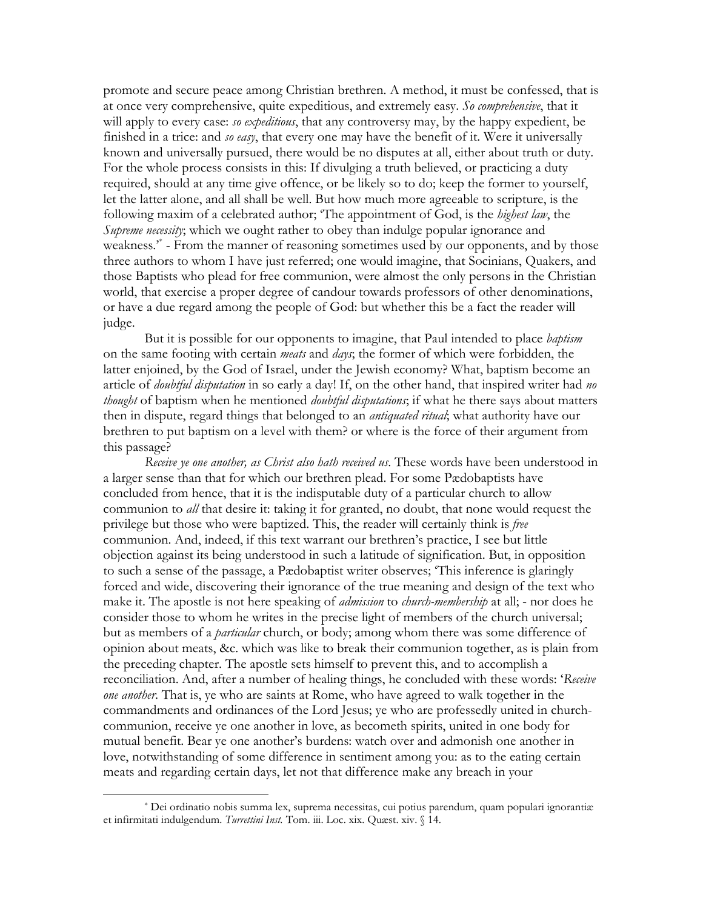promote and secure peace among Christian brethren. A method, it must be confessed, that is at once very comprehensive, quite expeditious, and extremely easy. *So comprehensive*, that it will apply to every case: *so expeditious*, that any controversy may, by the happy expedient, be finished in a trice: and *so easy*, that every one may have the benefit of it. Were it universally known and universally pursued, there would be no disputes at all, either about truth or duty. For the whole process consists in this: If divulging a truth believed, or practicing a duty required, should at any time give offence, or be likely so to do; keep the former to yourself, let the latter alone, and all shall be well. But how much more agreeable to scripture, is the following maxim of a celebrated author; 'The appointment of God, is the *highest law*, the *Supreme necessity*; which we ought rather to obey than indulge popular ignorance and weakness.'* - From the manner of reasoning sometimes used by our opponents, and by those three authors to whom I have just referred; one would imagine, that Socinians, Quakers, and those Baptists who plead for free communion, were almost the only persons in the Christian world, that exercise a proper degree of candour towards professors of other denominations, or have a due regard among the people of God: but whether this be a fact the reader will judge.

But it is possible for our opponents to imagine, that Paul intended to place *baptism* on the same footing with certain *meats* and *days*; the former of which were forbidden, the latter enjoined, by the God of Israel, under the Jewish economy? What, baptism become an article of *doubtful disputation* in so early a day! If, on the other hand, that inspired writer had *no thought* of baptism when he mentioned *doubtful disputations*; if what he there says about matters then in dispute, regard things that belonged to an *antiquated ritual*; what authority have our brethren to put baptism on a level with them? or where is the force of their argument from this passage?

*Receive ye one another, as Christ also hath received us*. These words have been understood in a larger sense than that for which our brethren plead. For some Pædobaptists have concluded from hence, that it is the indisputable duty of a particular church to allow communion to *all* that desire it: taking it for granted, no doubt, that none would request the privilege but those who were baptized. This, the reader will certainly think is *free* communion. And, indeed, if this text warrant our brethren's practice, I see but little objection against its being understood in such a latitude of signification. But, in opposition to such a sense of the passage, a Pædobaptist writer observes; 'This inference is glaringly forced and wide, discovering their ignorance of the true meaning and design of the text who make it. The apostle is not here speaking of *admission* to *church-membership* at all; - nor does he consider those to whom he writes in the precise light of members of the church universal; but as members of a *particular* church, or body; among whom there was some difference of opinion about meats, &c. which was like to break their communion together, as is plain from the preceding chapter. The apostle sets himself to prevent this, and to accomplish a reconciliation. And, after a number of healing things, he concluded with these words: '*Receive one another*. That is, ye who are saints at Rome, who have agreed to walk together in the commandments and ordinances of the Lord Jesus; ye who are professedly united in church-communion, receive ye one another in love, as becometh spirits, united in one body for mutual benefit. Bear ye one another's burdens: watch over and admonish one another in love, notwithstanding of some difference in sentiment among you: as to the eating certain meats and regarding certain days, let not that difference make any breach in your

---

* Dei ordinatio nobis summa lex, suprema necessitas, cui potius parendum, quam populari ignorantiæ et infirmitati indulgendum. *Turrettini Inst.* Tom. iii. Loc. xix. Quæst. xiv. § 14.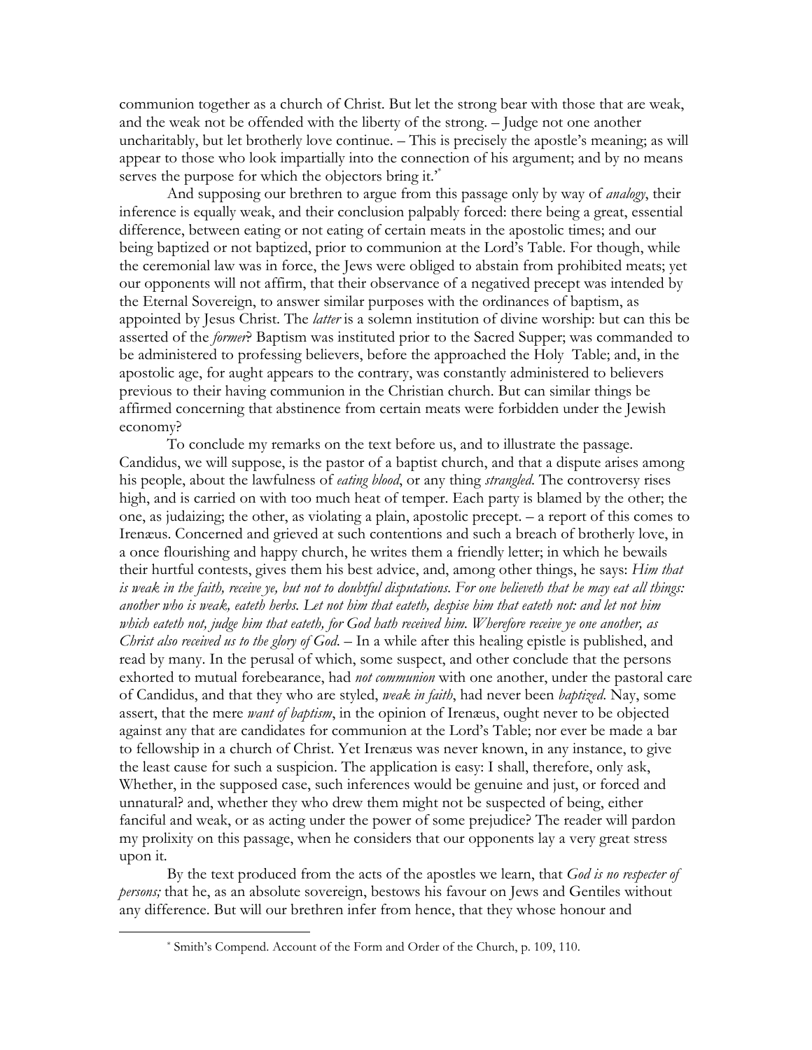communion together as a church of Christ. But let the strong bear with those that are weak, and the weak not be offended with the liberty of the strong. – Judge not one another uncharitably, but let brotherly love continue. – This is precisely the apostle's meaning; as will appear to those who look impartially into the connection of his argument; and by no means serves the purpose for which the objectors bring it.'[*]

And supposing our brethren to argue from this passage only by way of *analogy*, their inference is equally weak, and their conclusion palpably forced: there being a great, essential difference, between eating or not eating of certain meats in the apostolic times; and our being baptized or not baptized, prior to communion at the Lord's Table. For though, while the ceremonial law was in force, the Jews were obliged to abstain from prohibited meats; yet our opponents will not affirm, that their observance of a negatived precept was intended by the Eternal Sovereign, to answer similar purposes with the ordinances of baptism, as appointed by Jesus Christ. The *latter* is a solemn institution of divine worship: but can this be asserted of the *former*? Baptism was instituted prior to the Sacred Supper; was commanded to be administered to professing believers, before the approached the Holy Table; and, in the apostolic age, for aught appears to the contrary, was constantly administered to believers previous to their having communion in the Christian church. But can similar things be affirmed concerning that abstinence from certain meats were forbidden under the Jewish economy?

To conclude my remarks on the text before us, and to illustrate the passage. Candidus, we will suppose, is the pastor of a baptist church, and that a dispute arises among his people, about the lawfulness of *eating blood*, or any thing *strangled*. The controversy rises high, and is carried on with too much heat of temper. Each party is blamed by the other; the one, as judaizing; the other, as violating a plain, apostolic precept. – a report of this comes to Irenæus. Concerned and grieved at such contentions and such a breach of brotherly love, in a once flourishing and happy church, he writes them a friendly letter; in which he bewails their hurtful contests, gives them his best advice, and, among other things, he says: *Him that is weak in the faith, receive ye, but not to doubtful disputations. For one believeth that he may eat all things: another who is weak, eateth herbs. Let not him that eateth, despise him that eateth not: and let not him which eateth not, judge him that eateth, for God hath received him. Wherefore receive ye one another, as Christ also received us to the glory of God.* – In a while after this healing epistle is published, and read by many. In the perusal of which, some suspect, and other conclude that the persons exhorted to mutual forebearance, had *not communion* with one another, under the pastoral care of Candidus, and that they who are styled, *weak in faith*, had never been *baptized*. Nay, some assert, that the mere *want of baptism*, in the opinion of Irenæus, ought never to be objected against any that are candidates for communion at the Lord's Table; nor ever be made a bar to fellowship in a church of Christ. Yet Irenæus was never known, in any instance, to give the least cause for such a suspicion. The application is easy: I shall, therefore, only ask, Whether, in the supposed case, such inferences would be genuine and just, or forced and unnatural? and, whether they who drew them might not be suspected of being, either fanciful and weak, or as acting under the power of some prejudice? The reader will pardon my prolixity on this passage, when he considers that our opponents lay a very great stress upon it.

By the text produced from the acts of the apostles we learn, that *God is no respecter of persons;* that he, as an absolute sovereign, bestows his favour on Jews and Gentiles without any difference. But will our brethren infer from hence, that they whose honour and

[*] Smith's Compend. Account of the Form and Order of the Church, p. 109, 110.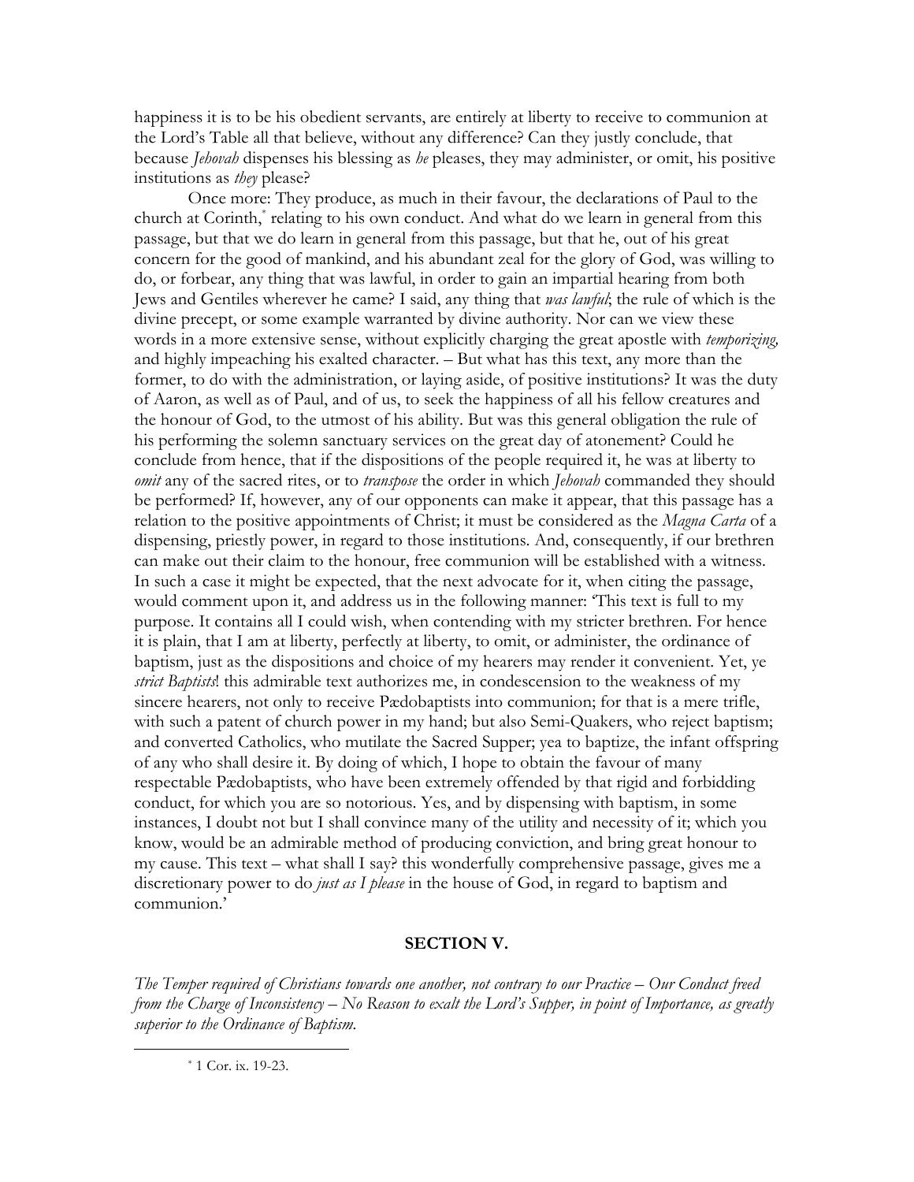happiness it is to be his obedient servants, are entirely at liberty to receive to communion at the Lord's Table all that believe, without any difference? Can they justly conclude, that because *Jehovah* dispenses his blessing as *he* pleases, they may administer, or omit, his positive institutions as *they* please?

Once more: They produce, as much in their favour, the declarations of Paul to the church at Corinth,[*] relating to his own conduct. And what do we learn in general from this passage, but that we do learn in general from this passage, but that he, out of his great concern for the good of mankind, and his abundant zeal for the glory of God, was willing to do, or forbear, any thing that was lawful, in order to gain an impartial hearing from both Jews and Gentiles wherever he came? I said, any thing that *was lawful*; the rule of which is the divine precept, or some example warranted by divine authority. Nor can we view these words in a more extensive sense, without explicitly charging the great apostle with *temporizing,* and highly impeaching his exalted character. – But what has this text, any more than the former, to do with the administration, or laying aside, of positive institutions? It was the duty of Aaron, as well as of Paul, and of us, to seek the happiness of all his fellow creatures and the honour of God, to the utmost of his ability. But was this general obligation the rule of his performing the solemn sanctuary services on the great day of atonement? Could he conclude from hence, that if the dispositions of the people required it, he was at liberty to *omit* any of the sacred rites, or to *transpose* the order in which *Jehovah* commanded they should be performed? If, however, any of our opponents can make it appear, that this passage has a relation to the positive appointments of Christ; it must be considered as the *Magna Carta* of a dispensing, priestly power, in regard to those institutions. And, consequently, if our brethren can make out their claim to the honour, free communion will be established with a witness. In such a case it might be expected, that the next advocate for it, when citing the passage, would comment upon it, and address us in the following manner: 'This text is full to my purpose. It contains all I could wish, when contending with my stricter brethren. For hence it is plain, that I am at liberty, perfectly at liberty, to omit, or administer, the ordinance of baptism, just as the dispositions and choice of my hearers may render it convenient. Yet, ye *strict Baptists*! this admirable text authorizes me, in condescension to the weakness of my sincere hearers, not only to receive Pædobaptists into communion; for that is a mere trifle, with such a patent of church power in my hand; but also Semi-Quakers, who reject baptism; and converted Catholics, who mutilate the Sacred Supper; yea to baptize, the infant offspring of any who shall desire it. By doing of which, I hope to obtain the favour of many respectable Pædobaptists, who have been extremely offended by that rigid and forbidding conduct, for which you are so notorious. Yes, and by dispensing with baptism, in some instances, I doubt not but I shall convince many of the utility and necessity of it; which you know, would be an admirable method of producing conviction, and bring great honour to my cause. This text – what shall I say? this wonderfully comprehensive passage, gives me a discretionary power to do *just as I please* in the house of God, in regard to baptism and communion.'

## SECTION V.

*The Temper required of Christians towards one another, not contrary to our Practice – Our Conduct freed from the Charge of Inconsistency – No Reason to exalt the Lord's Supper, in point of Importance, as greatly superior to the Ordinance of Baptism.*

---

[*] 1 Cor. ix. 19-23.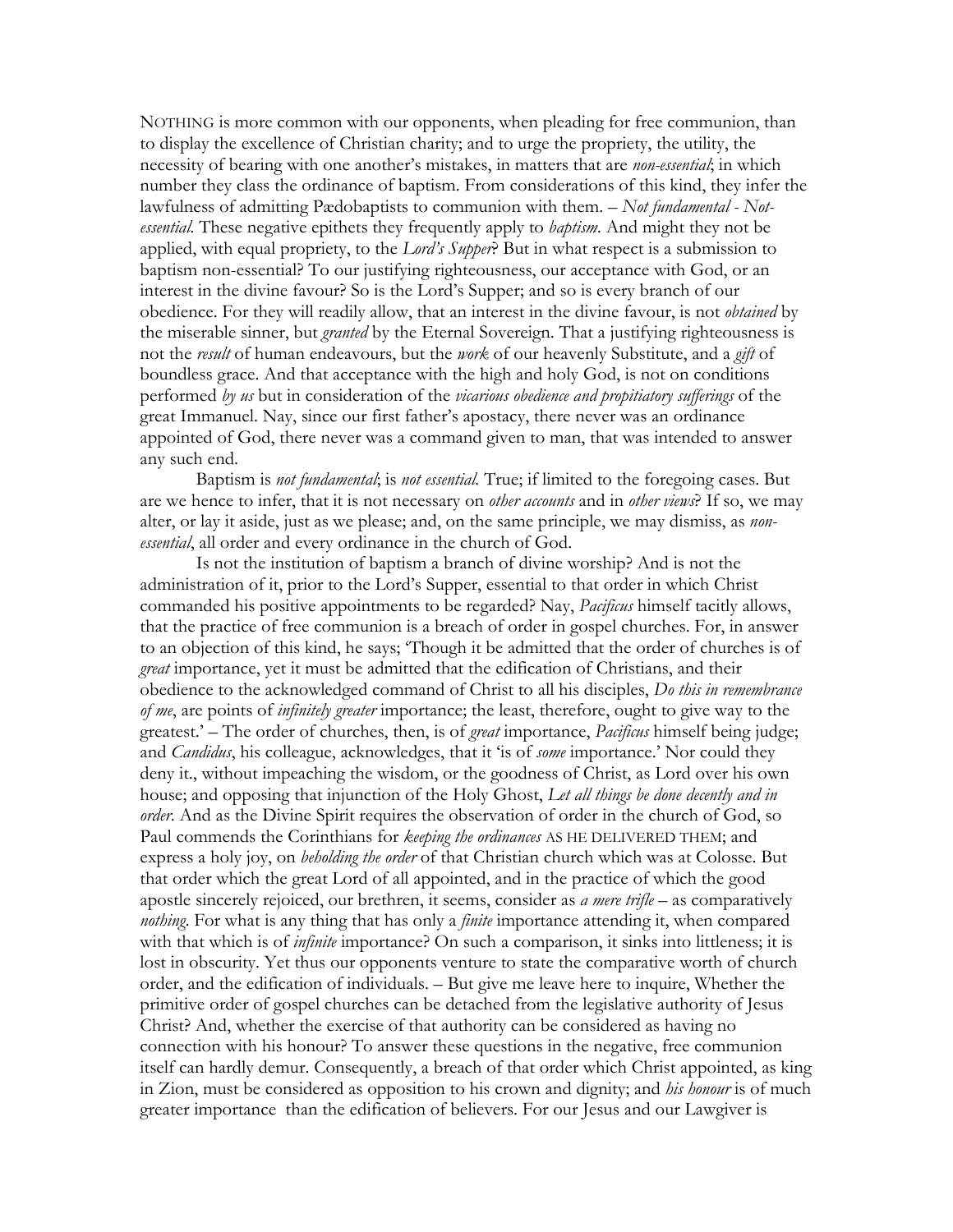NOTHING is more common with our opponents, when pleading for free communion, than to display the excellence of Christian charity; and to urge the propriety, the utility, the necessity of bearing with one another's mistakes, in matters that are *non-essential*; in which number they class the ordinance of baptism. From considerations of this kind, they infer the lawfulness of admitting Pædobaptists to communion with them. – *Not fundamental - Not-essential.* These negative epithets they frequently apply to *baptism*. And might they not be applied, with equal propriety, to the *Lord's Supper*? But in what respect is a submission to baptism non-essential? To our justifying righteousness, our acceptance with God, or an interest in the divine favour? So is the Lord's Supper; and so is every branch of our obedience. For they will readily allow, that an interest in the divine favour, is not *obtained* by the miserable sinner, but *granted* by the Eternal Sovereign. That a justifying righteousness is not the *result* of human endeavours, but the *work* of our heavenly Substitute, and a *gift* of boundless grace. And that acceptance with the high and holy God, is not on conditions performed *by us* but in consideration of the *vicarious obedience and propitiatory sufferings* of the great Immanuel. Nay, since our first father's apostacy, there never was an ordinance appointed of God, there never was a command given to man, that was intended to answer any such end.

Baptism is *not fundamental*; is *not essential*. True; if limited to the foregoing cases. But are we hence to infer, that it is not necessary on *other accounts* and in *other views*? If so, we may alter, or lay it aside, just as we please; and, on the same principle, we may dismiss, as *non-essential*, all order and every ordinance in the church of God.

Is not the institution of baptism a branch of divine worship? And is not the administration of it, prior to the Lord's Supper, essential to that order in which Christ commanded his positive appointments to be regarded? Nay, *Pacificus* himself tacitly allows, that the practice of free communion is a breach of order in gospel churches. For, in answer to an objection of this kind, he says; 'Though it be admitted that the order of churches is of *great* importance, yet it must be admitted that the edification of Christians, and their obedience to the acknowledged command of Christ to all his disciples, *Do this in remembrance of me*, are points of *infinitely greater* importance; the least, therefore, ought to give way to the greatest.' – The order of churches, then, is of *great* importance, *Pacificus* himself being judge; and *Candidus*, his colleague, acknowledges, that it 'is of *some* importance.' Nor could they deny it., without impeaching the wisdom, or the goodness of Christ, as Lord over his own house; and opposing that injunction of the Holy Ghost, *Let all things be done decently and in order*. And as the Divine Spirit requires the observation of order in the church of God, so Paul commends the Corinthians for *keeping the ordinances* AS HE DELIVERED THEM; and express a holy joy, on *beholding the order* of that Christian church which was at Colosse. But that order which the great Lord of all appointed, and in the practice of which the good apostle sincerely rejoiced, our brethren, it seems, consider as *a mere trifle* – as comparatively *nothing*. For what is any thing that has only a *finite* importance attending it, when compared with that which is of *infinite* importance? On such a comparison, it sinks into littleness; it is lost in obscurity. Yet thus our opponents venture to state the comparative worth of church order, and the edification of individuals. – But give me leave here to inquire, Whether the primitive order of gospel churches can be detached from the legislative authority of Jesus Christ? And, whether the exercise of that authority can be considered as having no connection with his honour? To answer these questions in the negative, free communion itself can hardly demur. Consequently, a breach of that order which Christ appointed, as king in Zion, must be considered as opposition to his crown and dignity; and *his honour* is of much greater importance than the edification of believers. For our Jesus and our Lawgiver is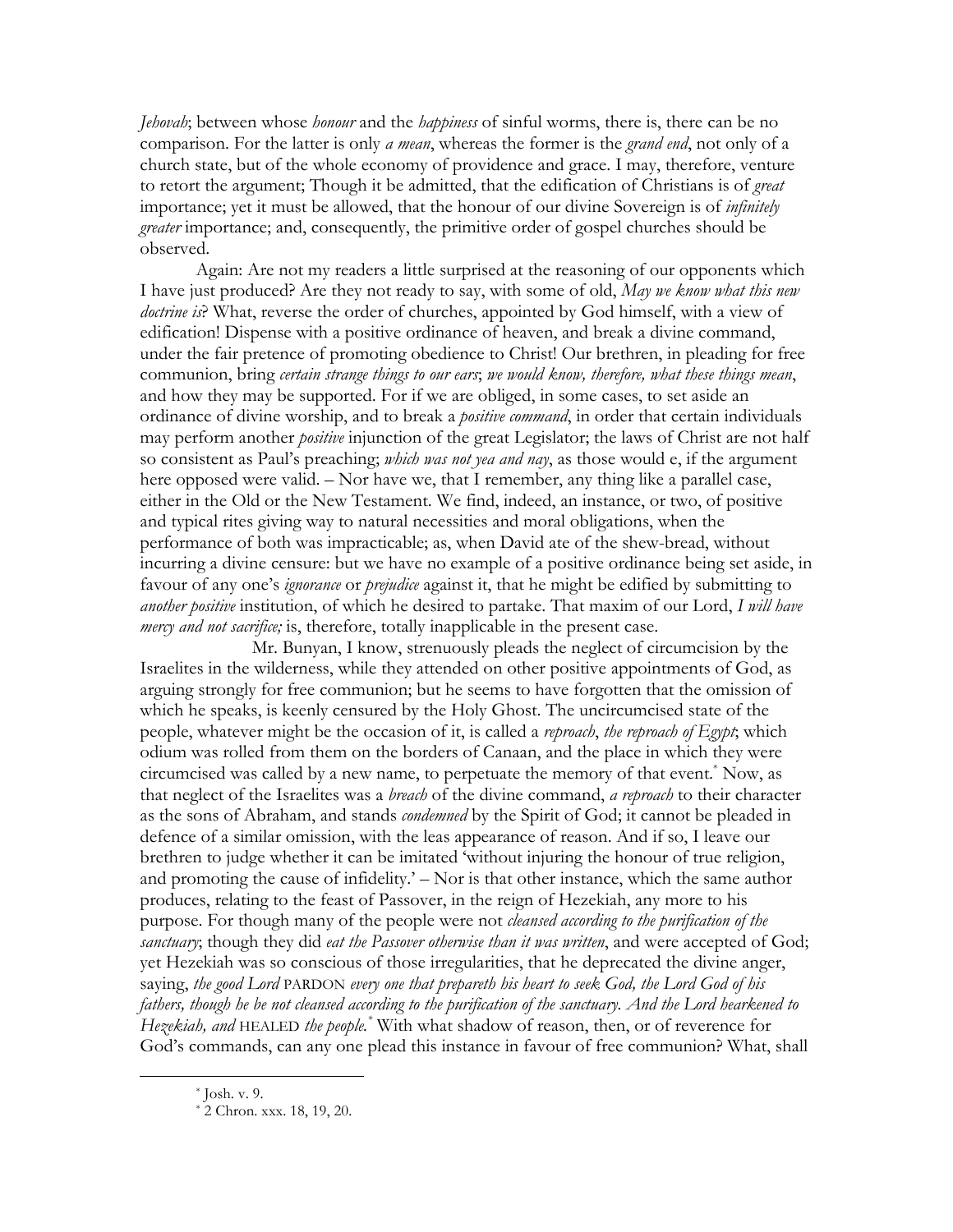*Jehovah*; between whose *honour* and the *happiness* of sinful worms, there is, there can be no comparison. For the latter is only *a mean*, whereas the former is the *grand end*, not only of a church state, but of the whole economy of providence and grace. I may, therefore, venture to retort the argument; Though it be admitted, that the edification of Christians is of *great* importance; yet it must be allowed, that the honour of our divine Sovereign is of *infinitely greater* importance; and, consequently, the primitive order of gospel churches should be observed.

Again: Are not my readers a little surprised at the reasoning of our opponents which I have just produced? Are they not ready to say, with some of old, *May we know what this new doctrine is*? What, reverse the order of churches, appointed by God himself, with a view of edification! Dispense with a positive ordinance of heaven, and break a divine command, under the fair pretence of promoting obedience to Christ! Our brethren, in pleading for free communion, bring *certain strange things to our ears*; *we would know, therefore, what these things mean*, and how they may be supported. For if we are obliged, in some cases, to set aside an ordinance of divine worship, and to break a *positive command*, in order that certain individuals may perform another *positive* injunction of the great Legislator; the laws of Christ are not half so consistent as Paul's preaching; *which was not yea and nay*, as those would e, if the argument here opposed were valid. – Nor have we, that I remember, any thing like a parallel case, either in the Old or the New Testament. We find, indeed, an instance, or two, of positive and typical rites giving way to natural necessities and moral obligations, when the performance of both was impracticable; as, when David ate of the shew-bread, without incurring a divine censure: but we have no example of a positive ordinance being set aside, in favour of any one's *ignorance* or *prejudice* against it, that he might be edified by submitting to *another positive* institution, of which he desired to partake. That maxim of our Lord, *I will have mercy and not sacrifice;* is, therefore, totally inapplicable in the present case.

Mr. Bunyan, I know, strenuously pleads the neglect of circumcision by the Israelites in the wilderness, while they attended on other positive appointments of God, as arguing strongly for free communion; but he seems to have forgotten that the omission of which he speaks, is keenly censured by the Holy Ghost. The uncircumcised state of the people, whatever might be the occasion of it, is called a *reproach*, *the reproach of Egypt*; which odium was rolled from them on the borders of Canaan, and the place in which they were circumcised was called by a new name, to perpetuate the memory of that event.* Now, as that neglect of the Israelites was a *breach* of the divine command, *a reproach* to their character as the sons of Abraham, and stands *condemned* by the Spirit of God; it cannot be pleaded in defence of a similar omission, with the leas appearance of reason. And if so, I leave our brethren to judge whether it can be imitated 'without injuring the honour of true religion, and promoting the cause of infidelity.' – Nor is that other instance, which the same author produces, relating to the feast of Passover, in the reign of Hezekiah, any more to his purpose. For though many of the people were not *cleansed according to the purification of the sanctuary*; though they did *eat the Passover otherwise than it was written*, and were accepted of God; yet Hezekiah was so conscious of those irregularities, that he deprecated the divine anger, saying, *the good Lord* PARDON *every one that prepareth his heart to seek God, the Lord God of his fathers, though he be not cleansed according to the purification of the sanctuary. And the Lord hearkened to Hezekiah, and* HEALED *the people.** With what shadow of reason, then, or of reverence for God's commands, can any one plead this instance in favour of free communion? What, shall

---

* Josh. v. 9.

* 2 Chron. xxx. 18, 19, 20.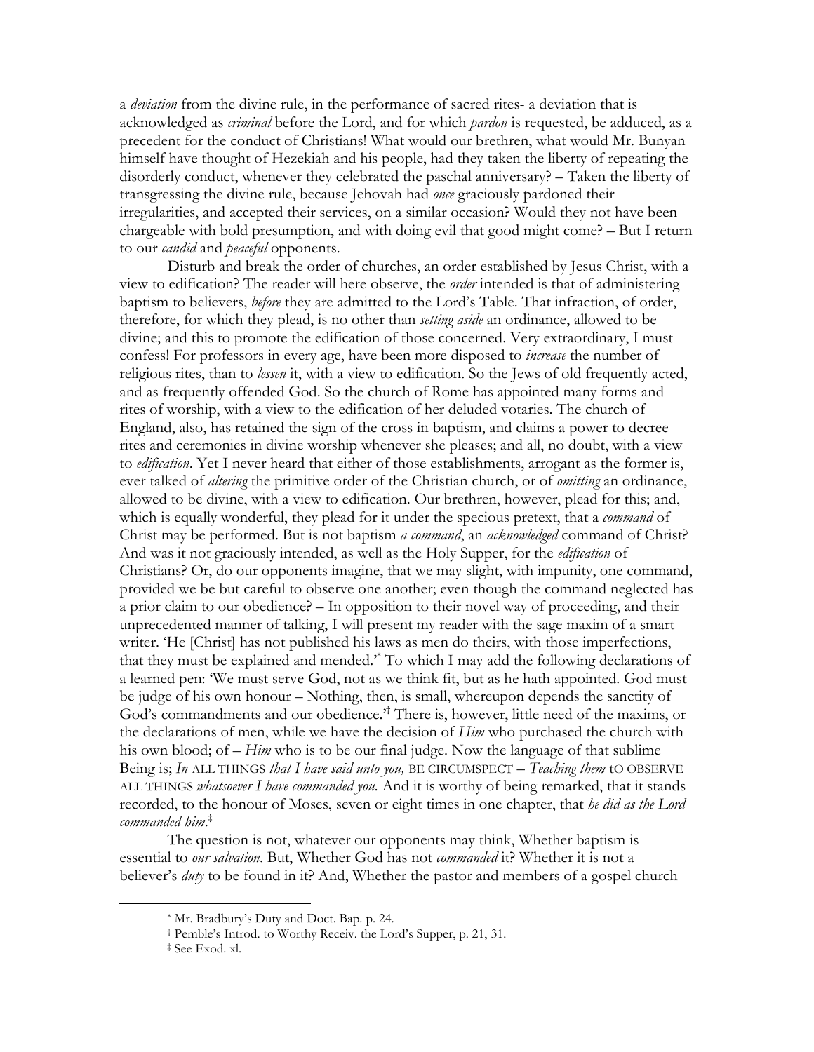a *deviation* from the divine rule, in the performance of sacred rites- a deviation that is acknowledged as *criminal* before the Lord, and for which *pardon* is requested, be adduced, as a precedent for the conduct of Christians! What would our brethren, what would Mr. Bunyan himself have thought of Hezekiah and his people, had they taken the liberty of repeating the disorderly conduct, whenever they celebrated the paschal anniversary? – Taken the liberty of transgressing the divine rule, because Jehovah had *once* graciously pardoned their irregularities, and accepted their services, on a similar occasion? Would they not have been chargeable with bold presumption, and with doing evil that good might come? – But I return to our *candid* and *peaceful* opponents.

Disturb and break the order of churches, an order established by Jesus Christ, with a view to edification? The reader will here observe, the *order* intended is that of administering baptism to believers, *before* they are admitted to the Lord's Table. That infraction, of order, therefore, for which they plead, is no other than *setting aside* an ordinance, allowed to be divine; and this to promote the edification of those concerned. Very extraordinary, I must confess! For professors in every age, have been more disposed to *increase* the number of religious rites, than to *lessen* it, with a view to edification. So the Jews of old frequently acted, and as frequently offended God. So the church of Rome has appointed many forms and rites of worship, with a view to the edification of her deluded votaries. The church of England, also, has retained the sign of the cross in baptism, and claims a power to decree rites and ceremonies in divine worship whenever she pleases; and all, no doubt, with a view to *edification*. Yet I never heard that either of those establishments, arrogant as the former is, ever talked of *altering* the primitive order of the Christian church, or of *omitting* an ordinance, allowed to be divine, with a view to edification. Our brethren, however, plead for this; and, which is equally wonderful, they plead for it under the specious pretext, that a *command* of Christ may be performed. But is not baptism *a command*, an *acknowledged* command of Christ? And was it not graciously intended, as well as the Holy Supper, for the *edification* of Christians? Or, do our opponents imagine, that we may slight, with impunity, one command, provided we be but careful to observe one another; even though the command neglected has a prior claim to our obedience? – In opposition to their novel way of proceeding, and their unprecedented manner of talking, I will present my reader with the sage maxim of a smart writer. 'He [Christ] has not published his laws as men do theirs, with those imperfections, that they must be explained and mended.'* To which I may add the following declarations of a learned pen: 'We must serve God, not as we think fit, but as he hath appointed. God must be judge of his own honour – Nothing, then, is small, whereupon depends the sanctity of God's commandments and our obedience.'† There is, however, little need of the maxims, or the declarations of men, while we have the decision of *Him* who purchased the church with his own blood; of – *Him* who is to be our final judge. Now the language of that sublime Being is; *In* ALL THINGS *that I have said unto you,* BE CIRCUMSPECT – *Teaching them* TO OBSERVE ALL THINGS *whatsoever I have commanded you.* And it is worthy of being remarked, that it stands recorded, to the honour of Moses, seven or eight times in one chapter, that *he did as the Lord commanded him*.‡

The question is not, whatever our opponents may think, Whether baptism is essential to *our salvation*. But, Whether God has not *commanded* it? Whether it is not a believer's *duty* to be found in it? And, Whether the pastor and members of a gospel church

---

\* Mr. Bradbury's Duty and Doct. Bap. p. 24.

† Pemble's Introd. to Worthy Receiv. the Lord's Supper, p. 21, 31.

‡ See Exod. xl.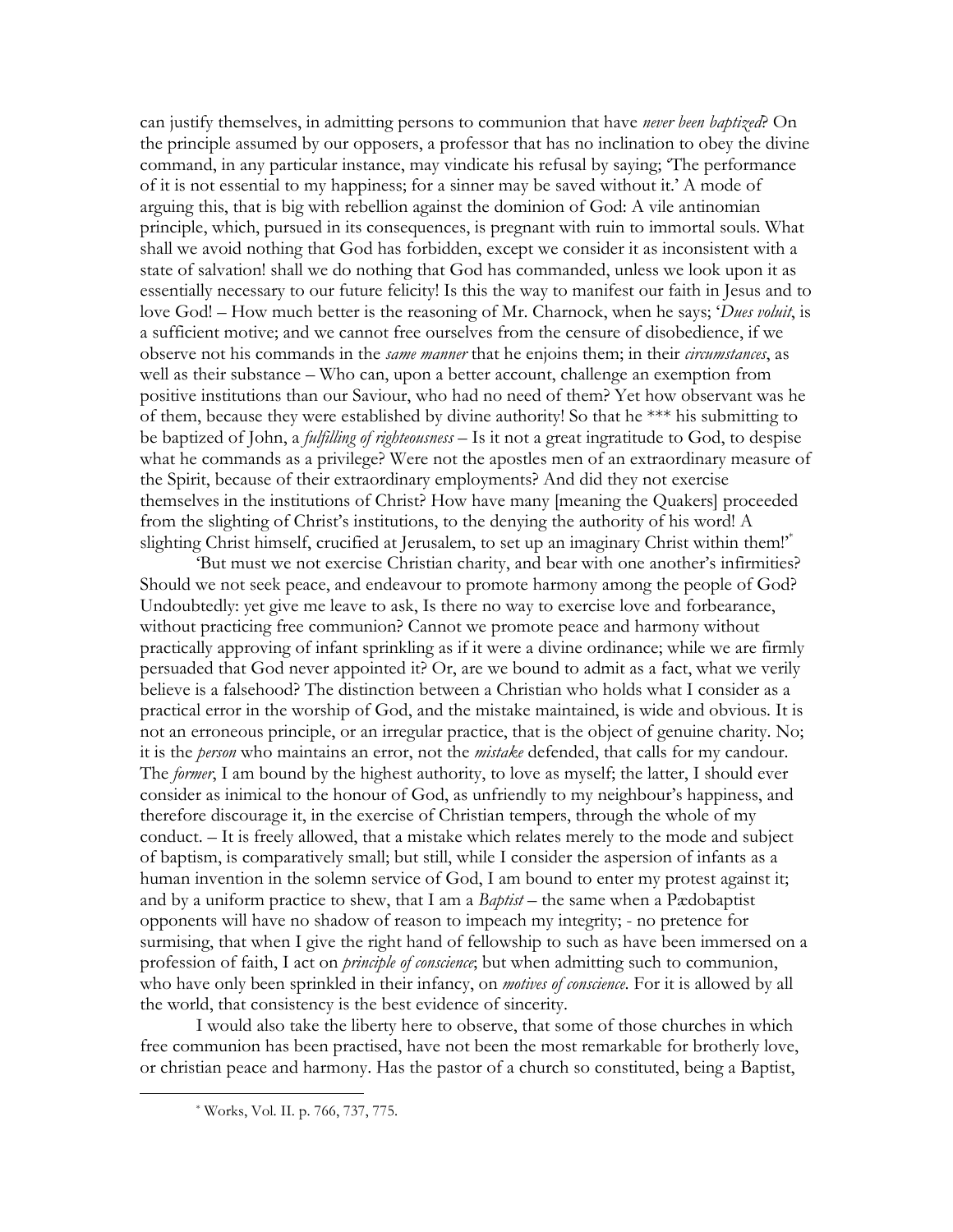can justify themselves, in admitting persons to communion that have *never been baptized*? On the principle assumed by our opposers, a professor that has no inclination to obey the divine command, in any particular instance, may vindicate his refusal by saying; 'The performance of it is not essential to my happiness; for a sinner may be saved without it.' A mode of arguing this, that is big with rebellion against the dominion of God: A vile antinomian principle, which, pursued in its consequences, is pregnant with ruin to immortal souls. What shall we avoid nothing that God has forbidden, except we consider it as inconsistent with a state of salvation! shall we do nothing that God has commanded, unless we look upon it as essentially necessary to our future felicity! Is this the way to manifest our faith in Jesus and to love God! – How much better is the reasoning of Mr. Charnock, when he says; '*Dues voluit*, is a sufficient motive; and we cannot free ourselves from the censure of disobedience, if we observe not his commands in the *same manner* that he enjoins them; in their *circumstances*, as well as their substance – Who can, upon a better account, challenge an exemption from positive institutions than our Saviour, who had no need of them? Yet how observant was he of them, because they were established by divine authority! So that he *** his submitting to be baptized of John, a *fulfilling of righteousness* – Is it not a great ingratitude to God, to despise what he commands as a privilege? Were not the apostles men of an extraordinary measure of the Spirit, because of their extraordinary employments? And did they not exercise themselves in the institutions of Christ? How have many [meaning the Quakers] proceeded from the slighting of Christ's institutions, to the denying the authority of his word! A slighting Christ himself, crucified at Jerusalem, to set up an imaginary Christ within them!'[*]

'But must we not exercise Christian charity, and bear with one another's infirmities? Should we not seek peace, and endeavour to promote harmony among the people of God? Undoubtedly: yet give me leave to ask, Is there no way to exercise love and forbearance, without practicing free communion? Cannot we promote peace and harmony without practically approving of infant sprinkling as if it were a divine ordinance; while we are firmly persuaded that God never appointed it? Or, are we bound to admit as a fact, what we verily believe is a falsehood? The distinction between a Christian who holds what I consider as a practical error in the worship of God, and the mistake maintained, is wide and obvious. It is not an erroneous principle, or an irregular practice, that is the object of genuine charity. No; it is the *person* who maintains an error, not the *mistake* defended, that calls for my candour. The *former*, I am bound by the highest authority, to love as myself; the latter, I should ever consider as inimical to the honour of God, as unfriendly to my neighbour's happiness, and therefore discourage it, in the exercise of Christian tempers, through the whole of my conduct. – It is freely allowed, that a mistake which relates merely to the mode and subject of baptism, is comparatively small; but still, while I consider the aspersion of infants as a human invention in the solemn service of God, I am bound to enter my protest against it; and by a uniform practice to shew, that I am a *Baptist* – the same when a Pædobaptist opponents will have no shadow of reason to impeach my integrity; - no pretence for surmising, that when I give the right hand of fellowship to such as have been immersed on a profession of faith, I act on *principle of conscience*; but when admitting such to communion, who have only been sprinkled in their infancy, on *motives of conscience*. For it is allowed by all the world, that consistency is the best evidence of sincerity.

I would also take the liberty here to observe, that some of those churches in which free communion has been practised, have not been the most remarkable for brotherly love, or christian peace and harmony. Has the pastor of a church so constituted, being a Baptist,

[*] Works, Vol. II. p. 766, 737, 775.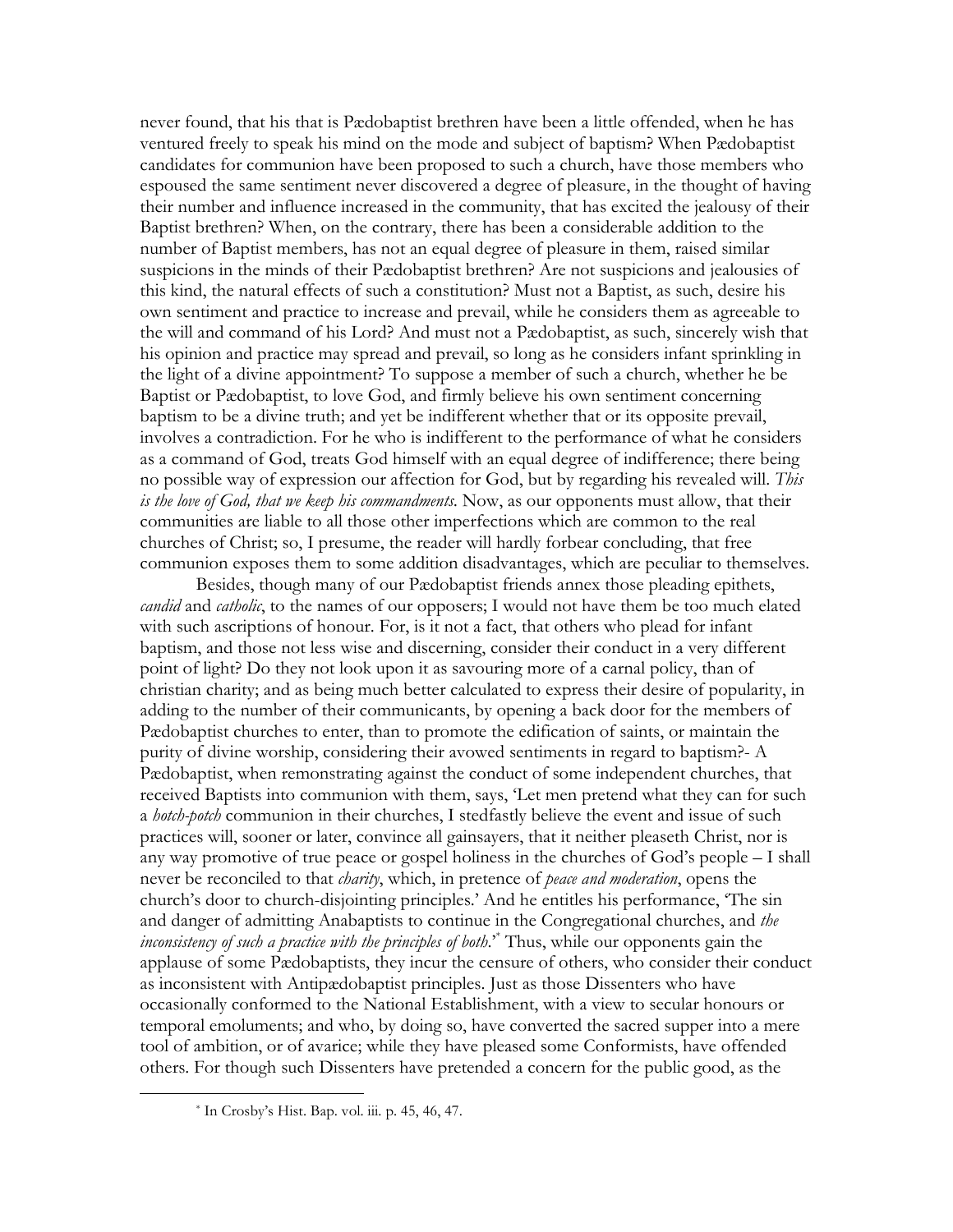never found, that his that is Pædobaptist brethren have been a little offended, when he has ventured freely to speak his mind on the mode and subject of baptism? When Pædobaptist candidates for communion have been proposed to such a church, have those members who espoused the same sentiment never discovered a degree of pleasure, in the thought of having their number and influence increased in the community, that has excited the jealousy of their Baptist brethren? When, on the contrary, there has been a considerable addition to the number of Baptist members, has not an equal degree of pleasure in them, raised similar suspicions in the minds of their Pædobaptist brethren? Are not suspicions and jealousies of this kind, the natural effects of such a constitution? Must not a Baptist, as such, desire his own sentiment and practice to increase and prevail, while he considers them as agreeable to the will and command of his Lord? And must not a Pædobaptist, as such, sincerely wish that his opinion and practice may spread and prevail, so long as he considers infant sprinkling in the light of a divine appointment? To suppose a member of such a church, whether he be Baptist or Pædobaptist, to love God, and firmly believe his own sentiment concerning baptism to be a divine truth; and yet be indifferent whether that or its opposite prevail, involves a contradiction. For he who is indifferent to the performance of what he considers as a command of God, treats God himself with an equal degree of indifference; there being no possible way of expression our affection for God, but by regarding his revealed will. *This is the love of God, that we keep his commandments*. Now, as our opponents must allow, that their communities are liable to all those other imperfections which are common to the real churches of Christ; so, I presume, the reader will hardly forbear concluding, that free communion exposes them to some addition disadvantages, which are peculiar to themselves.

Besides, though many of our Pædobaptist friends annex those pleading epithets, *candid* and *catholic*, to the names of our opposers; I would not have them be too much elated with such ascriptions of honour. For, is it not a fact, that others who plead for infant baptism, and those not less wise and discerning, consider their conduct in a very different point of light? Do they not look upon it as savouring more of a carnal policy, than of christian charity; and as being much better calculated to express their desire of popularity, in adding to the number of their communicants, by opening a back door for the members of Pædobaptist churches to enter, than to promote the edification of saints, or maintain the purity of divine worship, considering their avowed sentiments in regard to baptism?- A Pædobaptist, when remonstrating against the conduct of some independent churches, that received Baptists into communion with them, says, 'Let men pretend what they can for such a *hotch-potch* communion in their churches, I stedfastly believe the event and issue of such practices will, sooner or later, convince all gainsayers, that it neither pleaseth Christ, nor is any way promotive of true peace or gospel holiness in the churches of God's people – I shall never be reconciled to that *charity*, which, in pretence of *peace and moderation*, opens the church's door to church-disjointing principles.' And he entitles his performance, 'The sin and danger of admitting Anabaptists to continue in the Congregational churches, and *the inconsistency of such a practice with the principles of both*.'* Thus, while our opponents gain the applause of some Pædobaptists, they incur the censure of others, who consider their conduct as inconsistent with Antipædobaptist principles. Just as those Dissenters who have occasionally conformed to the National Establishment, with a view to secular honours or temporal emoluments; and who, by doing so, have converted the sacred supper into a mere tool of ambition, or of avarice; while they have pleased some Conformists, have offended others. For though such Dissenters have pretended a concern for the public good, as the

* In Crosby's Hist. Bap. vol. iii. p. 45, 46, 47.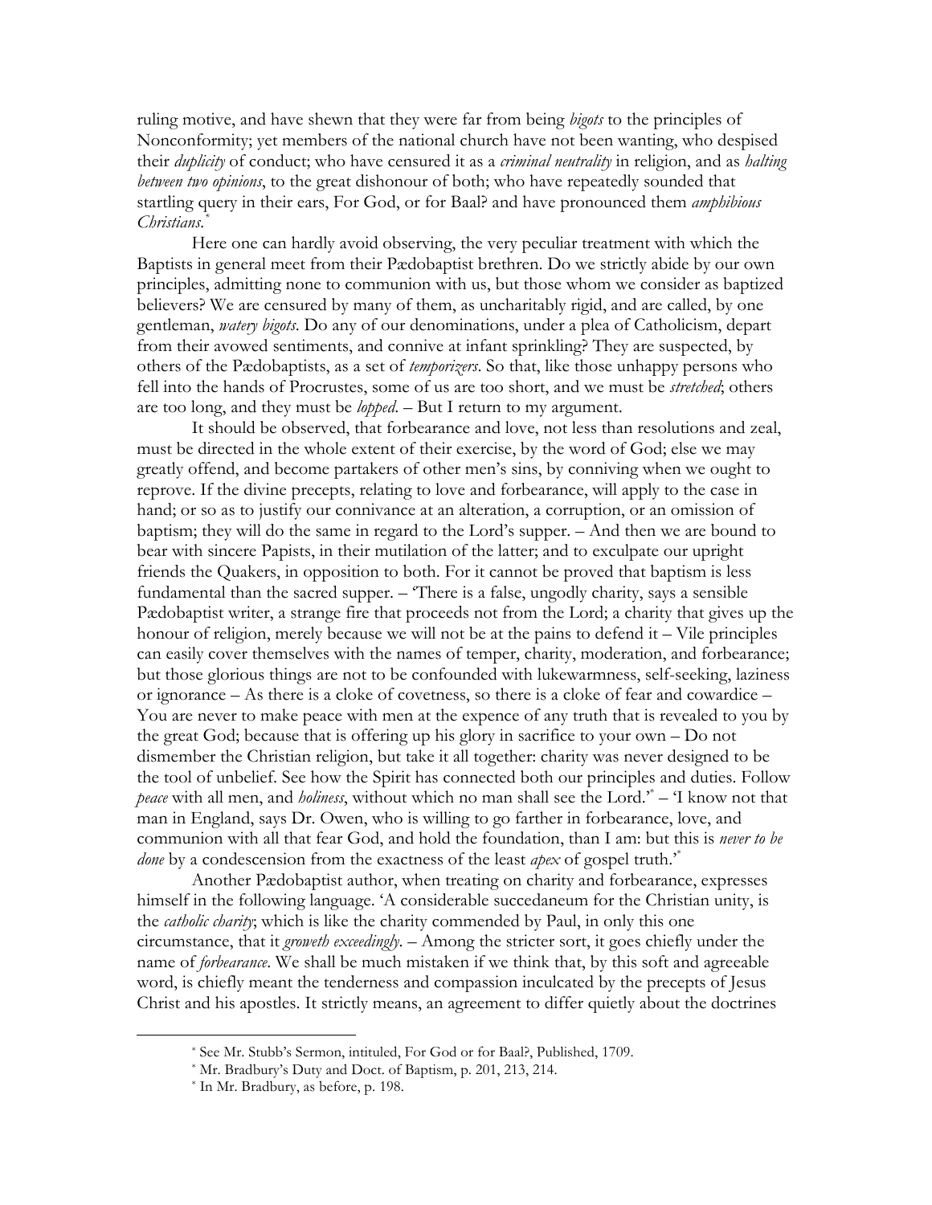ruling motive, and have shewn that they were far from being *bigots* to the principles of Nonconformity; yet members of the national church have not been wanting, who despised their *duplicity* of conduct; who have censured it as a *criminal neutrality* in religion, and as *halting between two opinions*, to the great dishonour of both; who have repeatedly sounded that startling query in their ears, For God, or for Baal? and have pronounced them *amphibious Christians*.[*]

Here one can hardly avoid observing, the very peculiar treatment with which the Baptists in general meet from their Pædobaptist brethren. Do we strictly abide by our own principles, admitting none to communion with us, but those whom we consider as baptized believers? We are censured by many of them, as uncharitably rigid, and are called, by one gentleman, *watery bigots*. Do any of our denominations, under a plea of Catholicism, depart from their avowed sentiments, and connive at infant sprinkling? They are suspected, by others of the Pædobaptists, as a set of *temporizers*. So that, like those unhappy persons who fell into the hands of Procrustes, some of us are too short, and we must be *stretched*; others are too long, and they must be *lopped*. – But I return to my argument.

It should be observed, that forbearance and love, not less than resolutions and zeal, must be directed in the whole extent of their exercise, by the word of God; else we may greatly offend, and become partakers of other men's sins, by conniving when we ought to reprove. If the divine precepts, relating to love and forbearance, will apply to the case in hand; or so as to justify our connivance at an alteration, a corruption, or an omission of baptism; they will do the same in regard to the Lord's supper. – And then we are bound to bear with sincere Papists, in their mutilation of the latter; and to exculpate our upright friends the Quakers, in opposition to both. For it cannot be proved that baptism is less fundamental than the sacred supper. – 'There is a false, ungodly charity, says a sensible Pædobaptist writer, a strange fire that proceeds not from the Lord; a charity that gives up the honour of religion, merely because we will not be at the pains to defend it – Vile principles can easily cover themselves with the names of temper, charity, moderation, and forbearance; but those glorious things are not to be confounded with lukewarmness, self-seeking, laziness or ignorance – As there is a cloke of covetness, so there is a cloke of fear and cowardice – You are never to make peace with men at the expence of any truth that is revealed to you by the great God; because that is offering up his glory in sacrifice to your own – Do not dismember the Christian religion, but take it all together: charity was never designed to be the tool of unbelief. See how the Spirit has connected both our principles and duties. Follow *peace* with all men, and *holiness*, without which no man shall see the Lord.'[*] – 'I know not that man in England, says Dr. Owen, who is willing to go farther in forbearance, love, and communion with all that fear God, and hold the foundation, than I am: but this is *never to be done* by a condescension from the exactness of the least *apex* of gospel truth.'[*]

Another Pædobaptist author, when treating on charity and forbearance, expresses himself in the following language. 'A considerable succedaneum for the Christian unity, is the *catholic charity*; which is like the charity commended by Paul, in only this one circumstance, that it *groweth exceedingly*. – Among the stricter sort, it goes chiefly under the name of *forbearance*. We shall be much mistaken if we think that, by this soft and agreeable word, is chiefly meant the tenderness and compassion inculcated by the precepts of Jesus Christ and his apostles. It strictly means, an agreement to differ quietly about the doctrines

---

[*] See Mr. Stubb's Sermon, intituled, For God or for Baal?, Published, 1709.

[*] Mr. Bradbury's Duty and Doct. of Baptism, p. 201, 213, 214.

[*] In Mr. Bradbury, as before, p. 198.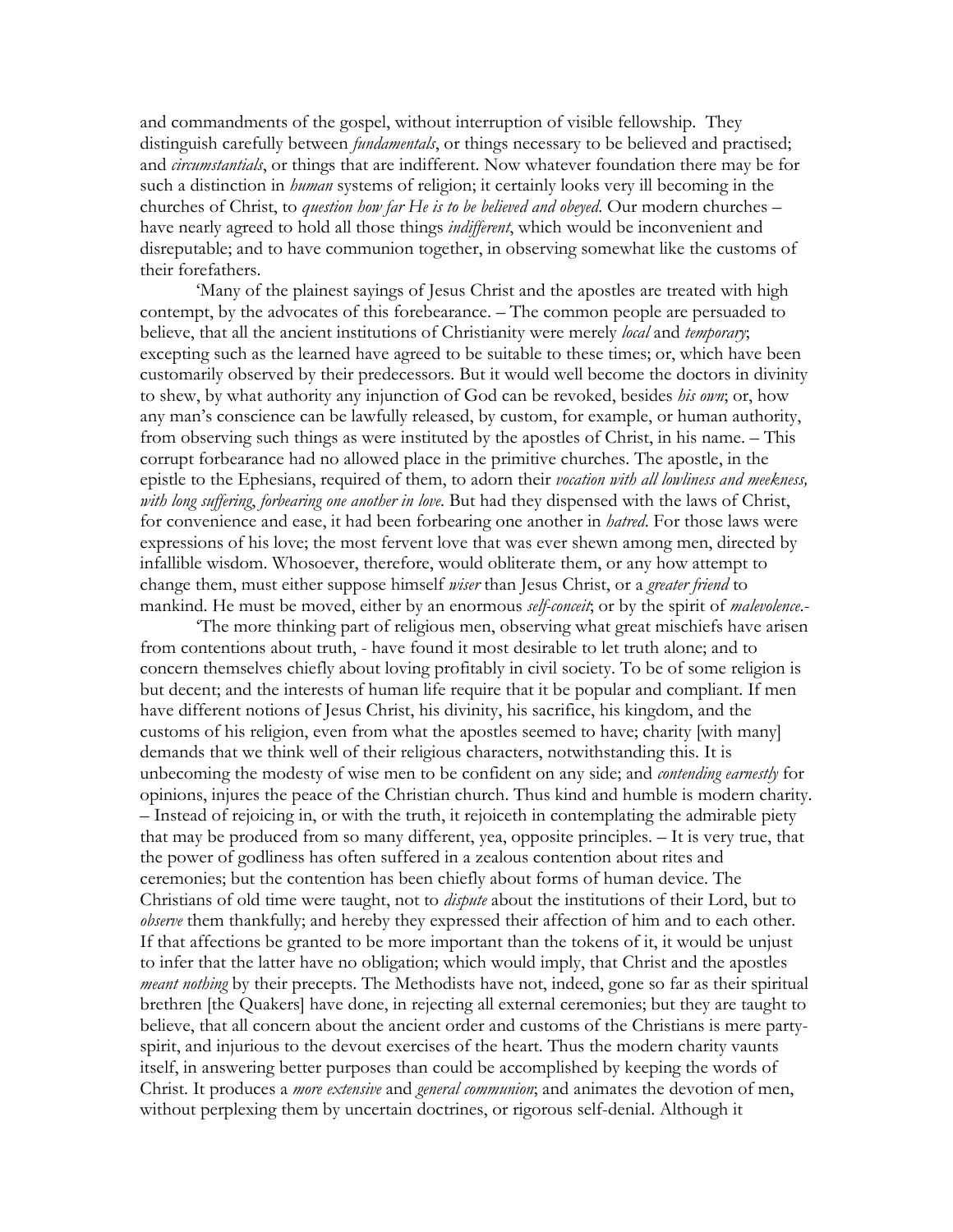and commandments of the gospel, without interruption of visible fellowship. They distinguish carefully between *fundamentals*, or things necessary to be believed and practised; and *circumstantials*, or things that are indifferent. Now whatever foundation there may be for such a distinction in *human* systems of religion; it certainly looks very ill becoming in the churches of Christ, to *question how far He is to be believed and obeyed*. Our modern churches – have nearly agreed to hold all those things *indifferent*, which would be inconvenient and disreputable; and to have communion together, in observing somewhat like the customs of their forefathers.

'Many of the plainest sayings of Jesus Christ and the apostles are treated with high contempt, by the advocates of this forebearance. – The common people are persuaded to believe, that all the ancient institutions of Christianity were merely *local* and *temporary*; excepting such as the learned have agreed to be suitable to these times; or, which have been customarily observed by their predecessors. But it would well become the doctors in divinity to shew, by what authority any injunction of God can be revoked, besides *his own*; or, how any man's conscience can be lawfully released, by custom, for example, or human authority, from observing such things as were instituted by the apostles of Christ, in his name. – This corrupt forbearance had no allowed place in the primitive churches. The apostle, in the epistle to the Ephesians, required of them, to adorn their *vocation with all lowliness and meekness, with long suffering, forbearing one another in love*. But had they dispensed with the laws of Christ, for convenience and ease, it had been forbearing one another in *hatred*. For those laws were expressions of his love; the most fervent love that was ever shewn among men, directed by infallible wisdom. Whosoever, therefore, would obliterate them, or any how attempt to change them, must either suppose himself *wiser* than Jesus Christ, or a *greater friend* to mankind. He must be moved, either by an enormous *self-conceit*; or by the spirit of *malevolence*.-

'The more thinking part of religious men, observing what great mischiefs have arisen from contentions about truth, - have found it most desirable to let truth alone; and to concern themselves chiefly about loving profitably in civil society. To be of some religion is but decent; and the interests of human life require that it be popular and compliant. If men have different notions of Jesus Christ, his divinity, his sacrifice, his kingdom, and the customs of his religion, even from what the apostles seemed to have; charity [with many] demands that we think well of their religious characters, notwithstanding this. It is unbecoming the modesty of wise men to be confident on any side; and *contending earnestly* for opinions, injures the peace of the Christian church. Thus kind and humble is modern charity. – Instead of rejoicing in, or with the truth, it rejoiceth in contemplating the admirable piety that may be produced from so many different, yea, opposite principles. – It is very true, that the power of godliness has often suffered in a zealous contention about rites and ceremonies; but the contention has been chiefly about forms of human device. The Christians of old time were taught, not to *dispute* about the institutions of their Lord, but to *observe* them thankfully; and hereby they expressed their affection of him and to each other. If that affections be granted to be more important than the tokens of it, it would be unjust to infer that the latter have no obligation; which would imply, that Christ and the apostles *meant nothing* by their precepts. The Methodists have not, indeed, gone so far as their spiritual brethren [the Quakers] have done, in rejecting all external ceremonies; but they are taught to believe, that all concern about the ancient order and customs of the Christians is mere party-spirit, and injurious to the devout exercises of the heart. Thus the modern charity vaunts itself, in answering better purposes than could be accomplished by keeping the words of Christ. It produces a *more extensive* and *general communion*; and animates the devotion of men, without perplexing them by uncertain doctrines, or rigorous self-denial. Although it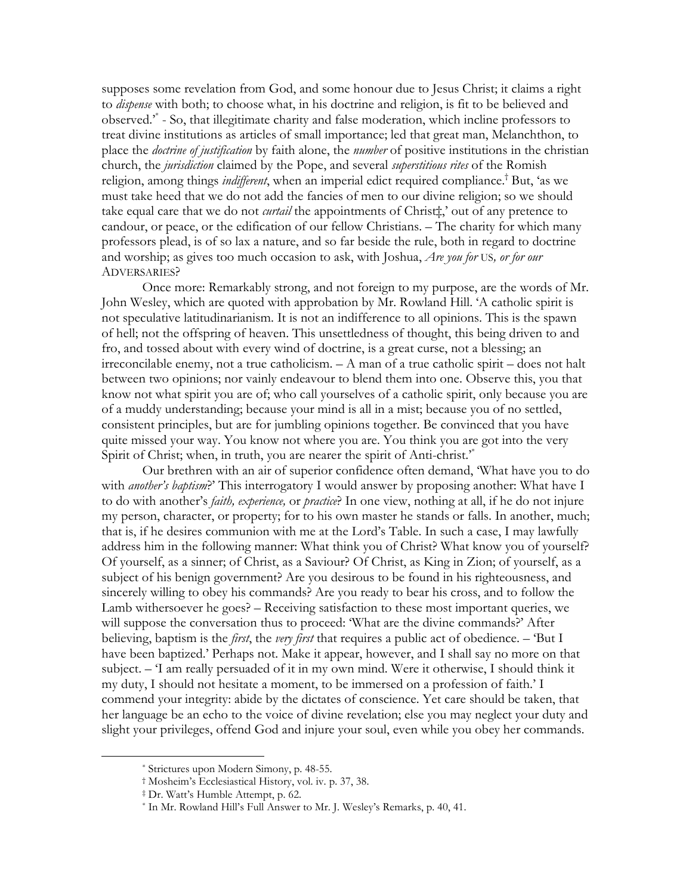supposes some revelation from God, and some honour due to Jesus Christ; it claims a right to *dispense* with both; to choose what, in his doctrine and religion, is fit to be believed and observed.'[*] - So, that illegitimate charity and false moderation, which incline professors to treat divine institutions as articles of small importance; led that great man, Melanchthon, to place the *doctrine of justification* by faith alone, the *number* of positive institutions in the christian church, the *jurisdiction* claimed by the Pope, and several *superstitious rites* of the Romish religion, among things *indifferent*, when an imperial edict required compliance.[†] But, 'as we must take heed that we do not add the fancies of men to our divine religion; so we should take equal care that we do not *curtail* the appointments of Christ‡,' out of any pretence to candour, or peace, or the edification of our fellow Christians. – The charity for which many professors plead, is of so lax a nature, and so far beside the rule, both in regard to doctrine and worship; as gives too much occasion to ask, with Joshua, *Are you for* US*, or for our* ADVERSARIES?

Once more: Remarkably strong, and not foreign to my purpose, are the words of Mr. John Wesley, which are quoted with approbation by Mr. Rowland Hill. 'A catholic spirit is not speculative latitudinarianism. It is not an indifference to all opinions. This is the spawn of hell; not the offspring of heaven. This unsettledness of thought, this being driven to and fro, and tossed about with every wind of doctrine, is a great curse, not a blessing; an irreconcilable enemy, not a true catholicism. – A man of a true catholic spirit – does not halt between two opinions; nor vainly endeavour to blend them into one. Observe this, you that know not what spirit you are of; who call yourselves of a catholic spirit, only because you are of a muddy understanding; because your mind is all in a mist; because you of no settled, consistent principles, but are for jumbling opinions together. Be convinced that you have quite missed your way. You know not where you are. You think you are got into the very Spirit of Christ; when, in truth, you are nearer the spirit of Anti-christ.'[*]

Our brethren with an air of superior confidence often demand, 'What have you to do with *another's baptism*?' This interrogatory I would answer by proposing another: What have I to do with another's *faith, experience,* or *practice*? In one view, nothing at all, if he do not injure my person, character, or property; for to his own master he stands or falls. In another, much; that is, if he desires communion with me at the Lord's Table. In such a case, I may lawfully address him in the following manner: What think you of Christ? What know you of yourself? Of yourself, as a sinner; of Christ, as a Saviour? Of Christ, as King in Zion; of yourself, as a subject of his benign government? Are you desirous to be found in his righteousness, and sincerely willing to obey his commands? Are you ready to bear his cross, and to follow the Lamb withersoever he goes? – Receiving satisfaction to these most important queries, we will suppose the conversation thus to proceed: 'What are the divine commands?' After believing, baptism is the *first*, the *very first* that requires a public act of obedience. – 'But I have been baptized.' Perhaps not. Make it appear, however, and I shall say no more on that subject. – 'I am really persuaded of it in my own mind. Were it otherwise, I should think it my duty, I should not hesitate a moment, to be immersed on a profession of faith.' I commend your integrity: abide by the dictates of conscience. Yet care should be taken, that her language be an echo to the voice of divine revelation; else you may neglect your duty and slight your privileges, offend God and injure your soul, even while you obey her commands.

---

[*] Strictures upon Modern Simony, p. 48-55.

[†] Mosheim's Ecclesiastical History, vol. iv. p. 37, 38.

[‡] Dr. Watt's Humble Attempt, p. 62.

[*] In Mr. Rowland Hill's Full Answer to Mr. J. Wesley's Remarks, p. 40, 41.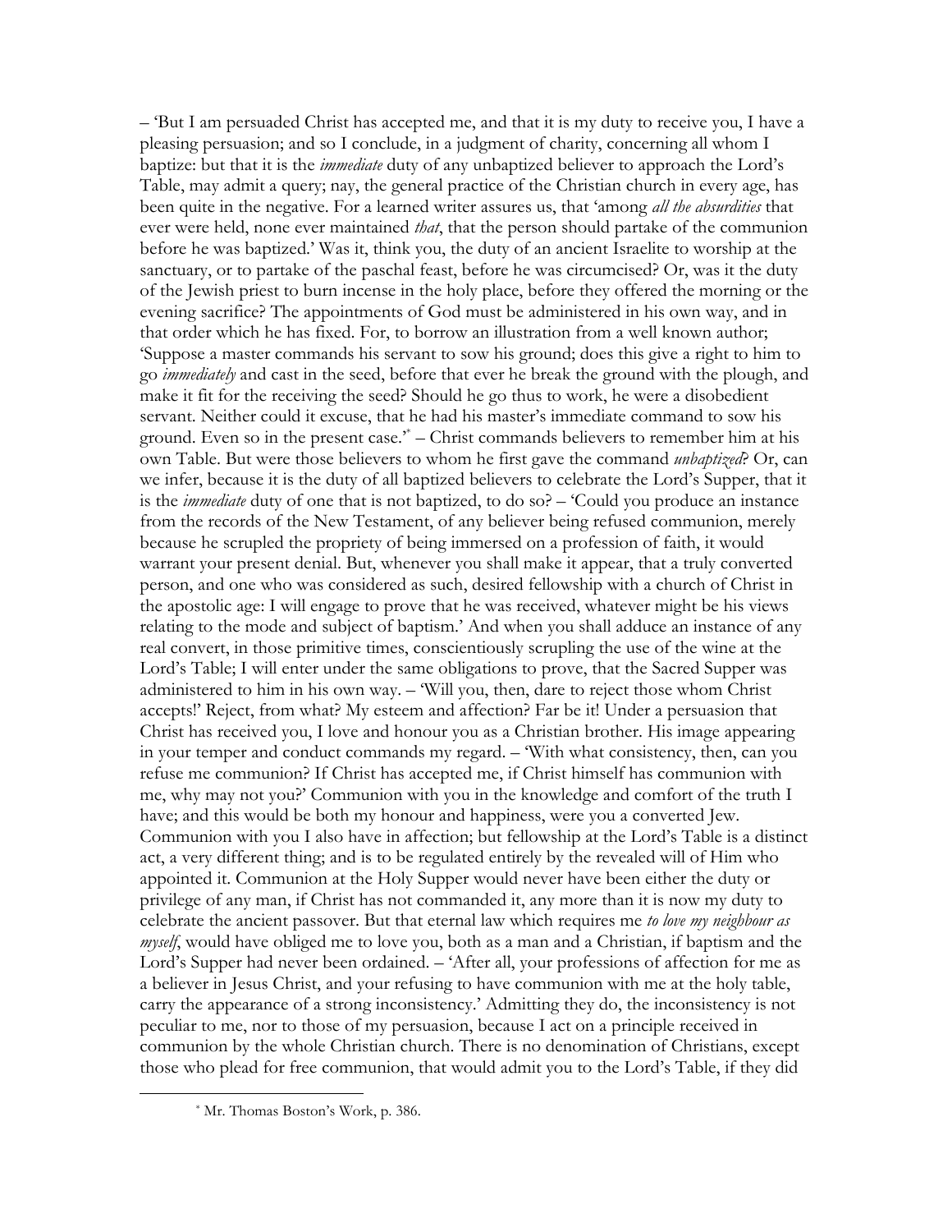– 'But I am persuaded Christ has accepted me, and that it is my duty to receive you, I have a pleasing persuasion; and so I conclude, in a judgment of charity, concerning all whom I baptize: but that it is the *immediate* duty of any unbaptized believer to approach the Lord's Table, may admit a query; nay, the general practice of the Christian church in every age, has been quite in the negative. For a learned writer assures us, that 'among *all the absurdities* that ever were held, none ever maintained *that*, that the person should partake of the communion before he was baptized.' Was it, think you, the duty of an ancient Israelite to worship at the sanctuary, or to partake of the paschal feast, before he was circumcised? Or, was it the duty of the Jewish priest to burn incense in the holy place, before they offered the morning or the evening sacrifice? The appointments of God must be administered in his own way, and in that order which he has fixed. For, to borrow an illustration from a well known author; 'Suppose a master commands his servant to sow his ground; does this give a right to him to go *immediately* and cast in the seed, before that ever he break the ground with the plough, and make it fit for the receiving the seed? Should he go thus to work, he were a disobedient servant. Neither could it excuse, that he had his master's immediate command to sow his ground. Even so in the present case.'* – Christ commands believers to remember him at his own Table. But were those believers to whom he first gave the command *unbaptized*? Or, can we infer, because it is the duty of all baptized believers to celebrate the Lord's Supper, that it is the *immediate* duty of one that is not baptized, to do so? – 'Could you produce an instance from the records of the New Testament, of any believer being refused communion, merely because he scrupled the propriety of being immersed on a profession of faith, it would warrant your present denial. But, whenever you shall make it appear, that a truly converted person, and one who was considered as such, desired fellowship with a church of Christ in the apostolic age: I will engage to prove that he was received, whatever might be his views relating to the mode and subject of baptism.' And when you shall adduce an instance of any real convert, in those primitive times, conscientiously scrupling the use of the wine at the Lord's Table; I will enter under the same obligations to prove, that the Sacred Supper was administered to him in his own way. – 'Will you, then, dare to reject those whom Christ accepts!' Reject, from what? My esteem and affection? Far be it! Under a persuasion that Christ has received you, I love and honour you as a Christian brother. His image appearing in your temper and conduct commands my regard. – 'With what consistency, then, can you refuse me communion? If Christ has accepted me, if Christ himself has communion with me, why may not you?' Communion with you in the knowledge and comfort of the truth I have; and this would be both my honour and happiness, were you a converted Jew. Communion with you I also have in affection; but fellowship at the Lord's Table is a distinct act, a very different thing; and is to be regulated entirely by the revealed will of Him who appointed it. Communion at the Holy Supper would never have been either the duty or privilege of any man, if Christ has not commanded it, any more than it is now my duty to celebrate the ancient passover. But that eternal law which requires me *to love my neighbour as myself*, would have obliged me to love you, both as a man and a Christian, if baptism and the Lord's Supper had never been ordained. – 'After all, your professions of affection for me as a believer in Jesus Christ, and your refusing to have communion with me at the holy table, carry the appearance of a strong inconsistency.' Admitting they do, the inconsistency is not peculiar to me, nor to those of my persuasion, because I act on a principle received in communion by the whole Christian church. There is no denomination of Christians, except those who plead for free communion, that would admit you to the Lord's Table, if they did

* Mr. Thomas Boston's Work, p. 386.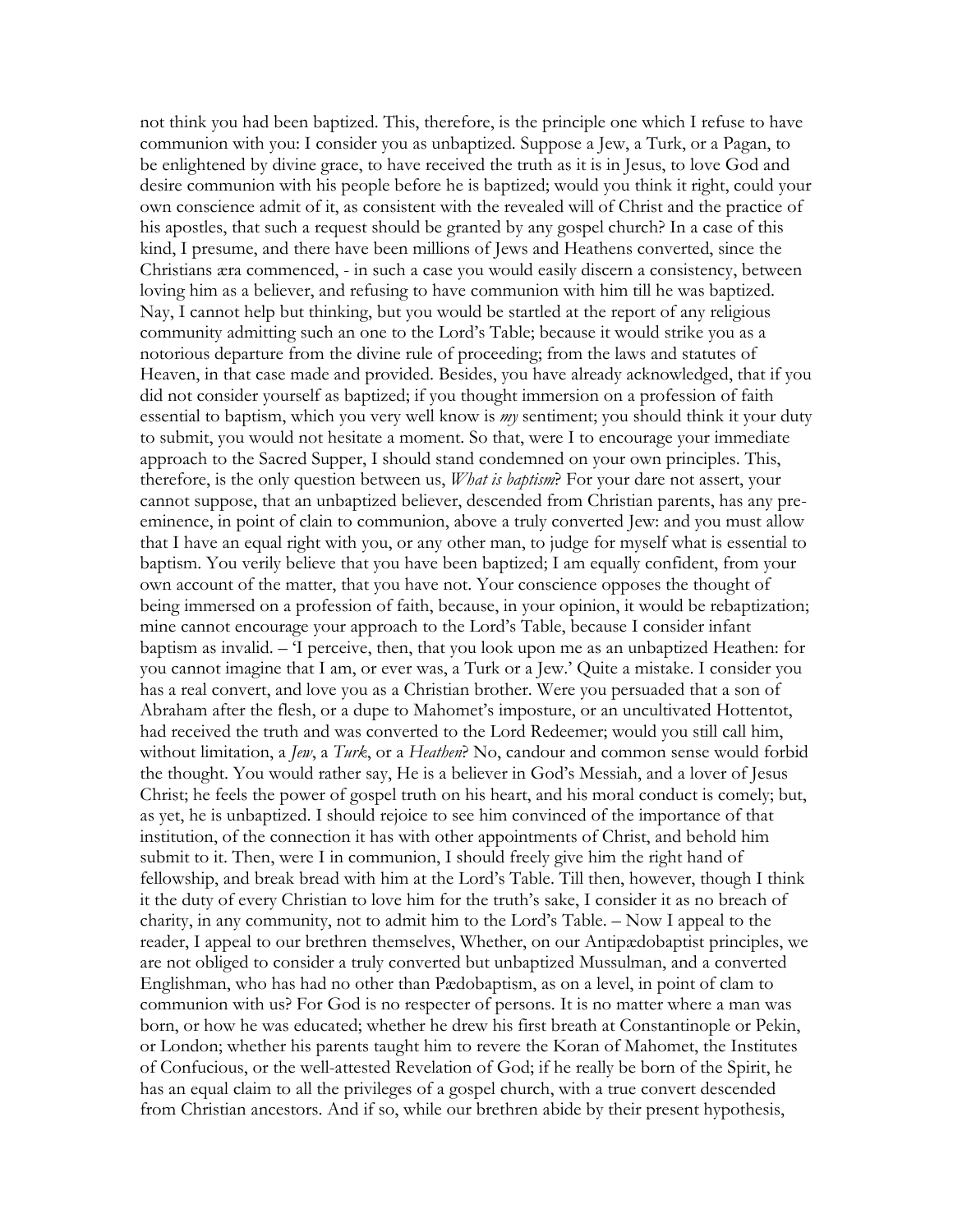not think you had been baptized. This, therefore, is the principle one which I refuse to have communion with you: I consider you as unbaptized. Suppose a Jew, a Turk, or a Pagan, to be enlightened by divine grace, to have received the truth as it is in Jesus, to love God and desire communion with his people before he is baptized; would you think it right, could your own conscience admit of it, as consistent with the revealed will of Christ and the practice of his apostles, that such a request should be granted by any gospel church? In a case of this kind, I presume, and there have been millions of Jews and Heathens converted, since the Christians æra commenced, - in such a case you would easily discern a consistency, between loving him as a believer, and refusing to have communion with him till he was baptized. Nay, I cannot help but thinking, but you would be startled at the report of any religious community admitting such an one to the Lord's Table; because it would strike you as a notorious departure from the divine rule of proceeding; from the laws and statutes of Heaven, in that case made and provided. Besides, you have already acknowledged, that if you did not consider yourself as baptized; if you thought immersion on a profession of faith essential to baptism, which you very well know is *my* sentiment; you should think it your duty to submit, you would not hesitate a moment. So that, were I to encourage your immediate approach to the Sacred Supper, I should stand condemned on your own principles. This, therefore, is the only question between us, *What is baptism*? For your dare not assert, your cannot suppose, that an unbaptized believer, descended from Christian parents, has any pre-eminence, in point of clain to communion, above a truly converted Jew: and you must allow that I have an equal right with you, or any other man, to judge for myself what is essential to baptism. You verily believe that you have been baptized; I am equally confident, from your own account of the matter, that you have not. Your conscience opposes the thought of being immersed on a profession of faith, because, in your opinion, it would be rebaptization; mine cannot encourage your approach to the Lord's Table, because I consider infant baptism as invalid. – 'I perceive, then, that you look upon me as an unbaptized Heathen: for you cannot imagine that I am, or ever was, a Turk or a Jew.' Quite a mistake. I consider you has a real convert, and love you as a Christian brother. Were you persuaded that a son of Abraham after the flesh, or a dupe to Mahomet's imposture, or an uncultivated Hottentot, had received the truth and was converted to the Lord Redeemer; would you still call him, without limitation, a *Jew*, a *Turk*, or a *Heathen*? No, candour and common sense would forbid the thought. You would rather say, He is a believer in God's Messiah, and a lover of Jesus Christ; he feels the power of gospel truth on his heart, and his moral conduct is comely; but, as yet, he is unbaptized. I should rejoice to see him convinced of the importance of that institution, of the connection it has with other appointments of Christ, and behold him submit to it. Then, were I in communion, I should freely give him the right hand of fellowship, and break bread with him at the Lord's Table. Till then, however, though I think it the duty of every Christian to love him for the truth's sake, I consider it as no breach of charity, in any community, not to admit him to the Lord's Table. – Now I appeal to the reader, I appeal to our brethren themselves, Whether, on our Antipædobaptist principles, we are not obliged to consider a truly converted but unbaptized Mussulman, and a converted Englishman, who has had no other than Pædobaptism, as on a level, in point of clam to communion with us? For God is no respecter of persons. It is no matter where a man was born, or how he was educated; whether he drew his first breath at Constantinople or Pekin, or London; whether his parents taught him to revere the Koran of Mahomet, the Institutes of Confucious, or the well-attested Revelation of God; if he really be born of the Spirit, he has an equal claim to all the privileges of a gospel church, with a true convert descended from Christian ancestors. And if so, while our brethren abide by their present hypothesis,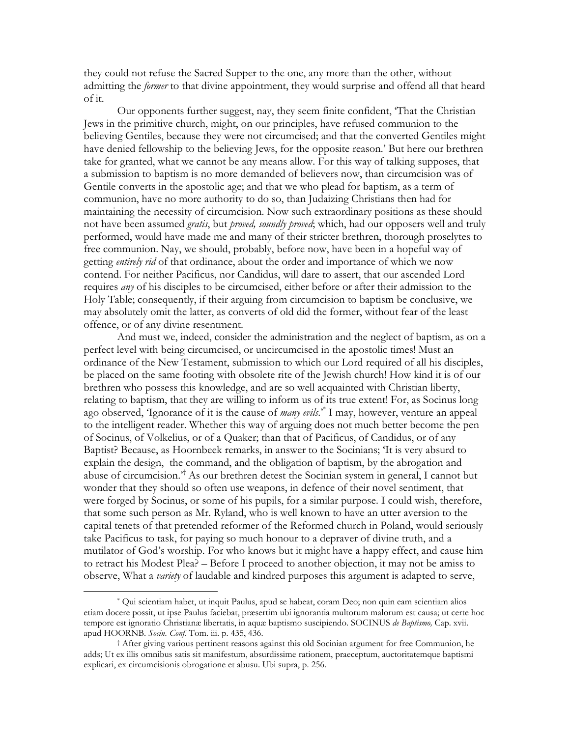they could not refuse the Sacred Supper to the one, any more than the other, without admitting the *former* to that divine appointment, they would surprise and offend all that heard of it.

Our opponents further suggest, nay, they seem finite confident, 'That the Christian Jews in the primitive church, might, on our principles, have refused communion to the believing Gentiles, because they were not circumcised; and that the converted Gentiles might have denied fellowship to the believing Jews, for the opposite reason.' But here our brethren take for granted, what we cannot be any means allow. For this way of talking supposes, that a submission to baptism is no more demanded of believers now, than circumcision was of Gentile converts in the apostolic age; and that we who plead for baptism, as a term of communion, have no more authority to do so, than Judaizing Christians then had for maintaining the necessity of circumcision. Now such extraordinary positions as these should not have been assumed *gratis*, but *proved, soundly proved*; which, had our opposers well and truly performed, would have made me and many of their stricter brethren, thorough proselytes to free communion. Nay, we should, probably, before now, have been in a hopeful way of getting *entirely rid* of that ordinance, about the order and importance of which we now contend. For neither Pacificus, nor Candidus, will dare to assert, that our ascended Lord requires *any* of his disciples to be circumcised, either before or after their admission to the Holy Table; consequently, if their arguing from circumcision to baptism be conclusive, we may absolutely omit the latter, as converts of old did the former, without fear of the least offence, or of any divine resentment.

And must we, indeed, consider the administration and the neglect of baptism, as on a perfect level with being circumcised, or uncircumcised in the apostolic times! Must an ordinance of the New Testament, submission to which our Lord required of all his disciples, be placed on the same footing with obsolete rite of the Jewish church! How kind it is of our brethren who possess this knowledge, and are so well acquainted with Christian liberty, relating to baptism, that they are willing to inform us of its true extent! For, as Socinus long ago observed, 'Ignorance of it is the cause of *many evils*.'* I may, however, venture an appeal to the intelligent reader. Whether this way of arguing does not much better become the pen of Socinus, of Volkelius, or of a Quaker; than that of Pacificus, of Candidus, or of any Baptist? Because, as Hoornbeek remarks, in answer to the Socinians; 'It is very absurd to explain the design, the command, and the obligation of baptism, by the abrogation and abuse of circumcision.'† As our brethren detest the Socinian system in general, I cannot but wonder that they should so often use weapons, in defence of their novel sentiment, that were forged by Socinus, or some of his pupils, for a similar purpose. I could wish, therefore, that some such person as Mr. Ryland, who is well known to have an utter aversion to the capital tenets of that pretended reformer of the Reformed church in Poland, would seriously take Pacificus to task, for paying so much honour to a depraver of divine truth, and a mutilator of God's worship. For who knows but it might have a happy effect, and cause him to retract his Modest Plea? – Before I proceed to another objection, it may not be amiss to observe, What a *variety* of laudable and kindred purposes this argument is adapted to serve,

---

* Qui scientiam habet, ut inquit Paulus, apud se habeat, coram Deo; non quin eam scientiam alios etiam docere possit, ut ipse Paulus faciebat, præsertim ubi ignorantia multorum malorum est causa; ut certe hoc tempore est ignoratio Christianæ libertatis, in aquæ baptismo suscipiendo. SOCINUS *de Baptismo,* Cap. xvii. apud HOORNB. *Socin. Conf.* Tom. iii. p. 435, 436.

† After giving various pertinent reasons against this old Socinian argument for free Communion, he adds; Ut ex illis omnibus satis sit manifestum, absurdissime rationem, praeceptum, auctoritatemque baptismi explicari, ex circumcisionis obrogatione et abusu. Ubi supra, p. 256.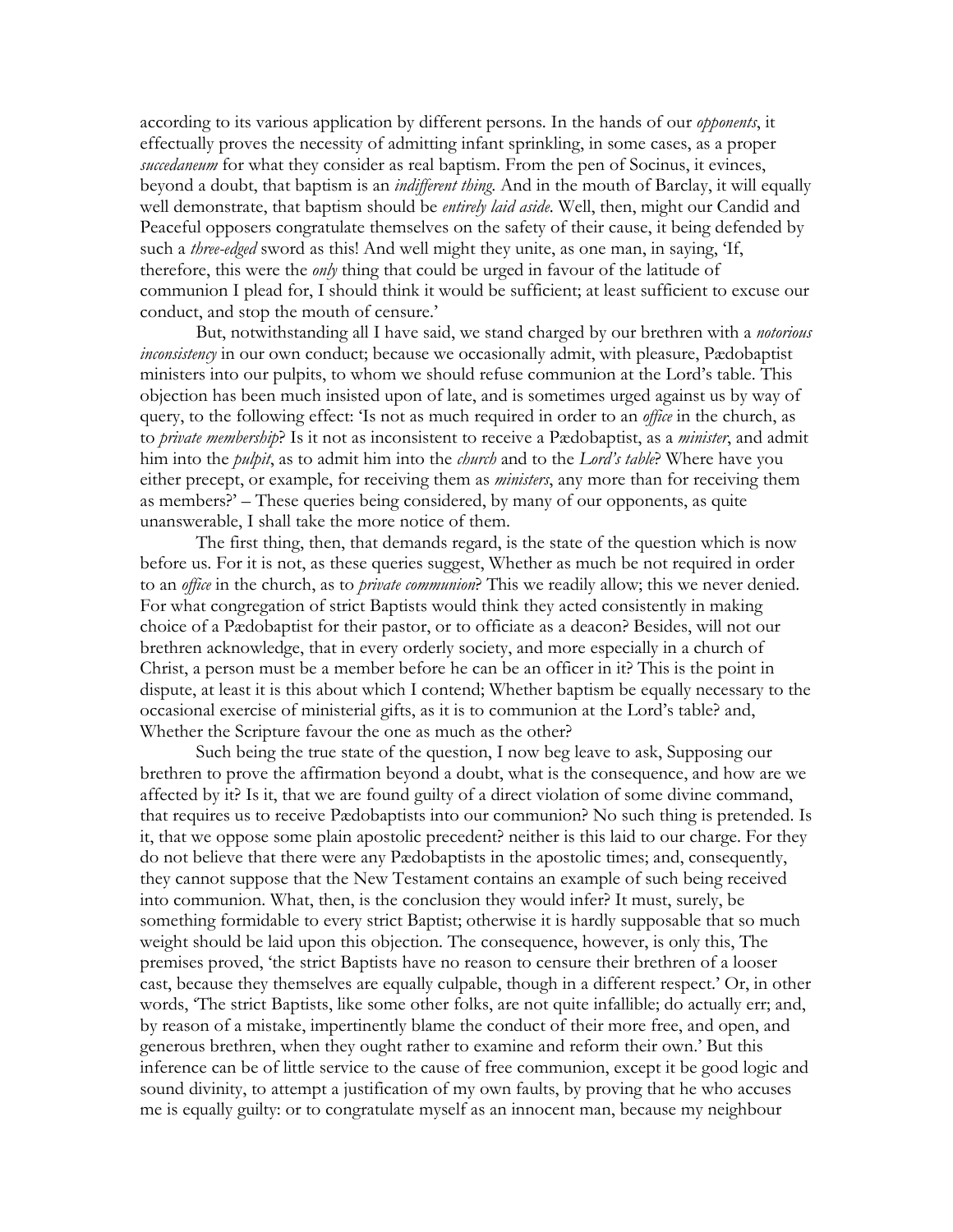according to its various application by different persons. In the hands of our *opponents*, it effectually proves the necessity of admitting infant sprinkling, in some cases, as a proper *succedaneum* for what they consider as real baptism. From the pen of Socinus, it evinces, beyond a doubt, that baptism is an *indifferent thing*. And in the mouth of Barclay, it will equally well demonstrate, that baptism should be *entirely laid aside*. Well, then, might our Candid and Peaceful opposers congratulate themselves on the safety of their cause, it being defended by such a *three-edged* sword as this! And well might they unite, as one man, in saying, 'If, therefore, this were the *only* thing that could be urged in favour of the latitude of communion I plead for, I should think it would be sufficient; at least sufficient to excuse our conduct, and stop the mouth of censure.'

But, notwithstanding all I have said, we stand charged by our brethren with a *notorious inconsistency* in our own conduct; because we occasionally admit, with pleasure, Pædobaptist ministers into our pulpits, to whom we should refuse communion at the Lord's table. This objection has been much insisted upon of late, and is sometimes urged against us by way of query, to the following effect: 'Is not as much required in order to an *office* in the church, as to *private membership*? Is it not as inconsistent to receive a Pædobaptist, as a *minister*, and admit him into the *pulpit*, as to admit him into the *church* and to the *Lord's table*? Where have you either precept, or example, for receiving them as *ministers*, any more than for receiving them as members?' – These queries being considered, by many of our opponents, as quite unanswerable, I shall take the more notice of them.

The first thing, then, that demands regard, is the state of the question which is now before us. For it is not, as these queries suggest, Whether as much be not required in order to an *office* in the church, as to *private communion*? This we readily allow; this we never denied. For what congregation of strict Baptists would think they acted consistently in making choice of a Pædobaptist for their pastor, or to officiate as a deacon? Besides, will not our brethren acknowledge, that in every orderly society, and more especially in a church of Christ, a person must be a member before he can be an officer in it? This is the point in dispute, at least it is this about which I contend; Whether baptism be equally necessary to the occasional exercise of ministerial gifts, as it is to communion at the Lord's table? and, Whether the Scripture favour the one as much as the other?

Such being the true state of the question, I now beg leave to ask, Supposing our brethren to prove the affirmation beyond a doubt, what is the consequence, and how are we affected by it? Is it, that we are found guilty of a direct violation of some divine command, that requires us to receive Pædobaptists into our communion? No such thing is pretended. Is it, that we oppose some plain apostolic precedent? neither is this laid to our charge. For they do not believe that there were any Pædobaptists in the apostolic times; and, consequently, they cannot suppose that the New Testament contains an example of such being received into communion. What, then, is the conclusion they would infer? It must, surely, be something formidable to every strict Baptist; otherwise it is hardly supposable that so much weight should be laid upon this objection. The consequence, however, is only this, The premises proved, 'the strict Baptists have no reason to censure their brethren of a looser cast, because they themselves are equally culpable, though in a different respect.' Or, in other words, 'The strict Baptists, like some other folks, are not quite infallible; do actually err; and, by reason of a mistake, impertinently blame the conduct of their more free, and open, and generous brethren, when they ought rather to examine and reform their own.' But this inference can be of little service to the cause of free communion, except it be good logic and sound divinity, to attempt a justification of my own faults, by proving that he who accuses me is equally guilty: or to congratulate myself as an innocent man, because my neighbour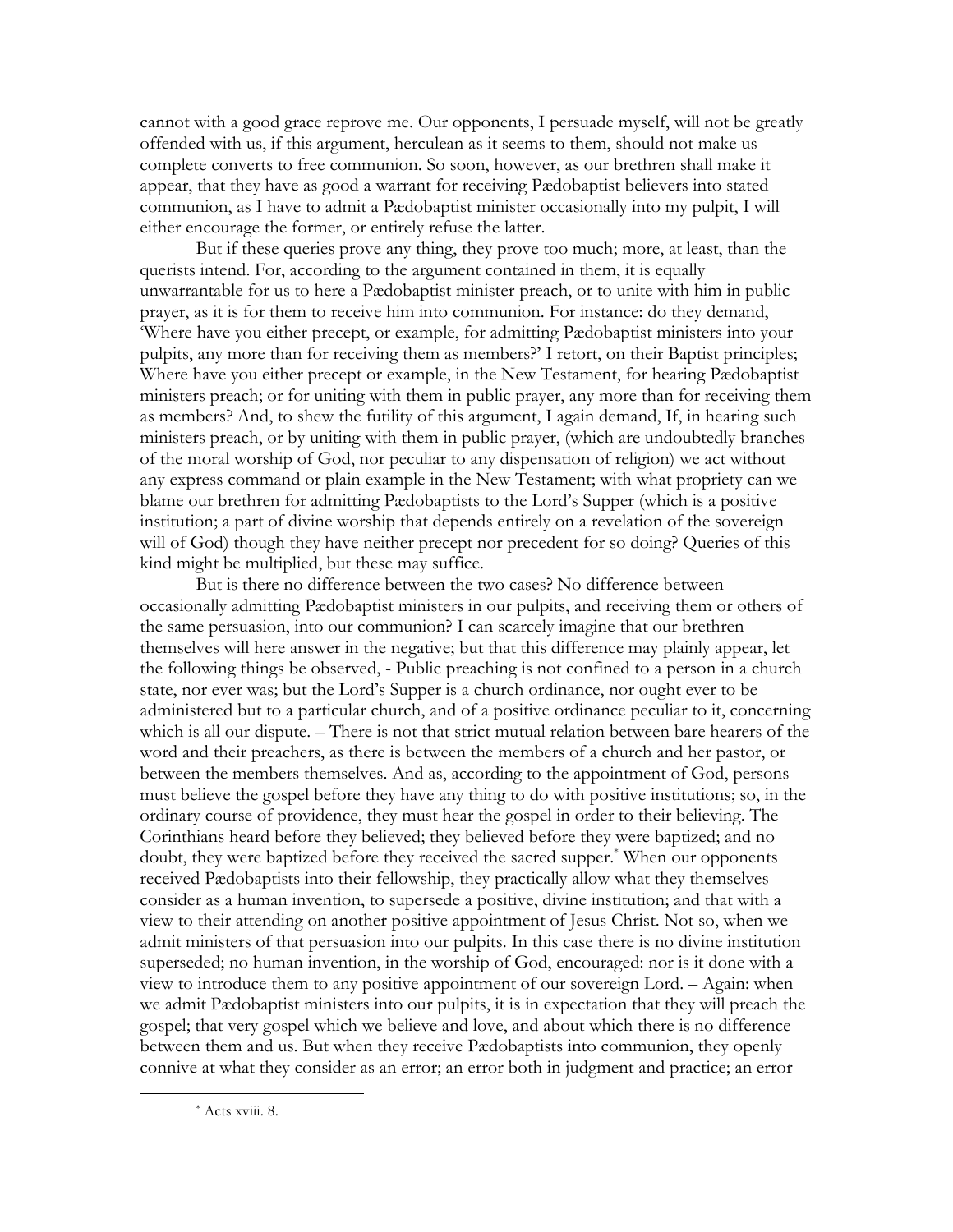cannot with a good grace reprove me. Our opponents, I persuade myself, will not be greatly offended with us, if this argument, herculean as it seems to them, should not make us complete converts to free communion. So soon, however, as our brethren shall make it appear, that they have as good a warrant for receiving Pædobaptist believers into stated communion, as I have to admit a Pædobaptist minister occasionally into my pulpit, I will either encourage the former, or entirely refuse the latter.

But if these queries prove any thing, they prove too much; more, at least, than the querists intend. For, according to the argument contained in them, it is equally unwarrantable for us to here a Pædobaptist minister preach, or to unite with him in public prayer, as it is for them to receive him into communion. For instance: do they demand, 'Where have you either precept, or example, for admitting Pædobaptist ministers into your pulpits, any more than for receiving them as members?' I retort, on their Baptist principles; Where have you either precept or example, in the New Testament, for hearing Pædobaptist ministers preach; or for uniting with them in public prayer, any more than for receiving them as members? And, to shew the futility of this argument, I again demand, If, in hearing such ministers preach, or by uniting with them in public prayer, (which are undoubtedly branches of the moral worship of God, nor peculiar to any dispensation of religion) we act without any express command or plain example in the New Testament; with what propriety can we blame our brethren for admitting Pædobaptists to the Lord's Supper (which is a positive institution; a part of divine worship that depends entirely on a revelation of the sovereign will of God) though they have neither precept nor precedent for so doing? Queries of this kind might be multiplied, but these may suffice.

But is there no difference between the two cases? No difference between occasionally admitting Pædobaptist ministers in our pulpits, and receiving them or others of the same persuasion, into our communion? I can scarcely imagine that our brethren themselves will here answer in the negative; but that this difference may plainly appear, let the following things be observed, - Public preaching is not confined to a person in a church state, nor ever was; but the Lord's Supper is a church ordinance, nor ought ever to be administered but to a particular church, and of a positive ordinance peculiar to it, concerning which is all our dispute. – There is not that strict mutual relation between bare hearers of the word and their preachers, as there is between the members of a church and her pastor, or between the members themselves. And as, according to the appointment of God, persons must believe the gospel before they have any thing to do with positive institutions; so, in the ordinary course of providence, they must hear the gospel in order to their believing. The Corinthians heard before they believed; they believed before they were baptized; and no doubt, they were baptized before they received the sacred supper.[*] When our opponents received Pædobaptists into their fellowship, they practically allow what they themselves consider as a human invention, to supersede a positive, divine institution; and that with a view to their attending on another positive appointment of Jesus Christ. Not so, when we admit ministers of that persuasion into our pulpits. In this case there is no divine institution superseded; no human invention, in the worship of God, encouraged: nor is it done with a view to introduce them to any positive appointment of our sovereign Lord. – Again: when we admit Pædobaptist ministers into our pulpits, it is in expectation that they will preach the gospel; that very gospel which we believe and love, and about which there is no difference between them and us. But when they receive Pædobaptists into communion, they openly connive at what they consider as an error; an error both in judgment and practice; an error

---

[*] Acts xviii. 8.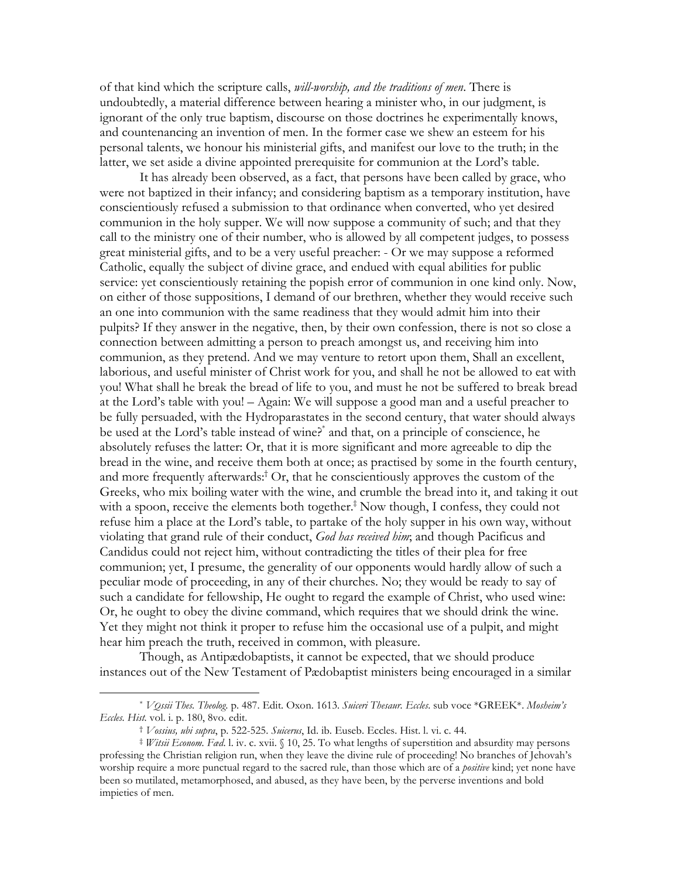of that kind which the scripture calls, *will-worship, and the traditions of men*. There is undoubtedly, a material difference between hearing a minister who, in our judgment, is ignorant of the only true baptism, discourse on those doctrines he experimentally knows, and countenancing an invention of men. In the former case we shew an esteem for his personal talents, we honour his ministerial gifts, and manifest our love to the truth; in the latter, we set aside a divine appointed prerequisite for communion at the Lord's table.

It has already been observed, as a fact, that persons have been called by grace, who were not baptized in their infancy; and considering baptism as a temporary institution, have conscientiously refused a submission to that ordinance when converted, who yet desired communion in the holy supper. We will now suppose a community of such; and that they call to the ministry one of their number, who is allowed by all competent judges, to possess great ministerial gifts, and to be a very useful preacher: - Or we may suppose a reformed Catholic, equally the subject of divine grace, and endued with equal abilities for public service: yet conscientiously retaining the popish error of communion in one kind only. Now, on either of those suppositions, I demand of our brethren, whether they would receive such an one into communion with the same readiness that they would admit him into their pulpits? If they answer in the negative, then, by their own confession, there is not so close a connection between admitting a person to preach amongst us, and receiving him into communion, as they pretend. And we may venture to retort upon them, Shall an excellent, laborious, and useful minister of Christ work for you, and shall he not be allowed to eat with you! What shall he break the bread of life to you, and must he not be suffered to break bread at the Lord's table with you! – Again: We will suppose a good man and a useful preacher to be fully persuaded, with the Hydroparastates in the second century, that water should always be used at the Lord's table instead of wine?[*] and that, on a principle of conscience, he absolutely refuses the latter: Or, that it is more significant and more agreeable to dip the bread in the wine, and receive them both at once; as practised by some in the fourth century, and more frequently afterwards:[†] Or, that he conscientiously approves the custom of the Greeks, who mix boiling water with the wine, and crumble the bread into it, and taking it out with a spoon, receive the elements both together.[‡] Now though, I confess, they could not refuse him a place at the Lord's table, to partake of the holy supper in his own way, without violating that grand rule of their conduct, *God has received him*; and though Pacificus and Candidus could not reject him, without contradicting the titles of their plea for free communion; yet, I presume, the generality of our opponents would hardly allow of such a peculiar mode of proceeding, in any of their churches. No; they would be ready to say of such a candidate for fellowship, He ought to regard the example of Christ, who used wine: Or, he ought to obey the divine command, which requires that we should drink the wine. Yet they might not think it proper to refuse him the occasional use of a pulpit, and might hear him preach the truth, received in common, with pleasure.

Though, as Antipædobaptists, it cannot be expected, that we should produce instances out of the New Testament of Pædobaptist ministers being encouraged in a similar

---

[*] *VQssii Thes. Theolog.* p. 487. Edit. Oxon. 1613. *Suiceri Thesaur. Eccles.* sub voce *GREEK*. *Mosheim's Eccles. Hist.* vol. i. p. 180, 8vo. edit.

[†] *Vossius, ubi supra*, p. 522-525. *Suicerus*, Id. ib. Euseb. Eccles. Hist. l. vi. c. 44.

[‡] *Witsii Econom. Fæd.* l. iv. c. xvii. § 10, 25. To what lengths of superstition and absurdity may persons professing the Christian religion run, when they leave the divine rule of proceeding! No branches of Jehovah's worship require a more punctual regard to the sacred rule, than those which are of a *positive* kind; yet none have been so mutilated, metamorphosed, and abused, as they have been, by the perverse inventions and bold impieties of men.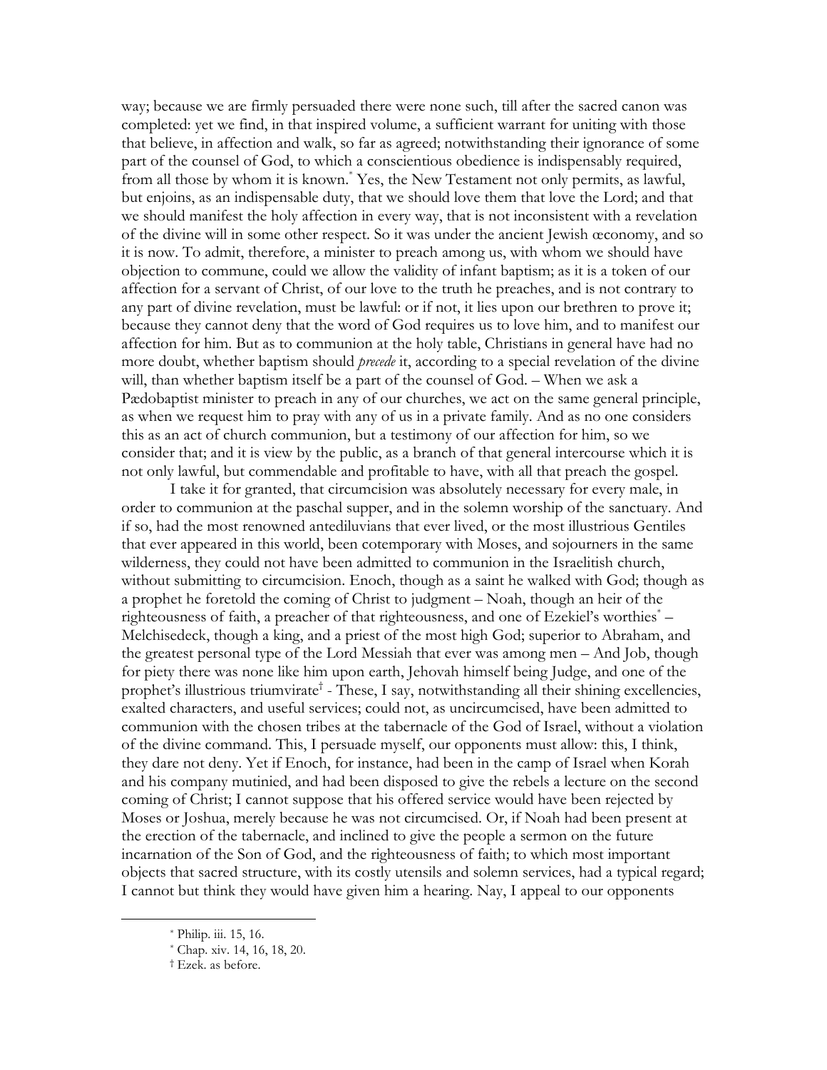way; because we are firmly persuaded there were none such, till after the sacred canon was completed: yet we find, in that inspired volume, a sufficient warrant for uniting with those that believe, in affection and walk, so far as agreed; notwithstanding their ignorance of some part of the counsel of God, to which a conscientious obedience is indispensably required, from all those by whom it is known.[*] Yes, the New Testament not only permits, as lawful, but enjoins, as an indispensable duty, that we should love them that love the Lord; and that we should manifest the holy affection in every way, that is not inconsistent with a revelation of the divine will in some other respect. So it was under the ancient Jewish œconomy, and so it is now. To admit, therefore, a minister to preach among us, with whom we should have objection to commune, could we allow the validity of infant baptism; as it is a token of our affection for a servant of Christ, of our love to the truth he preaches, and is not contrary to any part of divine revelation, must be lawful: or if not, it lies upon our brethren to prove it; because they cannot deny that the word of God requires us to love him, and to manifest our affection for him. But as to communion at the holy table, Christians in general have had no more doubt, whether baptism should *precede* it, according to a special revelation of the divine will, than whether baptism itself be a part of the counsel of God. – When we ask a Pædobaptist minister to preach in any of our churches, we act on the same general principle, as when we request him to pray with any of us in a private family. And as no one considers this as an act of church communion, but a testimony of our affection for him, so we consider that; and it is view by the public, as a branch of that general intercourse which it is not only lawful, but commendable and profitable to have, with all that preach the gospel.

I take it for granted, that circumcision was absolutely necessary for every male, in order to communion at the paschal supper, and in the solemn worship of the sanctuary. And if so, had the most renowned antediluvians that ever lived, or the most illustrious Gentiles that ever appeared in this world, been cotemporary with Moses, and sojourners in the same wilderness, they could not have been admitted to communion in the Israelitish church, without submitting to circumcision. Enoch, though as a saint he walked with God; though as a prophet he foretold the coming of Christ to judgment – Noah, though an heir of the righteousness of faith, a preacher of that righteousness, and one of Ezekiel's worthies[*] – Melchisedeck, though a king, and a priest of the most high God; superior to Abraham, and the greatest personal type of the Lord Messiah that ever was among men – And Job, though for piety there was none like him upon earth, Jehovah himself being Judge, and one of the prophet's illustrious triumvirate[†] - These, I say, notwithstanding all their shining excellencies, exalted characters, and useful services; could not, as uncircumcised, have been admitted to communion with the chosen tribes at the tabernacle of the God of Israel, without a violation of the divine command. This, I persuade myself, our opponents must allow: this, I think, they dare not deny. Yet if Enoch, for instance, had been in the camp of Israel when Korah and his company mutinied, and had been disposed to give the rebels a lecture on the second coming of Christ; I cannot suppose that his offered service would have been rejected by Moses or Joshua, merely because he was not circumcised. Or, if Noah had been present at the erection of the tabernacle, and inclined to give the people a sermon on the future incarnation of the Son of God, and the righteousness of faith; to which most important objects that sacred structure, with its costly utensils and solemn services, had a typical regard; I cannot but think they would have given him a hearing. Nay, I appeal to our opponents

[*] Philip. iii. 15, 16.

[*] Chap. xiv. 14, 16, 18, 20.

[†] Ezek. as before.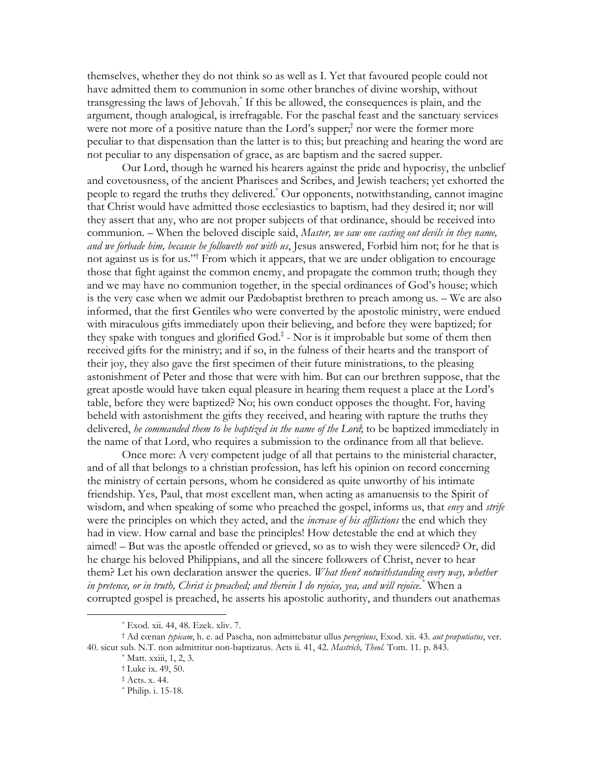themselves, whether they do not think so as well as I. Yet that favoured people could not have admitted them to communion in some other branches of divine worship, without transgressing the laws of Jehovah.[*] If this be allowed, the consequences is plain, and the argument, though analogical, is irrefragable. For the paschal feast and the sanctuary services were not more of a positive nature than the Lord's supper;[†] nor were the former more peculiar to that dispensation than the latter is to this; but preaching and hearing the word are not peculiar to any dispensation of grace, as are baptism and the sacred supper.

Our Lord, though he warned his hearers against the pride and hypocrisy, the unbelief and covetousness, of the ancient Pharisees and Scribes, and Jewish teachers; yet exhorted the people to regard the truths they delivered.[*] Our opponents, notwithstanding, cannot imagine that Christ would have admitted those ecclesiastics to baptism, had they desired it; nor will they assert that any, who are not proper subjects of that ordinance, should be received into communion. – When the beloved disciple said, *Master, we saw one casting out devils in they name, and we forbade him, because he followeth not with us*, Jesus answered, Forbid him not; for he that is not against us is for us."[†] From which it appears, that we are under obligation to encourage those that fight against the common enemy, and propagate the common truth; though they and we may have no communion together, in the special ordinances of God's house; which is the very case when we admit our Pædobaptist brethren to preach among us. – We are also informed, that the first Gentiles who were converted by the apostolic ministry, were endued with miraculous gifts immediately upon their believing, and before they were baptized; for they spake with tongues and glorified God.[‡] - Nor is it improbable but some of them then received gifts for the ministry; and if so, in the fulness of their hearts and the transport of their joy, they also gave the first specimen of their future ministrations, to the pleasing astonishment of Peter and those that were with him. But can our brethren suppose, that the great apostle would have taken equal pleasure in hearing them request a place at the Lord's table, before they were baptized? No; his own conduct opposes the thought. For, having beheld with astonishment the gifts they received, and hearing with rapture the truths they delivered, *he commanded them to be baptized in the name of the Lord*; to be baptized immediately in the name of that Lord, who requires a submission to the ordinance from all that believe.

Once more: A very competent judge of all that pertains to the ministerial character, and of all that belongs to a christian profession, has left his opinion on record concerning the ministry of certain persons, whom he considered as quite unworthy of his intimate friendship. Yes, Paul, that most excellent man, when acting as amanuensis to the Spirit of wisdom, and when speaking of some who preached the gospel, informs us, that *envy* and *strife* were the principles on which they acted, and the *increase of his afflictions* the end which they had in view. How carnal and base the principles! How detestable the end at which they aimed! – But was the apostle offended or grieved, so as to wish they were silenced? Or, did he charge his beloved Philippians, and all the sincere followers of Christ, never to hear them? Let his own declaration answer the queries. *What then? notwithstanding every way, whether in pretence, or in truth, Christ is preached; and therein I do rejoice, yea, and will rejoice.*[*] When a corrupted gospel is preached, he asserts his apostolic authority, and thunders out anathemas

---

[*] Exod. xii. 44, 48. Ezek. xliv. 7.

[†] Ad cœnan *typicam*, h. e. ad Pascha, non admittebatur ullus *peregrinus*, Exod. xii. 43. *aut præputiatus*, ver. 40. sicut sub. N.T. non admittitur non-baptizatus. Acts ii. 41, 42. *Mastrich, Theol.* Tom. 11. p. 843.

[*] Matt. xxiii, 1, 2, 3.

[†] Luke ix. 49, 50.

[‡] Acts. x. 44.

[*] Philip. i. 15-18.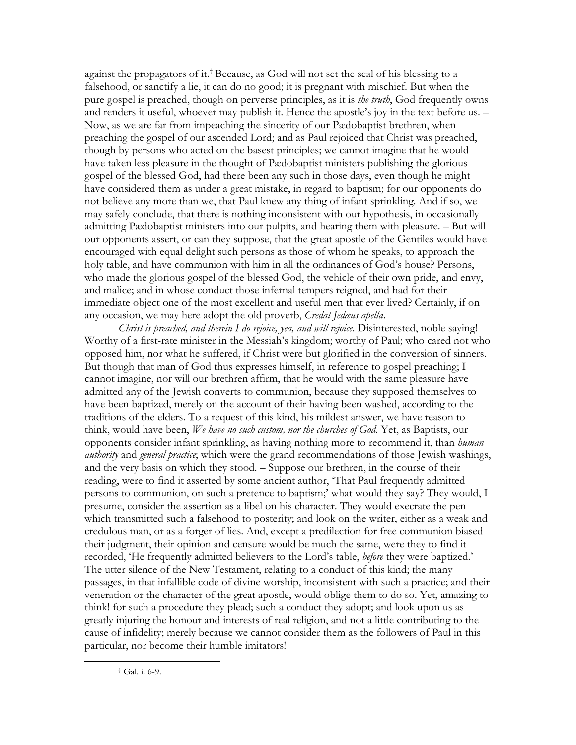against the propagators of it.[†] Because, as God will not set the seal of his blessing to a falsehood, or sanctify a lie, it can do no good; it is pregnant with mischief. But when the pure gospel is preached, though on perverse principles, as it is *the truth*, God frequently owns and renders it useful, whoever may publish it. Hence the apostle's joy in the text before us. – Now, as we are far from impeaching the sincerity of our Pædobaptist brethren, when preaching the gospel of our ascended Lord; and as Paul rejoiced that Christ was preached, though by persons who acted on the basest principles; we cannot imagine that he would have taken less pleasure in the thought of Pædobaptist ministers publishing the glorious gospel of the blessed God, had there been any such in those days, even though he might have considered them as under a great mistake, in regard to baptism; for our opponents do not believe any more than we, that Paul knew any thing of infant sprinkling. And if so, we may safely conclude, that there is nothing inconsistent with our hypothesis, in occasionally admitting Pædobaptist ministers into our pulpits, and hearing them with pleasure. – But will our opponents assert, or can they suppose, that the great apostle of the Gentiles would have encouraged with equal delight such persons as those of whom he speaks, to approach the holy table, and have communion with him in all the ordinances of God's house? Persons, who made the glorious gospel of the blessed God, the vehicle of their own pride, and envy, and malice; and in whose conduct those infernal tempers reigned, and had for their immediate object one of the most excellent and useful men that ever lived? Certainly, if on any occasion, we may here adopt the old proverb, *Credat Jedæus apella*.

*Christ is preached, and therein I do rejoice, yea, and will rejoice*. Disinterested, noble saying! Worthy of a first-rate minister in the Messiah's kingdom; worthy of Paul; who cared not who opposed him, nor what he suffered, if Christ were but glorified in the conversion of sinners. But though that man of God thus expresses himself, in reference to gospel preaching; I cannot imagine, nor will our brethren affirm, that he would with the same pleasure have admitted any of the Jewish converts to communion, because they supposed themselves to have been baptized, merely on the account of their having been washed, according to the traditions of the elders. To a request of this kind, his mildest answer, we have reason to think, would have been, *We have no such custom, nor the churches of God*. Yet, as Baptists, our opponents consider infant sprinkling, as having nothing more to recommend it, than *human authority* and *general practice*; which were the grand recommendations of those Jewish washings, and the very basis on which they stood. – Suppose our brethren, in the course of their reading, were to find it asserted by some ancient author, 'That Paul frequently admitted persons to communion, on such a pretence to baptism;' what would they say? They would, I presume, consider the assertion as a libel on his character. They would execrate the pen which transmitted such a falsehood to posterity; and look on the writer, either as a weak and credulous man, or as a forger of lies. And, except a predilection for free communion biased their judgment, their opinion and censure would be much the same, were they to find it recorded, 'He frequently admitted believers to the Lord's table, *before* they were baptized.' The utter silence of the New Testament, relating to a conduct of this kind; the many passages, in that infallible code of divine worship, inconsistent with such a practice; and their veneration or the character of the great apostle, would oblige them to do so. Yet, amazing to think! for such a procedure they plead; such a conduct they adopt; and look upon us as greatly injuring the honour and interests of real religion, and not a little contributing to the cause of infidelity; merely because we cannot consider them as the followers of Paul in this particular, nor become their humble imitators!

[†] Gal. i. 6-9.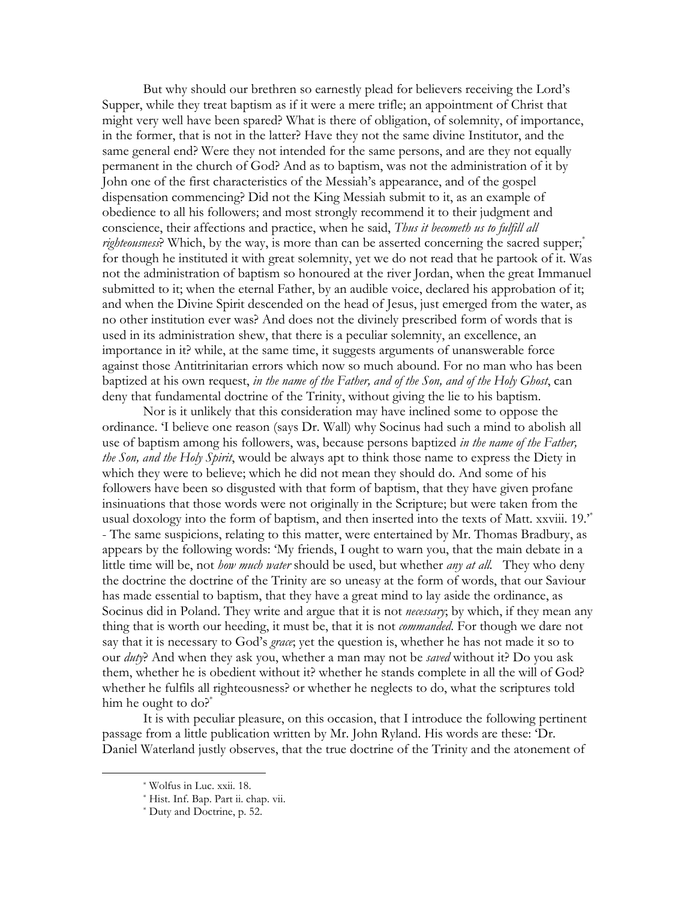But why should our brethren so earnestly plead for believers receiving the Lord's Supper, while they treat baptism as if it were a mere trifle; an appointment of Christ that might very well have been spared? What is there of obligation, of solemnity, of importance, in the former, that is not in the latter? Have they not the same divine Institutor, and the same general end? Were they not intended for the same persons, and are they not equally permanent in the church of God? And as to baptism, was not the administration of it by John one of the first characteristics of the Messiah's appearance, and of the gospel dispensation commencing? Did not the King Messiah submit to it, as an example of obedience to all his followers; and most strongly recommend it to their judgment and conscience, their affections and practice, when he said, *Thus it becometh us to fulfill all righteousness*? Which, by the way, is more than can be asserted concerning the sacred supper;[*] for though he instituted it with great solemnity, yet we do not read that he partook of it. Was not the administration of baptism so honoured at the river Jordan, when the great Immanuel submitted to it; when the eternal Father, by an audible voice, declared his approbation of it; and when the Divine Spirit descended on the head of Jesus, just emerged from the water, as no other institution ever was? And does not the divinely prescribed form of words that is used in its administration shew, that there is a peculiar solemnity, an excellence, an importance in it? while, at the same time, it suggests arguments of unanswerable force against those Antitrinitarian errors which now so much abound. For no man who has been baptized at his own request, *in the name of the Father, and of the Son, and of the Holy Ghost*, can deny that fundamental doctrine of the Trinity, without giving the lie to his baptism.

Nor is it unlikely that this consideration may have inclined some to oppose the ordinance. 'I believe one reason (says Dr. Wall) why Socinus had such a mind to abolish all use of baptism among his followers, was, because persons baptized *in the name of the Father, the Son, and the Holy Spirit*, would be always apt to think those name to express the Diety in which they were to believe; which he did not mean they should do. And some of his followers have been so disgusted with that form of baptism, that they have given profane insinuations that those words were not originally in the Scripture; but were taken from the usual doxology into the form of baptism, and then inserted into the texts of Matt. xxviii. 19.'[*] - The same suspicions, relating to this matter, were entertained by Mr. Thomas Bradbury, as appears by the following words: 'My friends, I ought to warn you, that the main debate in a little time will be, not *how much water* should be used, but whether *any at all*. They who deny the doctrine the doctrine of the Trinity are so uneasy at the form of words, that our Saviour has made essential to baptism, that they have a great mind to lay aside the ordinance, as Socinus did in Poland. They write and argue that it is not *necessary*; by which, if they mean any thing that is worth our heeding, it must be, that it is not *commanded*. For though we dare not say that it is necessary to God's *grace*; yet the question is, whether he has not made it so to our *duty*? And when they ask you, whether a man may not be *saved* without it? Do you ask them, whether he is obedient without it? whether he stands complete in all the will of God? whether he fulfils all righteousness? or whether he neglects to do, what the scriptures told him he ought to do?[*]

It is with peculiar pleasure, on this occasion, that I introduce the following pertinent passage from a little publication written by Mr. John Ryland. His words are these: 'Dr. Daniel Waterland justly observes, that the true doctrine of the Trinity and the atonement of

---

[*] Wolfus in Luc. xxii. 18.

[*] Hist. Inf. Bap. Part ii. chap. vii.

[*] Duty and Doctrine, p. 52.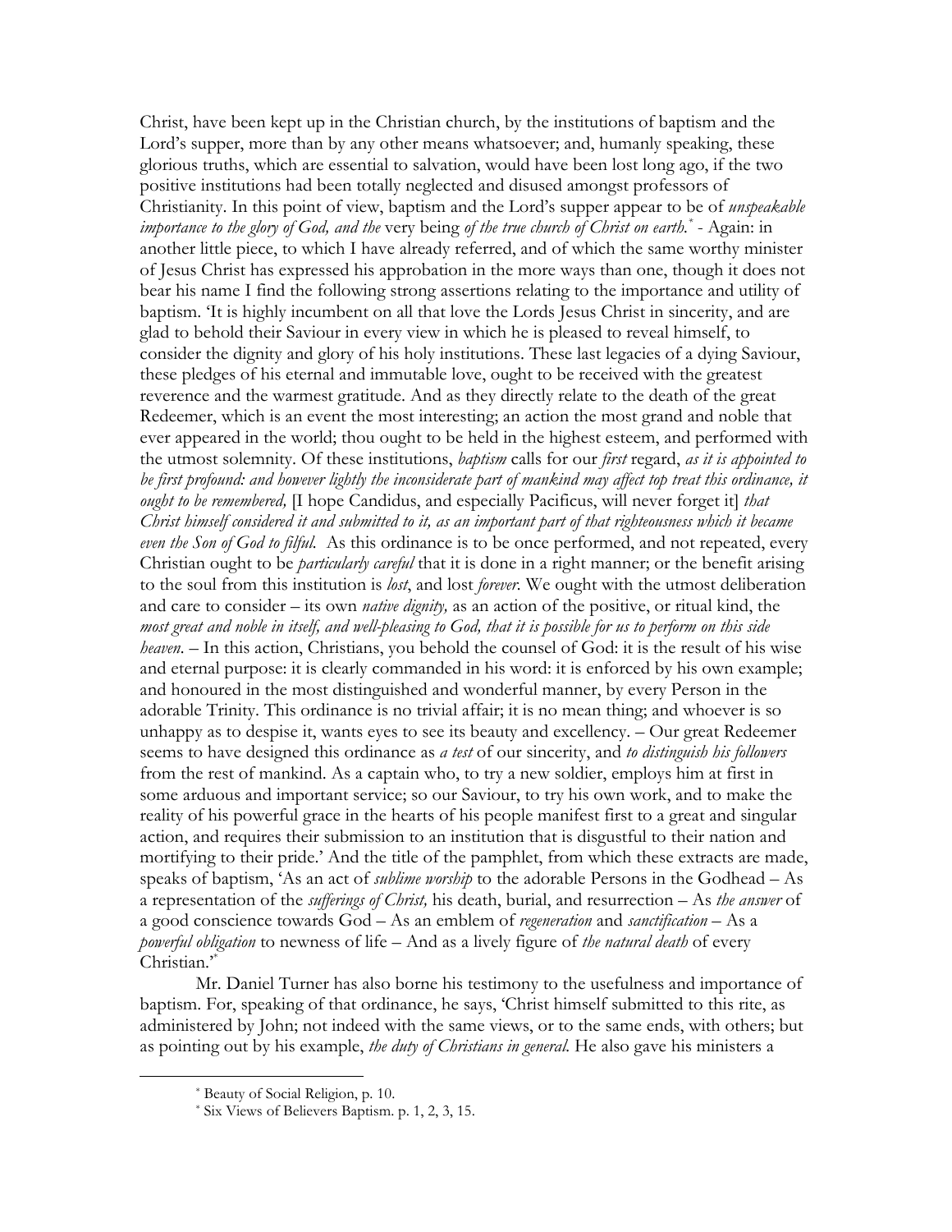Christ, have been kept up in the Christian church, by the institutions of baptism and the Lord's supper, more than by any other means whatsoever; and, humanly speaking, these glorious truths, which are essential to salvation, would have been lost long ago, if the two positive institutions had been totally neglected and disused amongst professors of Christianity. In this point of view, baptism and the Lord's supper appear to be of *unspeakable importance to the glory of God, and the* very being *of the true church of Christ on earth.*[*] - Again: in another little piece, to which I have already referred, and of which the same worthy minister of Jesus Christ has expressed his approbation in the more ways than one, though it does not bear his name I find the following strong assertions relating to the importance and utility of baptism. 'It is highly incumbent on all that love the Lords Jesus Christ in sincerity, and are glad to behold their Saviour in every view in which he is pleased to reveal himself, to consider the dignity and glory of his holy institutions. These last legacies of a dying Saviour, these pledges of his eternal and immutable love, ought to be received with the greatest reverence and the warmest gratitude. And as they directly relate to the death of the great Redeemer, which is an event the most interesting; an action the most grand and noble that ever appeared in the world; thou ought to be held in the highest esteem, and performed with the utmost solemnity. Of these institutions, *baptism* calls for our *first* regard, *as it is appointed to be first profound: and however lightly the inconsiderate part of mankind may affect top treat this ordinance, it ought to be remembered,* [I hope Candidus, and especially Pacificus, will never forget it] *that Christ himself considered it and submitted to it, as an important part of that righteousness which it became even the Son of God to filful.* As this ordinance is to be once performed, and not repeated, every Christian ought to be *particularly careful* that it is done in a right manner; or the benefit arising to the soul from this institution is *lost*, and lost *forever*. We ought with the utmost deliberation and care to consider – its own *native dignity,* as an action of the positive, or ritual kind, the *most great and noble in itself, and well-pleasing to God, that it is possible for us to perform on this side heaven*. – In this action, Christians, you behold the counsel of God: it is the result of his wise and eternal purpose: it is clearly commanded in his word: it is enforced by his own example; and honoured in the most distinguished and wonderful manner, by every Person in the adorable Trinity. This ordinance is no trivial affair; it is no mean thing; and whoever is so unhappy as to despise it, wants eyes to see its beauty and excellency. – Our great Redeemer seems to have designed this ordinance as *a test* of our sincerity, and *to distinguish his followers* from the rest of mankind. As a captain who, to try a new soldier, employs him at first in some arduous and important service; so our Saviour, to try his own work, and to make the reality of his powerful grace in the hearts of his people manifest first to a great and singular action, and requires their submission to an institution that is disgustful to their nation and mortifying to their pride.' And the title of the pamphlet, from which these extracts are made, speaks of baptism, 'As an act of *sublime worship* to the adorable Persons in the Godhead – As a representation of the *sufferings of Christ,* his death, burial, and resurrection – As *the answer* of a good conscience towards God – As an emblem of *regeneration* and *sanctification* – As a *powerful obligation* to newness of life – And as a lively figure of *the natural death* of every Christian.'[*]

Mr. Daniel Turner has also borne his testimony to the usefulness and importance of baptism. For, speaking of that ordinance, he says, 'Christ himself submitted to this rite, as administered by John; not indeed with the same views, or to the same ends, with others; but as pointing out by his example, *the duty of Christians in general.* He also gave his ministers a

---

[*] Beauty of Social Religion, p. 10.

[*] Six Views of Believers Baptism. p. 1, 2, 3, 15.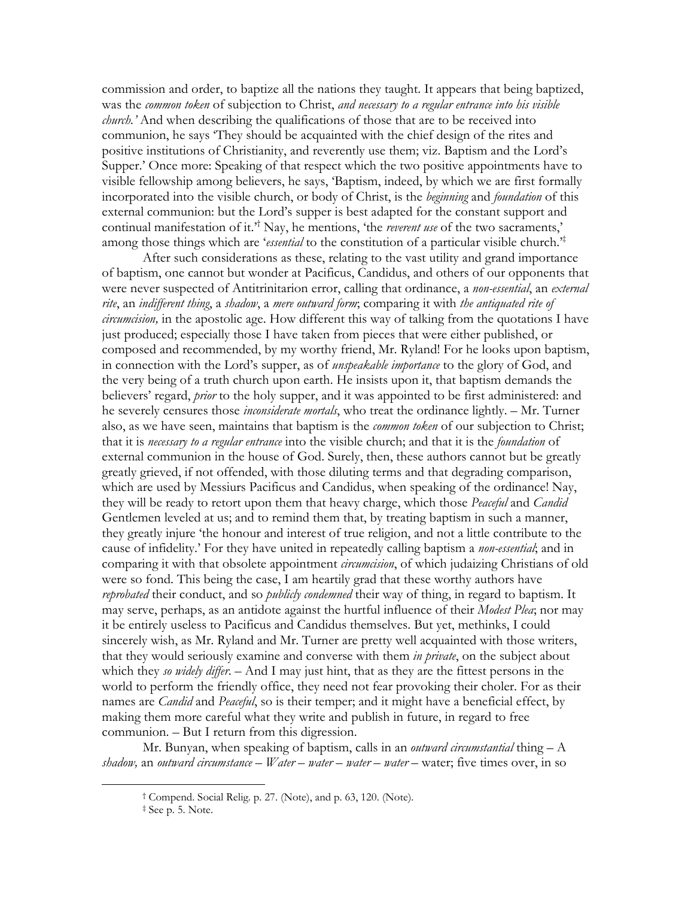commission and order, to baptize all the nations they taught. It appears that being baptized, was the *common token* of subjection to Christ, *and necessary to a regular entrance into his visible church.'* And when describing the qualifications of those that are to be received into communion, he says 'They should be acquainted with the chief design of the rites and positive institutions of Christianity, and reverently use them; viz. Baptism and the Lord's Supper.' Once more: Speaking of that respect which the two positive appointments have to visible fellowship among believers, he says, 'Baptism, indeed, by which we are first formally incorporated into the visible church, or body of Christ, is the *beginning* and *foundation* of this external communion: but the Lord's supper is best adapted for the constant support and continual manifestation of it.'† Nay, he mentions, 'the *reverent use* of the two sacraments,' among those things which are '*essential* to the constitution of a particular visible church.'‡

After such considerations as these, relating to the vast utility and grand importance of baptism, one cannot but wonder at Pacificus, Candidus, and others of our opponents that were never suspected of Antitrinitarion error, calling that ordinance, a *non-essential*, an *external rite*, an *indifferent thing*, a *shadow*, a *mere outward form*; comparing it with *the antiquated rite of circumcision,* in the apostolic age. How different this way of talking from the quotations I have just produced; especially those I have taken from pieces that were either published, or composed and recommended, by my worthy friend, Mr. Ryland! For he looks upon baptism, in connection with the Lord's supper, as of *unspeakable importance* to the glory of God, and the very being of a truth church upon earth. He insists upon it, that baptism demands the believers' regard, *prior* to the holy supper, and it was appointed to be first administered: and he severely censures those *inconsiderate mortals*, who treat the ordinance lightly. – Mr. Turner also, as we have seen, maintains that baptism is the *common token* of our subjection to Christ; that it is *necessary to a regular entrance* into the visible church; and that it is the *foundation* of external communion in the house of God. Surely, then, these authors cannot but be greatly greatly grieved, if not offended, with those diluting terms and that degrading comparison, which are used by Messiurs Pacificus and Candidus, when speaking of the ordinance! Nay, they will be ready to retort upon them that heavy charge, which those *Peaceful* and *Candid* Gentlemen leveled at us; and to remind them that, by treating baptism in such a manner, they greatly injure 'the honour and interest of true religion, and not a little contribute to the cause of infidelity.' For they have united in repeatedly calling baptism a *non-essential*; and in comparing it with that obsolete appointment *circumcision*, of which judaizing Christians of old were so fond. This being the case, I am heartily grad that these worthy authors have *reprobated* their conduct, and so *publicly condemned* their way of thing, in regard to baptism. It may serve, perhaps, as an antidote against the hurtful influence of their *Modest Plea*; nor may it be entirely useless to Pacificus and Candidus themselves. But yet, methinks, I could sincerely wish, as Mr. Ryland and Mr. Turner are pretty well acquainted with those writers, that they would seriously examine and converse with them *in private*, on the subject about which they *so widely differ*. – And I may just hint, that as they are the fittest persons in the world to perform the friendly office, they need not fear provoking their choler. For as their names are *Candid* and *Peaceful*, so is their temper; and it might have a beneficial effect, by making them more careful what they write and publish in future, in regard to free communion. – But I return from this digression.

Mr. Bunyan, when speaking of baptism, calls in an *outward circumstantial* thing – A *shadow,* an *outward circumstance* – *Water* – *water* – *water* – *water* – water; five times over, in so

† Compend. Social Relig. p. 27. (Note), and p. 63, 120. (Note).

‡ See p. 5. Note.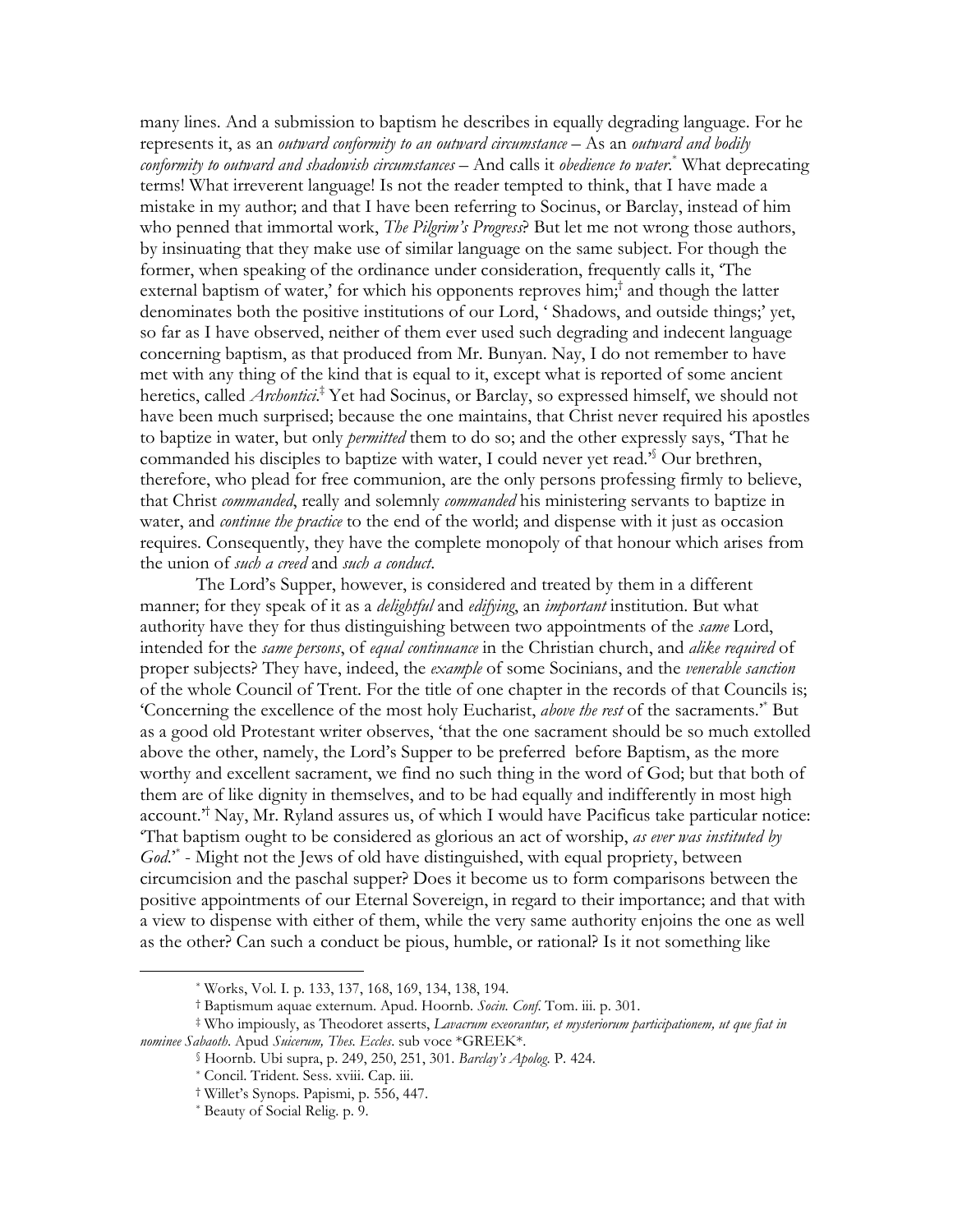many lines. And a submission to baptism he describes in equally degrading language. For he represents it, as an *outward conformity to an outward circumstance* – As an *outward and bodily conformity to outward and shadowish circumstances* – And calls it *obedience to water*.[*] What deprecating terms! What irreverent language! Is not the reader tempted to think, that I have made a mistake in my author; and that I have been referring to Socinus, or Barclay, instead of him who penned that immortal work, *The Pilgrim's Progress*? But let me not wrong those authors, by insinuating that they make use of similar language on the same subject. For though the former, when speaking of the ordinance under consideration, frequently calls it, 'The external baptism of water,' for which his opponents reproves him;[†] and though the latter denominates both the positive institutions of our Lord, ' Shadows, and outside things;' yet, so far as I have observed, neither of them ever used such degrading and indecent language concerning baptism, as that produced from Mr. Bunyan. Nay, I do not remember to have met with any thing of the kind that is equal to it, except what is reported of some ancient heretics, called *Archontici*.[‡] Yet had Socinus, or Barclay, so expressed himself, we should not have been much surprised; because the one maintains, that Christ never required his apostles to baptize in water, but only *permitted* them to do so; and the other expressly says, 'That he commanded his disciples to baptize with water, I could never yet read.'[§] Our brethren, therefore, who plead for free communion, are the only persons professing firmly to believe, that Christ *commanded*, really and solemnly *commanded* his ministering servants to baptize in water, and *continue the practice* to the end of the world; and dispense with it just as occasion requires. Consequently, they have the complete monopoly of that honour which arises from the union of *such a creed* and *such a conduct*.

The Lord's Supper, however, is considered and treated by them in a different manner; for they speak of it as a *delightful* and *edifying*, an *important* institution. But what authority have they for thus distinguishing between two appointments of the *same* Lord, intended for the *same persons*, of *equal continuance* in the Christian church, and *alike required* of proper subjects? They have, indeed, the *example* of some Socinians, and the *venerable sanction* of the whole Council of Trent. For the title of one chapter in the records of that Councils is; 'Concerning the excellence of the most holy Eucharist, *above the rest* of the sacraments.'[*] But as a good old Protestant writer observes, 'that the one sacrament should be so much extolled above the other, namely, the Lord's Supper to be preferred before Baptism, as the more worthy and excellent sacrament, we find no such thing in the word of God; but that both of them are of like dignity in themselves, and to be had equally and indifferently in most high account.'[†] Nay, Mr. Ryland assures us, of which I would have Pacificus take particular notice: 'That baptism ought to be considered as glorious an act of worship, *as ever was instituted by God*.'[*] - Might not the Jews of old have distinguished, with equal propriety, between circumcision and the paschal supper? Does it become us to form comparisons between the positive appointments of our Eternal Sovereign, in regard to their importance; and that with a view to dispense with either of them, while the very same authority enjoins the one as well as the other? Can such a conduct be pious, humble, or rational? Is it not something like

---

[*] Works, Vol. I. p. 133, 137, 168, 169, 134, 138, 194.

[†] Baptismum aquae externum. Apud. Hoornb. *Socin. Conf.* Tom. iii. p. 301.

[‡] Who impiously, as Theodoret asserts, *Lavacrum exeorantur, et mysteriorum participationem, ut que fiat in nominee Sabaoth*. Apud *Suicerum, Thes. Eccles*. sub voce *GREEK*.

[§] Hoornb. Ubi supra, p. 249, 250, 251, 301. *Barclay's Apolog.* P. 424.

[*] Concil. Trident. Sess. xviii. Cap. iii.

[†] Willet's Synops. Papismi, p. 556, 447.

[*] Beauty of Social Relig. p. 9.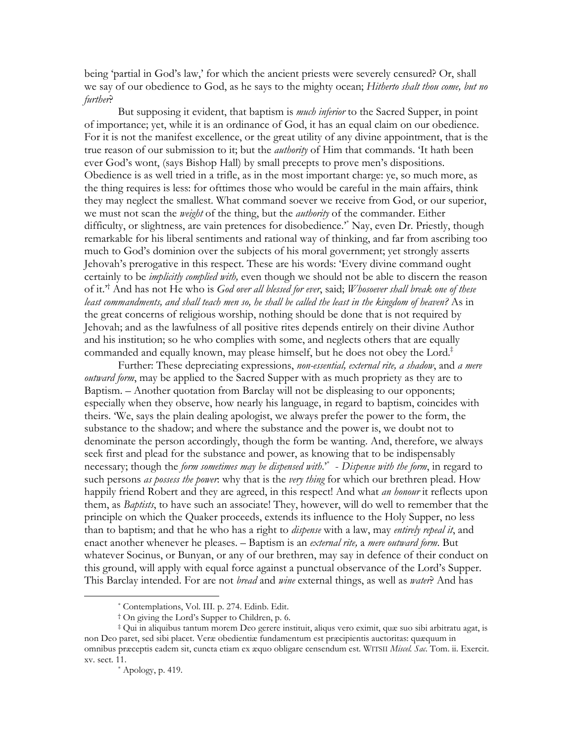being 'partial in God's law,' for which the ancient priests were severely censured? Or, shall we say of our obedience to God, as he says to the mighty ocean; *Hitherto shalt thou come, but no further*?

But supposing it evident, that baptism is *much inferior* to the Sacred Supper, in point of importance; yet, while it is an ordinance of God, it has an equal claim on our obedience. For it is not the manifest excellence, or the great utility of any divine appointment, that is the true reason of our submission to it; but the *authority* of Him that commands. 'It hath been ever God's wont, (says Bishop Hall) by small precepts to prove men's dispositions. Obedience is as well tried in a trifle, as in the most important charge: ye, so much more, as the thing requires is less: for ofttimes those who would be careful in the main affairs, think they may neglect the smallest. What command soever we receive from God, or our superior, we must not scan the *weight* of the thing, but the *authority* of the commander. Either difficulty, or slightness, are vain pretences for disobedience.'[*] Nay, even Dr. Priestly, though remarkable for his liberal sentiments and rational way of thinking, and far from ascribing too much to God's dominion over the subjects of his moral government; yet strongly asserts Jehovah's prerogative in this respect. These are his words: 'Every divine command ought certainly to be *implicitly complied with,* even though we should not be able to discern the reason of it.'[†] And has not He who is *God over all blessed for ever*, said; *Whosoever shall break one of these least commandments, and shall teach men so, he shall be called the least in the kingdom of heaven?* As in the great concerns of religious worship, nothing should be done that is not required by Jehovah; and as the lawfulness of all positive rites depends entirely on their divine Author and his institution; so he who complies with some, and neglects others that are equally commanded and equally known, may please himself, but he does not obey the Lord.[‡]

Further: These depreciating expressions, *non-essential, external rite, a shadow*, and *a mere outward form*, may be applied to the Sacred Supper with as much propriety as they are to Baptism. – Another quotation from Barclay will not be displeasing to our opponents; especially when they observe, how nearly his language, in regard to baptism, coincides with theirs. 'We, says the plain dealing apologist, we always prefer the power to the form, the substance to the shadow; and where the substance and the power is, we doubt not to denominate the person accordingly, though the form be wanting. And, therefore, we always seek first and plead for the substance and power, as knowing that to be indispensably necessary; though the *form sometimes may be dispensed with*.'[*] - *Dispense with the form*, in regard to such persons *as possess the power*: why that is the *very thing* for which our brethren plead. How happily friend Robert and they are agreed, in this respect! And what *an honour* it reflects upon them, as *Baptists*, to have such an associate! They, however, will do well to remember that the principle on which the Quaker proceeds, extends its influence to the Holy Supper, no less than to baptism; and that he who has a right to *dispense* with a law, may *entirely repeal it*, and enact another whenever he pleases. – Baptism is an *external rite,* a *mere outward form*. But whatever Socinus, or Bunyan, or any of our brethren, may say in defence of their conduct on this ground, will apply with equal force against a punctual observance of the Lord's Supper. This Barclay intended. For are not *bread* and *wine* external things, as well as *water*? And has

---

[*] Contemplations, Vol. III. p. 274. Edinb. Edit.

[†] On giving the Lord's Supper to Children, p. 6.

[‡] Qui in aliquibus tantum morem Deo gerere instituit, aliqus vero eximit, quæ suo sibi arbitratu agat, is non Deo paret, sed sibi placet. Veræ obedientiæ fundamentum est præcipientis auctoritas: quæquum in omnibus præceptis eadem sit, cuncta etiam ex æquo obligare censendum est. WITSII *Miscel. Sac*. Tom. ii. Exercit. xv. sect. 11.

[*] Apology, p. 419.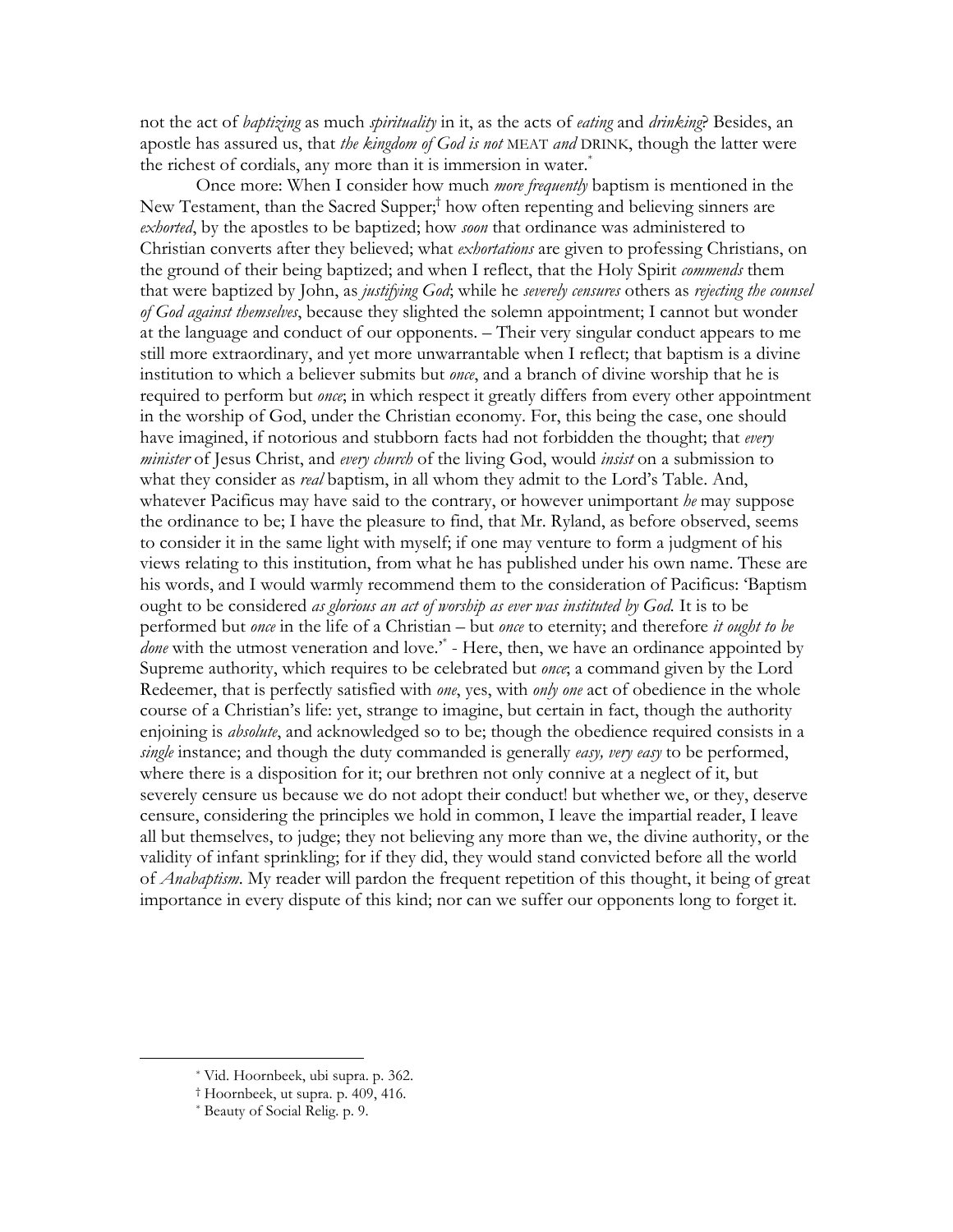not the act of *baptizing* as much *spirituality* in it, as the acts of *eating* and *drinking*? Besides, an apostle has assured us, that *the kingdom of God is not* MEAT *and* DRINK, though the latter were the richest of cordials, any more than it is immersion in water.[*]

Once more: When I consider how much *more frequently* baptism is mentioned in the New Testament, than the Sacred Supper;[†] how often repenting and believing sinners are *exhorted*, by the apostles to be baptized; how *soon* that ordinance was administered to Christian converts after they believed; what *exhortations* are given to professing Christians, on the ground of their being baptized; and when I reflect, that the Holy Spirit *commends* them that were baptized by John, as *justifying God*; while he *severely censures* others as *rejecting the counsel of God against themselves*, because they slighted the solemn appointment; I cannot but wonder at the language and conduct of our opponents. – Their very singular conduct appears to me still more extraordinary, and yet more unwarrantable when I reflect; that baptism is a divine institution to which a believer submits but *once*, and a branch of divine worship that he is required to perform but *once*; in which respect it greatly differs from every other appointment in the worship of God, under the Christian economy. For, this being the case, one should have imagined, if notorious and stubborn facts had not forbidden the thought; that *every minister* of Jesus Christ, and *every church* of the living God, would *insist* on a submission to what they consider as *real* baptism, in all whom they admit to the Lord's Table. And, whatever Pacificus may have said to the contrary, or however unimportant *he* may suppose the ordinance to be; I have the pleasure to find, that Mr. Ryland, as before observed, seems to consider it in the same light with myself; if one may venture to form a judgment of his views relating to this institution, from what he has published under his own name. These are his words, and I would warmly recommend them to the consideration of Pacificus: 'Baptism ought to be considered *as glorious an act of worship as ever was instituted by God.* It is to be performed but *once* in the life of a Christian – but *once* to eternity; and therefore *it ought to be done* with the utmost veneration and love.'[*] - Here, then, we have an ordinance appointed by Supreme authority, which requires to be celebrated but *once*; a command given by the Lord Redeemer, that is perfectly satisfied with *one*, yes, with *only one* act of obedience in the whole course of a Christian's life: yet, strange to imagine, but certain in fact, though the authority enjoining is *absolute*, and acknowledged so to be; though the obedience required consists in a *single* instance; and though the duty commanded is generally *easy, very easy* to be performed, where there is a disposition for it; our brethren not only connive at a neglect of it, but severely censure us because we do not adopt their conduct! but whether we, or they, deserve censure, considering the principles we hold in common, I leave the impartial reader, I leave all but themselves, to judge; they not believing any more than we, the divine authority, or the validity of infant sprinkling; for if they did, they would stand convicted before all the world of *Anabaptism*. My reader will pardon the frequent repetition of this thought, it being of great importance in every dispute of this kind; nor can we suffer our opponents long to forget it.

---

[*] Vid. Hoornbeek, ubi supra. p. 362.

[†] Hoornbeek, ut supra. p. 409, 416.

[*] Beauty of Social Relig. p. 9.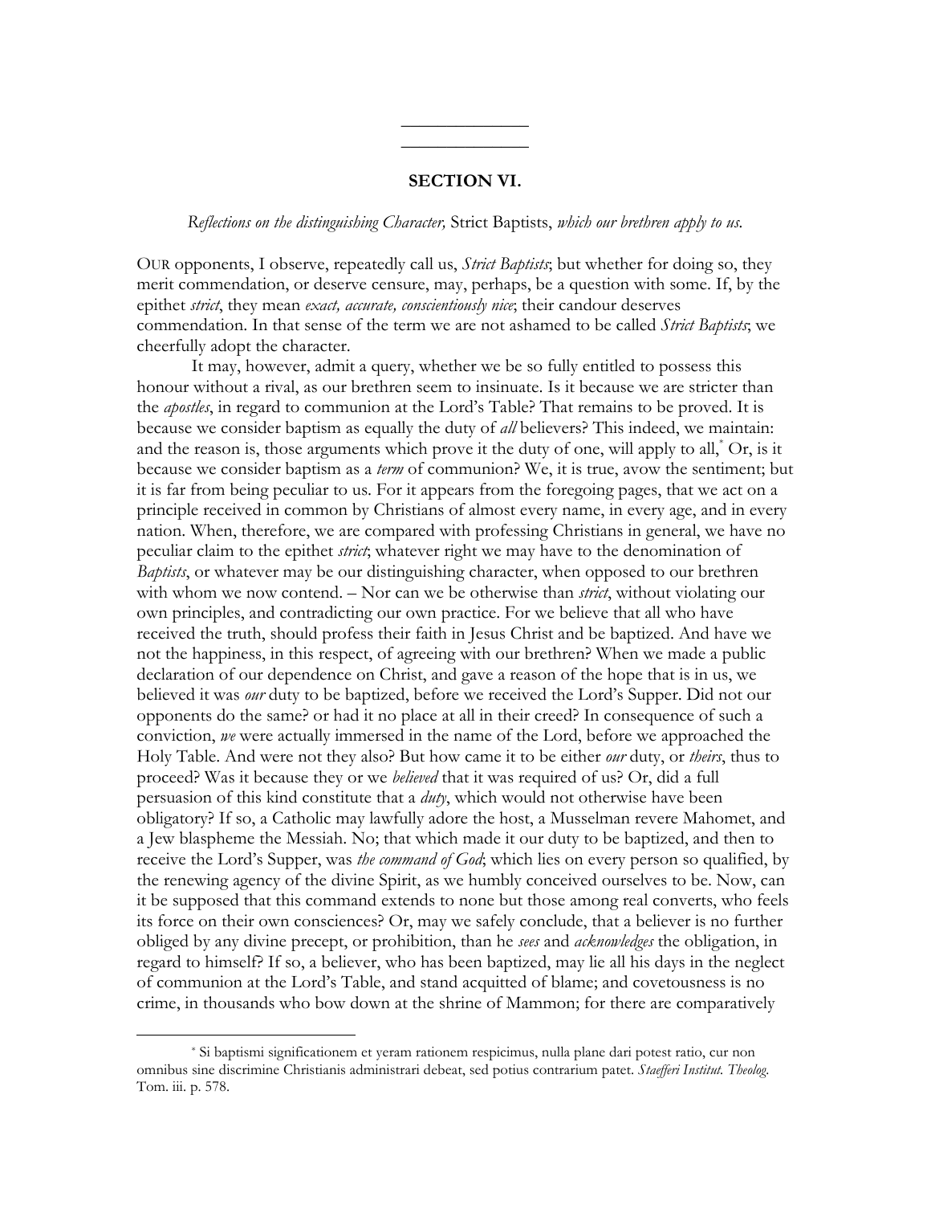---

## SECTION VI.

*Reflections on the distinguishing Character,* Strict Baptists, *which our brethren apply to us.*

OUR opponents, I observe, repeatedly call us, *Strict Baptists*; but whether for doing so, they merit commendation, or deserve censure, may, perhaps, be a question with some. If, by the epithet *strict*, they mean *exact, accurate, conscientiously nice*; their candour deserves commendation. In that sense of the term we are not ashamed to be called *Strict Baptists*; we cheerfully adopt the character.

It may, however, admit a query, whether we be so fully entitled to possess this honour without a rival, as our brethren seem to insinuate. Is it because we are stricter than the *apostles*, in regard to communion at the Lord's Table? That remains to be proved. It is because we consider baptism as equally the duty of *all* believers? This indeed, we maintain: and the reason is, those arguments which prove it the duty of one, will apply to all,[*] Or, is it because we consider baptism as a *term* of communion? We, it is true, avow the sentiment; but it is far from being peculiar to us. For it appears from the foregoing pages, that we act on a principle received in common by Christians of almost every name, in every age, and in every nation. When, therefore, we are compared with professing Christians in general, we have no peculiar claim to the epithet *strict*; whatever right we may have to the denomination of *Baptists*, or whatever may be our distinguishing character, when opposed to our brethren with whom we now contend. – Nor can we be otherwise than *strict*, without violating our own principles, and contradicting our own practice. For we believe that all who have received the truth, should profess their faith in Jesus Christ and be baptized. And have we not the happiness, in this respect, of agreeing with our brethren? When we made a public declaration of our dependence on Christ, and gave a reason of the hope that is in us, we believed it was *our* duty to be baptized, before we received the Lord's Supper. Did not our opponents do the same? or had it no place at all in their creed? In consequence of such a conviction, *we* were actually immersed in the name of the Lord, before we approached the Holy Table. And were not they also? But how came it to be either *our* duty, or *theirs*, thus to proceed? Was it because they or we *believed* that it was required of us? Or, did a full persuasion of this kind constitute that a *duty*, which would not otherwise have been obligatory? If so, a Catholic may lawfully adore the host, a Musselman revere Mahomet, and a Jew blaspheme the Messiah. No; that which made it our duty to be baptized, and then to receive the Lord's Supper, was *the command of God*; which lies on every person so qualified, by the renewing agency of the divine Spirit, as we humbly conceived ourselves to be. Now, can it be supposed that this command extends to none but those among real converts, who feels its force on their own consciences? Or, may we safely conclude, that a believer is no further obliged by any divine precept, or prohibition, than he *sees* and *acknowledges* the obligation, in regard to himself? If so, a believer, who has been baptized, may lie all his days in the neglect of communion at the Lord's Table, and stand acquitted of blame; and covetousness is no crime, in thousands who bow down at the shrine of Mammon; for there are comparatively

---

[*] Si baptismi significationem et yeram rationem respicimus, nulla plane dari potest ratio, cur non omnibus sine discrimine Christianis administrari debeat, sed potius contrarium patet. *Staefferi Institut. Theolog.* Tom. iii. p. 578.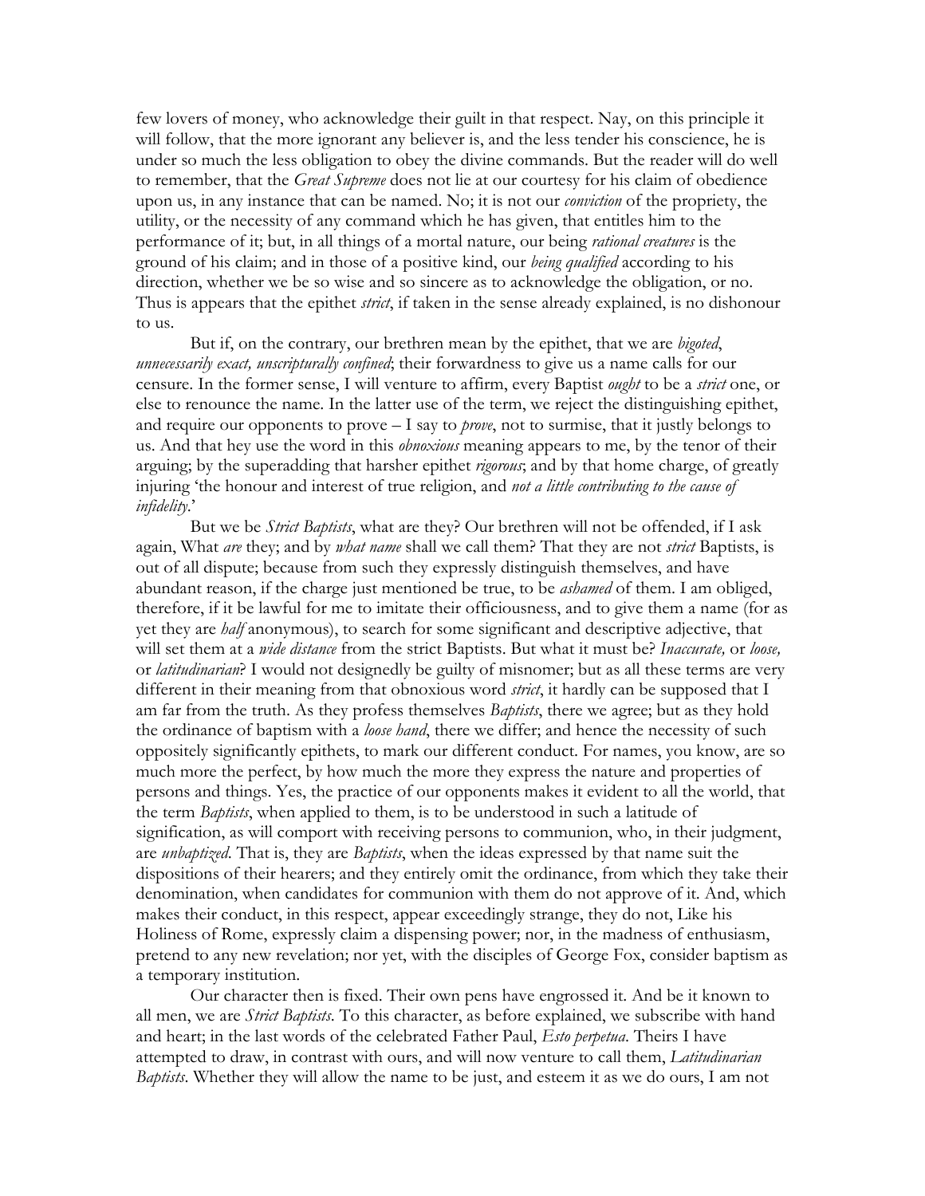few lovers of money, who acknowledge their guilt in that respect. Nay, on this principle it will follow, that the more ignorant any believer is, and the less tender his conscience, he is under so much the less obligation to obey the divine commands. But the reader will do well to remember, that the *Great Supreme* does not lie at our courtesy for his claim of obedience upon us, in any instance that can be named. No; it is not our *conviction* of the propriety, the utility, or the necessity of any command which he has given, that entitles him to the performance of it; but, in all things of a mortal nature, our being *rational creatures* is the ground of his claim; and in those of a positive kind, our *being qualified* according to his direction, whether we be so wise and so sincere as to acknowledge the obligation, or no. Thus is appears that the epithet *strict*, if taken in the sense already explained, is no dishonour to us.

But if, on the contrary, our brethren mean by the epithet, that we are *bigoted*, *unnecessarily exact, unscripturally confined*; their forwardness to give us a name calls for our censure. In the former sense, I will venture to affirm, every Baptist *ought* to be a *strict* one, or else to renounce the name. In the latter use of the term, we reject the distinguishing epithet, and require our opponents to prove – I say to *prove*, not to surmise, that it justly belongs to us. And that hey use the word in this *obnoxious* meaning appears to me, by the tenor of their arguing; by the superadding that harsher epithet *rigorous*; and by that home charge, of greatly injuring 'the honour and interest of true religion, and *not a little contributing to the cause of infidelity*.'

But we be *Strict Baptists*, what are they? Our brethren will not be offended, if I ask again, What *are* they; and by *what name* shall we call them? That they are not *strict* Baptists, is out of all dispute; because from such they expressly distinguish themselves, and have abundant reason, if the charge just mentioned be true, to be *ashamed* of them. I am obliged, therefore, if it be lawful for me to imitate their officiousness, and to give them a name (for as yet they are *half* anonymous), to search for some significant and descriptive adjective, that will set them at a *wide distance* from the strict Baptists. But what it must be? *Inaccurate,* or *loose,* or *latitudinarian*? I would not designedly be guilty of misnomer; but as all these terms are very different in their meaning from that obnoxious word *strict*, it hardly can be supposed that I am far from the truth. As they profess themselves *Baptists*, there we agree; but as they hold the ordinance of baptism with a *loose hand*, there we differ; and hence the necessity of such oppositely significantly epithets, to mark our different conduct. For names, you know, are so much more the perfect, by how much the more they express the nature and properties of persons and things. Yes, the practice of our opponents makes it evident to all the world, that the term *Baptists*, when applied to them, is to be understood in such a latitude of signification, as will comport with receiving persons to communion, who, in their judgment, are *unbaptized*. That is, they are *Baptists*, when the ideas expressed by that name suit the dispositions of their hearers; and they entirely omit the ordinance, from which they take their denomination, when candidates for communion with them do not approve of it. And, which makes their conduct, in this respect, appear exceedingly strange, they do not, Like his Holiness of Rome, expressly claim a dispensing power; nor, in the madness of enthusiasm, pretend to any new revelation; nor yet, with the disciples of George Fox, consider baptism as a temporary institution.

Our character then is fixed. Their own pens have engrossed it. And be it known to all men, we are *Strict Baptists*. To this character, as before explained, we subscribe with hand and heart; in the last words of the celebrated Father Paul, *Esto perpetua*. Theirs I have attempted to draw, in contrast with ours, and will now venture to call them, *Latitudinarian Baptists*. Whether they will allow the name to be just, and esteem it as we do ours, I am not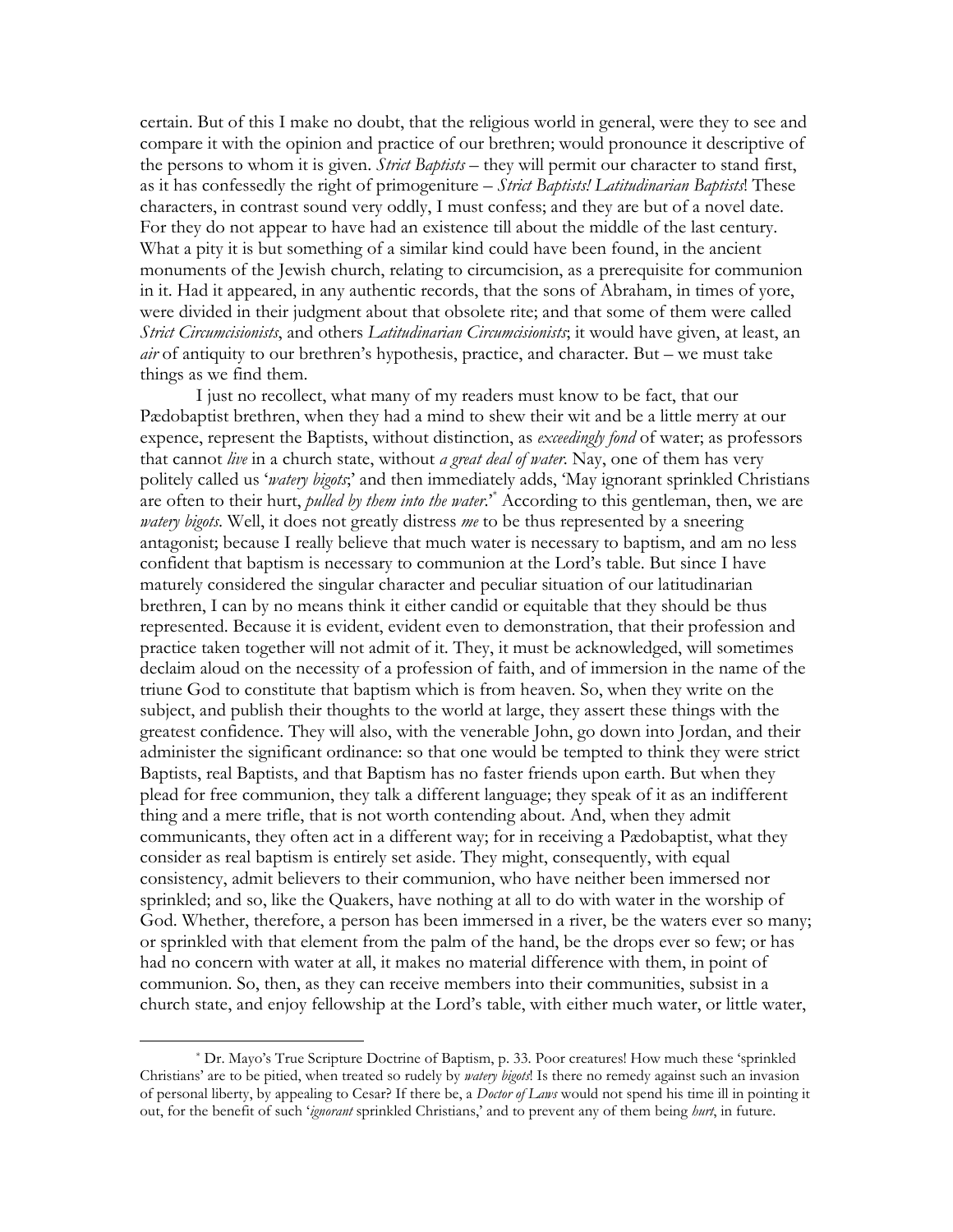certain. But of this I make no doubt, that the religious world in general, were they to see and compare it with the opinion and practice of our brethren; would pronounce it descriptive of the persons to whom it is given. *Strict Baptists* – they will permit our character to stand first, as it has confessedly the right of primogeniture – *Strict Baptists! Latitudinarian Baptists*! These characters, in contrast sound very oddly, I must confess; and they are but of a novel date. For they do not appear to have had an existence till about the middle of the last century. What a pity it is but something of a similar kind could have been found, in the ancient monuments of the Jewish church, relating to circumcision, as a prerequisite for communion in it. Had it appeared, in any authentic records, that the sons of Abraham, in times of yore, were divided in their judgment about that obsolete rite; and that some of them were called *Strict Circumcisionists*, and others *Latitudinarian Circumcisionists*; it would have given, at least, an *air* of antiquity to our brethren's hypothesis, practice, and character. But – we must take things as we find them.

I just no recollect, what many of my readers must know to be fact, that our Pædobaptist brethren, when they had a mind to shew their wit and be a little merry at our expence, represent the Baptists, without distinction, as *exceedingly fond* of water; as professors that cannot *live* in a church state, without *a great deal of water*. Nay, one of them has very politely called us '*watery bigots*;' and then immediately adds, 'May ignorant sprinkled Christians are often to their hurt, *pulled by them into the water*.'[*] According to this gentleman, then, we are *watery bigots*. Well, it does not greatly distress *me* to be thus represented by a sneering antagonist; because I really believe that much water is necessary to baptism, and am no less confident that baptism is necessary to communion at the Lord's table. But since I have maturely considered the singular character and peculiar situation of our latitudinarian brethren, I can by no means think it either candid or equitable that they should be thus represented. Because it is evident, evident even to demonstration, that their profession and practice taken together will not admit of it. They, it must be acknowledged, will sometimes declaim aloud on the necessity of a profession of faith, and of immersion in the name of the triune God to constitute that baptism which is from heaven. So, when they write on the subject, and publish their thoughts to the world at large, they assert these things with the greatest confidence. They will also, with the venerable John, go down into Jordan, and their administer the significant ordinance: so that one would be tempted to think they were strict Baptists, real Baptists, and that Baptism has no faster friends upon earth. But when they plead for free communion, they talk a different language; they speak of it as an indifferent thing and a mere trifle, that is not worth contending about. And, when they admit communicants, they often act in a different way; for in receiving a Pædobaptist, what they consider as real baptism is entirely set aside. They might, consequently, with equal consistency, admit believers to their communion, who have neither been immersed nor sprinkled; and so, like the Quakers, have nothing at all to do with water in the worship of God. Whether, therefore, a person has been immersed in a river, be the waters ever so many; or sprinkled with that element from the palm of the hand, be the drops ever so few; or has had no concern with water at all, it makes no material difference with them, in point of communion. So, then, as they can receive members into their communities, subsist in a church state, and enjoy fellowship at the Lord's table, with either much water, or little water,

---

[*] Dr. Mayo's True Scripture Doctrine of Baptism, p. 33. Poor creatures! How much these 'sprinkled Christians' are to be pitied, when treated so rudely by *watery bigots*! Is there no remedy against such an invasion of personal liberty, by appealing to Cesar? If there be, a *Doctor of Laws* would not spend his time ill in pointing it out, for the benefit of such '*ignorant* sprinkled Christians,' and to prevent any of them being *hurt*, in future.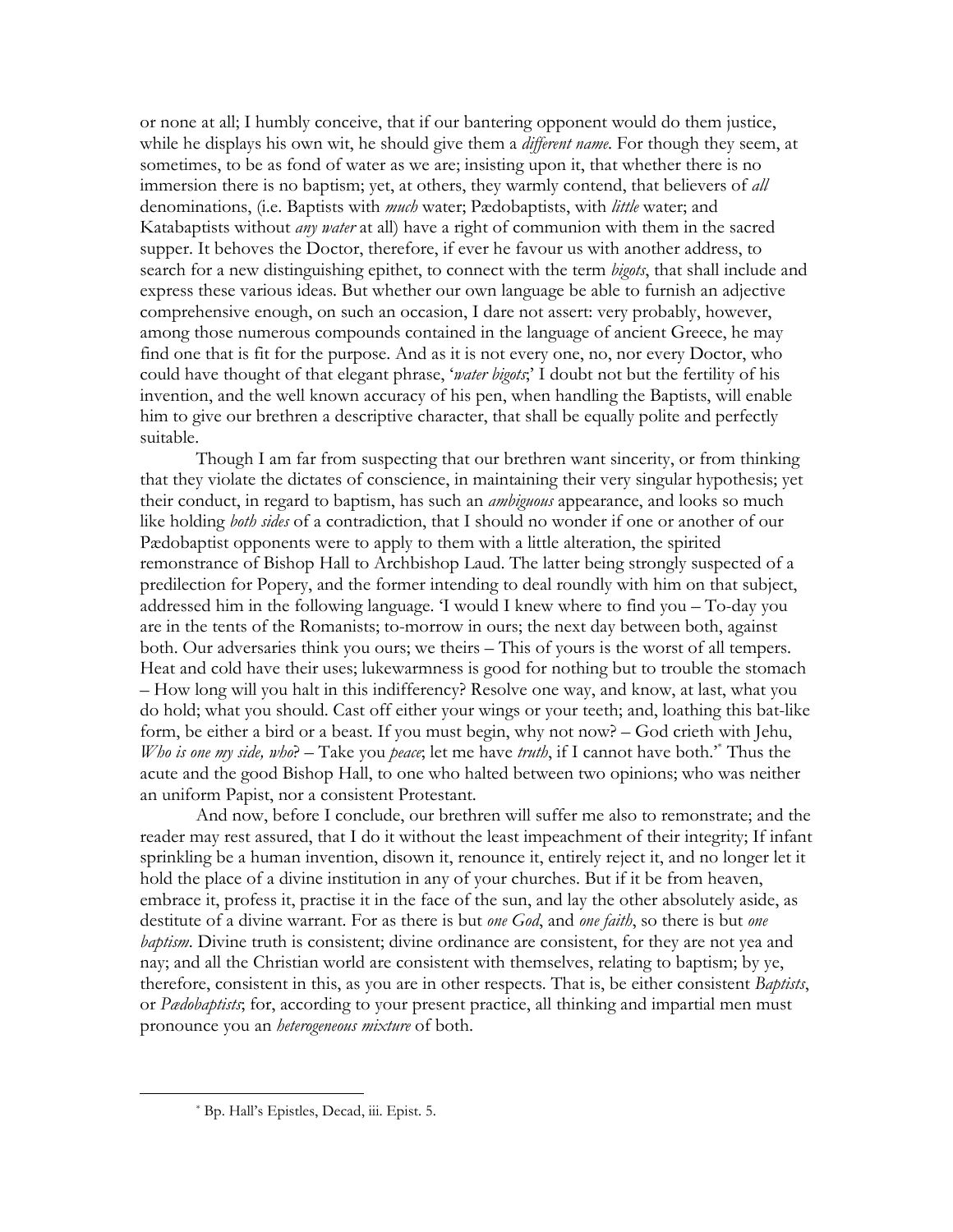or none at all; I humbly conceive, that if our bantering opponent would do them justice, while he displays his own wit, he should give them a *different name*. For though they seem, at sometimes, to be as fond of water as we are; insisting upon it, that whether there is no immersion there is no baptism; yet, at others, they warmly contend, that believers of *all* denominations, (i.e. Baptists with *much* water; Pædobaptists, with *little* water; and Katabaptists without *any water* at all) have a right of communion with them in the sacred supper. It behoves the Doctor, therefore, if ever he favour us with another address, to search for a new distinguishing epithet, to connect with the term *bigots*, that shall include and express these various ideas. But whether our own language be able to furnish an adjective comprehensive enough, on such an occasion, I dare not assert: very probably, however, among those numerous compounds contained in the language of ancient Greece, he may find one that is fit for the purpose. And as it is not every one, no, nor every Doctor, who could have thought of that elegant phrase, '*water bigots*;' I doubt not but the fertility of his invention, and the well known accuracy of his pen, when handling the Baptists, will enable him to give our brethren a descriptive character, that shall be equally polite and perfectly suitable.

Though I am far from suspecting that our brethren want sincerity, or from thinking that they violate the dictates of conscience, in maintaining their very singular hypothesis; yet their conduct, in regard to baptism, has such an *ambiguous* appearance, and looks so much like holding *both sides* of a contradiction, that I should no wonder if one or another of our Pædobaptist opponents were to apply to them with a little alteration, the spirited remonstrance of Bishop Hall to Archbishop Laud. The latter being strongly suspected of a predilection for Popery, and the former intending to deal roundly with him on that subject, addressed him in the following language. 'I would I knew where to find you – To-day you are in the tents of the Romanists; to-morrow in ours; the next day between both, against both. Our adversaries think you ours; we theirs – This of yours is the worst of all tempers. Heat and cold have their uses; lukewarmness is good for nothing but to trouble the stomach – How long will you halt in this indifferency? Resolve one way, and know, at last, what you do hold; what you should. Cast off either your wings or your teeth; and, loathing this bat-like form, be either a bird or a beast. If you must begin, why not now? – God crieth with Jehu, *Who is one my side, who*? – Take you *peace*; let me have *truth*, if I cannot have both.'[*] Thus the acute and the good Bishop Hall, to one who halted between two opinions; who was neither an uniform Papist, nor a consistent Protestant.

And now, before I conclude, our brethren will suffer me also to remonstrate; and the reader may rest assured, that I do it without the least impeachment of their integrity; If infant sprinkling be a human invention, disown it, renounce it, entirely reject it, and no longer let it hold the place of a divine institution in any of your churches. But if it be from heaven, embrace it, profess it, practise it in the face of the sun, and lay the other absolutely aside, as destitute of a divine warrant. For as there is but *one God*, and *one faith*, so there is but *one baptism*. Divine truth is consistent; divine ordinance are consistent, for they are not yea and nay; and all the Christian world are consistent with themselves, relating to baptism; by ye, therefore, consistent in this, as you are in other respects. That is, be either consistent *Baptists*, or *Pædobaptists*; for, according to your present practice, all thinking and impartial men must pronounce you an *heterogeneous mixture* of both.

[*] Bp. Hall's Epistles, Decad, iii. Epist. 5.